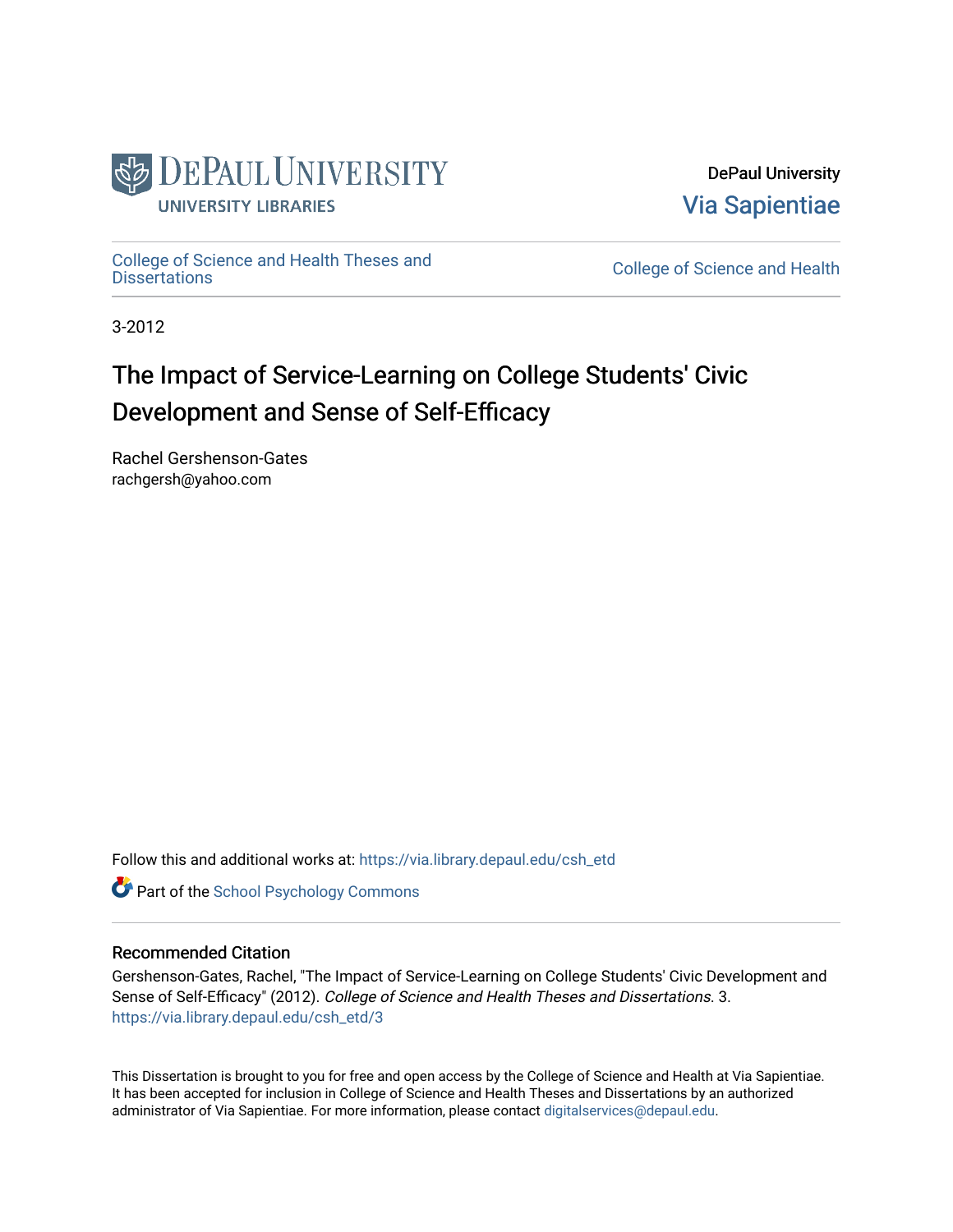DePaul University
Via Sapientiae

College of Science and Health Theses and Dissertations

College of Science and Health

3-2012

# The Impact of Service-Learning on College Students' Civic Development and Sense of Self-Efficacy

Rachel Gershenson-Gates
rachgersh@yahoo.com

Follow this and additional works at: https://via.library.depaul.edu/csh_etd

Part of the School Psychology Commons

## Recommended Citation

Gershenson-Gates, Rachel, "The Impact of Service-Learning on College Students' Civic Development and Sense of Self-Efficacy" (2012). *College of Science and Health Theses and Dissertations*. 3.
https://via.library.depaul.edu/csh_etd/3

This Dissertation is brought to you for free and open access by the College of Science and Health at Via Sapientiae. It has been accepted for inclusion in College of Science and Health Theses and Dissertations by an authorized administrator of Via Sapientiae. For more information, please contact digitalservices@depaul.edu.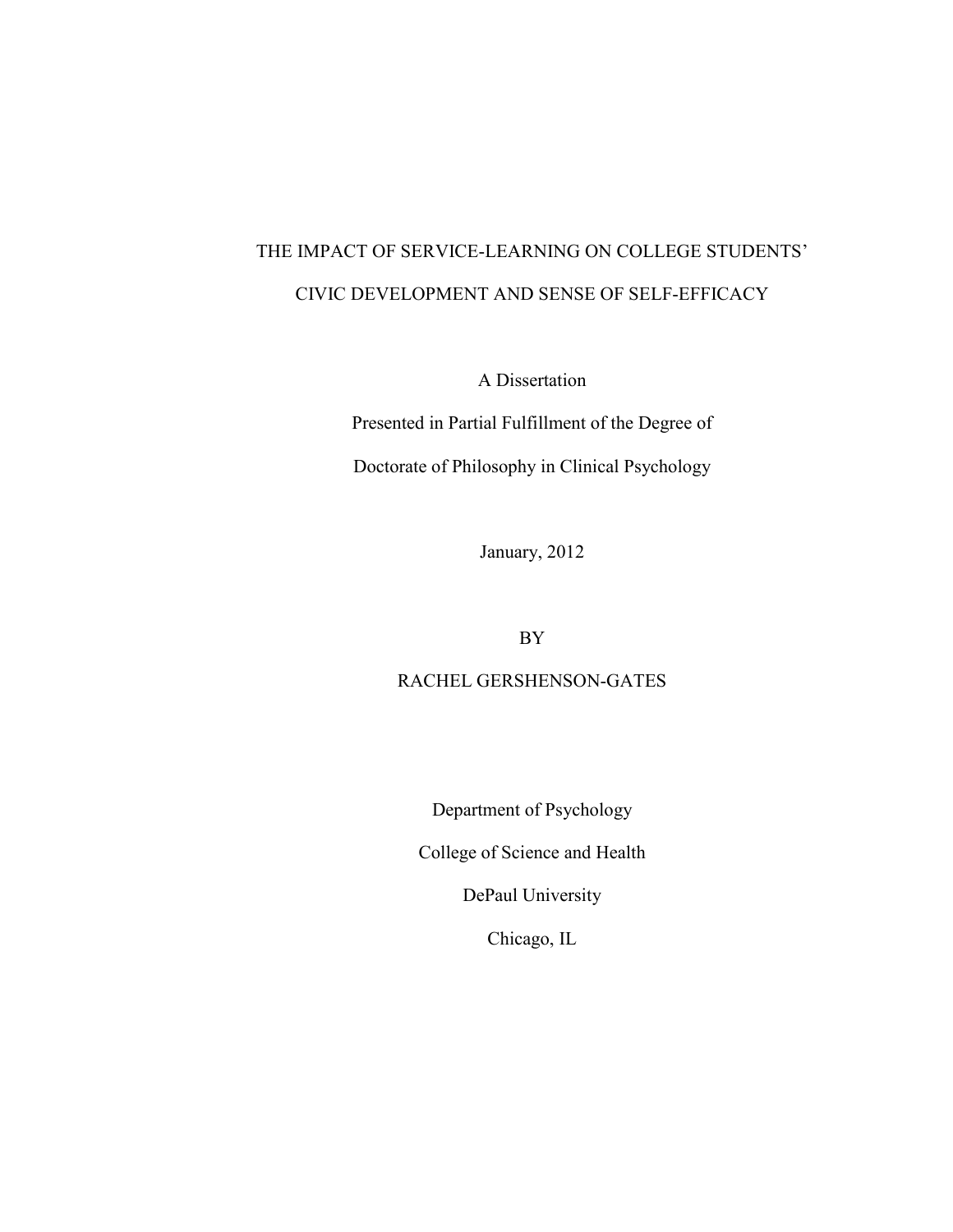# THE IMPACT OF SERVICE-LEARNING ON COLLEGE STUDENTS' CIVIC DEVELOPMENT AND SENSE OF SELF-EFFICACY

A Dissertation

Presented in Partial Fulfillment of the Degree of

Doctorate of Philosophy in Clinical Psychology

January, 2012

BY

RACHEL GERSHENSON-GATES

Department of Psychology

College of Science and Health

DePaul University

Chicago, IL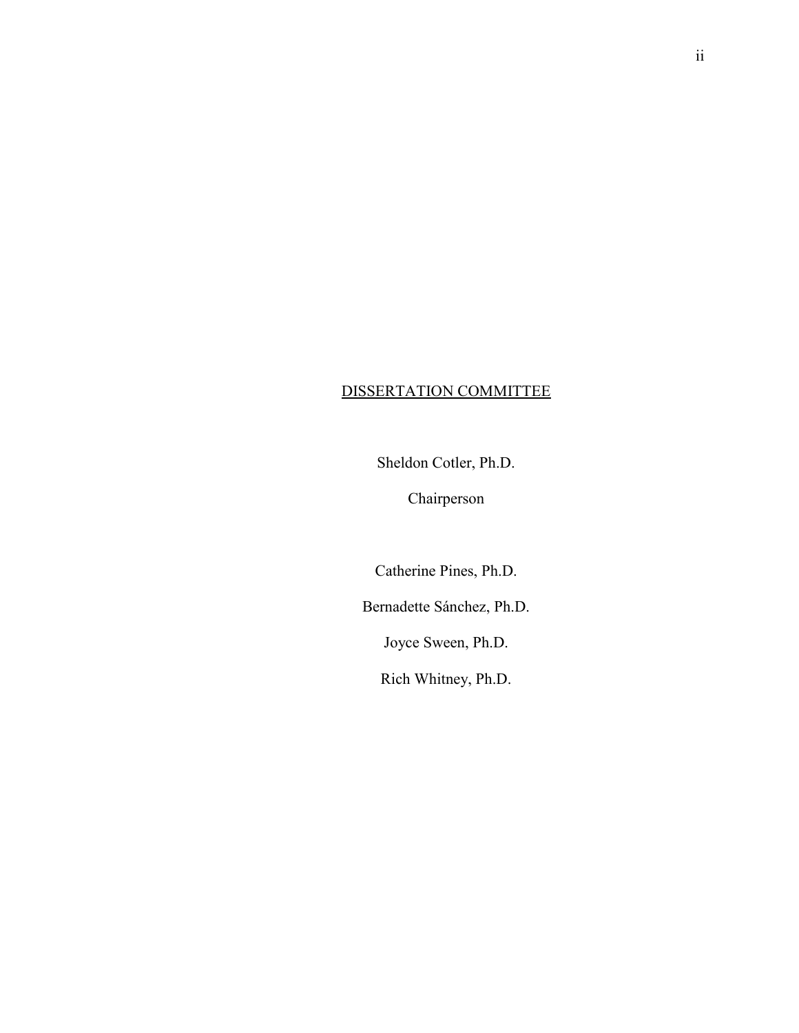DISSERTATION COMMITTEE

Sheldon Cotler, Ph.D.

Chairperson

Catherine Pines, Ph.D.

Bernadette Sánchez, Ph.D.

Joyce Sween, Ph.D.

Rich Whitney, Ph.D.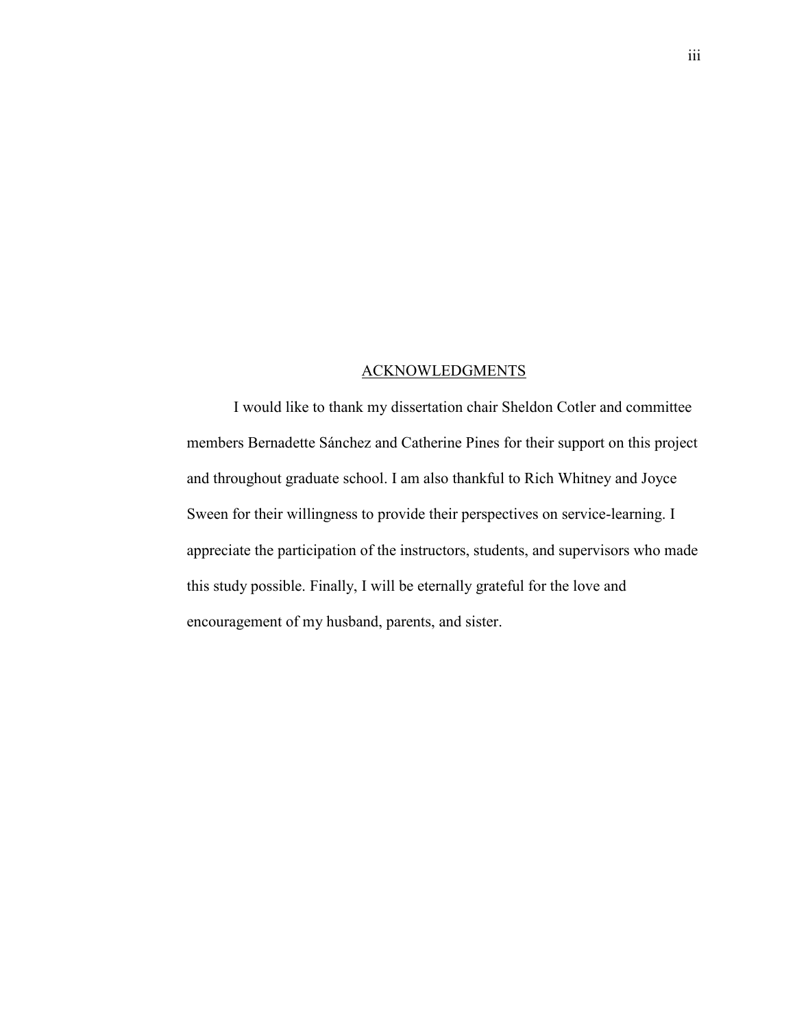## ACKNOWLEDGMENTS

I would like to thank my dissertation chair Sheldon Cotler and committee members Bernadette Sánchez and Catherine Pines for their support on this project and throughout graduate school. I am also thankful to Rich Whitney and Joyce Sween for their willingness to provide their perspectives on service-learning. I appreciate the participation of the instructors, students, and supervisors who made this study possible. Finally, I will be eternally grateful for the love and encouragement of my husband, parents, and sister.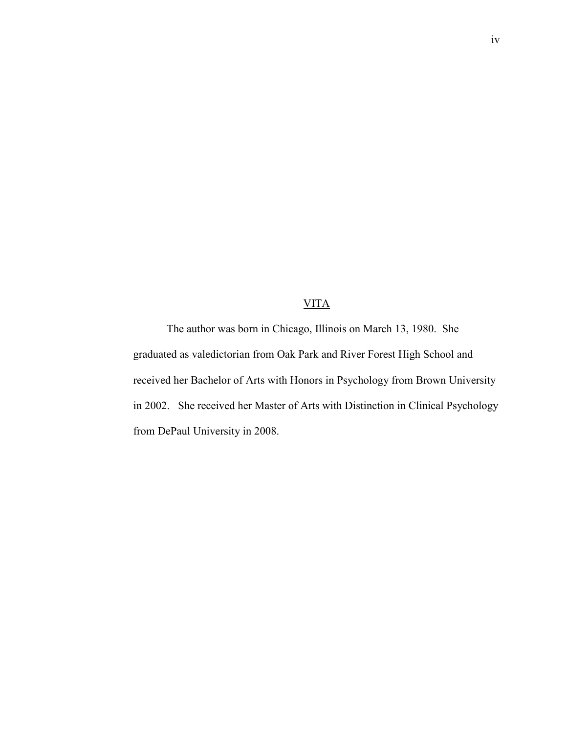# VITA

The author was born in Chicago, Illinois on March 13, 1980. She graduated as valedictorian from Oak Park and River Forest High School and received her Bachelor of Arts with Honors in Psychology from Brown University in 2002. She received her Master of Arts with Distinction in Clinical Psychology from DePaul University in 2008.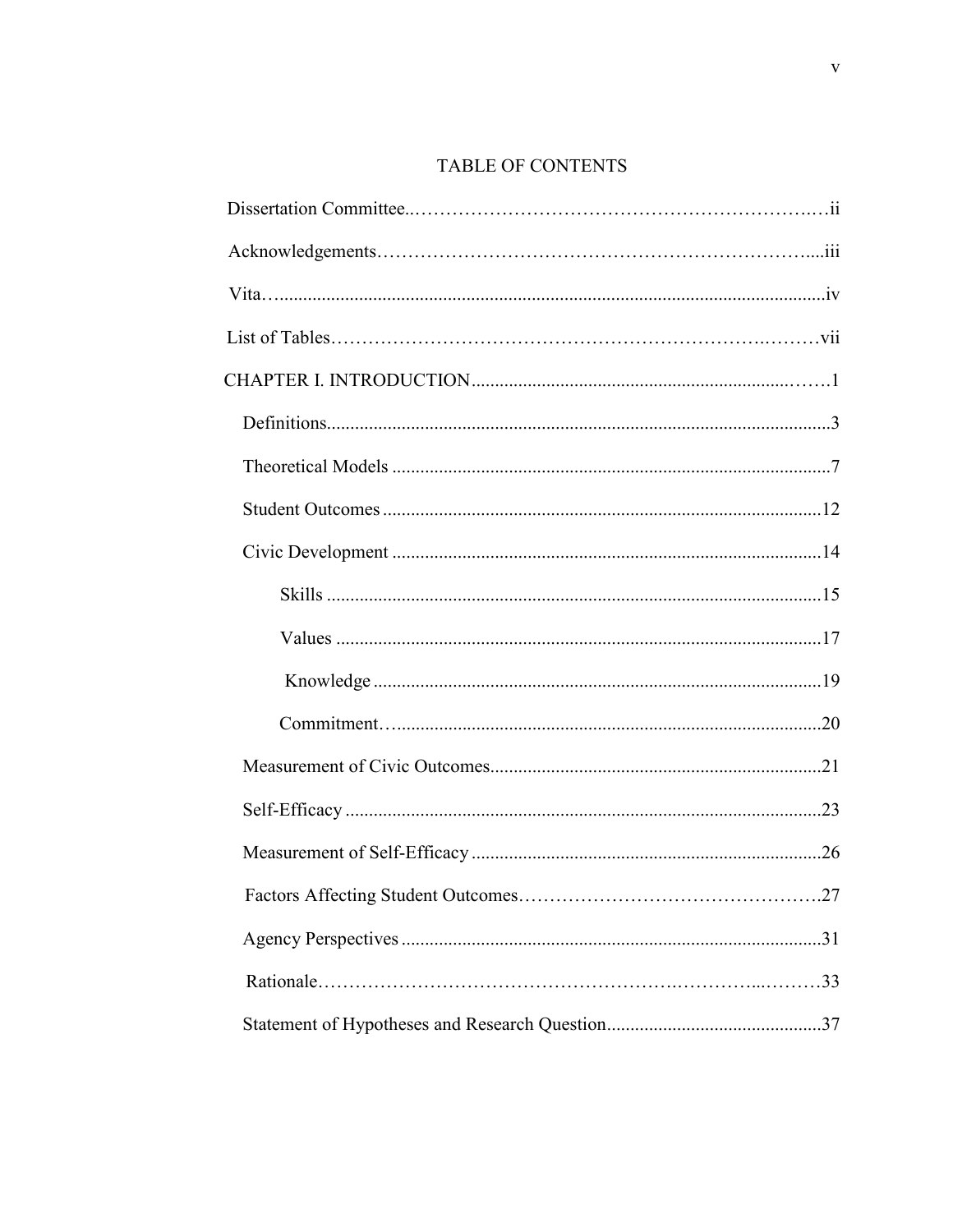# TABLE OF CONTENTS

Dissertation Committee....................................................................ii

Acknowledgements........................................................................iii

Vita......................................................................................................iv

List of Tables....................................................................................vii

CHAPTER I. INTRODUCTION.........................................................1

- Definitions..........................................................................................3
- Theoretical Models...........................................................................7
- Student Outcomes............................................................................12
- Civic Development...........................................................................14
  - Skills..........................................................................................15
  - Values........................................................................................17
  - Knowledge................................................................................19
  - Commitment.............................................................................20
- Measurement of Civic Outcomes...................................................21
- Self-Efficacy......................................................................................23
- Measurement of Self-Efficacy.........................................................26
- Factors Affecting Student Outcomes..............................................27
- Agency Perspectives.........................................................................31
- Rationale............................................................................................33
- Statement of Hypotheses and Research Question........................37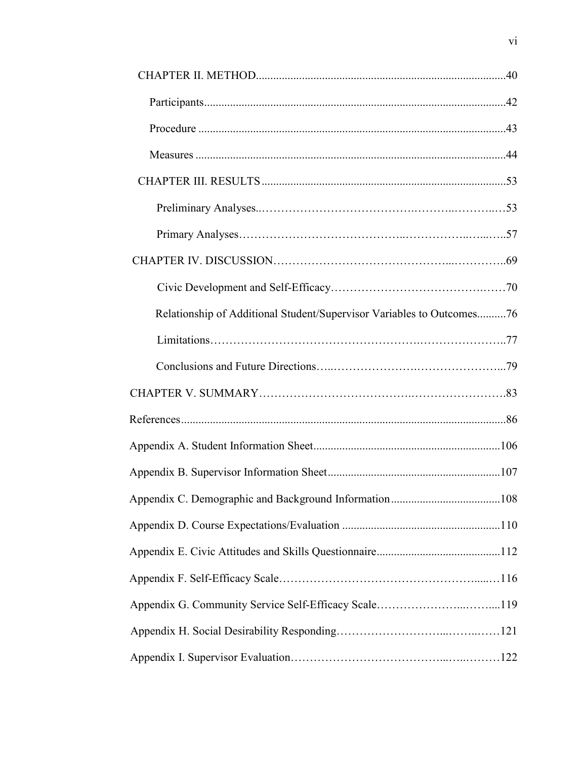CHAPTER II. METHOD......................................................................................40

Participants........................................................................................................42

Procedure ..........................................................................................................43

Measures ...........................................................................................................44

CHAPTER III. RESULTS ....................................................................................53

Preliminary Analyses..……………………………….……..………..…53

Primary Analyses…………………………………..……………..…...…..57

CHAPTER IV. DISCUSSION……………………………………...…………..69

Civic Development and Self-Efficacy………………………………….……70

Relationship of Additional Student/Supervisor Variables to Outcomes..........76

Limitations………………………………………………….…………………..77

Conclusions and Future Directions…..………………….…………………...79

CHAPTER V. SUMMARY……………………………….…………………….83

References................................................................................................................86

Appendix A. Student Information Sheet................................................................106

Appendix B. Supervisor Information Sheet...........................................................107

Appendix C. Demographic and Background Information.....................................108

Appendix D. Course Expectations/Evaluation ......................................................110

Appendix E. Civic Attitudes and Skills Questionnaire...........................................112

Appendix F. Self-Efficacy Scale……………………………………………......…116

Appendix G. Community Service Self-Efficacy Scale…………………...……....119

Appendix H. Social Desirability Responding……………………...……..……121

Appendix I. Supervisor Evaluation…………………………………..…..………122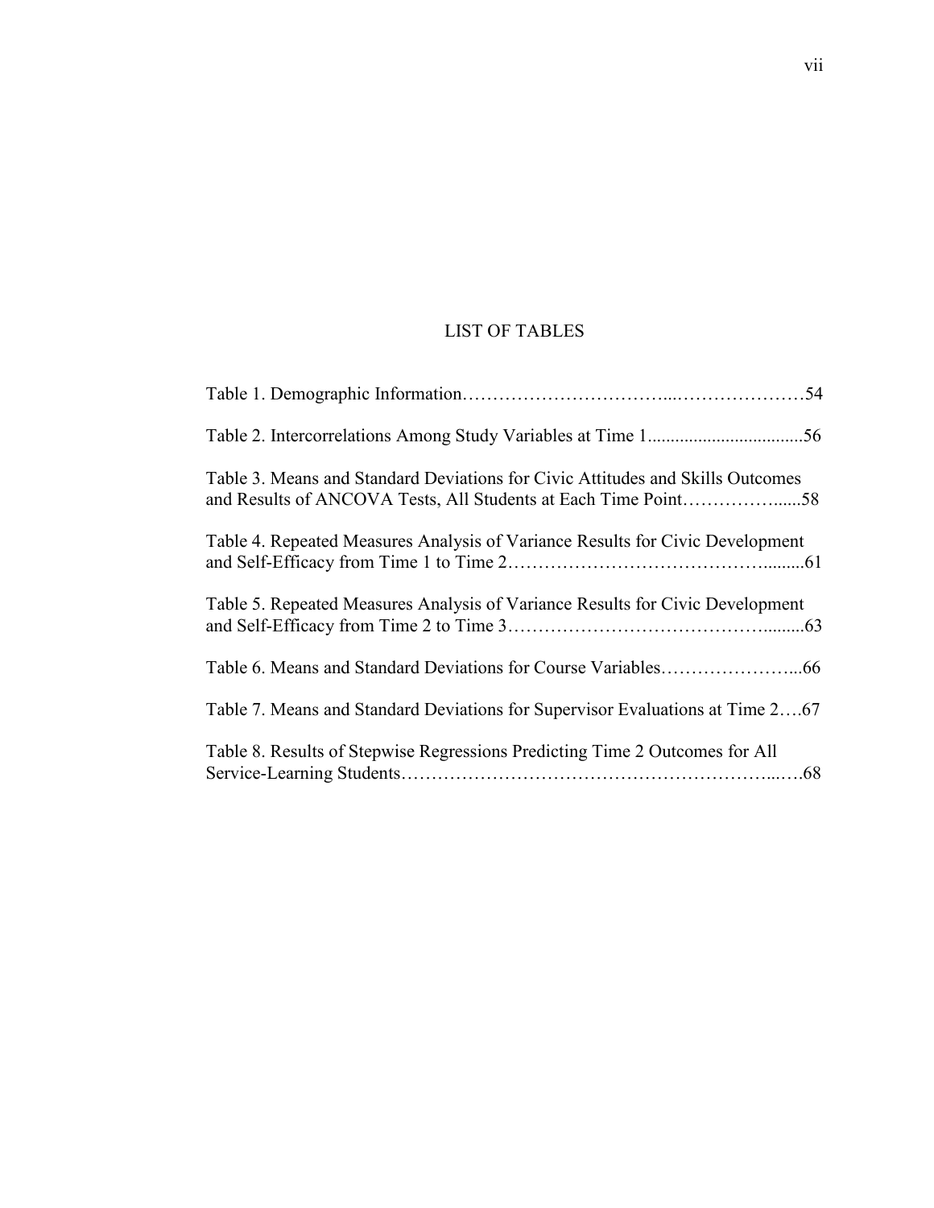# LIST OF TABLES

Table 1. Demographic Information……………………………...…………………54

Table 2. Intercorrelations Among Study Variables at Time 1.................................56

Table 3. Means and Standard Deviations for Civic Attitudes and Skills Outcomes and Results of ANCOVA Tests, All Students at Each Time Point……………......58

Table 4. Repeated Measures Analysis of Variance Results for Civic Development and Self-Efficacy from Time 1 to Time 2……………………………………........61

Table 5. Repeated Measures Analysis of Variance Results for Civic Development and Self-Efficacy from Time 2 to Time 3……………………………………........63

Table 6. Means and Standard Deviations for Course Variables…………………...66

Table 7. Means and Standard Deviations for Supervisor Evaluations at Time 2….67

Table 8. Results of Stepwise Regressions Predicting Time 2 Outcomes for All Service-Learning Students…………………………………………………...….68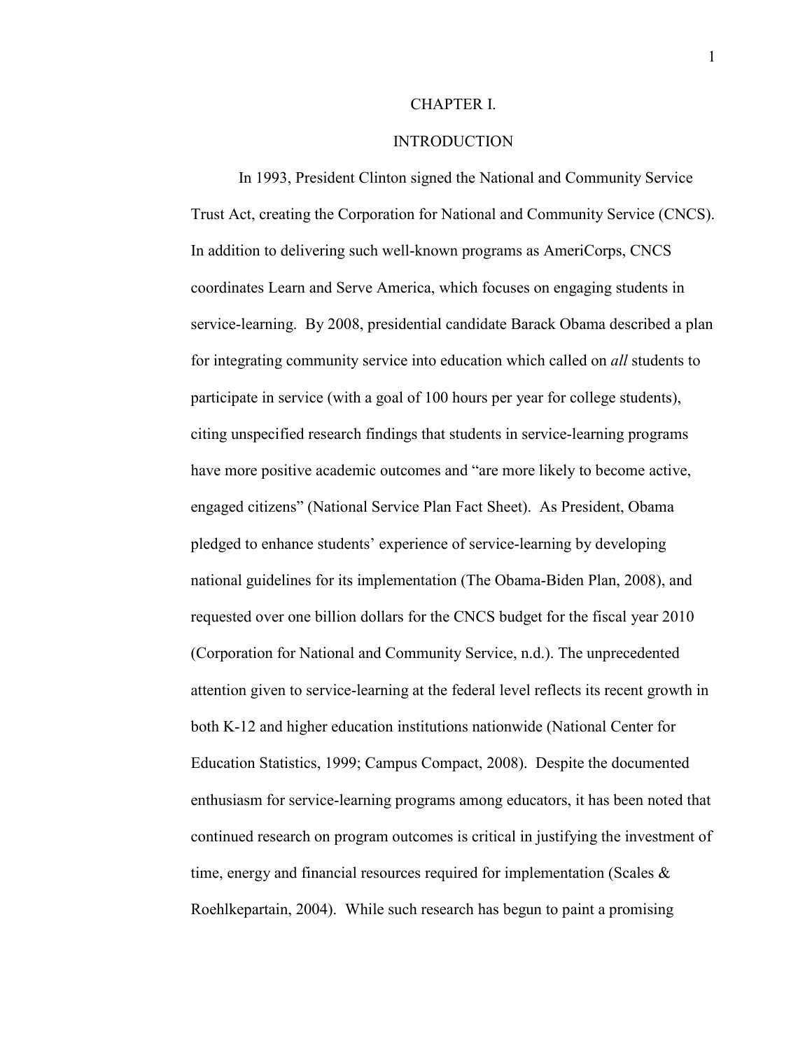# CHAPTER I.

## INTRODUCTION

In 1993, President Clinton signed the National and Community Service Trust Act, creating the Corporation for National and Community Service (CNCS). In addition to delivering such well-known programs as AmeriCorps, CNCS coordinates Learn and Serve America, which focuses on engaging students in service-learning. By 2008, presidential candidate Barack Obama described a plan for integrating community service into education which called on *all* students to participate in service (with a goal of 100 hours per year for college students), citing unspecified research findings that students in service-learning programs have more positive academic outcomes and "are more likely to become active, engaged citizens" (National Service Plan Fact Sheet). As President, Obama pledged to enhance students' experience of service-learning by developing national guidelines for its implementation (The Obama-Biden Plan, 2008), and requested over one billion dollars for the CNCS budget for the fiscal year 2010 (Corporation for National and Community Service, n.d.). The unprecedented attention given to service-learning at the federal level reflects its recent growth in both K-12 and higher education institutions nationwide (National Center for Education Statistics, 1999; Campus Compact, 2008). Despite the documented enthusiasm for service-learning programs among educators, it has been noted that continued research on program outcomes is critical in justifying the investment of time, energy and financial resources required for implementation (Scales & Roehlkepartain, 2004). While such research has begun to paint a promising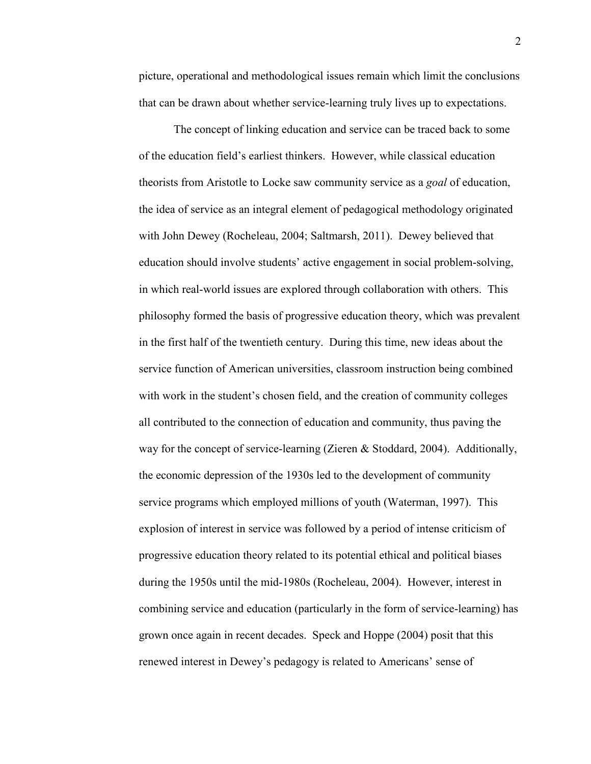picture, operational and methodological issues remain which limit the conclusions that can be drawn about whether service-learning truly lives up to expectations.

The concept of linking education and service can be traced back to some of the education field's earliest thinkers. However, while classical education theorists from Aristotle to Locke saw community service as a *goal* of education, the idea of service as an integral element of pedagogical methodology originated with John Dewey (Rocheleau, 2004; Saltmarsh, 2011). Dewey believed that education should involve students' active engagement in social problem-solving, in which real-world issues are explored through collaboration with others. This philosophy formed the basis of progressive education theory, which was prevalent in the first half of the twentieth century. During this time, new ideas about the service function of American universities, classroom instruction being combined with work in the student's chosen field, and the creation of community colleges all contributed to the connection of education and community, thus paving the way for the concept of service-learning (Zieren & Stoddard, 2004). Additionally, the economic depression of the 1930s led to the development of community service programs which employed millions of youth (Waterman, 1997). This explosion of interest in service was followed by a period of intense criticism of progressive education theory related to its potential ethical and political biases during the 1950s until the mid-1980s (Rocheleau, 2004). However, interest in combining service and education (particularly in the form of service-learning) has grown once again in recent decades. Speck and Hoppe (2004) posit that this renewed interest in Dewey's pedagogy is related to Americans' sense of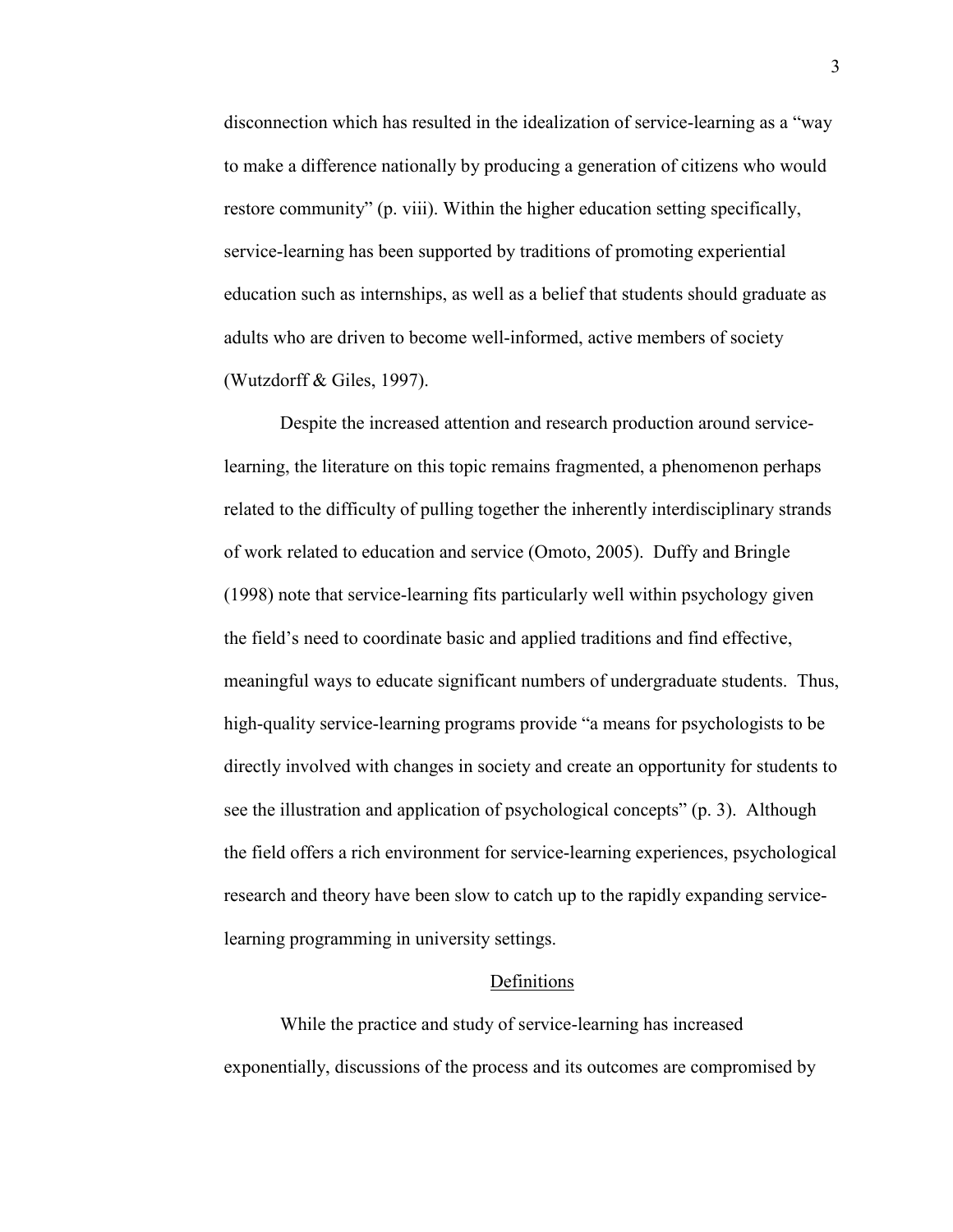disconnection which has resulted in the idealization of service-learning as a "way to make a difference nationally by producing a generation of citizens who would restore community" (p. viii). Within the higher education setting specifically, service-learning has been supported by traditions of promoting experiential education such as internships, as well as a belief that students should graduate as adults who are driven to become well-informed, active members of society (Wutzdorff & Giles, 1997).

Despite the increased attention and research production around service-learning, the literature on this topic remains fragmented, a phenomenon perhaps related to the difficulty of pulling together the inherently interdisciplinary strands of work related to education and service (Omoto, 2005). Duffy and Bringle (1998) note that service-learning fits particularly well within psychology given the field's need to coordinate basic and applied traditions and find effective, meaningful ways to educate significant numbers of undergraduate students. Thus, high-quality service-learning programs provide "a means for psychologists to be directly involved with changes in society and create an opportunity for students to see the illustration and application of psychological concepts" (p. 3). Although the field offers a rich environment for service-learning experiences, psychological research and theory have been slow to catch up to the rapidly expanding service-learning programming in university settings.

## Definitions

While the practice and study of service-learning has increased exponentially, discussions of the process and its outcomes are compromised by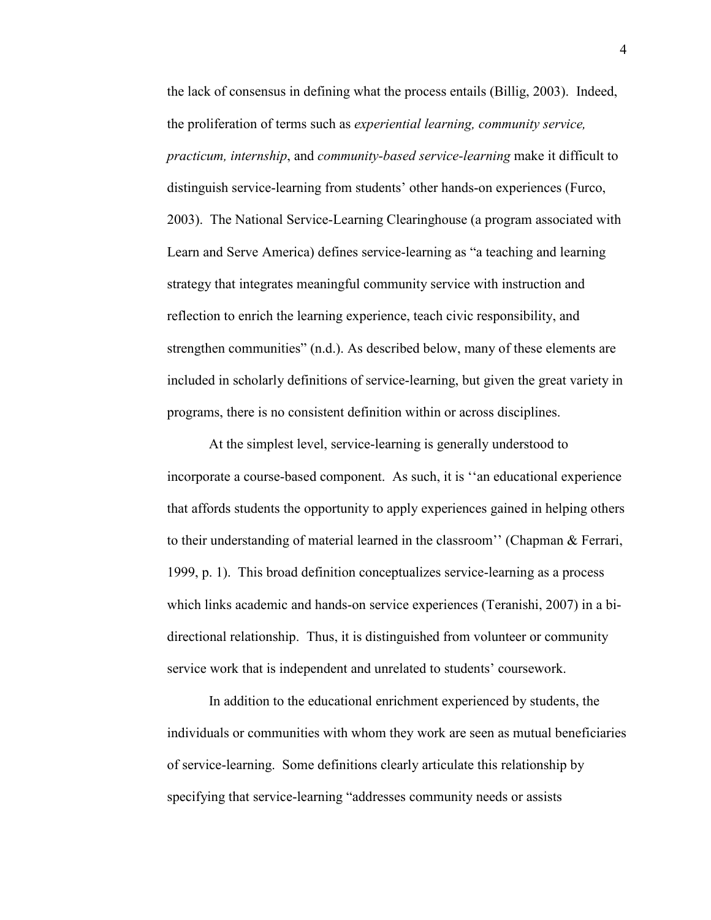the lack of consensus in defining what the process entails (Billig, 2003). Indeed, the proliferation of terms such as *experiential learning, community service, practicum, internship*, and *community-based service-learning* make it difficult to distinguish service-learning from students' other hands-on experiences (Furco, 2003). The National Service-Learning Clearinghouse (a program associated with Learn and Serve America) defines service-learning as "a teaching and learning strategy that integrates meaningful community service with instruction and reflection to enrich the learning experience, teach civic responsibility, and strengthen communities" (n.d.). As described below, many of these elements are included in scholarly definitions of service-learning, but given the great variety in programs, there is no consistent definition within or across disciplines.

At the simplest level, service-learning is generally understood to incorporate a course-based component. As such, it is ''an educational experience that affords students the opportunity to apply experiences gained in helping others to their understanding of material learned in the classroom'' (Chapman & Ferrari, 1999, p. 1). This broad definition conceptualizes service-learning as a process which links academic and hands-on service experiences (Teranishi, 2007) in a bi-directional relationship. Thus, it is distinguished from volunteer or community service work that is independent and unrelated to students' coursework.

In addition to the educational enrichment experienced by students, the individuals or communities with whom they work are seen as mutual beneficiaries of service-learning. Some definitions clearly articulate this relationship by specifying that service-learning "addresses community needs or assists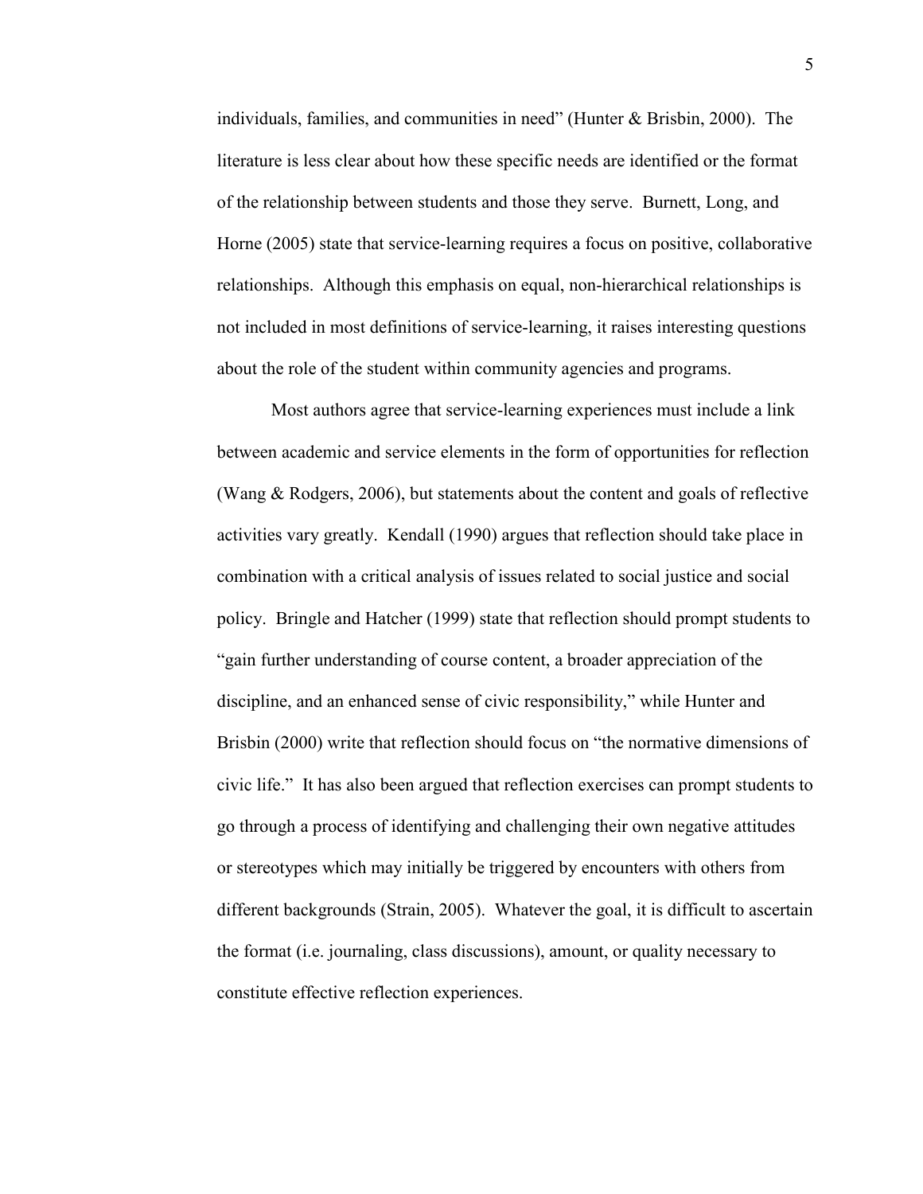individuals, families, and communities in need" (Hunter & Brisbin, 2000). The literature is less clear about how these specific needs are identified or the format of the relationship between students and those they serve. Burnett, Long, and Horne (2005) state that service-learning requires a focus on positive, collaborative relationships. Although this emphasis on equal, non-hierarchical relationships is not included in most definitions of service-learning, it raises interesting questions about the role of the student within community agencies and programs.

Most authors agree that service-learning experiences must include a link between academic and service elements in the form of opportunities for reflection (Wang & Rodgers, 2006), but statements about the content and goals of reflective activities vary greatly. Kendall (1990) argues that reflection should take place in combination with a critical analysis of issues related to social justice and social policy. Bringle and Hatcher (1999) state that reflection should prompt students to "gain further understanding of course content, a broader appreciation of the discipline, and an enhanced sense of civic responsibility," while Hunter and Brisbin (2000) write that reflection should focus on "the normative dimensions of civic life." It has also been argued that reflection exercises can prompt students to go through a process of identifying and challenging their own negative attitudes or stereotypes which may initially be triggered by encounters with others from different backgrounds (Strain, 2005). Whatever the goal, it is difficult to ascertain the format (i.e. journaling, class discussions), amount, or quality necessary to constitute effective reflection experiences.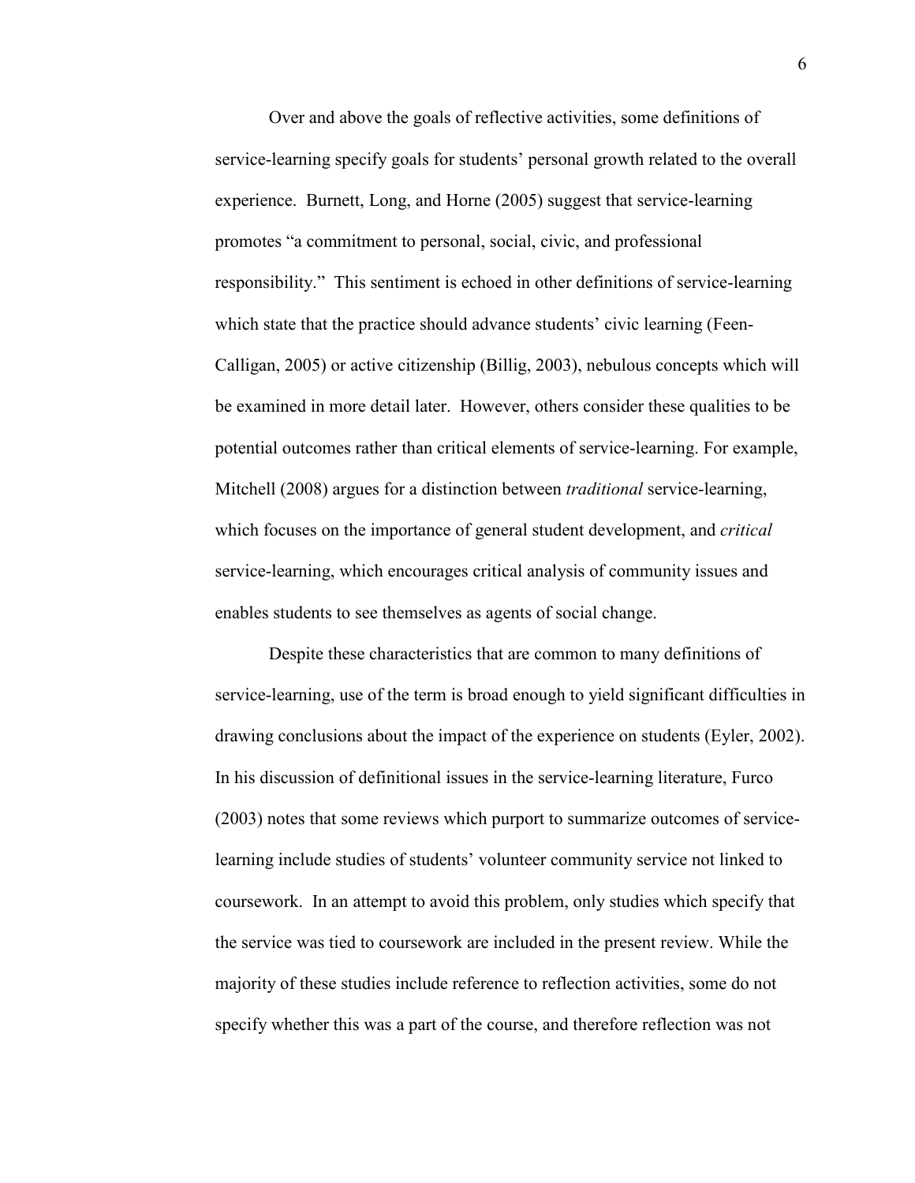Over and above the goals of reflective activities, some definitions of service-learning specify goals for students' personal growth related to the overall experience. Burnett, Long, and Horne (2005) suggest that service-learning promotes "a commitment to personal, social, civic, and professional responsibility." This sentiment is echoed in other definitions of service-learning which state that the practice should advance students' civic learning (Feen-Calligan, 2005) or active citizenship (Billig, 2003), nebulous concepts which will be examined in more detail later. However, others consider these qualities to be potential outcomes rather than critical elements of service-learning. For example, Mitchell (2008) argues for a distinction between *traditional* service-learning, which focuses on the importance of general student development, and *critical* service-learning, which encourages critical analysis of community issues and enables students to see themselves as agents of social change.

Despite these characteristics that are common to many definitions of service-learning, use of the term is broad enough to yield significant difficulties in drawing conclusions about the impact of the experience on students (Eyler, 2002). In his discussion of definitional issues in the service-learning literature, Furco (2003) notes that some reviews which purport to summarize outcomes of service-learning include studies of students' volunteer community service not linked to coursework. In an attempt to avoid this problem, only studies which specify that the service was tied to coursework are included in the present review. While the majority of these studies include reference to reflection activities, some do not specify whether this was a part of the course, and therefore reflection was not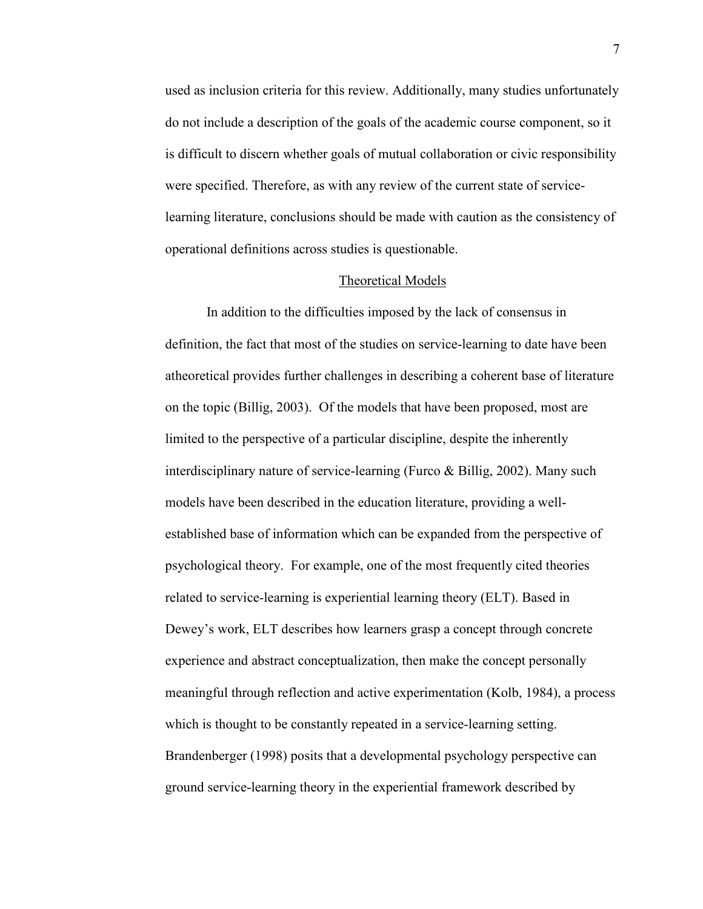used as inclusion criteria for this review. Additionally, many studies unfortunately do not include a description of the goals of the academic course component, so it is difficult to discern whether goals of mutual collaboration or civic responsibility were specified. Therefore, as with any review of the current state of service-learning literature, conclusions should be made with caution as the consistency of operational definitions across studies is questionable.

## Theoretical Models

In addition to the difficulties imposed by the lack of consensus in definition, the fact that most of the studies on service-learning to date have been atheoretical provides further challenges in describing a coherent base of literature on the topic (Billig, 2003). Of the models that have been proposed, most are limited to the perspective of a particular discipline, despite the inherently interdisciplinary nature of service-learning (Furco & Billig, 2002). Many such models have been described in the education literature, providing a well-established base of information which can be expanded from the perspective of psychological theory. For example, one of the most frequently cited theories related to service-learning is experiential learning theory (ELT). Based in Dewey's work, ELT describes how learners grasp a concept through concrete experience and abstract conceptualization, then make the concept personally meaningful through reflection and active experimentation (Kolb, 1984), a process which is thought to be constantly repeated in a service-learning setting. Brandenberger (1998) posits that a developmental psychology perspective can ground service-learning theory in the experiential framework described by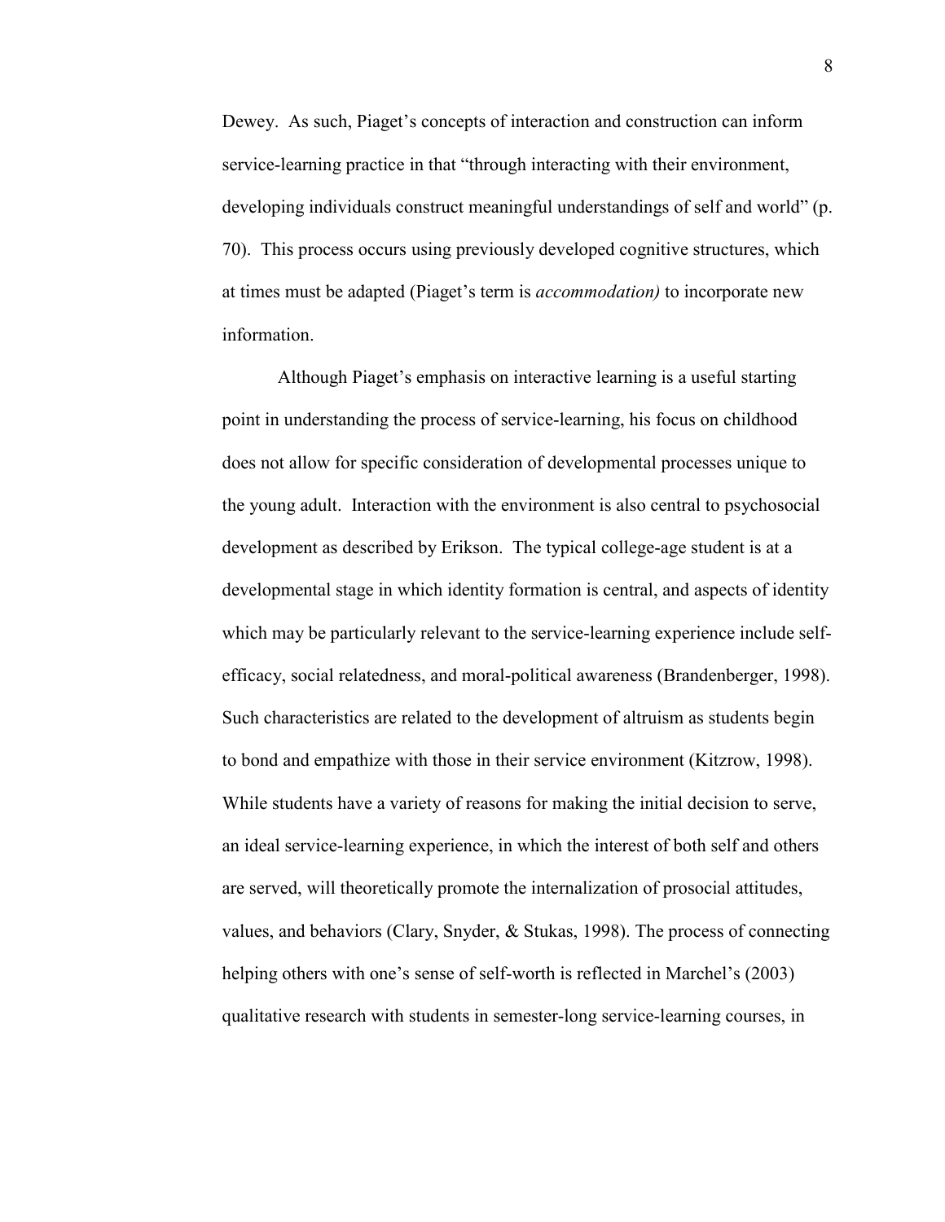Dewey. As such, Piaget's concepts of interaction and construction can inform service-learning practice in that "through interacting with their environment, developing individuals construct meaningful understandings of self and world" (p. 70). This process occurs using previously developed cognitive structures, which at times must be adapted (Piaget's term is *accommodation)* to incorporate new information.

Although Piaget's emphasis on interactive learning is a useful starting point in understanding the process of service-learning, his focus on childhood does not allow for specific consideration of developmental processes unique to the young adult. Interaction with the environment is also central to psychosocial development as described by Erikson. The typical college-age student is at a developmental stage in which identity formation is central, and aspects of identity which may be particularly relevant to the service-learning experience include self-efficacy, social relatedness, and moral-political awareness (Brandenberger, 1998). Such characteristics are related to the development of altruism as students begin to bond and empathize with those in their service environment (Kitzrow, 1998). While students have a variety of reasons for making the initial decision to serve, an ideal service-learning experience, in which the interest of both self and others are served, will theoretically promote the internalization of prosocial attitudes, values, and behaviors (Clary, Snyder, & Stukas, 1998). The process of connecting helping others with one's sense of self-worth is reflected in Marchel's (2003) qualitative research with students in semester-long service-learning courses, in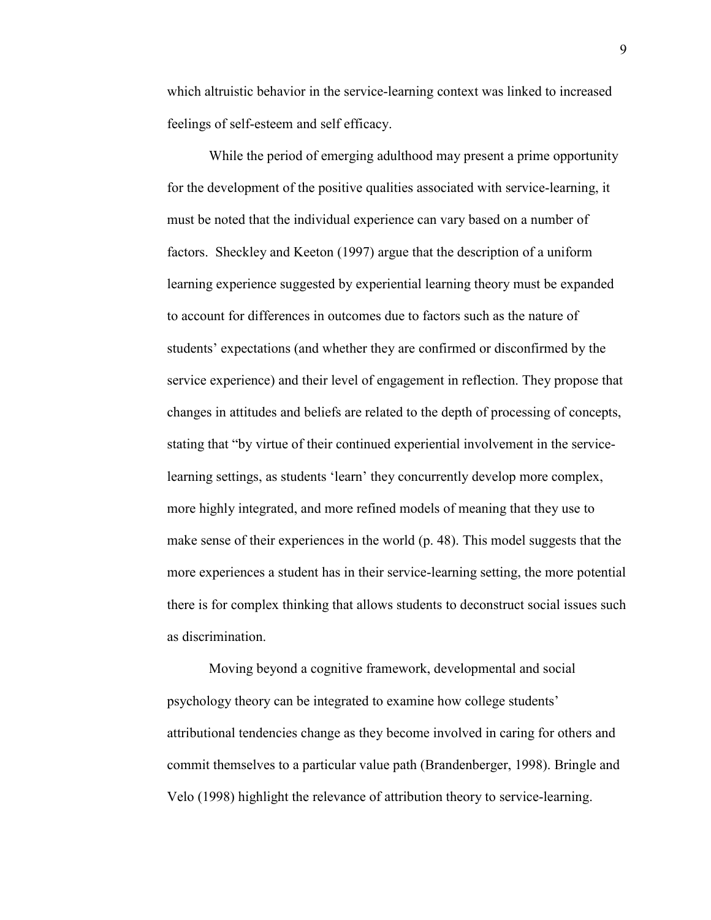which altruistic behavior in the service-learning context was linked to increased feelings of self-esteem and self efficacy.

While the period of emerging adulthood may present a prime opportunity for the development of the positive qualities associated with service-learning, it must be noted that the individual experience can vary based on a number of factors. Sheckley and Keeton (1997) argue that the description of a uniform learning experience suggested by experiential learning theory must be expanded to account for differences in outcomes due to factors such as the nature of students' expectations (and whether they are confirmed or disconfirmed by the service experience) and their level of engagement in reflection. They propose that changes in attitudes and beliefs are related to the depth of processing of concepts, stating that "by virtue of their continued experiential involvement in the service-learning settings, as students 'learn' they concurrently develop more complex, more highly integrated, and more refined models of meaning that they use to make sense of their experiences in the world (p. 48). This model suggests that the more experiences a student has in their service-learning setting, the more potential there is for complex thinking that allows students to deconstruct social issues such as discrimination.

Moving beyond a cognitive framework, developmental and social psychology theory can be integrated to examine how college students' attributional tendencies change as they become involved in caring for others and commit themselves to a particular value path (Brandenberger, 1998). Bringle and Velo (1998) highlight the relevance of attribution theory to service-learning.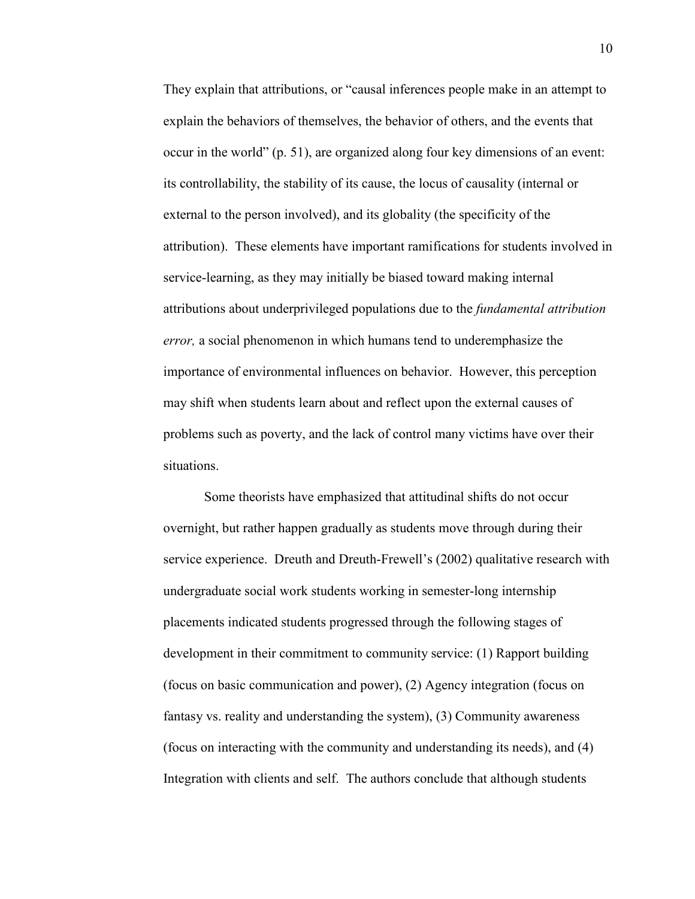They explain that attributions, or "causal inferences people make in an attempt to explain the behaviors of themselves, the behavior of others, and the events that occur in the world" (p. 51), are organized along four key dimensions of an event: its controllability, the stability of its cause, the locus of causality (internal or external to the person involved), and its globality (the specificity of the attribution). These elements have important ramifications for students involved in service-learning, as they may initially be biased toward making internal attributions about underprivileged populations due to the *fundamental attribution error,* a social phenomenon in which humans tend to underemphasize the importance of environmental influences on behavior. However, this perception may shift when students learn about and reflect upon the external causes of problems such as poverty, and the lack of control many victims have over their situations.

Some theorists have emphasized that attitudinal shifts do not occur overnight, but rather happen gradually as students move through during their service experience. Dreuth and Dreuth-Frewell's (2002) qualitative research with undergraduate social work students working in semester-long internship placements indicated students progressed through the following stages of development in their commitment to community service: (1) Rapport building (focus on basic communication and power), (2) Agency integration (focus on fantasy vs. reality and understanding the system), (3) Community awareness (focus on interacting with the community and understanding its needs), and (4) Integration with clients and self. The authors conclude that although students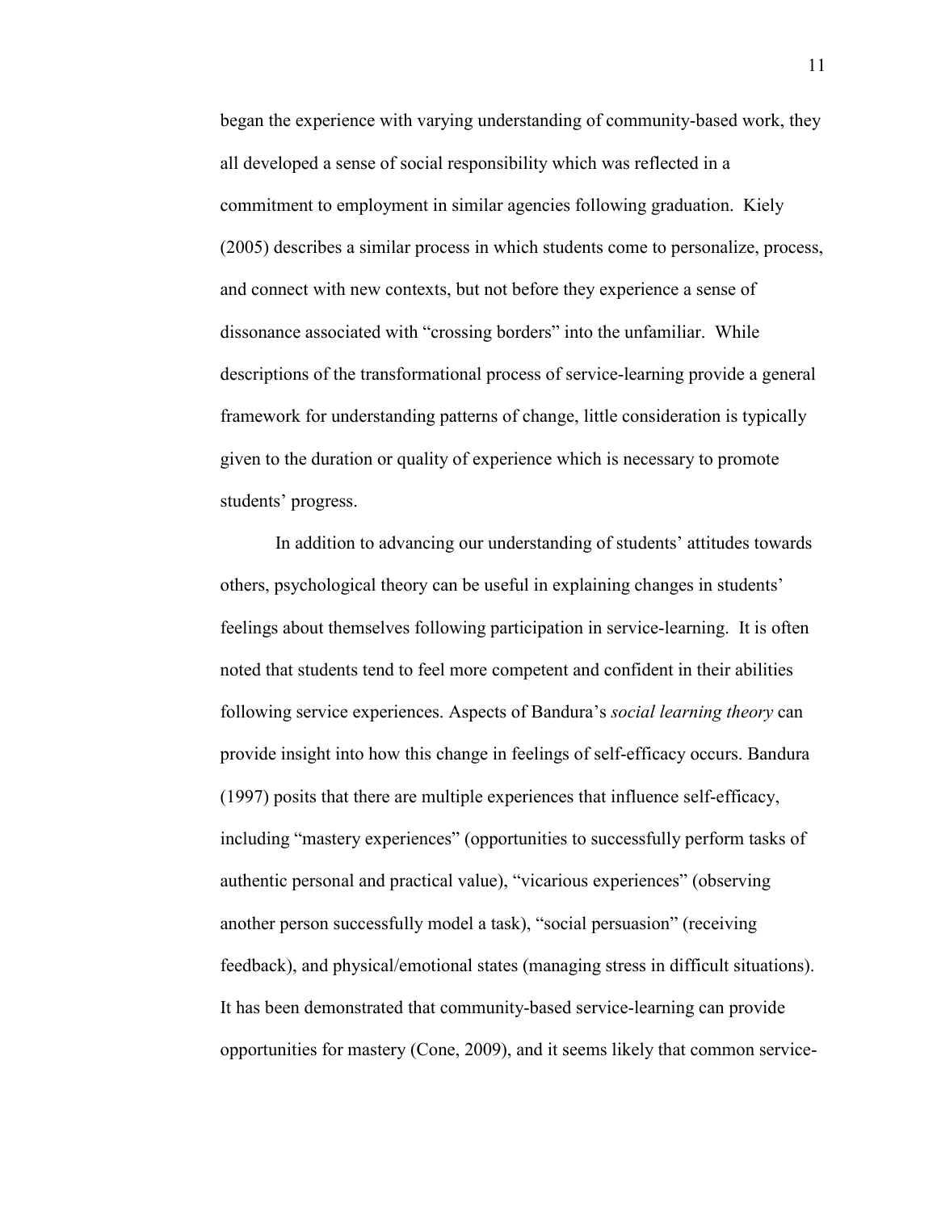began the experience with varying understanding of community-based work, they all developed a sense of social responsibility which was reflected in a commitment to employment in similar agencies following graduation. Kiely (2005) describes a similar process in which students come to personalize, process, and connect with new contexts, but not before they experience a sense of dissonance associated with "crossing borders" into the unfamiliar. While descriptions of the transformational process of service-learning provide a general framework for understanding patterns of change, little consideration is typically given to the duration or quality of experience which is necessary to promote students' progress.

In addition to advancing our understanding of students' attitudes towards others, psychological theory can be useful in explaining changes in students' feelings about themselves following participation in service-learning. It is often noted that students tend to feel more competent and confident in their abilities following service experiences. Aspects of Bandura's *social learning theory* can provide insight into how this change in feelings of self-efficacy occurs. Bandura (1997) posits that there are multiple experiences that influence self-efficacy, including "mastery experiences" (opportunities to successfully perform tasks of authentic personal and practical value), "vicarious experiences" (observing another person successfully model a task), "social persuasion" (receiving feedback), and physical/emotional states (managing stress in difficult situations). It has been demonstrated that community-based service-learning can provide opportunities for mastery (Cone, 2009), and it seems likely that common service-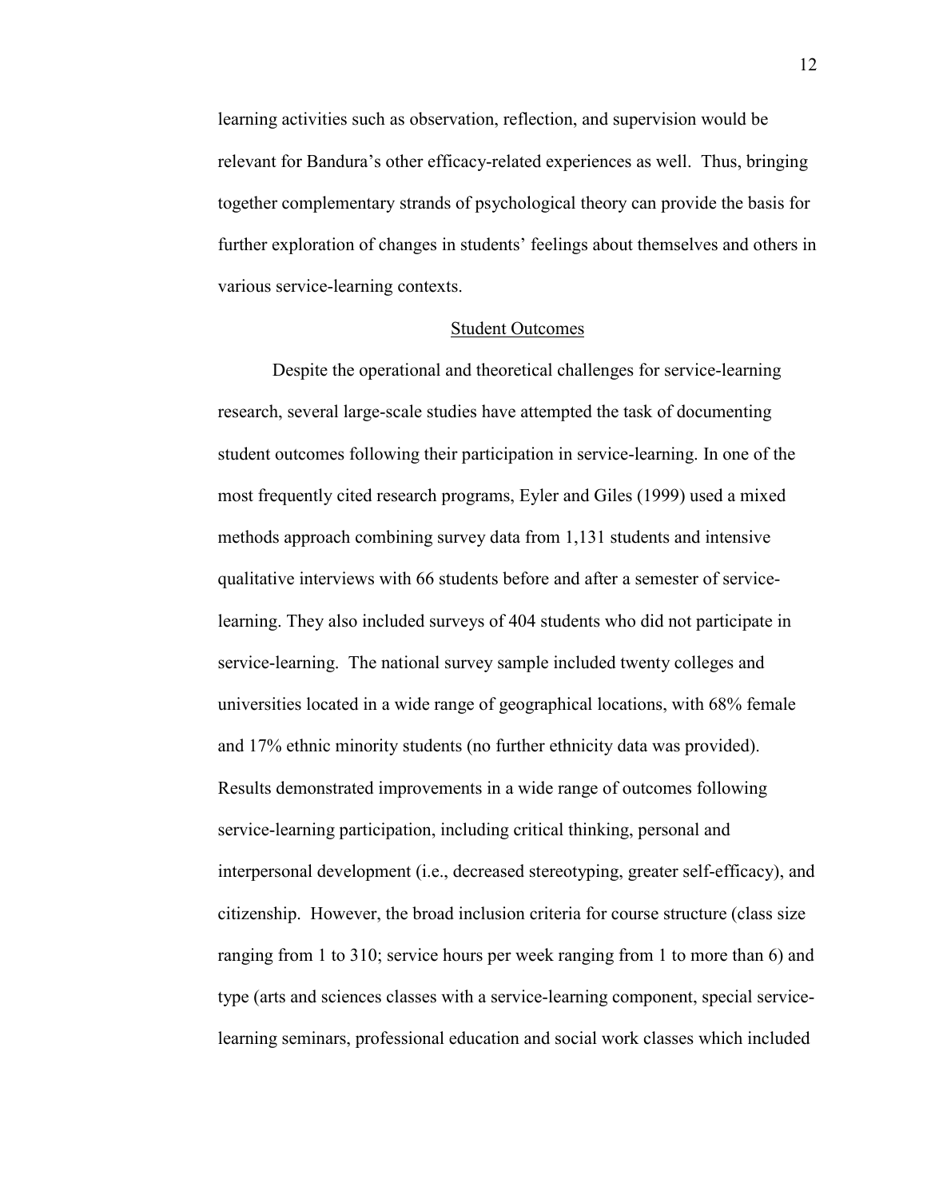learning activities such as observation, reflection, and supervision would be relevant for Bandura's other efficacy-related experiences as well. Thus, bringing together complementary strands of psychological theory can provide the basis for further exploration of changes in students' feelings about themselves and others in various service-learning contexts.

## Student Outcomes

Despite the operational and theoretical challenges for service-learning research, several large-scale studies have attempted the task of documenting student outcomes following their participation in service-learning. In one of the most frequently cited research programs, Eyler and Giles (1999) used a mixed methods approach combining survey data from 1,131 students and intensive qualitative interviews with 66 students before and after a semester of service-learning. They also included surveys of 404 students who did not participate in service-learning. The national survey sample included twenty colleges and universities located in a wide range of geographical locations, with 68% female and 17% ethnic minority students (no further ethnicity data was provided). Results demonstrated improvements in a wide range of outcomes following service-learning participation, including critical thinking, personal and interpersonal development (i.e., decreased stereotyping, greater self-efficacy), and citizenship. However, the broad inclusion criteria for course structure (class size ranging from 1 to 310; service hours per week ranging from 1 to more than 6) and type (arts and sciences classes with a service-learning component, special service-learning seminars, professional education and social work classes which included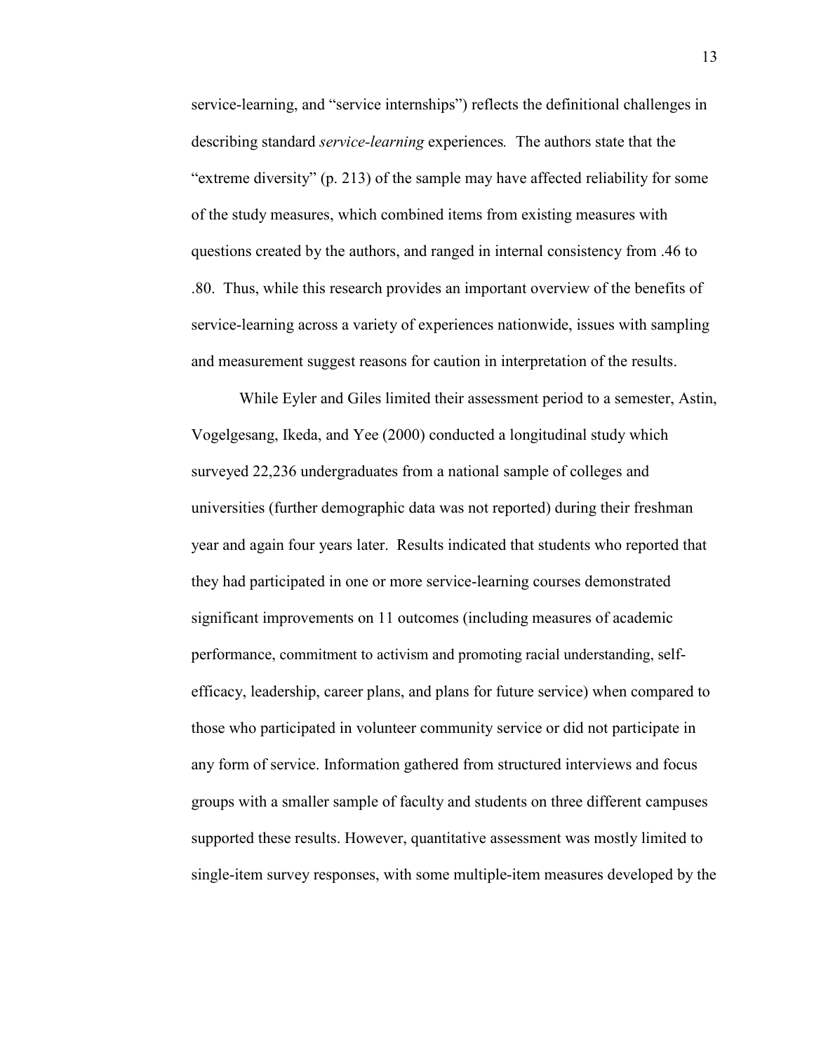service-learning, and "service internships") reflects the definitional challenges in describing standard *service-learning* experiences. The authors state that the "extreme diversity" (p. 213) of the sample may have affected reliability for some of the study measures, which combined items from existing measures with questions created by the authors, and ranged in internal consistency from .46 to .80. Thus, while this research provides an important overview of the benefits of service-learning across a variety of experiences nationwide, issues with sampling and measurement suggest reasons for caution in interpretation of the results.

While Eyler and Giles limited their assessment period to a semester, Astin, Vogelgesang, Ikeda, and Yee (2000) conducted a longitudinal study which surveyed 22,236 undergraduates from a national sample of colleges and universities (further demographic data was not reported) during their freshman year and again four years later. Results indicated that students who reported that they had participated in one or more service-learning courses demonstrated significant improvements on 11 outcomes (including measures of academic performance, commitment to activism and promoting racial understanding, self-efficacy, leadership, career plans, and plans for future service) when compared to those who participated in volunteer community service or did not participate in any form of service. Information gathered from structured interviews and focus groups with a smaller sample of faculty and students on three different campuses supported these results. However, quantitative assessment was mostly limited to single-item survey responses, with some multiple-item measures developed by the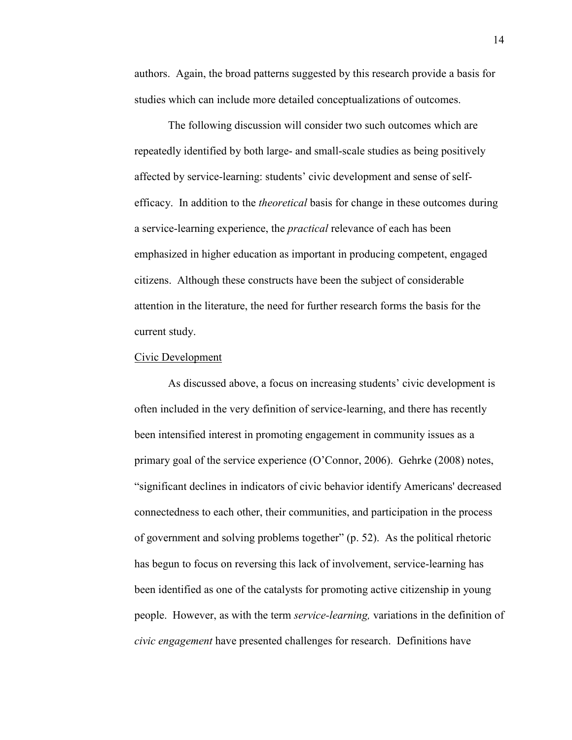authors. Again, the broad patterns suggested by this research provide a basis for studies which can include more detailed conceptualizations of outcomes.

The following discussion will consider two such outcomes which are repeatedly identified by both large- and small-scale studies as being positively affected by service-learning: students' civic development and sense of self-efficacy. In addition to the *theoretical* basis for change in these outcomes during a service-learning experience, the *practical* relevance of each has been emphasized in higher education as important in producing competent, engaged citizens. Although these constructs have been the subject of considerable attention in the literature, the need for further research forms the basis for the current study.

### Civic Development

As discussed above, a focus on increasing students' civic development is often included in the very definition of service-learning, and there has recently been intensified interest in promoting engagement in community issues as a primary goal of the service experience (O'Connor, 2006). Gehrke (2008) notes, "significant declines in indicators of civic behavior identify Americans' decreased connectedness to each other, their communities, and participation in the process of government and solving problems together" (p. 52). As the political rhetoric has begun to focus on reversing this lack of involvement, service-learning has been identified as one of the catalysts for promoting active citizenship in young people. However, as with the term *service-learning,* variations in the definition of *civic engagement* have presented challenges for research. Definitions have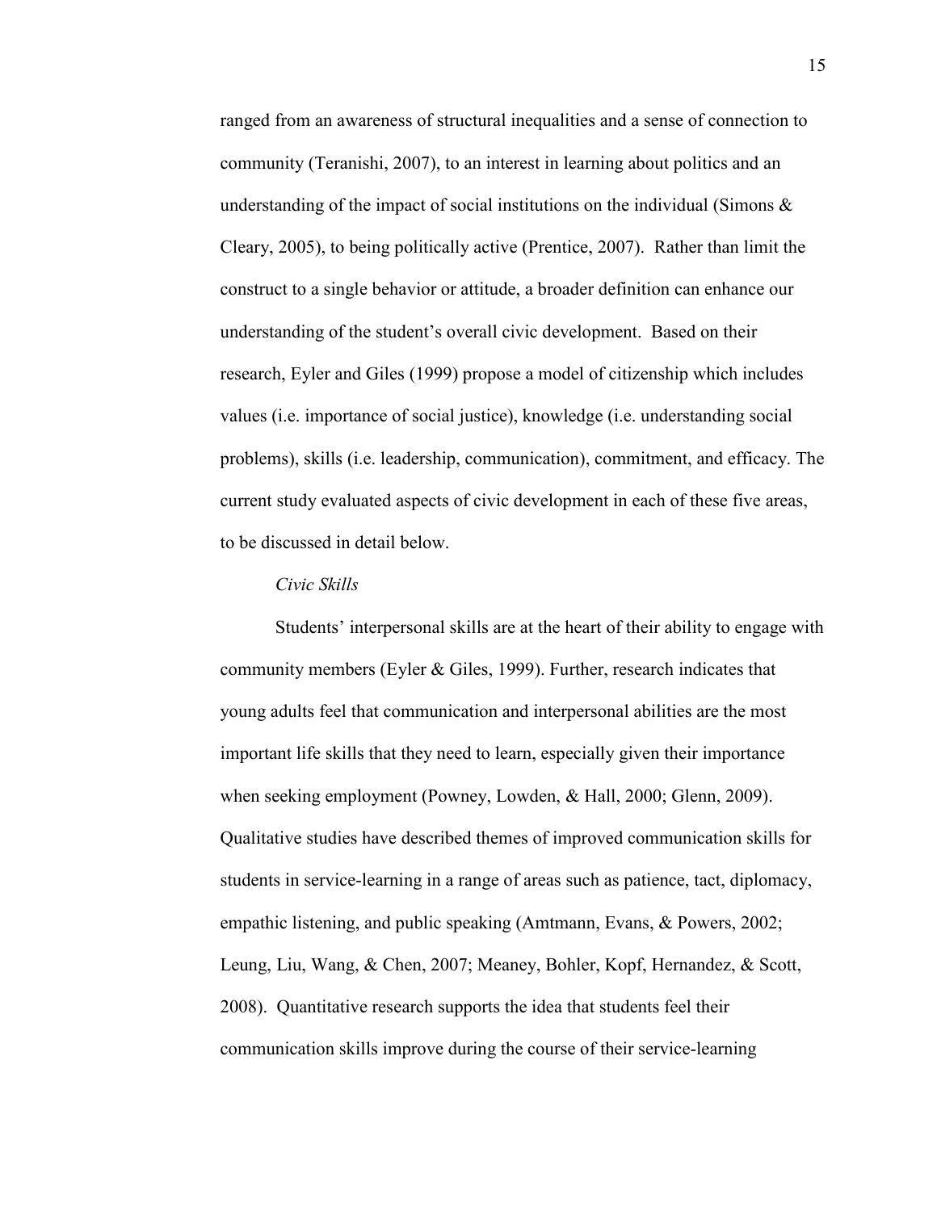ranged from an awareness of structural inequalities and a sense of connection to community (Teranishi, 2007), to an interest in learning about politics and an understanding of the impact of social institutions on the individual (Simons & Cleary, 2005), to being politically active (Prentice, 2007). Rather than limit the construct to a single behavior or attitude, a broader definition can enhance our understanding of the student's overall civic development. Based on their research, Eyler and Giles (1999) propose a model of citizenship which includes values (i.e. importance of social justice), knowledge (i.e. understanding social problems), skills (i.e. leadership, communication), commitment, and efficacy. The current study evaluated aspects of civic development in each of these five areas, to be discussed in detail below.

*Civic Skills*

Students' interpersonal skills are at the heart of their ability to engage with community members (Eyler & Giles, 1999). Further, research indicates that young adults feel that communication and interpersonal abilities are the most important life skills that they need to learn, especially given their importance when seeking employment (Powney, Lowden, & Hall, 2000; Glenn, 2009). Qualitative studies have described themes of improved communication skills for students in service-learning in a range of areas such as patience, tact, diplomacy, empathic listening, and public speaking (Amtmann, Evans, & Powers, 2002; Leung, Liu, Wang, & Chen, 2007; Meaney, Bohler, Kopf, Hernandez, & Scott, 2008). Quantitative research supports the idea that students feel their communication skills improve during the course of their service-learning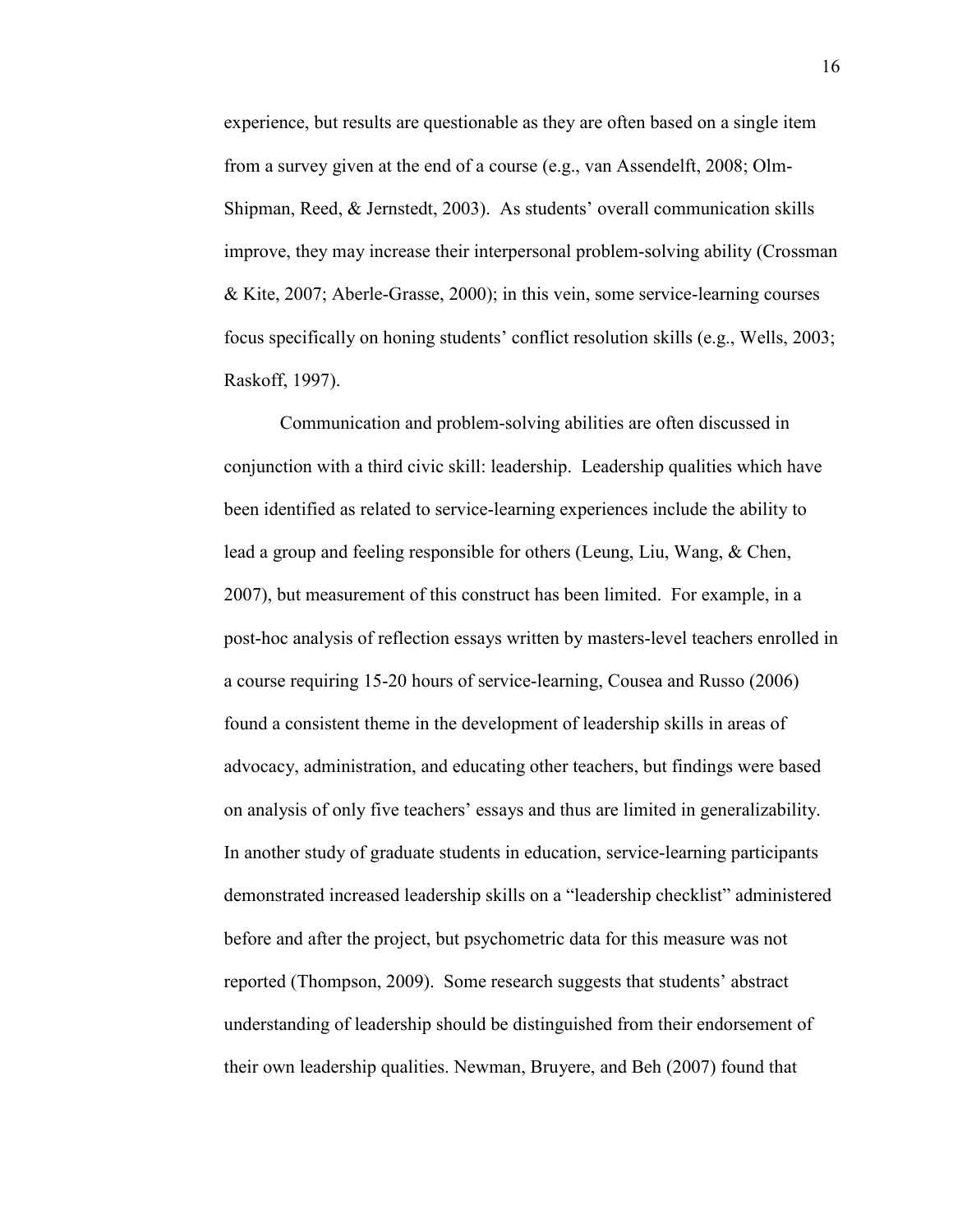experience, but results are questionable as they are often based on a single item from a survey given at the end of a course (e.g., van Assendelft, 2008; Olm-Shipman, Reed, & Jernstedt, 2003). As students' overall communication skills improve, they may increase their interpersonal problem-solving ability (Crossman & Kite, 2007; Aberle-Grasse, 2000); in this vein, some service-learning courses focus specifically on honing students' conflict resolution skills (e.g., Wells, 2003; Raskoff, 1997).

Communication and problem-solving abilities are often discussed in conjunction with a third civic skill: leadership. Leadership qualities which have been identified as related to service-learning experiences include the ability to lead a group and feeling responsible for others (Leung, Liu, Wang, & Chen, 2007), but measurement of this construct has been limited. For example, in a post-hoc analysis of reflection essays written by masters-level teachers enrolled in a course requiring 15-20 hours of service-learning, Cousea and Russo (2006) found a consistent theme in the development of leadership skills in areas of advocacy, administration, and educating other teachers, but findings were based on analysis of only five teachers' essays and thus are limited in generalizability. In another study of graduate students in education, service-learning participants demonstrated increased leadership skills on a "leadership checklist" administered before and after the project, but psychometric data for this measure was not reported (Thompson, 2009). Some research suggests that students' abstract understanding of leadership should be distinguished from their endorsement of their own leadership qualities. Newman, Bruyere, and Beh (2007) found that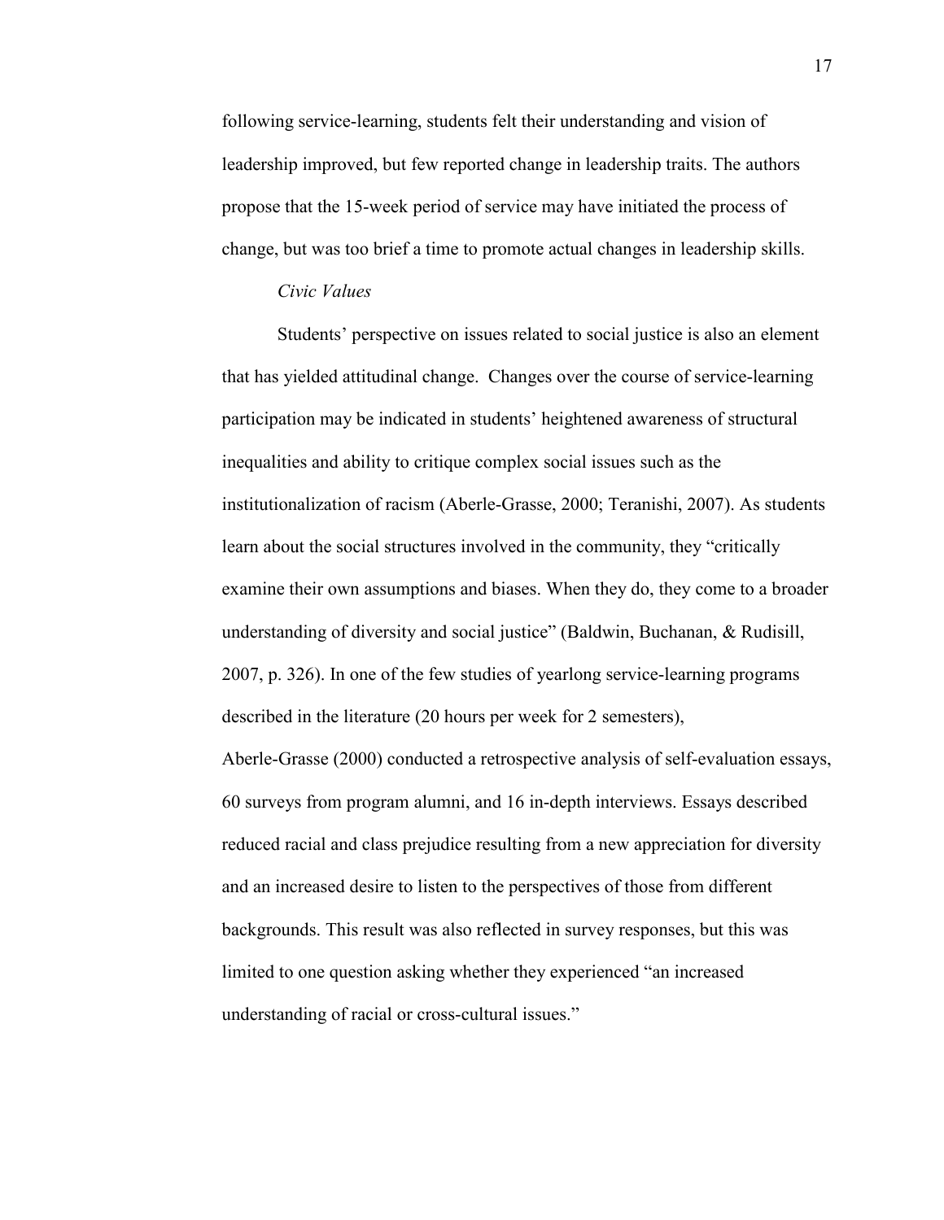following service-learning, students felt their understanding and vision of leadership improved, but few reported change in leadership traits. The authors propose that the 15-week period of service may have initiated the process of change, but was too brief a time to promote actual changes in leadership skills.

*Civic Values*

Students' perspective on issues related to social justice is also an element that has yielded attitudinal change. Changes over the course of service-learning participation may be indicated in students' heightened awareness of structural inequalities and ability to critique complex social issues such as the institutionalization of racism (Aberle-Grasse, 2000; Teranishi, 2007). As students learn about the social structures involved in the community, they "critically examine their own assumptions and biases. When they do, they come to a broader understanding of diversity and social justice" (Baldwin, Buchanan, & Rudisill, 2007, p. 326). In one of the few studies of yearlong service-learning programs described in the literature (20 hours per week for 2 semesters), Aberle-Grasse (2000) conducted a retrospective analysis of self-evaluation essays, 60 surveys from program alumni, and 16 in-depth interviews. Essays described reduced racial and class prejudice resulting from a new appreciation for diversity and an increased desire to listen to the perspectives of those from different backgrounds. This result was also reflected in survey responses, but this was limited to one question asking whether they experienced "an increased understanding of racial or cross-cultural issues."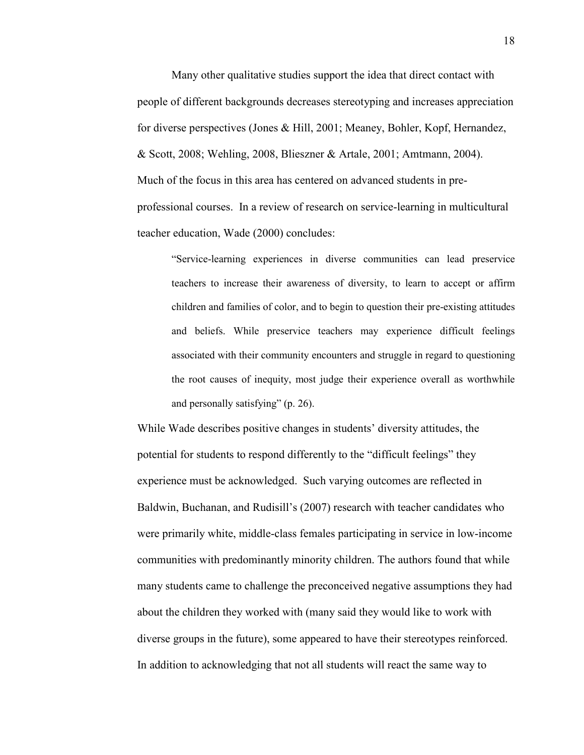Many other qualitative studies support the idea that direct contact with people of different backgrounds decreases stereotyping and increases appreciation for diverse perspectives (Jones & Hill, 2001; Meaney, Bohler, Kopf, Hernandez, & Scott, 2008; Wehling, 2008, Blieszner & Artale, 2001; Amtmann, 2004). Much of the focus in this area has centered on advanced students in pre-professional courses. In a review of research on service-learning in multicultural teacher education, Wade (2000) concludes:

> "Service-learning experiences in diverse communities can lead preservice teachers to increase their awareness of diversity, to learn to accept or affirm children and families of color, and to begin to question their pre-existing attitudes and beliefs. While preservice teachers may experience difficult feelings associated with their community encounters and struggle in regard to questioning the root causes of inequity, most judge their experience overall as worthwhile and personally satisfying" (p. 26).

While Wade describes positive changes in students' diversity attitudes, the potential for students to respond differently to the "difficult feelings" they experience must be acknowledged. Such varying outcomes are reflected in Baldwin, Buchanan, and Rudisill's (2007) research with teacher candidates who were primarily white, middle-class females participating in service in low-income communities with predominantly minority children. The authors found that while many students came to challenge the preconceived negative assumptions they had about the children they worked with (many said they would like to work with diverse groups in the future), some appeared to have their stereotypes reinforced. In addition to acknowledging that not all students will react the same way to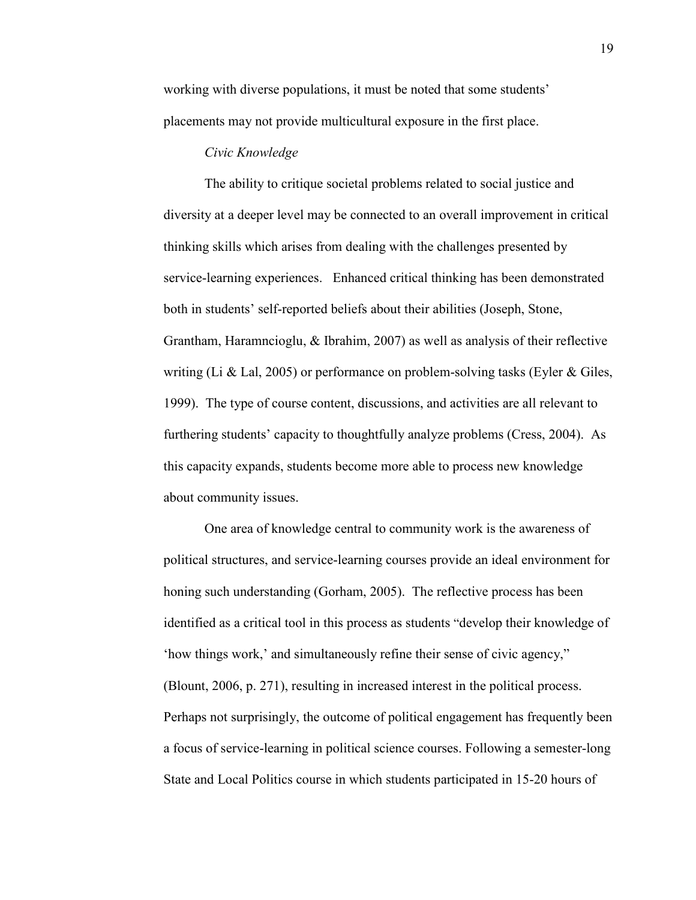working with diverse populations, it must be noted that some students' placements may not provide multicultural exposure in the first place.

*Civic Knowledge*

The ability to critique societal problems related to social justice and diversity at a deeper level may be connected to an overall improvement in critical thinking skills which arises from dealing with the challenges presented by service-learning experiences. Enhanced critical thinking has been demonstrated both in students' self-reported beliefs about their abilities (Joseph, Stone, Grantham, Haramncioglu, & Ibrahim, 2007) as well as analysis of their reflective writing (Li & Lal, 2005) or performance on problem-solving tasks (Eyler & Giles, 1999). The type of course content, discussions, and activities are all relevant to furthering students' capacity to thoughtfully analyze problems (Cress, 2004). As this capacity expands, students become more able to process new knowledge about community issues.

One area of knowledge central to community work is the awareness of political structures, and service-learning courses provide an ideal environment for honing such understanding (Gorham, 2005). The reflective process has been identified as a critical tool in this process as students "develop their knowledge of 'how things work,' and simultaneously refine their sense of civic agency," (Blount, 2006, p. 271), resulting in increased interest in the political process. Perhaps not surprisingly, the outcome of political engagement has frequently been a focus of service-learning in political science courses. Following a semester-long State and Local Politics course in which students participated in 15-20 hours of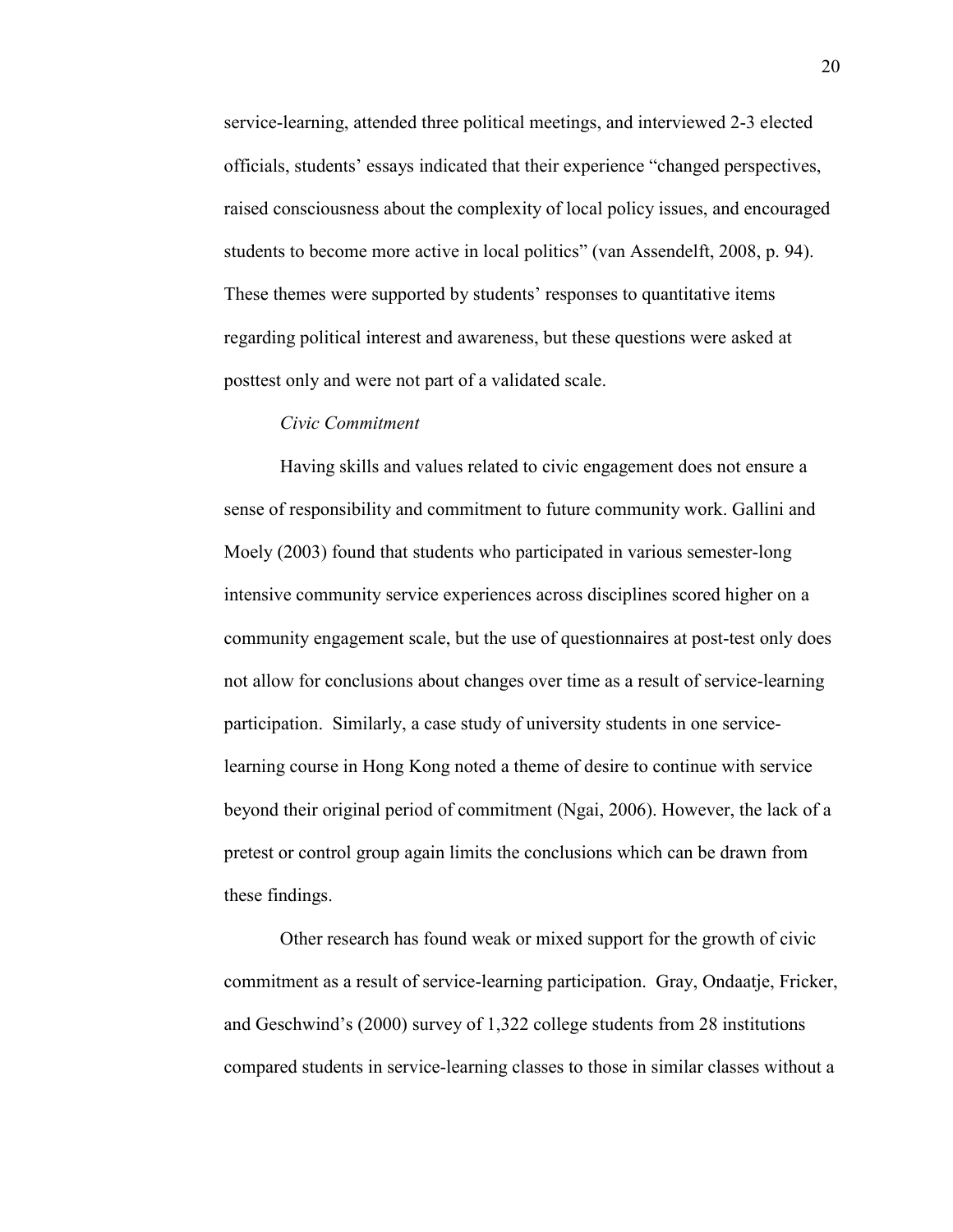service-learning, attended three political meetings, and interviewed 2-3 elected officials, students' essays indicated that their experience "changed perspectives, raised consciousness about the complexity of local policy issues, and encouraged students to become more active in local politics" (van Assendelft, 2008, p. 94). These themes were supported by students' responses to quantitative items regarding political interest and awareness, but these questions were asked at posttest only and were not part of a validated scale.

*Civic Commitment*

Having skills and values related to civic engagement does not ensure a sense of responsibility and commitment to future community work. Gallini and Moely (2003) found that students who participated in various semester-long intensive community service experiences across disciplines scored higher on a community engagement scale, but the use of questionnaires at post-test only does not allow for conclusions about changes over time as a result of service-learning participation. Similarly, a case study of university students in one service-learning course in Hong Kong noted a theme of desire to continue with service beyond their original period of commitment (Ngai, 2006). However, the lack of a pretest or control group again limits the conclusions which can be drawn from these findings.

Other research has found weak or mixed support for the growth of civic commitment as a result of service-learning participation. Gray, Ondaatje, Fricker, and Geschwind's (2000) survey of 1,322 college students from 28 institutions compared students in service-learning classes to those in similar classes without a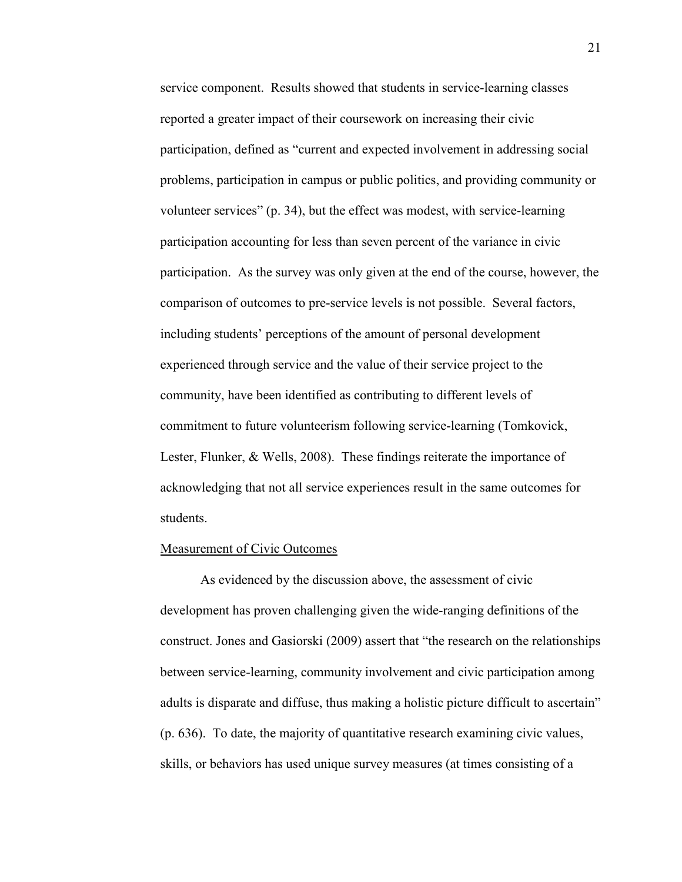service component. Results showed that students in service-learning classes reported a greater impact of their coursework on increasing their civic participation, defined as "current and expected involvement in addressing social problems, participation in campus or public politics, and providing community or volunteer services" (p. 34), but the effect was modest, with service-learning participation accounting for less than seven percent of the variance in civic participation. As the survey was only given at the end of the course, however, the comparison of outcomes to pre-service levels is not possible. Several factors, including students' perceptions of the amount of personal development experienced through service and the value of their service project to the community, have been identified as contributing to different levels of commitment to future volunteerism following service-learning (Tomkovick, Lester, Flunker, & Wells, 2008). These findings reiterate the importance of acknowledging that not all service experiences result in the same outcomes for students.

### Measurement of Civic Outcomes

As evidenced by the discussion above, the assessment of civic development has proven challenging given the wide-ranging definitions of the construct. Jones and Gasiorski (2009) assert that "the research on the relationships between service-learning, community involvement and civic participation among adults is disparate and diffuse, thus making a holistic picture difficult to ascertain" (p. 636). To date, the majority of quantitative research examining civic values, skills, or behaviors has used unique survey measures (at times consisting of a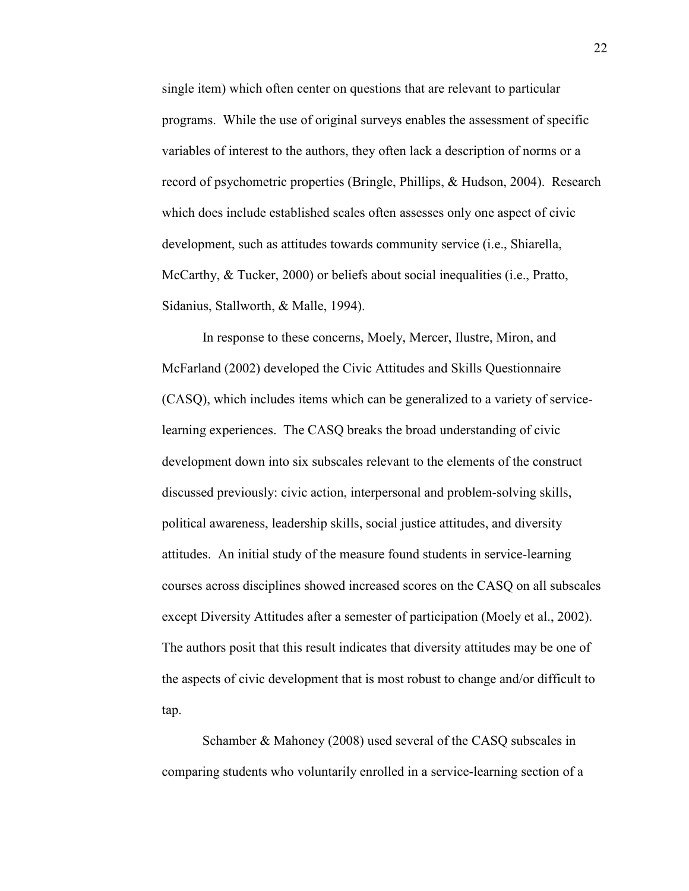single item) which often center on questions that are relevant to particular programs. While the use of original surveys enables the assessment of specific variables of interest to the authors, they often lack a description of norms or a record of psychometric properties (Bringle, Phillips, & Hudson, 2004). Research which does include established scales often assesses only one aspect of civic development, such as attitudes towards community service (i.e., Shiarella, McCarthy, & Tucker, 2000) or beliefs about social inequalities (i.e., Pratto, Sidanius, Stallworth, & Malle, 1994).

In response to these concerns, Moely, Mercer, Ilustre, Miron, and McFarland (2002) developed the Civic Attitudes and Skills Questionnaire (CASQ), which includes items which can be generalized to a variety of service-learning experiences. The CASQ breaks the broad understanding of civic development down into six subscales relevant to the elements of the construct discussed previously: civic action, interpersonal and problem-solving skills, political awareness, leadership skills, social justice attitudes, and diversity attitudes. An initial study of the measure found students in service-learning courses across disciplines showed increased scores on the CASQ on all subscales except Diversity Attitudes after a semester of participation (Moely et al., 2002). The authors posit that this result indicates that diversity attitudes may be one of the aspects of civic development that is most robust to change and/or difficult to tap.

Schamber & Mahoney (2008) used several of the CASQ subscales in comparing students who voluntarily enrolled in a service-learning section of a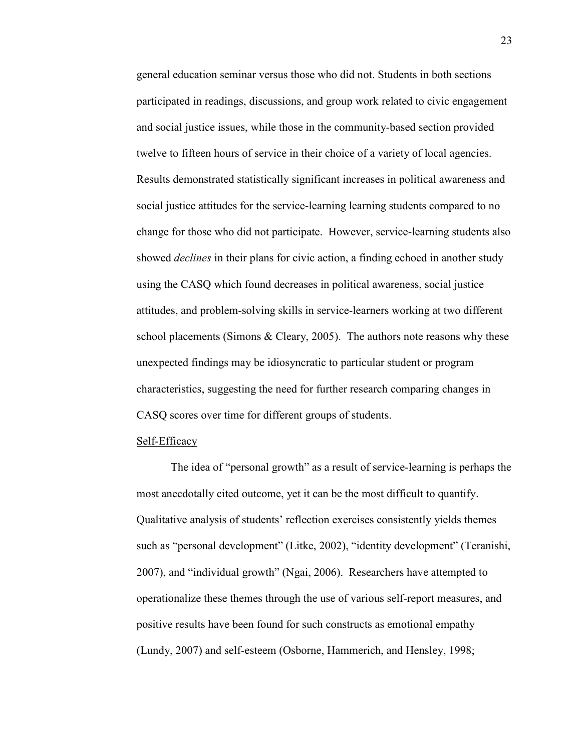general education seminar versus those who did not. Students in both sections participated in readings, discussions, and group work related to civic engagement and social justice issues, while those in the community-based section provided twelve to fifteen hours of service in their choice of a variety of local agencies. Results demonstrated statistically significant increases in political awareness and social justice attitudes for the service-learning learning students compared to no change for those who did not participate. However, service-learning students also showed *declines* in their plans for civic action, a finding echoed in another study using the CASQ which found decreases in political awareness, social justice attitudes, and problem-solving skills in service-learners working at two different school placements (Simons & Cleary, 2005). The authors note reasons why these unexpected findings may be idiosyncratic to particular student or program characteristics, suggesting the need for further research comparing changes in CASQ scores over time for different groups of students.

Self-Efficacy

The idea of "personal growth" as a result of service-learning is perhaps the most anecdotally cited outcome, yet it can be the most difficult to quantify. Qualitative analysis of students' reflection exercises consistently yields themes such as "personal development" (Litke, 2002), "identity development" (Teranishi, 2007), and "individual growth" (Ngai, 2006). Researchers have attempted to operationalize these themes through the use of various self-report measures, and positive results have been found for such constructs as emotional empathy (Lundy, 2007) and self-esteem (Osborne, Hammerich, and Hensley, 1998;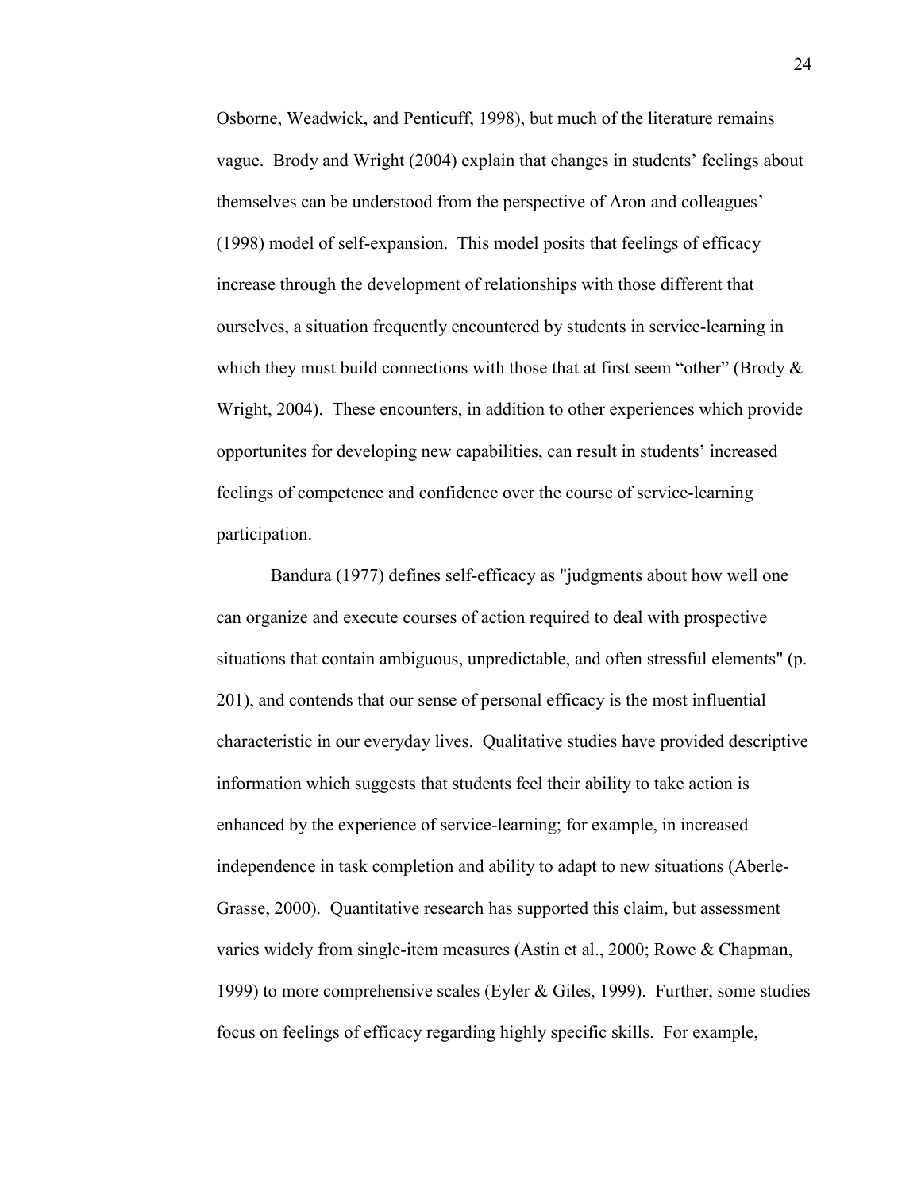Osborne, Weadwick, and Penticuff, 1998), but much of the literature remains vague. Brody and Wright (2004) explain that changes in students' feelings about themselves can be understood from the perspective of Aron and colleagues' (1998) model of self-expansion. This model posits that feelings of efficacy increase through the development of relationships with those different that ourselves, a situation frequently encountered by students in service-learning in which they must build connections with those that at first seem "other" (Brody & Wright, 2004). These encounters, in addition to other experiences which provide opportunites for developing new capabilities, can result in students' increased feelings of competence and confidence over the course of service-learning participation.

Bandura (1977) defines self-efficacy as "judgments about how well one can organize and execute courses of action required to deal with prospective situations that contain ambiguous, unpredictable, and often stressful elements" (p. 201), and contends that our sense of personal efficacy is the most influential characteristic in our everyday lives. Qualitative studies have provided descriptive information which suggests that students feel their ability to take action is enhanced by the experience of service-learning; for example, in increased independence in task completion and ability to adapt to new situations (Aberle-Grasse, 2000). Quantitative research has supported this claim, but assessment varies widely from single-item measures (Astin et al., 2000; Rowe & Chapman, 1999) to more comprehensive scales (Eyler & Giles, 1999). Further, some studies focus on feelings of efficacy regarding highly specific skills. For example,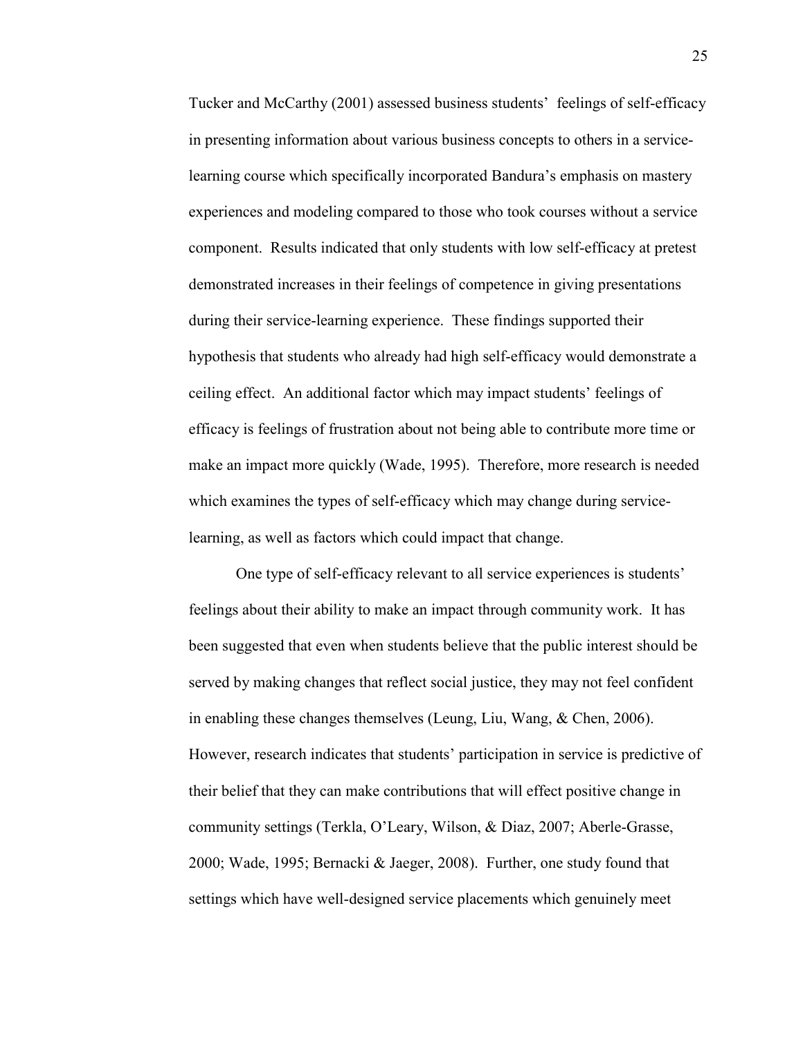Tucker and McCarthy (2001) assessed business students' feelings of self-efficacy in presenting information about various business concepts to others in a service-learning course which specifically incorporated Bandura's emphasis on mastery experiences and modeling compared to those who took courses without a service component. Results indicated that only students with low self-efficacy at pretest demonstrated increases in their feelings of competence in giving presentations during their service-learning experience. These findings supported their hypothesis that students who already had high self-efficacy would demonstrate a ceiling effect. An additional factor which may impact students' feelings of efficacy is feelings of frustration about not being able to contribute more time or make an impact more quickly (Wade, 1995). Therefore, more research is needed which examines the types of self-efficacy which may change during service-learning, as well as factors which could impact that change.

One type of self-efficacy relevant to all service experiences is students' feelings about their ability to make an impact through community work. It has been suggested that even when students believe that the public interest should be served by making changes that reflect social justice, they may not feel confident in enabling these changes themselves (Leung, Liu, Wang, & Chen, 2006). However, research indicates that students' participation in service is predictive of their belief that they can make contributions that will effect positive change in community settings (Terkla, O'Leary, Wilson, & Diaz, 2007; Aberle-Grasse, 2000; Wade, 1995; Bernacki & Jaeger, 2008). Further, one study found that settings which have well-designed service placements which genuinely meet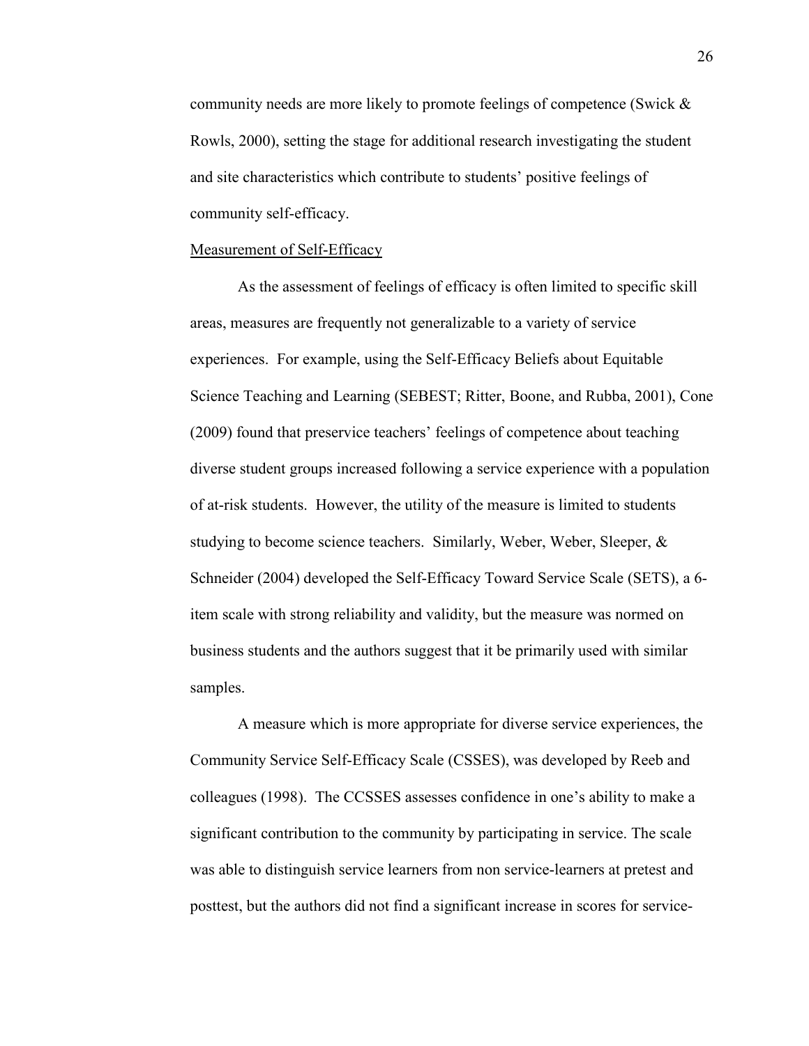community needs are more likely to promote feelings of competence (Swick & Rowls, 2000), setting the stage for additional research investigating the student and site characteristics which contribute to students' positive feelings of community self-efficacy.

## Measurement of Self-Efficacy

As the assessment of feelings of efficacy is often limited to specific skill areas, measures are frequently not generalizable to a variety of service experiences. For example, using the Self-Efficacy Beliefs about Equitable Science Teaching and Learning (SEBEST; Ritter, Boone, and Rubba, 2001), Cone (2009) found that preservice teachers' feelings of competence about teaching diverse student groups increased following a service experience with a population of at-risk students. However, the utility of the measure is limited to students studying to become science teachers. Similarly, Weber, Weber, Sleeper, & Schneider (2004) developed the Self-Efficacy Toward Service Scale (SETS), a 6-item scale with strong reliability and validity, but the measure was normed on business students and the authors suggest that it be primarily used with similar samples.

A measure which is more appropriate for diverse service experiences, the Community Service Self-Efficacy Scale (CSSES), was developed by Reeb and colleagues (1998). The CCSSES assesses confidence in one's ability to make a significant contribution to the community by participating in service. The scale was able to distinguish service learners from non service-learners at pretest and posttest, but the authors did not find a significant increase in scores for service-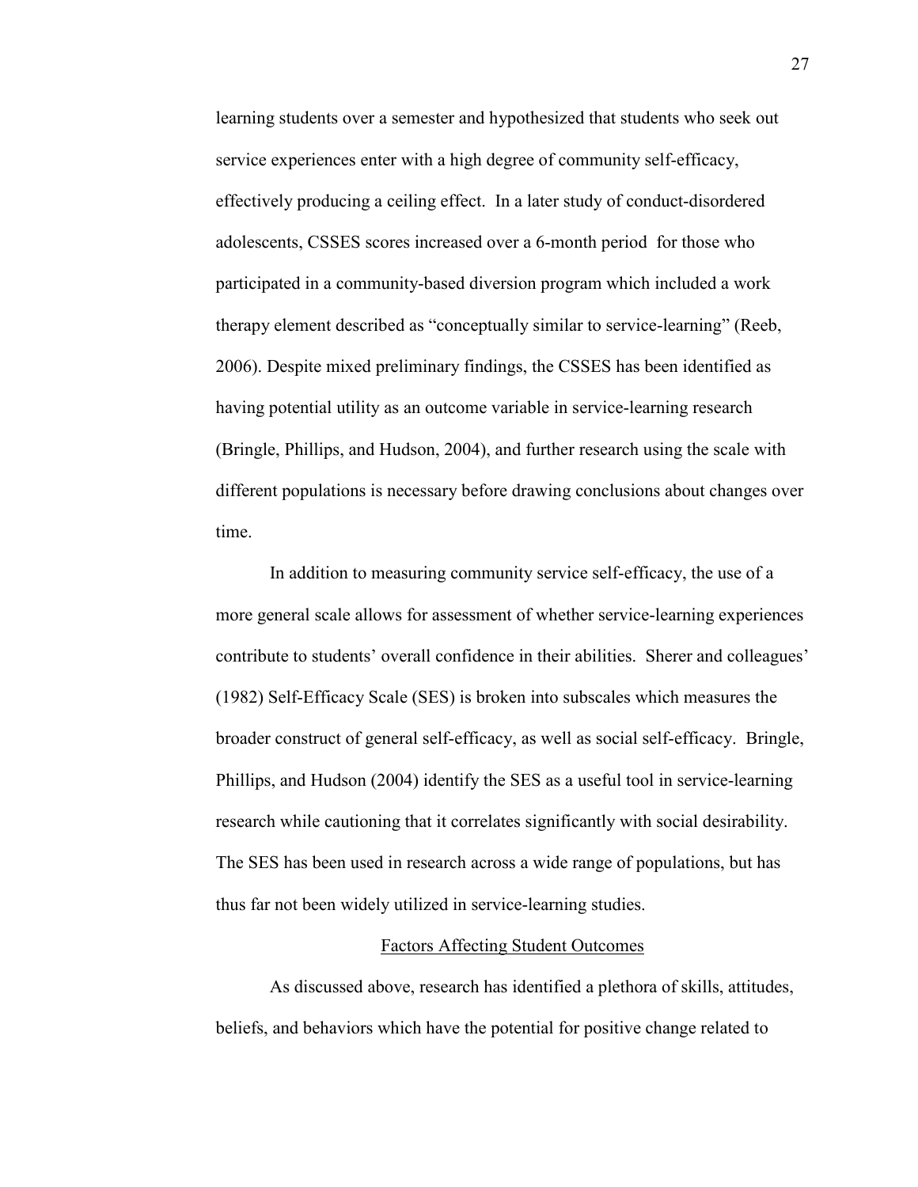learning students over a semester and hypothesized that students who seek out service experiences enter with a high degree of community self-efficacy, effectively producing a ceiling effect. In a later study of conduct-disordered adolescents, CSSES scores increased over a 6-month period for those who participated in a community-based diversion program which included a work therapy element described as "conceptually similar to service-learning" (Reeb, 2006). Despite mixed preliminary findings, the CSSES has been identified as having potential utility as an outcome variable in service-learning research (Bringle, Phillips, and Hudson, 2004), and further research using the scale with different populations is necessary before drawing conclusions about changes over time.

In addition to measuring community service self-efficacy, the use of a more general scale allows for assessment of whether service-learning experiences contribute to students' overall confidence in their abilities. Sherer and colleagues' (1982) Self-Efficacy Scale (SES) is broken into subscales which measures the broader construct of general self-efficacy, as well as social self-efficacy. Bringle, Phillips, and Hudson (2004) identify the SES as a useful tool in service-learning research while cautioning that it correlates significantly with social desirability. The SES has been used in research across a wide range of populations, but has thus far not been widely utilized in service-learning studies.

## Factors Affecting Student Outcomes

As discussed above, research has identified a plethora of skills, attitudes, beliefs, and behaviors which have the potential for positive change related to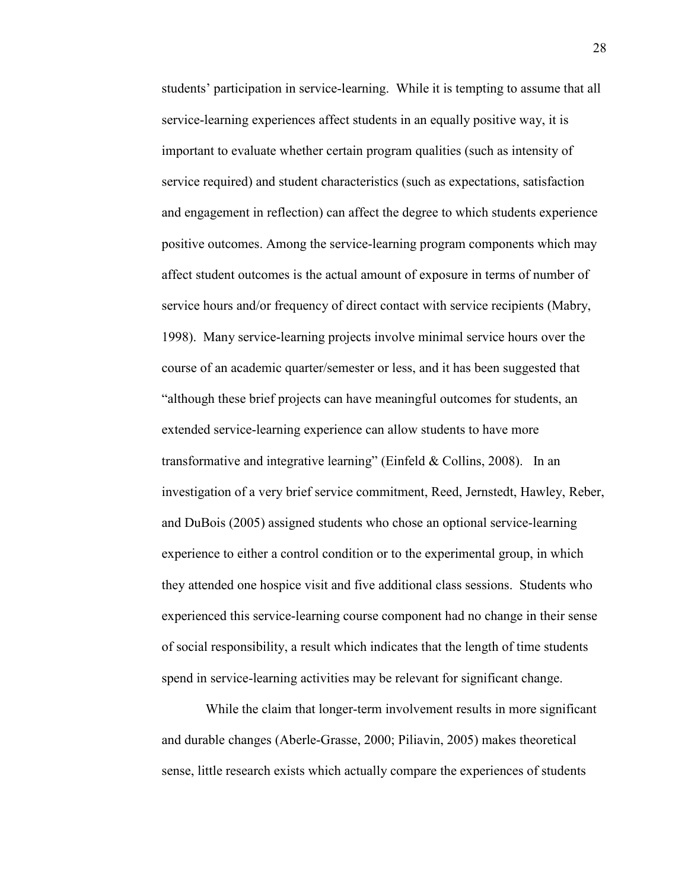students' participation in service-learning. While it is tempting to assume that all service-learning experiences affect students in an equally positive way, it is important to evaluate whether certain program qualities (such as intensity of service required) and student characteristics (such as expectations, satisfaction and engagement in reflection) can affect the degree to which students experience positive outcomes. Among the service-learning program components which may affect student outcomes is the actual amount of exposure in terms of number of service hours and/or frequency of direct contact with service recipients (Mabry, 1998). Many service-learning projects involve minimal service hours over the course of an academic quarter/semester or less, and it has been suggested that "although these brief projects can have meaningful outcomes for students, an extended service-learning experience can allow students to have more transformative and integrative learning" (Einfeld & Collins, 2008). In an investigation of a very brief service commitment, Reed, Jernstedt, Hawley, Reber, and DuBois (2005) assigned students who chose an optional service-learning experience to either a control condition or to the experimental group, in which they attended one hospice visit and five additional class sessions. Students who experienced this service-learning course component had no change in their sense of social responsibility, a result which indicates that the length of time students spend in service-learning activities may be relevant for significant change.

While the claim that longer-term involvement results in more significant and durable changes (Aberle-Grasse, 2000; Piliavin, 2005) makes theoretical sense, little research exists which actually compare the experiences of students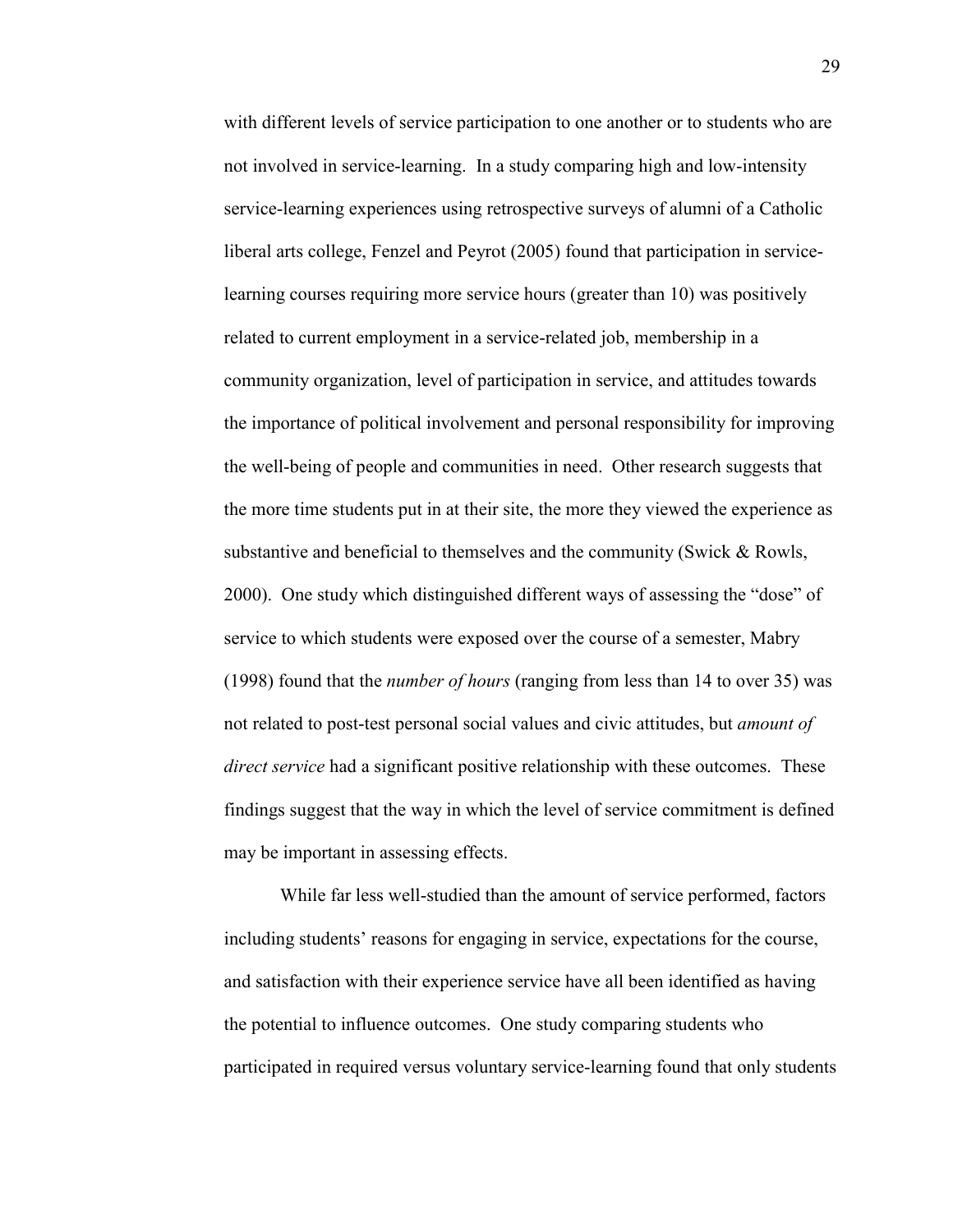with different levels of service participation to one another or to students who are not involved in service-learning. In a study comparing high and low-intensity service-learning experiences using retrospective surveys of alumni of a Catholic liberal arts college, Fenzel and Peyrot (2005) found that participation in service-learning courses requiring more service hours (greater than 10) was positively related to current employment in a service-related job, membership in a community organization, level of participation in service, and attitudes towards the importance of political involvement and personal responsibility for improving the well-being of people and communities in need. Other research suggests that the more time students put in at their site, the more they viewed the experience as substantive and beneficial to themselves and the community (Swick & Rowls, 2000). One study which distinguished different ways of assessing the "dose" of service to which students were exposed over the course of a semester, Mabry (1998) found that the *number of hours* (ranging from less than 14 to over 35) was not related to post-test personal social values and civic attitudes, but *amount of direct service* had a significant positive relationship with these outcomes. These findings suggest that the way in which the level of service commitment is defined may be important in assessing effects.

While far less well-studied than the amount of service performed, factors including students' reasons for engaging in service, expectations for the course, and satisfaction with their experience service have all been identified as having the potential to influence outcomes. One study comparing students who participated in required versus voluntary service-learning found that only students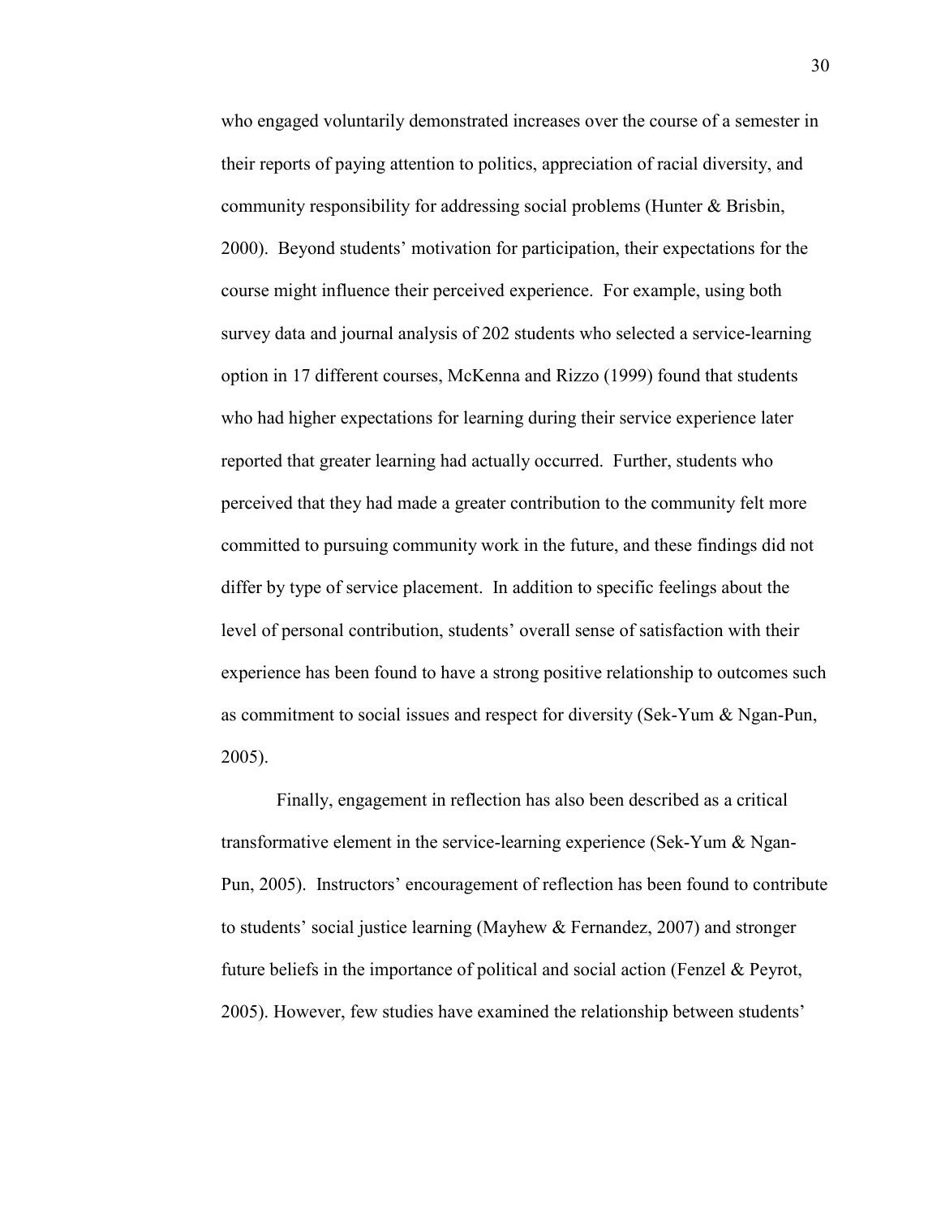who engaged voluntarily demonstrated increases over the course of a semester in their reports of paying attention to politics, appreciation of racial diversity, and community responsibility for addressing social problems (Hunter & Brisbin, 2000). Beyond students' motivation for participation, their expectations for the course might influence their perceived experience. For example, using both survey data and journal analysis of 202 students who selected a service-learning option in 17 different courses, McKenna and Rizzo (1999) found that students who had higher expectations for learning during their service experience later reported that greater learning had actually occurred. Further, students who perceived that they had made a greater contribution to the community felt more committed to pursuing community work in the future, and these findings did not differ by type of service placement. In addition to specific feelings about the level of personal contribution, students' overall sense of satisfaction with their experience has been found to have a strong positive relationship to outcomes such as commitment to social issues and respect for diversity (Sek-Yum & Ngan-Pun, 2005).

Finally, engagement in reflection has also been described as a critical transformative element in the service-learning experience (Sek-Yum & Ngan-Pun, 2005). Instructors' encouragement of reflection has been found to contribute to students' social justice learning (Mayhew & Fernandez, 2007) and stronger future beliefs in the importance of political and social action (Fenzel & Peyrot, 2005). However, few studies have examined the relationship between students'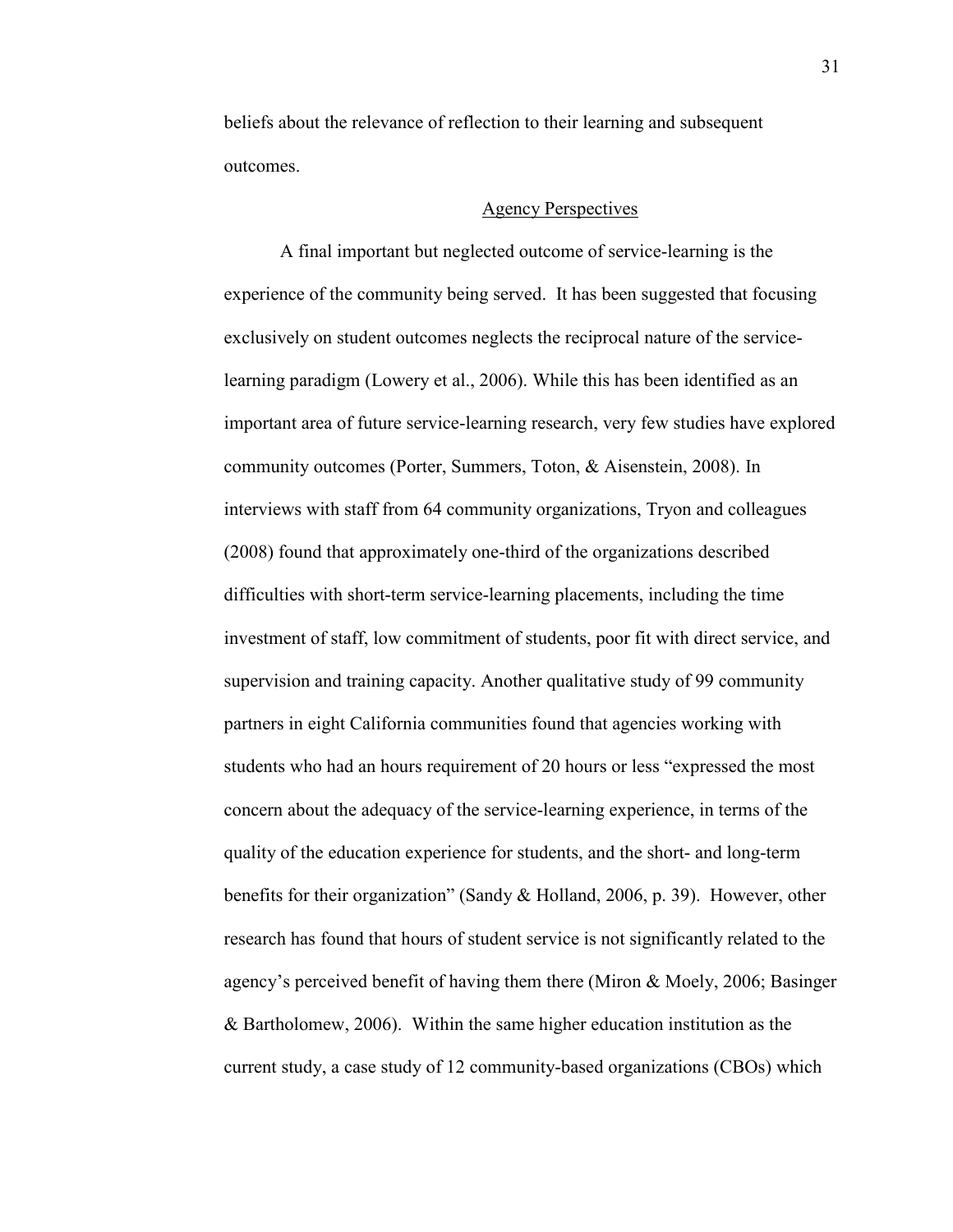beliefs about the relevance of reflection to their learning and subsequent outcomes.

## Agency Perspectives

A final important but neglected outcome of service-learning is the experience of the community being served. It has been suggested that focusing exclusively on student outcomes neglects the reciprocal nature of the service-learning paradigm (Lowery et al., 2006). While this has been identified as an important area of future service-learning research, very few studies have explored community outcomes (Porter, Summers, Toton, & Aisenstein, 2008). In interviews with staff from 64 community organizations, Tryon and colleagues (2008) found that approximately one-third of the organizations described difficulties with short-term service-learning placements, including the time investment of staff, low commitment of students, poor fit with direct service, and supervision and training capacity. Another qualitative study of 99 community partners in eight California communities found that agencies working with students who had an hours requirement of 20 hours or less "expressed the most concern about the adequacy of the service-learning experience, in terms of the quality of the education experience for students, and the short- and long-term benefits for their organization" (Sandy & Holland, 2006, p. 39). However, other research has found that hours of student service is not significantly related to the agency's perceived benefit of having them there (Miron & Moely, 2006; Basinger & Bartholomew, 2006). Within the same higher education institution as the current study, a case study of 12 community-based organizations (CBOs) which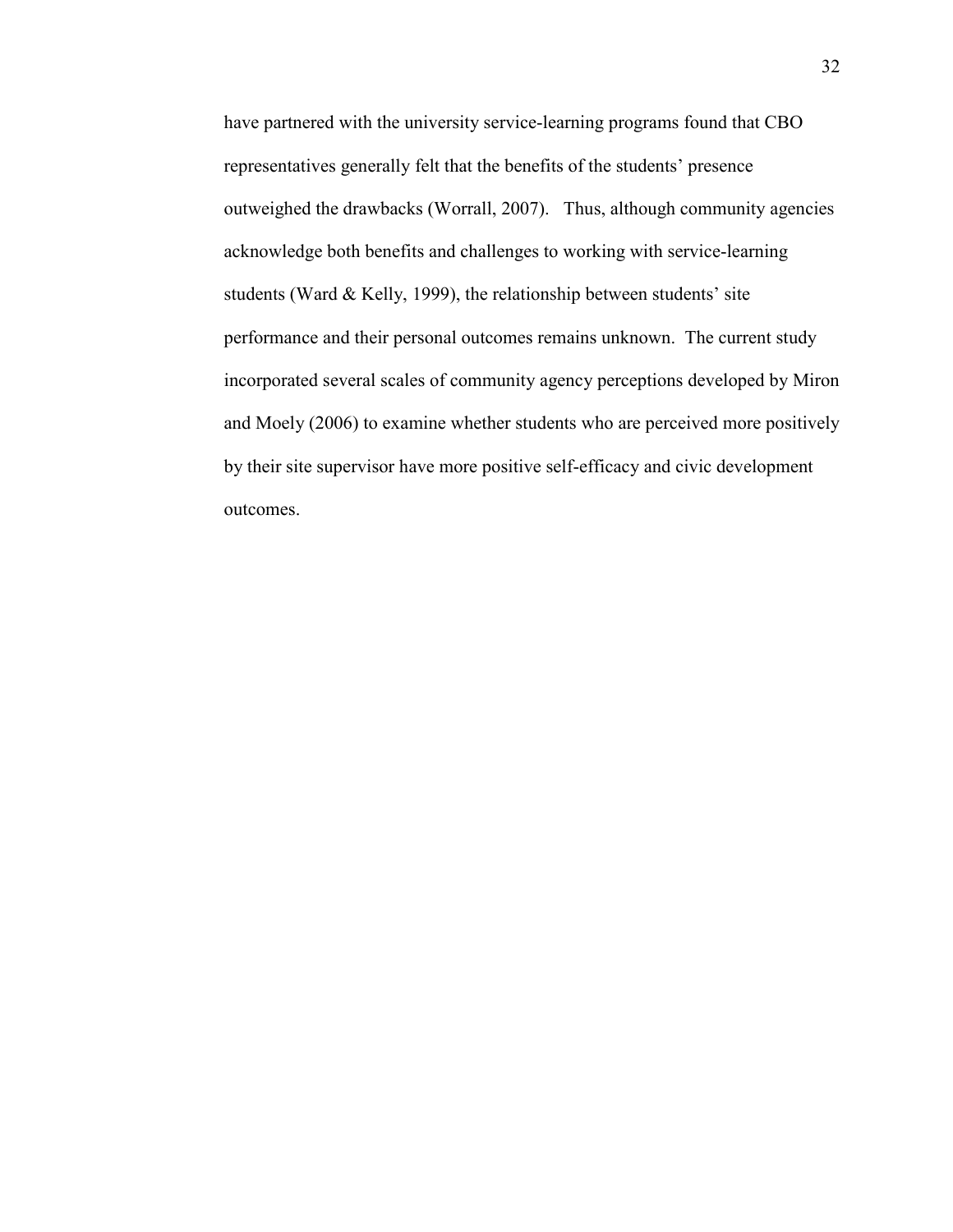have partnered with the university service-learning programs found that CBO representatives generally felt that the benefits of the students' presence outweighed the drawbacks (Worrall, 2007). Thus, although community agencies acknowledge both benefits and challenges to working with service-learning students (Ward & Kelly, 1999), the relationship between students' site performance and their personal outcomes remains unknown. The current study incorporated several scales of community agency perceptions developed by Miron and Moely (2006) to examine whether students who are perceived more positively by their site supervisor have more positive self-efficacy and civic development outcomes.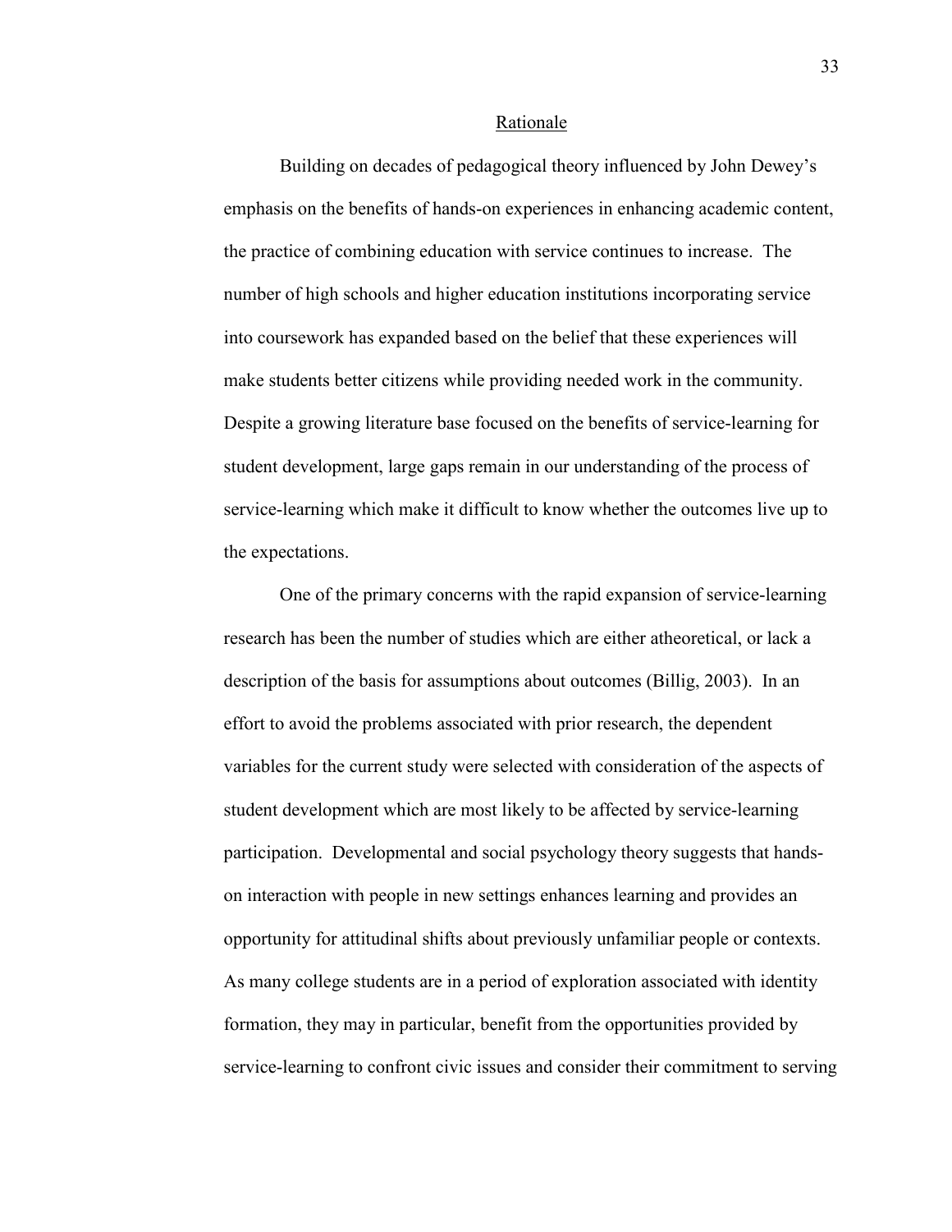## Rationale

Building on decades of pedagogical theory influenced by John Dewey's emphasis on the benefits of hands-on experiences in enhancing academic content, the practice of combining education with service continues to increase. The number of high schools and higher education institutions incorporating service into coursework has expanded based on the belief that these experiences will make students better citizens while providing needed work in the community. Despite a growing literature base focused on the benefits of service-learning for student development, large gaps remain in our understanding of the process of service-learning which make it difficult to know whether the outcomes live up to the expectations.

One of the primary concerns with the rapid expansion of service-learning research has been the number of studies which are either atheoretical, or lack a description of the basis for assumptions about outcomes (Billig, 2003). In an effort to avoid the problems associated with prior research, the dependent variables for the current study were selected with consideration of the aspects of student development which are most likely to be affected by service-learning participation. Developmental and social psychology theory suggests that hands-on interaction with people in new settings enhances learning and provides an opportunity for attitudinal shifts about previously unfamiliar people or contexts. As many college students are in a period of exploration associated with identity formation, they may in particular, benefit from the opportunities provided by service-learning to confront civic issues and consider their commitment to serving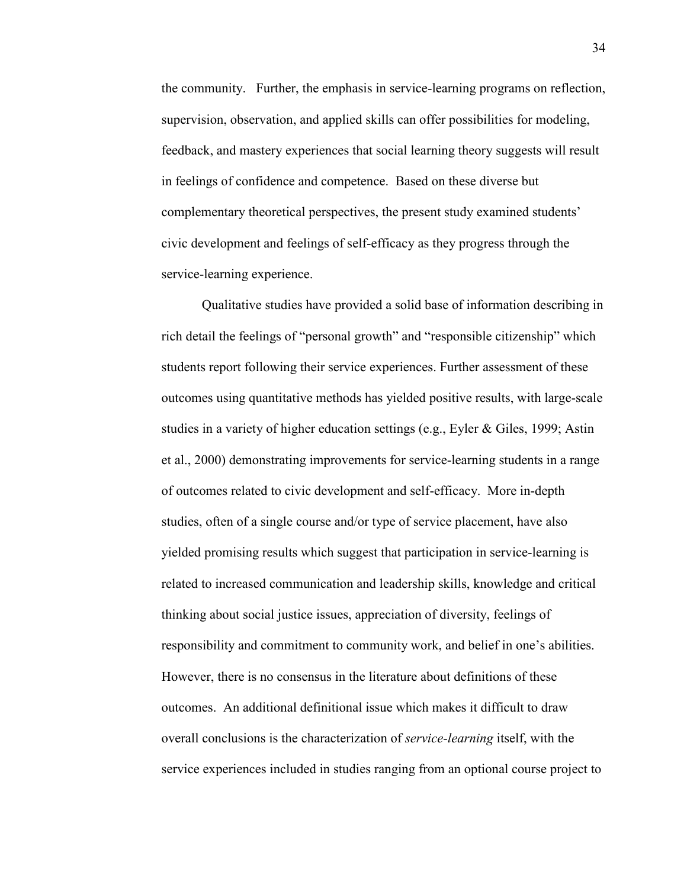the community. Further, the emphasis in service-learning programs on reflection, supervision, observation, and applied skills can offer possibilities for modeling, feedback, and mastery experiences that social learning theory suggests will result in feelings of confidence and competence. Based on these diverse but complementary theoretical perspectives, the present study examined students' civic development and feelings of self-efficacy as they progress through the service-learning experience.

Qualitative studies have provided a solid base of information describing in rich detail the feelings of "personal growth" and "responsible citizenship" which students report following their service experiences. Further assessment of these outcomes using quantitative methods has yielded positive results, with large-scale studies in a variety of higher education settings (e.g., Eyler & Giles, 1999; Astin et al., 2000) demonstrating improvements for service-learning students in a range of outcomes related to civic development and self-efficacy. More in-depth studies, often of a single course and/or type of service placement, have also yielded promising results which suggest that participation in service-learning is related to increased communication and leadership skills, knowledge and critical thinking about social justice issues, appreciation of diversity, feelings of responsibility and commitment to community work, and belief in one's abilities. However, there is no consensus in the literature about definitions of these outcomes. An additional definitional issue which makes it difficult to draw overall conclusions is the characterization of *service-learning* itself, with the service experiences included in studies ranging from an optional course project to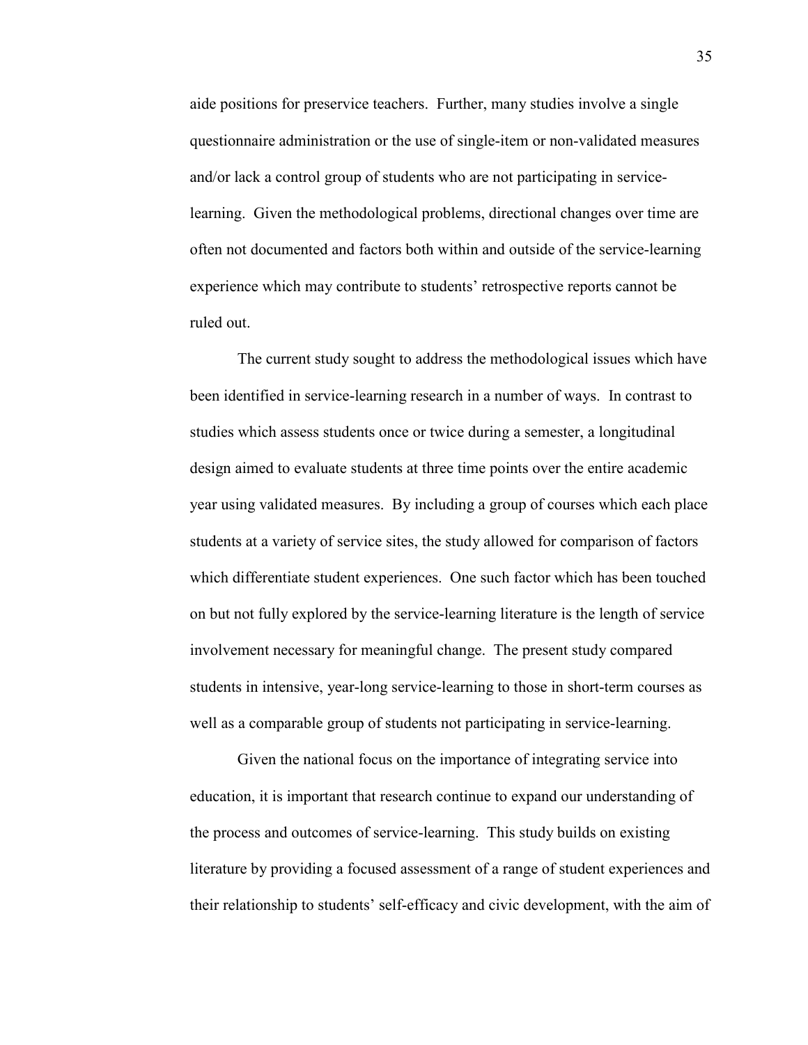aide positions for preservice teachers. Further, many studies involve a single questionnaire administration or the use of single-item or non-validated measures and/or lack a control group of students who are not participating in service-learning. Given the methodological problems, directional changes over time are often not documented and factors both within and outside of the service-learning experience which may contribute to students' retrospective reports cannot be ruled out.

The current study sought to address the methodological issues which have been identified in service-learning research in a number of ways. In contrast to studies which assess students once or twice during a semester, a longitudinal design aimed to evaluate students at three time points over the entire academic year using validated measures. By including a group of courses which each place students at a variety of service sites, the study allowed for comparison of factors which differentiate student experiences. One such factor which has been touched on but not fully explored by the service-learning literature is the length of service involvement necessary for meaningful change. The present study compared students in intensive, year-long service-learning to those in short-term courses as well as a comparable group of students not participating in service-learning.

Given the national focus on the importance of integrating service into education, it is important that research continue to expand our understanding of the process and outcomes of service-learning. This study builds on existing literature by providing a focused assessment of a range of student experiences and their relationship to students' self-efficacy and civic development, with the aim of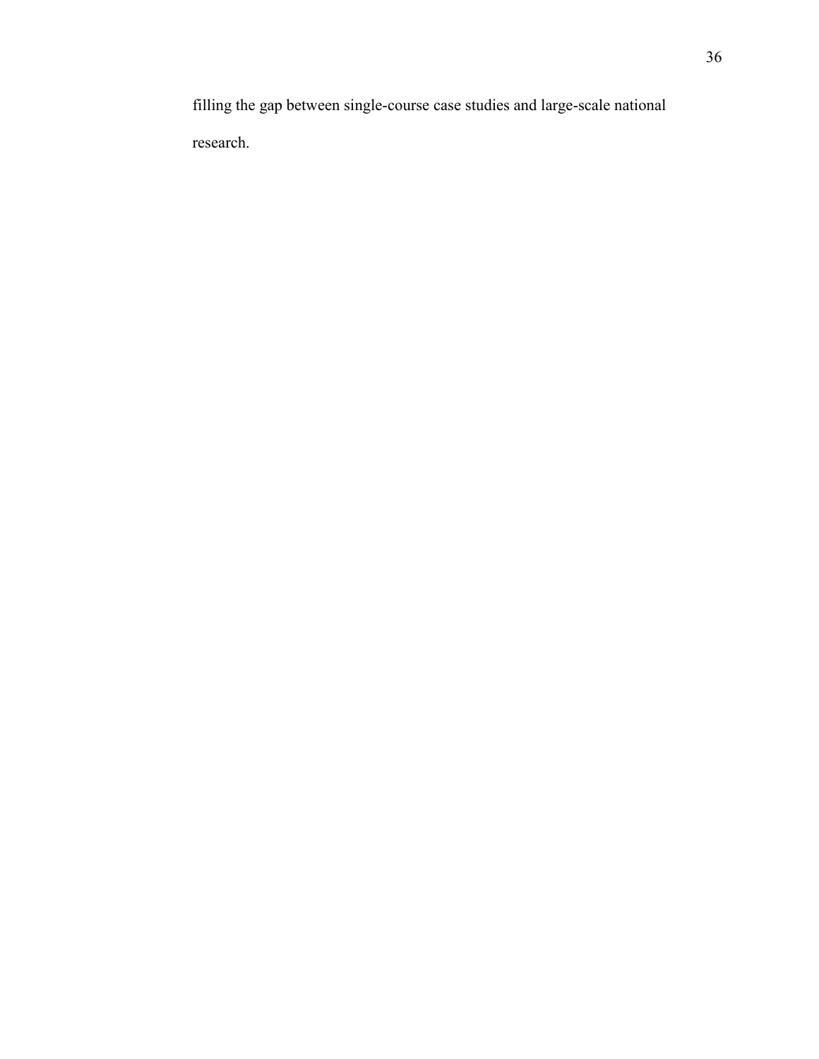filling the gap between single-course case studies and large-scale national research.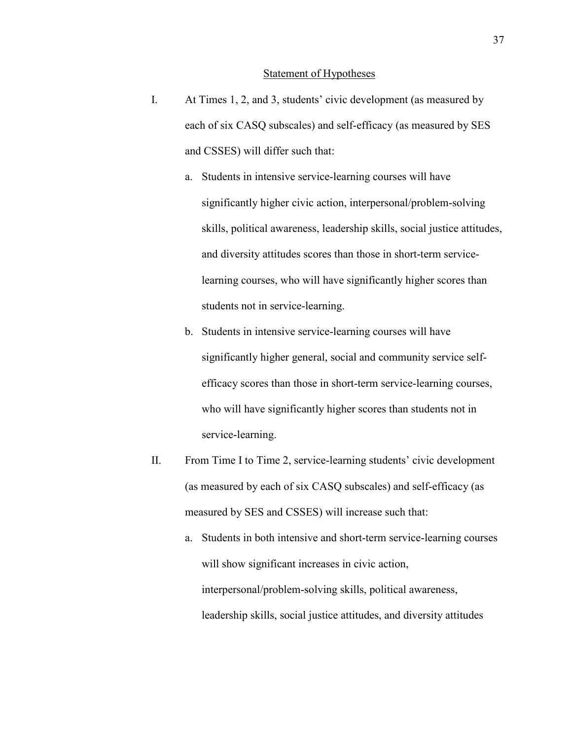## Statement of Hypotheses

I. At Times 1, 2, and 3, students' civic development (as measured by each of six CASQ subscales) and self-efficacy (as measured by SES and CSSES) will differ such that:

   a. Students in intensive service-learning courses will have significantly higher civic action, interpersonal/problem-solving skills, political awareness, leadership skills, social justice attitudes, and diversity attitudes scores than those in short-term service-learning courses, who will have significantly higher scores than students not in service-learning.

   b. Students in intensive service-learning courses will have significantly higher general, social and community service self-efficacy scores than those in short-term service-learning courses, who will have significantly higher scores than students not in service-learning.

II. From Time I to Time 2, service-learning students' civic development (as measured by each of six CASQ subscales) and self-efficacy (as measured by SES and CSSES) will increase such that:

   a. Students in both intensive and short-term service-learning courses will show significant increases in civic action, interpersonal/problem-solving skills, political awareness, leadership skills, social justice attitudes, and diversity attitudes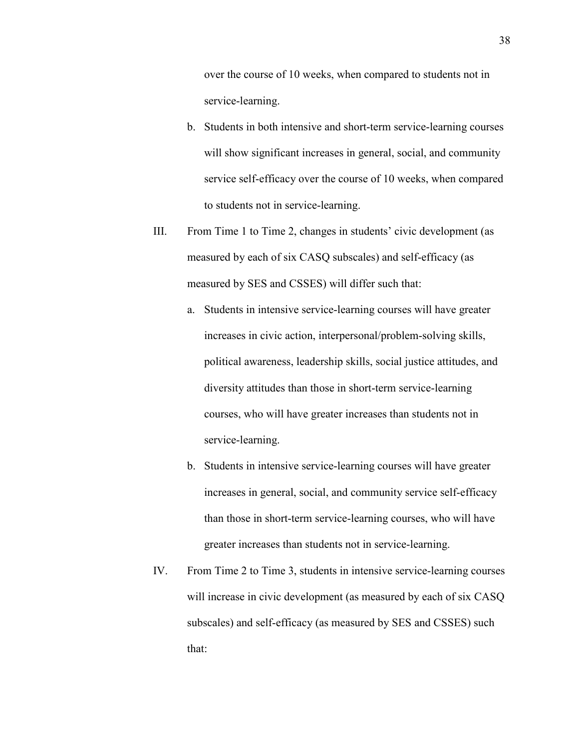over the course of 10 weeks, when compared to students not in service-learning.

b. Students in both intensive and short-term service-learning courses will show significant increases in general, social, and community service self-efficacy over the course of 10 weeks, when compared to students not in service-learning.

III. From Time 1 to Time 2, changes in students' civic development (as measured by each of six CASQ subscales) and self-efficacy (as measured by SES and CSSES) will differ such that:

a. Students in intensive service-learning courses will have greater increases in civic action, interpersonal/problem-solving skills, political awareness, leadership skills, social justice attitudes, and diversity attitudes than those in short-term service-learning courses, who will have greater increases than students not in service-learning.

b. Students in intensive service-learning courses will have greater increases in general, social, and community service self-efficacy than those in short-term service-learning courses, who will have greater increases than students not in service-learning.

IV. From Time 2 to Time 3, students in intensive service-learning courses will increase in civic development (as measured by each of six CASQ subscales) and self-efficacy (as measured by SES and CSSES) such that: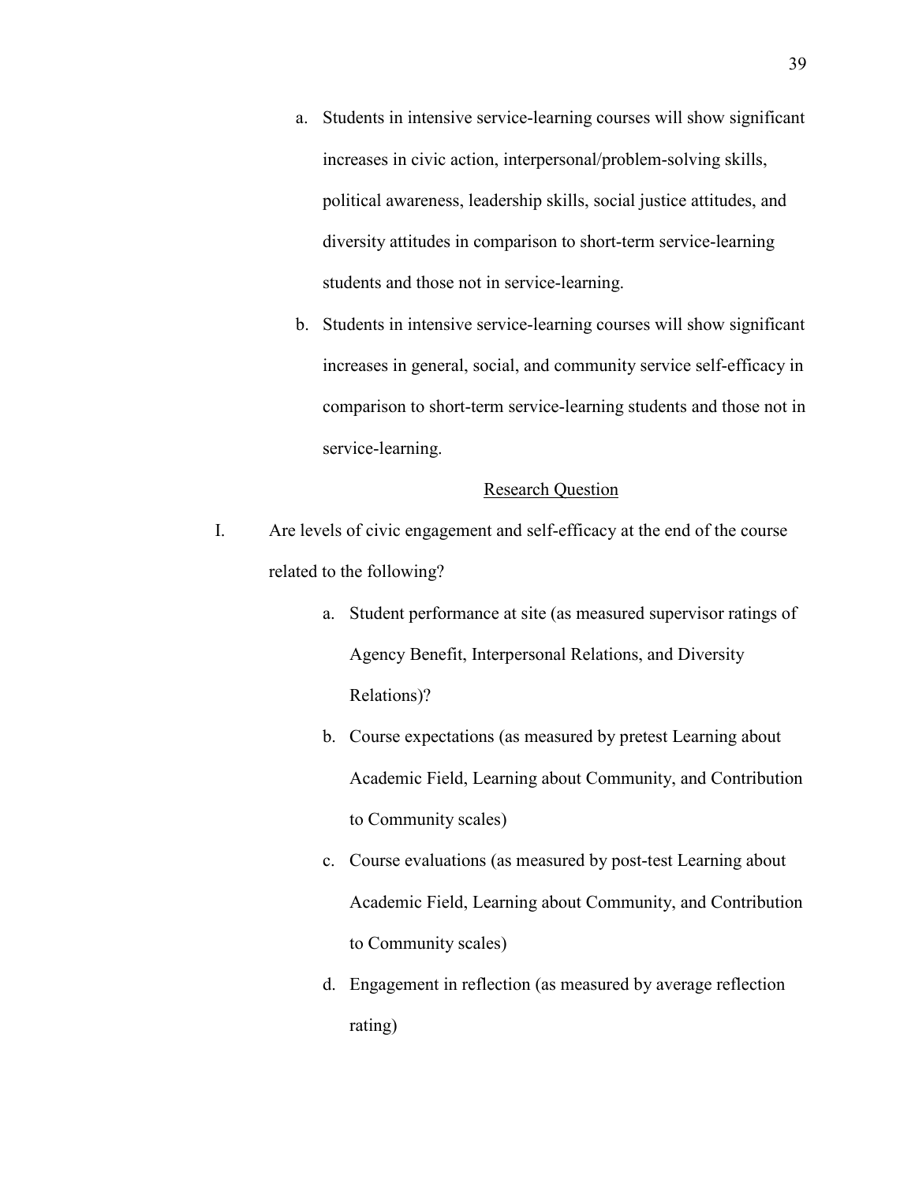a. Students in intensive service-learning courses will show significant increases in civic action, interpersonal/problem-solving skills, political awareness, leadership skills, social justice attitudes, and diversity attitudes in comparison to short-term service-learning students and those not in service-learning.

b. Students in intensive service-learning courses will show significant increases in general, social, and community service self-efficacy in comparison to short-term service-learning students and those not in service-learning.

<u>Research Question</u>

I. Are levels of civic engagement and self-efficacy at the end of the course related to the following?

   a. Student performance at site (as measured supervisor ratings of Agency Benefit, Interpersonal Relations, and Diversity Relations)?

   b. Course expectations (as measured by pretest Learning about Academic Field, Learning about Community, and Contribution to Community scales)

   c. Course evaluations (as measured by post-test Learning about Academic Field, Learning about Community, and Contribution to Community scales)

   d. Engagement in reflection (as measured by average reflection rating)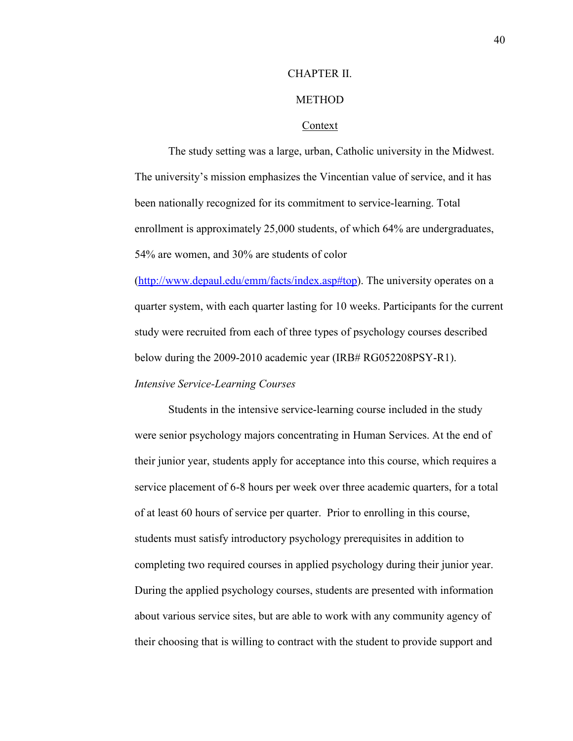# CHAPTER II.

# METHOD

## Context

The study setting was a large, urban, Catholic university in the Midwest. The university's mission emphasizes the Vincentian value of service, and it has been nationally recognized for its commitment to service-learning. Total enrollment is approximately 25,000 students, of which 64% are undergraduates, 54% are women, and 30% are students of color (http://www.depaul.edu/emm/facts/index.asp#top). The university operates on a quarter system, with each quarter lasting for 10 weeks. Participants for the current study were recruited from each of three types of psychology courses described below during the 2009-2010 academic year (IRB# RG052208PSY-R1).

### *Intensive Service-Learning Courses*

Students in the intensive service-learning course included in the study were senior psychology majors concentrating in Human Services. At the end of their junior year, students apply for acceptance into this course, which requires a service placement of 6-8 hours per week over three academic quarters, for a total of at least 60 hours of service per quarter. Prior to enrolling in this course, students must satisfy introductory psychology prerequisites in addition to completing two required courses in applied psychology during their junior year. During the applied psychology courses, students are presented with information about various service sites, but are able to work with any community agency of their choosing that is willing to contract with the student to provide support and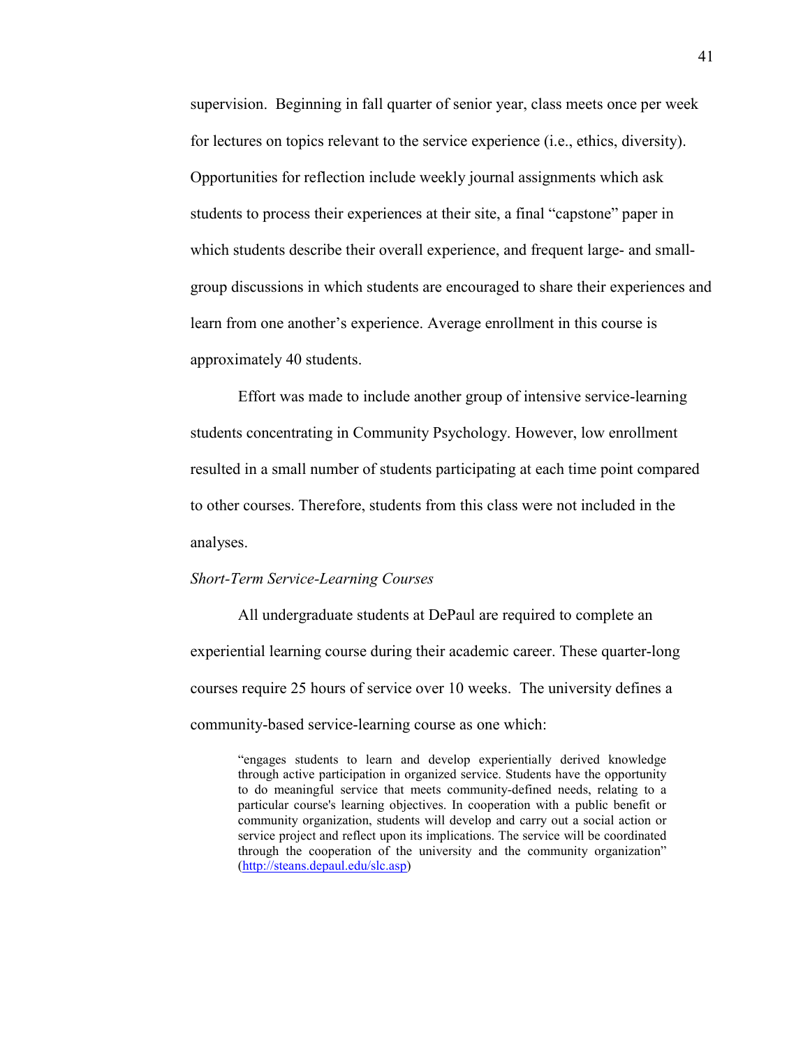supervision. Beginning in fall quarter of senior year, class meets once per week for lectures on topics relevant to the service experience (i.e., ethics, diversity). Opportunities for reflection include weekly journal assignments which ask students to process their experiences at their site, a final "capstone" paper in which students describe their overall experience, and frequent large- and small-group discussions in which students are encouraged to share their experiences and learn from one another's experience. Average enrollment in this course is approximately 40 students.

Effort was made to include another group of intensive service-learning students concentrating in Community Psychology. However, low enrollment resulted in a small number of students participating at each time point compared to other courses. Therefore, students from this class were not included in the analyses.

*Short-Term Service-Learning Courses*

All undergraduate students at DePaul are required to complete an experiential learning course during their academic career. These quarter-long courses require 25 hours of service over 10 weeks. The university defines a community-based service-learning course as one which:

> "engages students to learn and develop experientially derived knowledge through active participation in organized service. Students have the opportunity to do meaningful service that meets community-defined needs, relating to a particular course's learning objectives. In cooperation with a public benefit or community organization, students will develop and carry out a social action or service project and reflect upon its implications. The service will be coordinated through the cooperation of the university and the community organization" (http://steans.depaul.edu/slc.asp)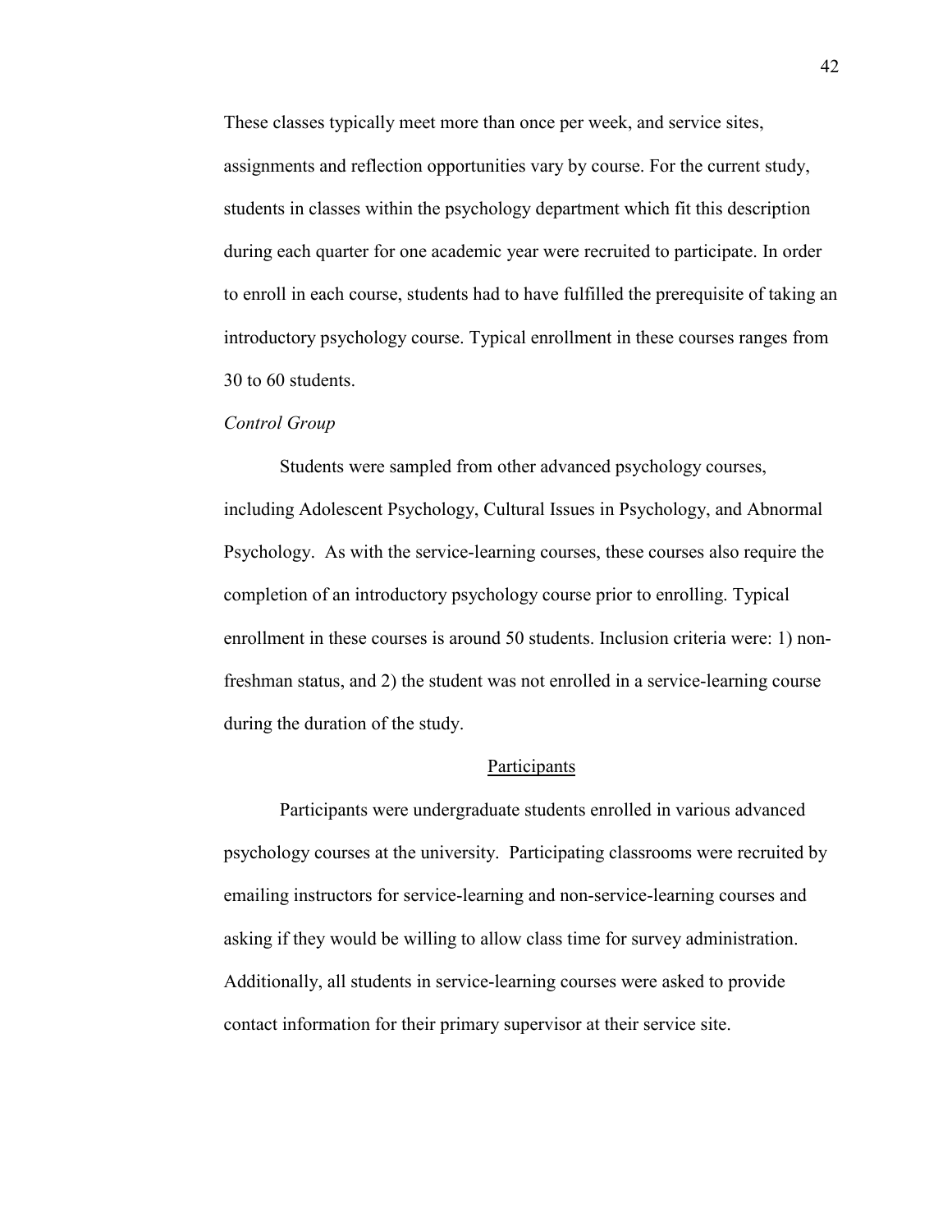These classes typically meet more than once per week, and service sites, assignments and reflection opportunities vary by course. For the current study, students in classes within the psychology department which fit this description during each quarter for one academic year were recruited to participate. In order to enroll in each course, students had to have fulfilled the prerequisite of taking an introductory psychology course. Typical enrollment in these courses ranges from 30 to 60 students.

*Control Group*

Students were sampled from other advanced psychology courses, including Adolescent Psychology, Cultural Issues in Psychology, and Abnormal Psychology. As with the service-learning courses, these courses also require the completion of an introductory psychology course prior to enrolling. Typical enrollment in these courses is around 50 students. Inclusion criteria were: 1) non-freshman status, and 2) the student was not enrolled in a service-learning course during the duration of the study.

## Participants

Participants were undergraduate students enrolled in various advanced psychology courses at the university. Participating classrooms were recruited by emailing instructors for service-learning and non-service-learning courses and asking if they would be willing to allow class time for survey administration. Additionally, all students in service-learning courses were asked to provide contact information for their primary supervisor at their service site.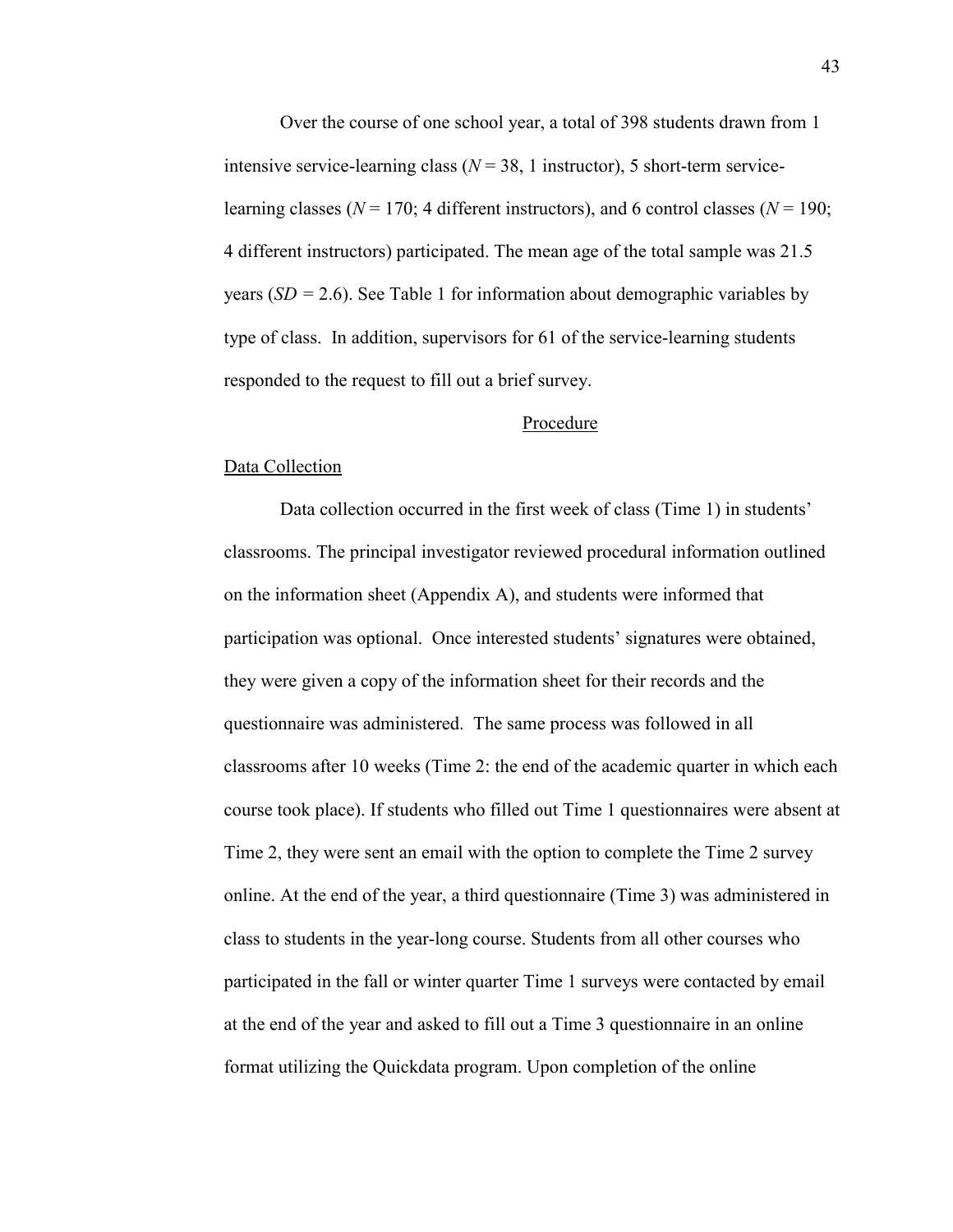Over the course of one school year, a total of 398 students drawn from 1 intensive service-learning class (*N* = 38, 1 instructor), 5 short-term service-learning classes (*N* = 170; 4 different instructors), and 6 control classes (*N* = 190; 4 different instructors) participated. The mean age of the total sample was 21.5 years (*SD* = 2.6). See Table 1 for information about demographic variables by type of class. In addition, supervisors for 61 of the service-learning students responded to the request to fill out a brief survey.

## Procedure

### Data Collection

Data collection occurred in the first week of class (Time 1) in students' classrooms. The principal investigator reviewed procedural information outlined on the information sheet (Appendix A), and students were informed that participation was optional. Once interested students' signatures were obtained, they were given a copy of the information sheet for their records and the questionnaire was administered. The same process was followed in all classrooms after 10 weeks (Time 2: the end of the academic quarter in which each course took place). If students who filled out Time 1 questionnaires were absent at Time 2, they were sent an email with the option to complete the Time 2 survey online. At the end of the year, a third questionnaire (Time 3) was administered in class to students in the year-long course. Students from all other courses who participated in the fall or winter quarter Time 1 surveys were contacted by email at the end of the year and asked to fill out a Time 3 questionnaire in an online format utilizing the Quickdata program. Upon completion of the online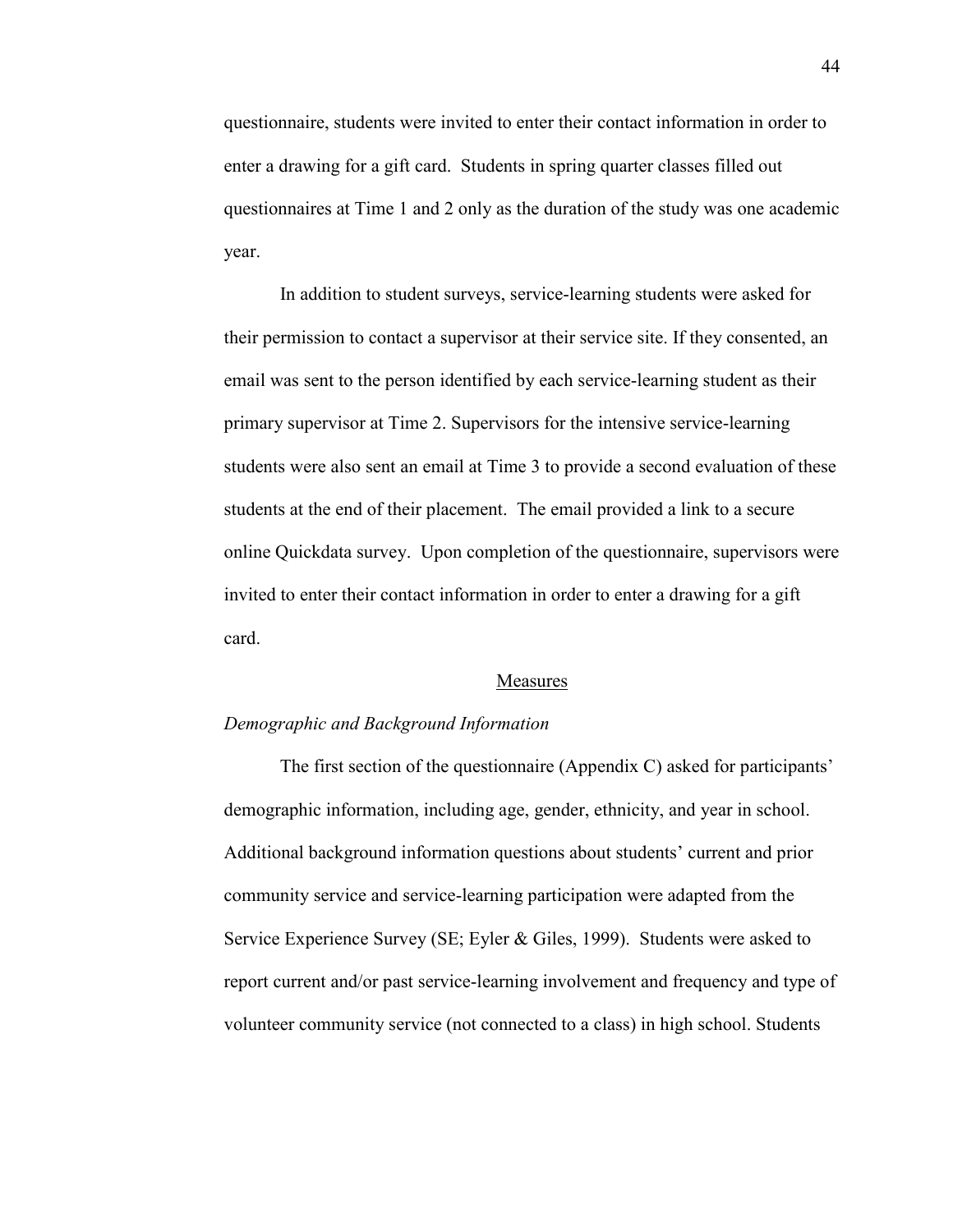questionnaire, students were invited to enter their contact information in order to enter a drawing for a gift card. Students in spring quarter classes filled out questionnaires at Time 1 and 2 only as the duration of the study was one academic year.

In addition to student surveys, service-learning students were asked for their permission to contact a supervisor at their service site. If they consented, an email was sent to the person identified by each service-learning student as their primary supervisor at Time 2. Supervisors for the intensive service-learning students were also sent an email at Time 3 to provide a second evaluation of these students at the end of their placement. The email provided a link to a secure online Quickdata survey. Upon completion of the questionnaire, supervisors were invited to enter their contact information in order to enter a drawing for a gift card.

## Measures

### *Demographic and Background Information*

The first section of the questionnaire (Appendix C) asked for participants' demographic information, including age, gender, ethnicity, and year in school. Additional background information questions about students' current and prior community service and service-learning participation were adapted from the Service Experience Survey (SE; Eyler & Giles, 1999). Students were asked to report current and/or past service-learning involvement and frequency and type of volunteer community service (not connected to a class) in high school. Students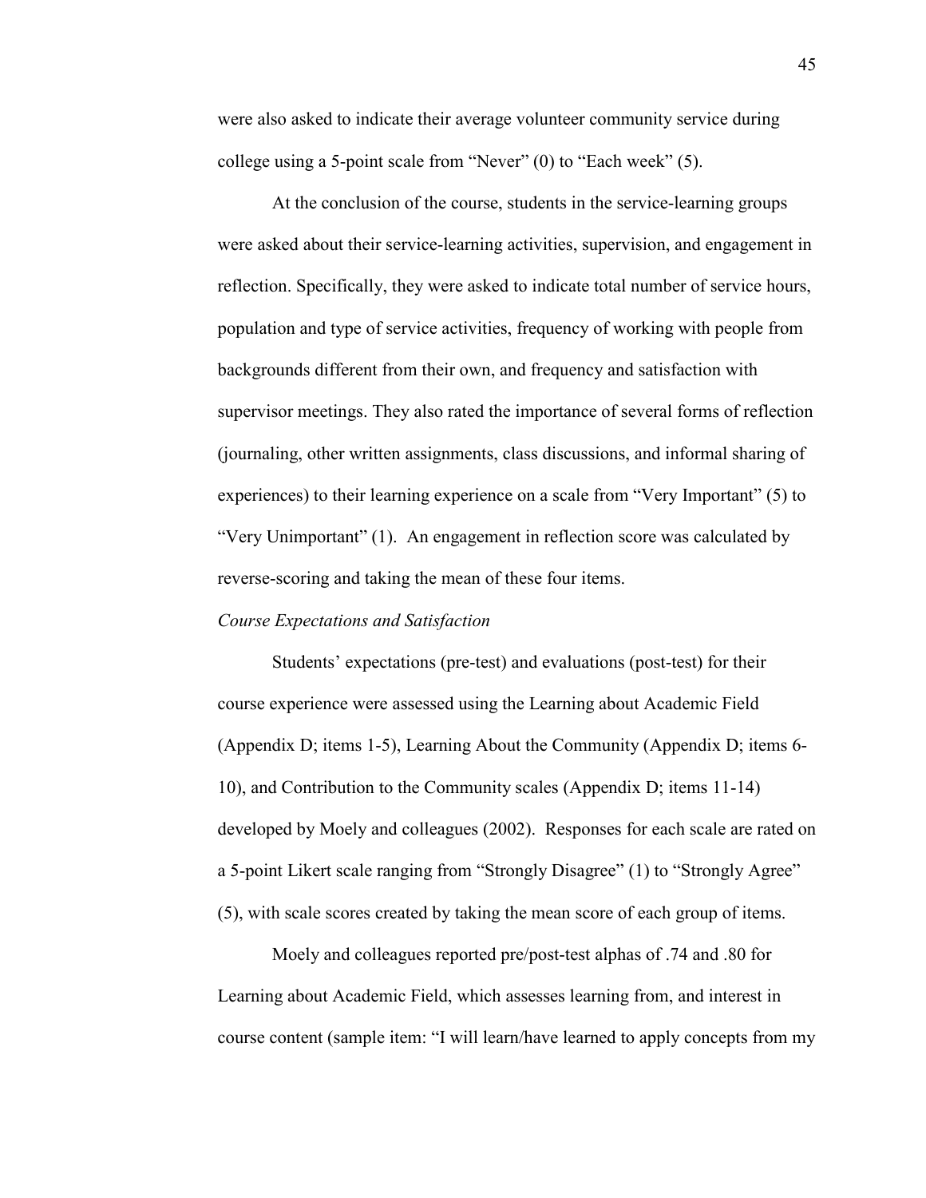were also asked to indicate their average volunteer community service during college using a 5-point scale from “Never” (0) to “Each week” (5).

At the conclusion of the course, students in the service-learning groups were asked about their service-learning activities, supervision, and engagement in reflection. Specifically, they were asked to indicate total number of service hours, population and type of service activities, frequency of working with people from backgrounds different from their own, and frequency and satisfaction with supervisor meetings. They also rated the importance of several forms of reflection (journaling, other written assignments, class discussions, and informal sharing of experiences) to their learning experience on a scale from “Very Important” (5) to “Very Unimportant” (1). An engagement in reflection score was calculated by reverse-scoring and taking the mean of these four items.

*Course Expectations and Satisfaction*

Students’ expectations (pre-test) and evaluations (post-test) for their course experience were assessed using the Learning about Academic Field (Appendix D; items 1-5), Learning About the Community (Appendix D; items 6-10), and Contribution to the Community scales (Appendix D; items 11-14) developed by Moely and colleagues (2002). Responses for each scale are rated on a 5-point Likert scale ranging from “Strongly Disagree” (1) to “Strongly Agree” (5), with scale scores created by taking the mean score of each group of items.

Moely and colleagues reported pre/post-test alphas of .74 and .80 for Learning about Academic Field, which assesses learning from, and interest in course content (sample item: “I will learn/have learned to apply concepts from my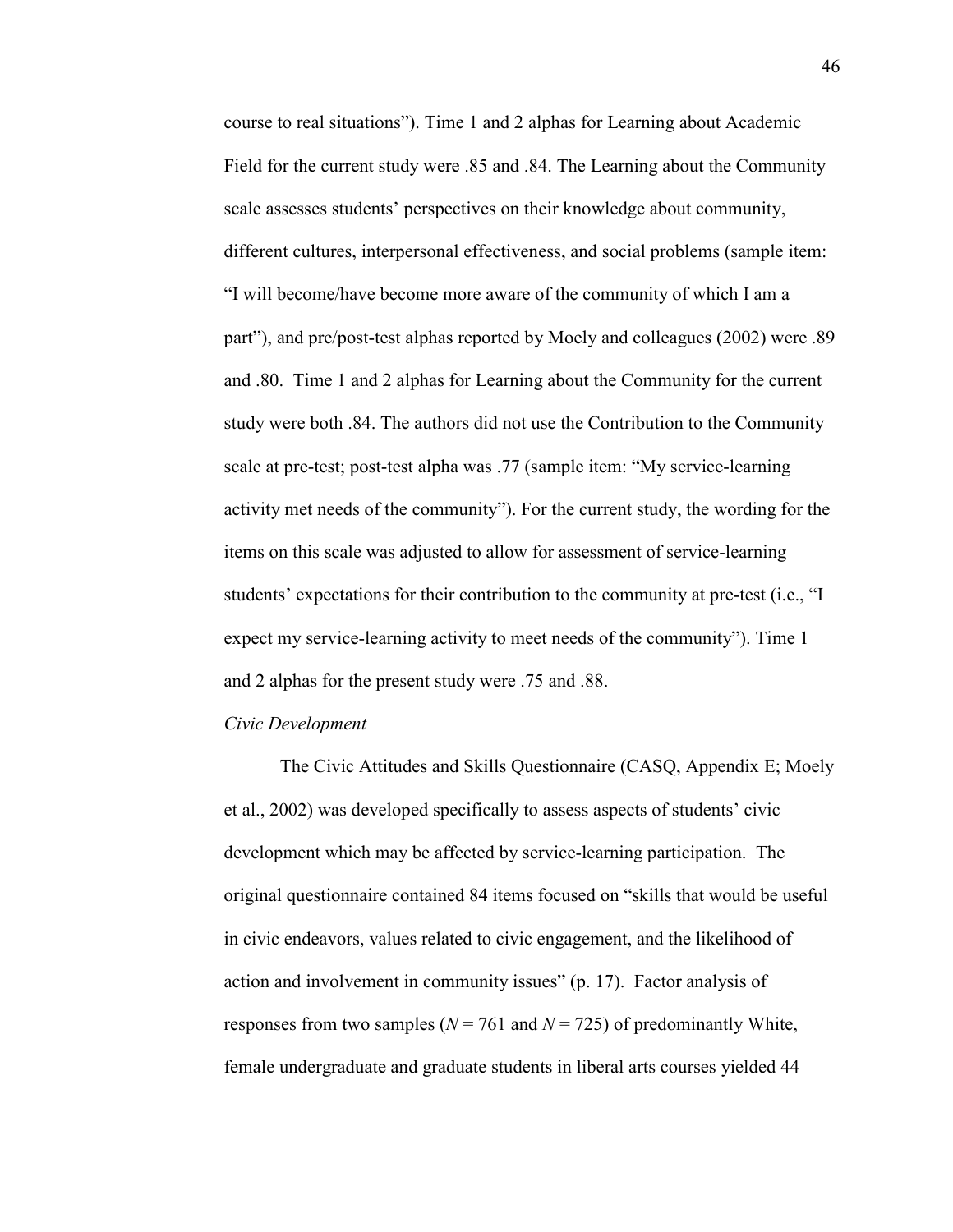course to real situations"). Time 1 and 2 alphas for Learning about Academic Field for the current study were .85 and .84. The Learning about the Community scale assesses students' perspectives on their knowledge about community, different cultures, interpersonal effectiveness, and social problems (sample item: "I will become/have become more aware of the community of which I am a part"), and pre/post-test alphas reported by Moely and colleagues (2002) were .89 and .80. Time 1 and 2 alphas for Learning about the Community for the current study were both .84. The authors did not use the Contribution to the Community scale at pre-test; post-test alpha was .77 (sample item: "My service-learning activity met needs of the community"). For the current study, the wording for the items on this scale was adjusted to allow for assessment of service-learning students' expectations for their contribution to the community at pre-test (i.e., "I expect my service-learning activity to meet needs of the community"). Time 1 and 2 alphas for the present study were .75 and .88.

*Civic Development*

The Civic Attitudes and Skills Questionnaire (CASQ, Appendix E; Moely et al., 2002) was developed specifically to assess aspects of students' civic development which may be affected by service-learning participation. The original questionnaire contained 84 items focused on "skills that would be useful in civic endeavors, values related to civic engagement, and the likelihood of action and involvement in community issues" (p. 17). Factor analysis of responses from two samples ($N = 761$ and $N = 725$) of predominantly White, female undergraduate and graduate students in liberal arts courses yielded 44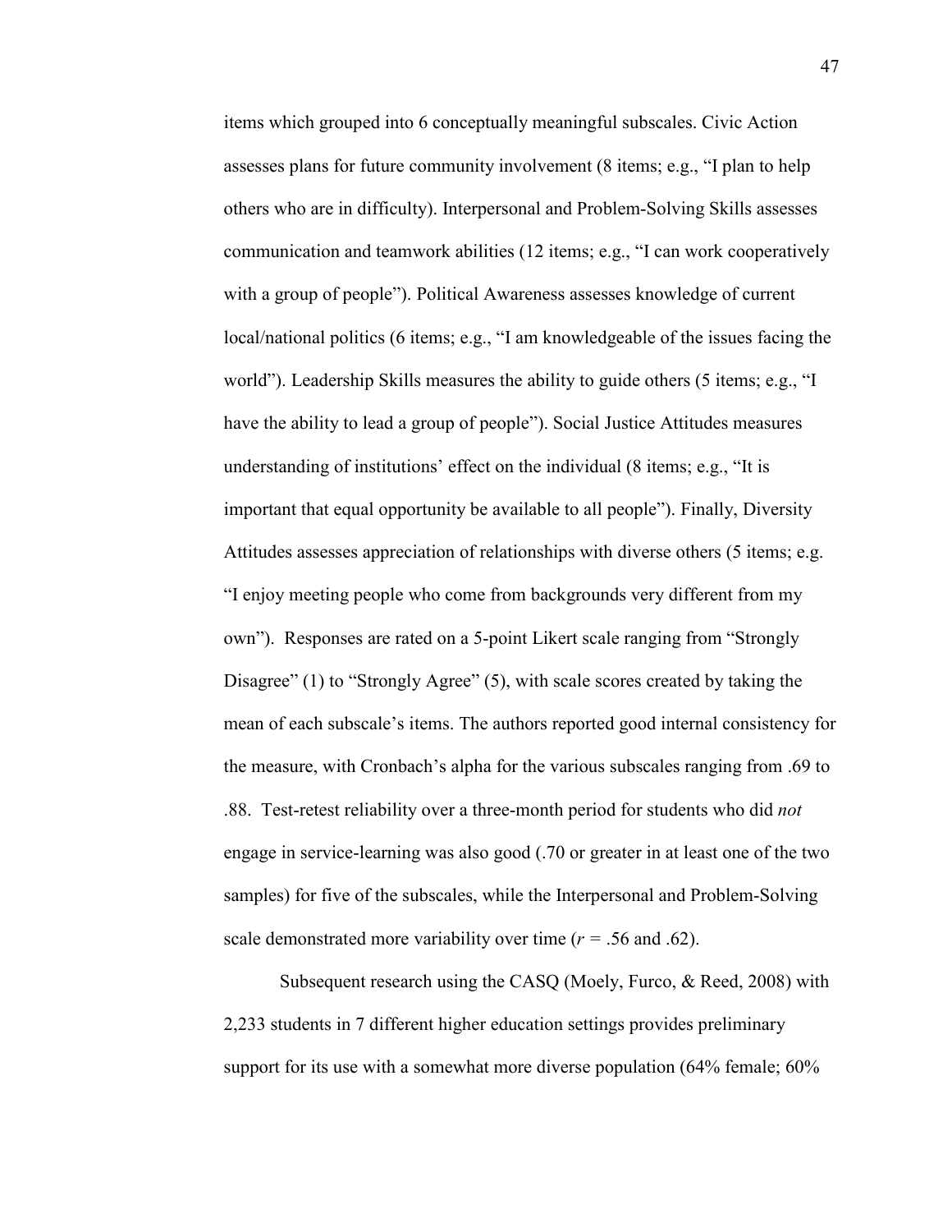items which grouped into 6 conceptually meaningful subscales. Civic Action assesses plans for future community involvement (8 items; e.g., “I plan to help others who are in difficulty). Interpersonal and Problem-Solving Skills assesses communication and teamwork abilities (12 items; e.g., “I can work cooperatively with a group of people”). Political Awareness assesses knowledge of current local/national politics (6 items; e.g., “I am knowledgeable of the issues facing the world”). Leadership Skills measures the ability to guide others (5 items; e.g., “I have the ability to lead a group of people”). Social Justice Attitudes measures understanding of institutions’ effect on the individual (8 items; e.g., “It is important that equal opportunity be available to all people”). Finally, Diversity Attitudes assesses appreciation of relationships with diverse others (5 items; e.g. “I enjoy meeting people who come from backgrounds very different from my own”). Responses are rated on a 5-point Likert scale ranging from “Strongly Disagree” (1) to “Strongly Agree” (5), with scale scores created by taking the mean of each subscale’s items. The authors reported good internal consistency for the measure, with Cronbach’s alpha for the various subscales ranging from .69 to .88. Test-retest reliability over a three-month period for students who did *not* engage in service-learning was also good (.70 or greater in at least one of the two samples) for five of the subscales, while the Interpersonal and Problem-Solving scale demonstrated more variability over time ($r$ = .56 and .62).

Subsequent research using the CASQ (Moely, Furco, & Reed, 2008) with 2,233 students in 7 different higher education settings provides preliminary support for its use with a somewhat more diverse population (64% female; 60%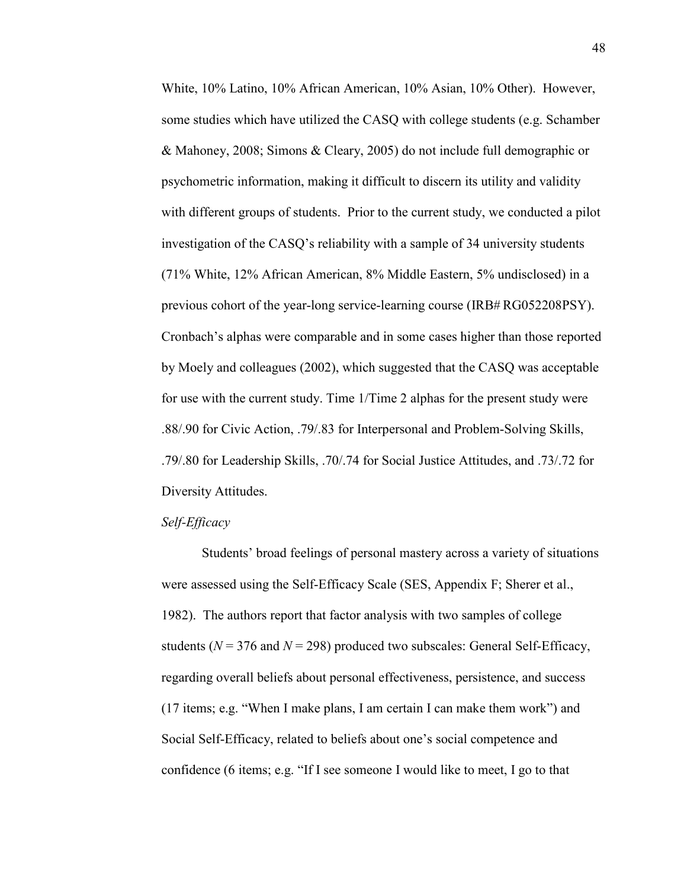White, 10% Latino, 10% African American, 10% Asian, 10% Other). However, some studies which have utilized the CASQ with college students (e.g. Schamber & Mahoney, 2008; Simons & Cleary, 2005) do not include full demographic or psychometric information, making it difficult to discern its utility and validity with different groups of students. Prior to the current study, we conducted a pilot investigation of the CASQ's reliability with a sample of 34 university students (71% White, 12% African American, 8% Middle Eastern, 5% undisclosed) in a previous cohort of the year-long service-learning course (IRB# RG052208PSY). Cronbach's alphas were comparable and in some cases higher than those reported by Moely and colleagues (2002), which suggested that the CASQ was acceptable for use with the current study. Time 1/Time 2 alphas for the present study were .88/.90 for Civic Action, .79/.83 for Interpersonal and Problem-Solving Skills, .79/.80 for Leadership Skills, .70/.74 for Social Justice Attitudes, and .73/.72 for Diversity Attitudes.

*Self-Efficacy*

Students' broad feelings of personal mastery across a variety of situations were assessed using the Self-Efficacy Scale (SES, Appendix F; Sherer et al., 1982). The authors report that factor analysis with two samples of college students ($N = 376$ and $N = 298$) produced two subscales: General Self-Efficacy, regarding overall beliefs about personal effectiveness, persistence, and success (17 items; e.g. "When I make plans, I am certain I can make them work") and Social Self-Efficacy, related to beliefs about one's social competence and confidence (6 items; e.g. "If I see someone I would like to meet, I go to that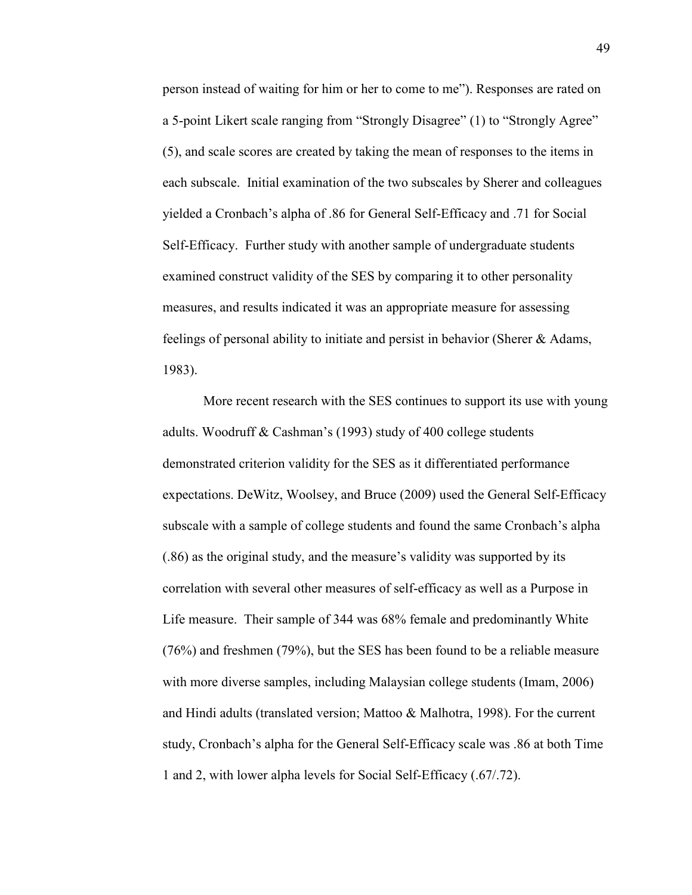person instead of waiting for him or her to come to me"). Responses are rated on a 5-point Likert scale ranging from "Strongly Disagree" (1) to "Strongly Agree" (5), and scale scores are created by taking the mean of responses to the items in each subscale. Initial examination of the two subscales by Sherer and colleagues yielded a Cronbach's alpha of .86 for General Self-Efficacy and .71 for Social Self-Efficacy. Further study with another sample of undergraduate students examined construct validity of the SES by comparing it to other personality measures, and results indicated it was an appropriate measure for assessing feelings of personal ability to initiate and persist in behavior (Sherer & Adams, 1983).

More recent research with the SES continues to support its use with young adults. Woodruff & Cashman's (1993) study of 400 college students demonstrated criterion validity for the SES as it differentiated performance expectations. DeWitz, Woolsey, and Bruce (2009) used the General Self-Efficacy subscale with a sample of college students and found the same Cronbach's alpha (.86) as the original study, and the measure's validity was supported by its correlation with several other measures of self-efficacy as well as a Purpose in Life measure. Their sample of 344 was 68% female and predominantly White (76%) and freshmen (79%), but the SES has been found to be a reliable measure with more diverse samples, including Malaysian college students (Imam, 2006) and Hindi adults (translated version; Mattoo & Malhotra, 1998). For the current study, Cronbach's alpha for the General Self-Efficacy scale was .86 at both Time 1 and 2, with lower alpha levels for Social Self-Efficacy (.67/.72).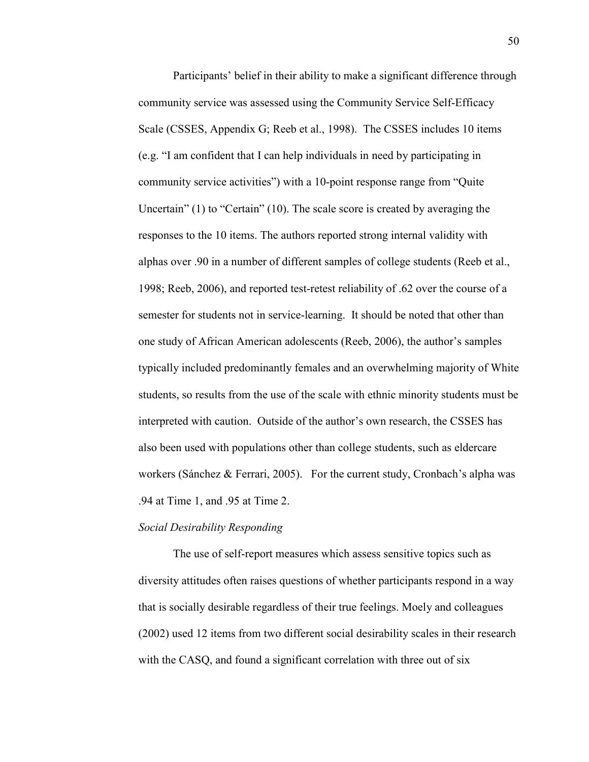Participants' belief in their ability to make a significant difference through community service was assessed using the Community Service Self-Efficacy Scale (CSSES, Appendix G; Reeb et al., 1998). The CSSES includes 10 items (e.g. "I am confident that I can help individuals in need by participating in community service activities") with a 10-point response range from "Quite Uncertain" (1) to "Certain" (10). The scale score is created by averaging the responses to the 10 items. The authors reported strong internal validity with alphas over .90 in a number of different samples of college students (Reeb et al., 1998; Reeb, 2006), and reported test-retest reliability of .62 over the course of a semester for students not in service-learning. It should be noted that other than one study of African American adolescents (Reeb, 2006), the author's samples typically included predominantly females and an overwhelming majority of White students, so results from the use of the scale with ethnic minority students must be interpreted with caution. Outside of the author's own research, the CSSES has also been used with populations other than college students, such as eldercare workers (Sánchez & Ferrari, 2005). For the current study, Cronbach's alpha was .94 at Time 1, and .95 at Time 2.

*Social Desirability Responding*

The use of self-report measures which assess sensitive topics such as diversity attitudes often raises questions of whether participants respond in a way that is socially desirable regardless of their true feelings. Moely and colleagues (2002) used 12 items from two different social desirability scales in their research with the CASQ, and found a significant correlation with three out of six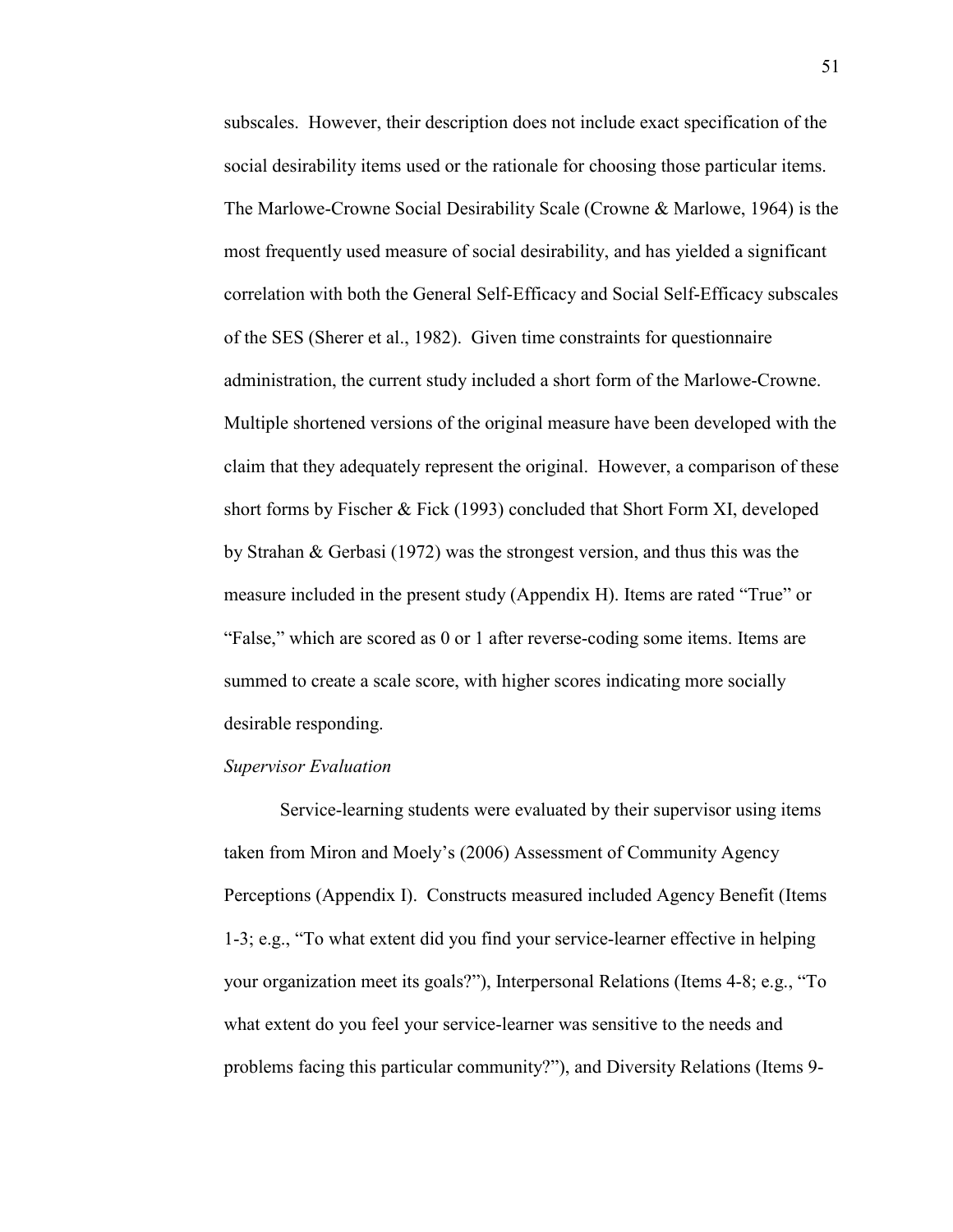subscales. However, their description does not include exact specification of the social desirability items used or the rationale for choosing those particular items. The Marlowe-Crowne Social Desirability Scale (Crowne & Marlowe, 1964) is the most frequently used measure of social desirability, and has yielded a significant correlation with both the General Self-Efficacy and Social Self-Efficacy subscales of the SES (Sherer et al., 1982). Given time constraints for questionnaire administration, the current study included a short form of the Marlowe-Crowne. Multiple shortened versions of the original measure have been developed with the claim that they adequately represent the original. However, a comparison of these short forms by Fischer & Fick (1993) concluded that Short Form XI, developed by Strahan & Gerbasi (1972) was the strongest version, and thus this was the measure included in the present study (Appendix H). Items are rated "True" or "False," which are scored as 0 or 1 after reverse-coding some items. Items are summed to create a scale score, with higher scores indicating more socially desirable responding.

*Supervisor Evaluation*

Service-learning students were evaluated by their supervisor using items taken from Miron and Moely's (2006) Assessment of Community Agency Perceptions (Appendix I). Constructs measured included Agency Benefit (Items 1-3; e.g., "To what extent did you find your service-learner effective in helping your organization meet its goals?"), Interpersonal Relations (Items 4-8; e.g., "To what extent do you feel your service-learner was sensitive to the needs and problems facing this particular community?"), and Diversity Relations (Items 9-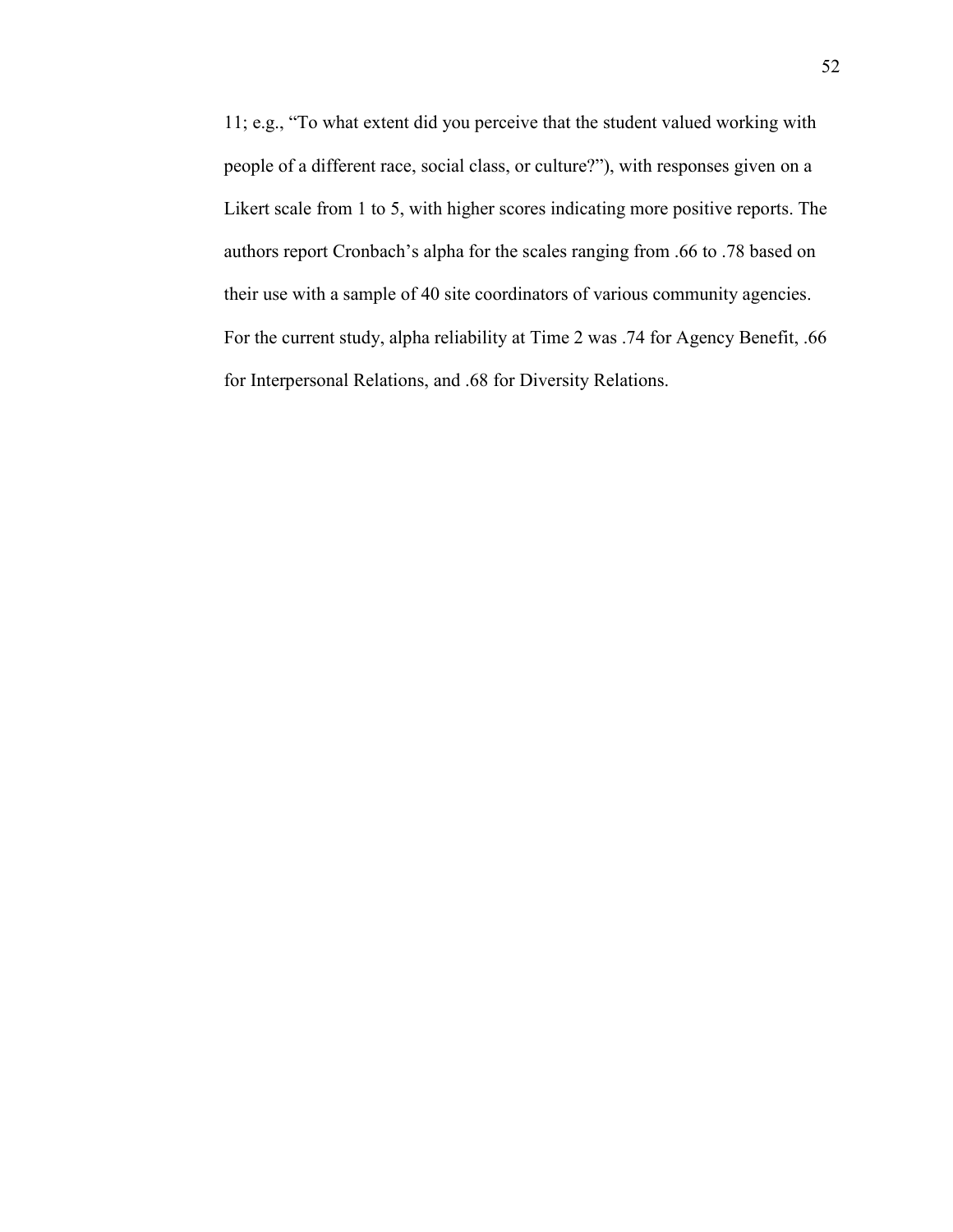11; e.g., “To what extent did you perceive that the student valued working with people of a different race, social class, or culture?”), with responses given on a Likert scale from 1 to 5, with higher scores indicating more positive reports. The authors report Cronbach’s alpha for the scales ranging from .66 to .78 based on their use with a sample of 40 site coordinators of various community agencies. For the current study, alpha reliability at Time 2 was .74 for Agency Benefit, .66 for Interpersonal Relations, and .68 for Diversity Relations.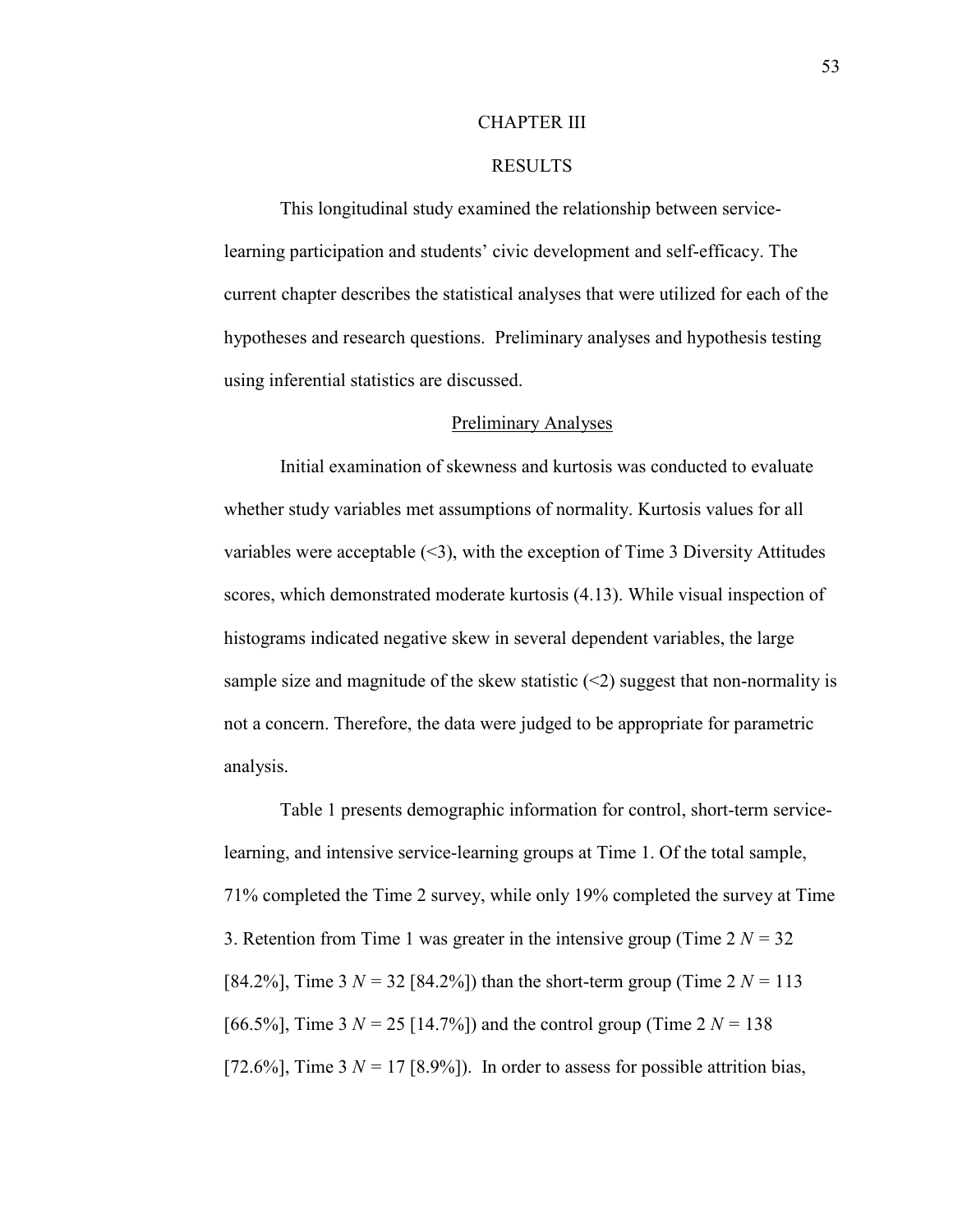# CHAPTER III

# RESULTS

This longitudinal study examined the relationship between service-learning participation and students' civic development and self-efficacy. The current chapter describes the statistical analyses that were utilized for each of the hypotheses and research questions. Preliminary analyses and hypothesis testing using inferential statistics are discussed.

## Preliminary Analyses

Initial examination of skewness and kurtosis was conducted to evaluate whether study variables met assumptions of normality. Kurtosis values for all variables were acceptable (<3), with the exception of Time 3 Diversity Attitudes scores, which demonstrated moderate kurtosis (4.13). While visual inspection of histograms indicated negative skew in several dependent variables, the large sample size and magnitude of the skew statistic (<2) suggest that non-normality is not a concern. Therefore, the data were judged to be appropriate for parametric analysis.

Table 1 presents demographic information for control, short-term service-learning, and intensive service-learning groups at Time 1. Of the total sample, 71% completed the Time 2 survey, while only 19% completed the survey at Time 3. Retention from Time 1 was greater in the intensive group (Time 2 $N = 32$ [84.2%], Time 3 $N = 32$ [84.2%]) than the short-term group (Time 2 $N = 113$ [66.5%], Time 3 $N = 25$ [14.7%]) and the control group (Time 2 $N = 138$ [72.6%], Time 3 $N = 17$ [8.9%]). In order to assess for possible attrition bias,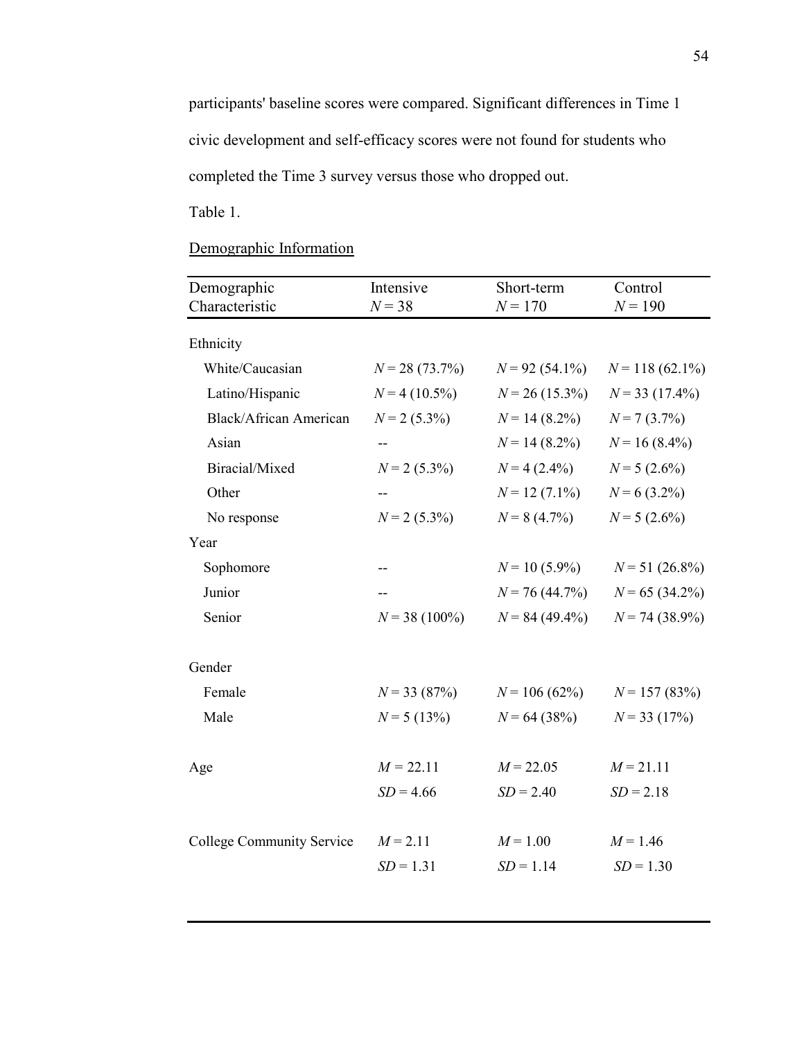participants' baseline scores were compared. Significant differences in Time 1 civic development and self-efficacy scores were not found for students who completed the Time 3 survey versus those who dropped out.

Table 1.

Demographic Information

| Demographic Characteristic | Intensive *N* = 38 | Short-term *N* = 170 | Control *N* = 190 |
|---|---|---|---|
| Ethnicity | | | |
| White/Caucasian | *N* = 28 (73.7%) | *N* = 92 (54.1%) | *N* = 118 (62.1%) |
| Latino/Hispanic | *N* = 4 (10.5%) | *N* = 26 (15.3%) | *N* = 33 (17.4%) |
| Black/African American | *N* = 2 (5.3%) | *N* = 14 (8.2%) | *N* = 7 (3.7%) |
| Asian | -- | *N* = 14 (8.2%) | *N* = 16 (8.4%) |
| Biracial/Mixed | *N* = 2 (5.3%) | *N* = 4 (2.4%) | *N* = 5 (2.6%) |
| Other | -- | *N* = 12 (7.1%) | *N* = 6 (3.2%) |
| No response | *N* = 2 (5.3%) | *N* = 8 (4.7%) | *N* = 5 (2.6%) |
| Year | | | |
| Sophomore | -- | *N* = 10 (5.9%) | *N* = 51 (26.8%) |
| Junior | -- | *N* = 76 (44.7%) | *N* = 65 (34.2%) |
| Senior | *N* = 38 (100%) | *N* = 84 (49.4%) | *N* = 74 (38.9%) |
| Gender | | | |
| Female | *N* = 33 (87%) | *N* = 106 (62%) | *N* = 157 (83%) |
| Male | *N* = 5 (13%) | *N* = 64 (38%) | *N* = 33 (17%) |
| Age | *M* = 22.11 | *M* = 22.05 | *M* = 21.11 |
| | *SD* = 4.66 | *SD* = 2.40 | *SD* = 2.18 |
| College Community Service | *M* = 2.11 | *M* = 1.00 | *M* = 1.46 |
| | *SD* = 1.31 | *SD* = 1.14 | *SD* = 1.30 |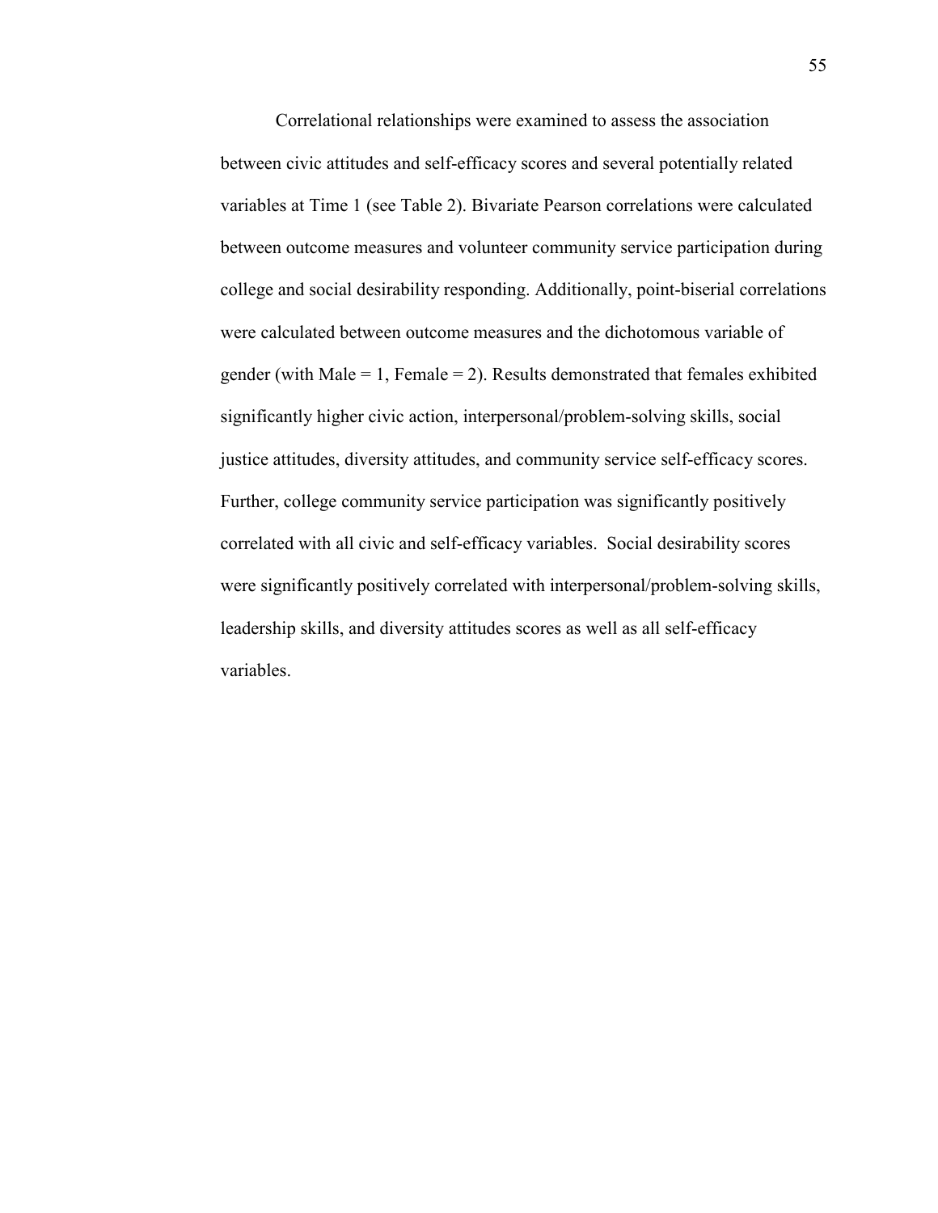Correlational relationships were examined to assess the association between civic attitudes and self-efficacy scores and several potentially related variables at Time 1 (see Table 2). Bivariate Pearson correlations were calculated between outcome measures and volunteer community service participation during college and social desirability responding. Additionally, point-biserial correlations were calculated between outcome measures and the dichotomous variable of gender (with Male = 1, Female = 2). Results demonstrated that females exhibited significantly higher civic action, interpersonal/problem-solving skills, social justice attitudes, diversity attitudes, and community service self-efficacy scores. Further, college community service participation was significantly positively correlated with all civic and self-efficacy variables. Social desirability scores were significantly positively correlated with interpersonal/problem-solving skills, leadership skills, and diversity attitudes scores as well as all self-efficacy variables.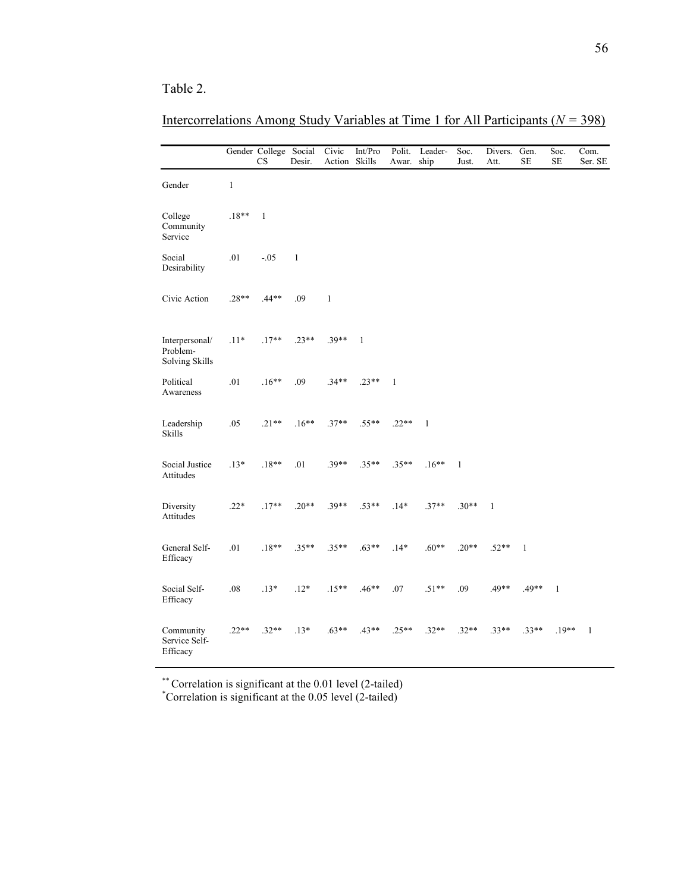Table 2.

Intercorrelations Among Study Variables at Time 1 for All Participants (*N* = 398)

| | Gender | College CS | Social Desir. | Civic Action | Int/Pro Skills | Polit. Awar. | Leader-ship | Soc. Just. | Divers. Att. | Gen. SE | Soc. SE | Com. Ser. SE |
|---|---|---|---|---|---|---|---|---|---|---|---|---|
| Gender | 1 | | | | | | | | | | | |
| College Community Service | .18** | 1 | | | | | | | | | | |
| Social Desirability | .01 | -.05 | 1 | | | | | | | | | |
| Civic Action | .28** | .44** | .09 | 1 | | | | | | | | |
| Interpersonal/ Problem-Solving Skills | .11* | .17** | .23** | .39** | 1 | | | | | | | |
| Political Awareness | .01 | .16** | .09 | .34** | .23** | 1 | | | | | | |
| Leadership Skills | .05 | .21** | .16** | .37** | .55** | .22** | 1 | | | | | |
| Social Justice Attitudes | .13* | .18** | .01 | .39** | .35** | .35** | .16** | 1 | | | | |
| Diversity Attitudes | .22* | .17** | .20** | .39** | .53** | .14* | .37** | .30** | 1 | | | |
| General Self-Efficacy | .01 | .18** | .35** | .35** | .63** | .14* | .60** | .20** | .52** | 1 | | |
| Social Self-Efficacy | .08 | .13* | .12* | .15** | .46** | .07 | .51** | .09 | .49** | .49** | 1 | |
| Community Service Self-Efficacy | .22** | .32** | .13* | .63** | .43** | .25** | .32** | .32** | .33** | .33** | .19** | 1 |

** Correlation is significant at the 0.01 level (2-tailed)
* Correlation is significant at the 0.05 level (2-tailed)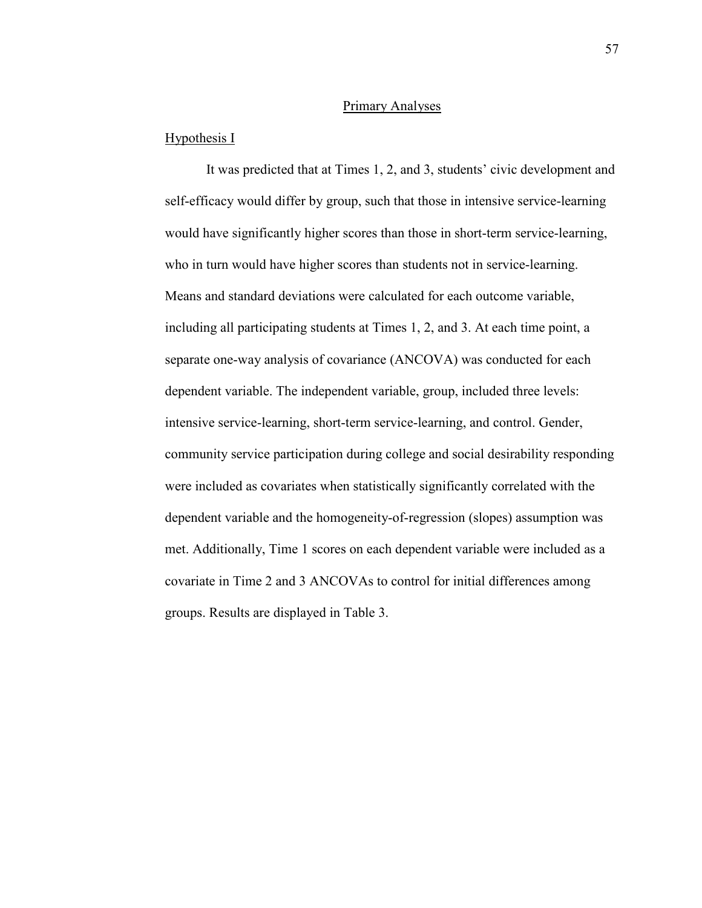## Primary Analyses

### Hypothesis I

It was predicted that at Times 1, 2, and 3, students' civic development and self-efficacy would differ by group, such that those in intensive service-learning would have significantly higher scores than those in short-term service-learning, who in turn would have higher scores than students not in service-learning. Means and standard deviations were calculated for each outcome variable, including all participating students at Times 1, 2, and 3. At each time point, a separate one-way analysis of covariance (ANCOVA) was conducted for each dependent variable. The independent variable, group, included three levels: intensive service-learning, short-term service-learning, and control. Gender, community service participation during college and social desirability responding were included as covariates when statistically significantly correlated with the dependent variable and the homogeneity-of-regression (slopes) assumption was met. Additionally, Time 1 scores on each dependent variable were included as a covariate in Time 2 and 3 ANCOVAs to control for initial differences among groups. Results are displayed in Table 3.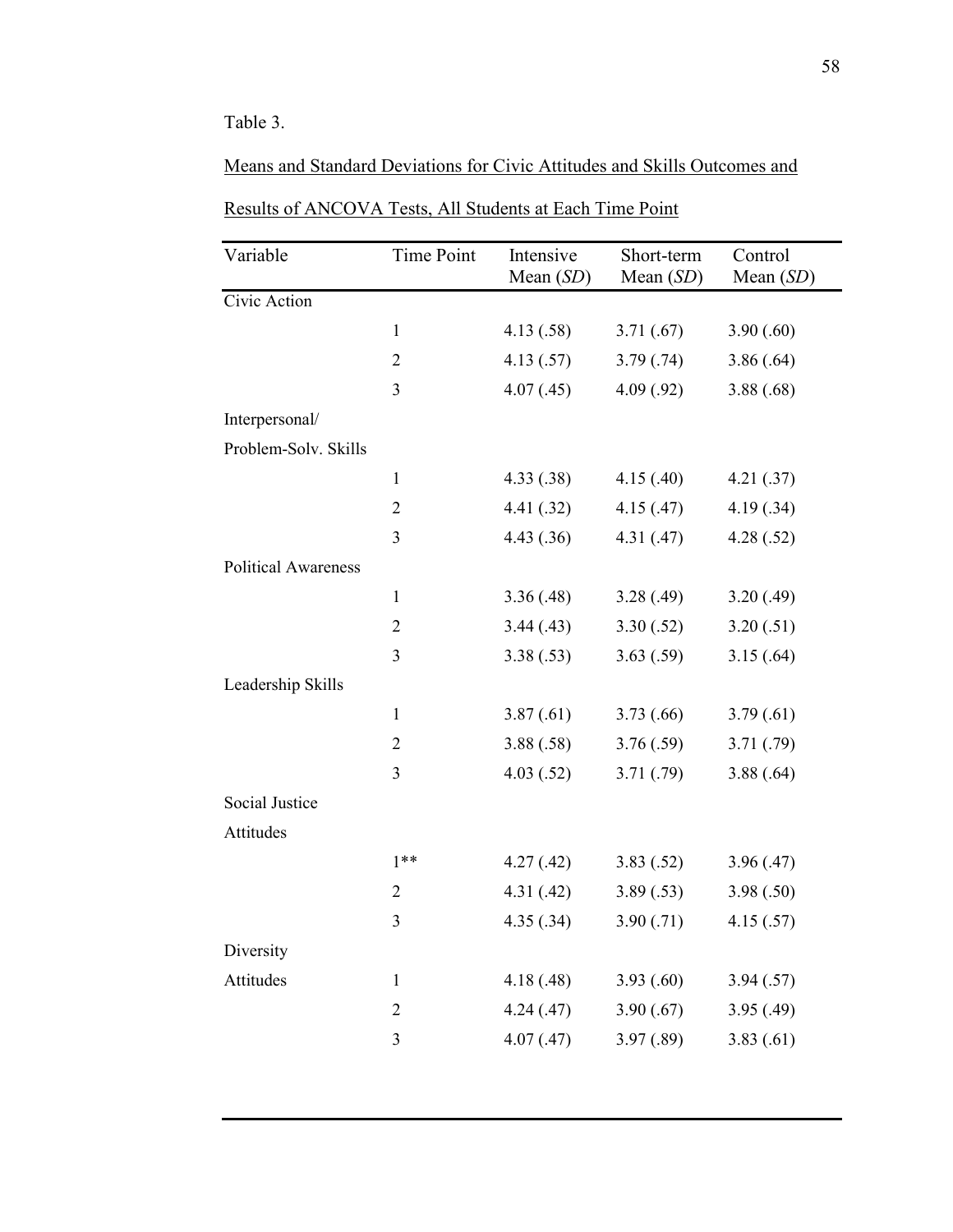Table 3.

Means and Standard Deviations for Civic Attitudes and Skills Outcomes and Results of ANCOVA Tests, All Students at Each Time Point

| Variable | Time Point | Intensive Mean (*SD*) | Short-term Mean (*SD*) | Control Mean (*SD*) |
|---|---|---|---|---|
| Civic Action | | | | |
| | 1 | 4.13 (.58) | 3.71 (.67) | 3.90 (.60) |
| | 2 | 4.13 (.57) | 3.79 (.74) | 3.86 (.64) |
| | 3 | 4.07 (.45) | 4.09 (.92) | 3.88 (.68) |
| Interpersonal/ Problem-Solv. Skills | | | | |
| | 1 | 4.33 (.38) | 4.15 (.40) | 4.21 (.37) |
| | 2 | 4.41 (.32) | 4.15 (.47) | 4.19 (.34) |
| | 3 | 4.43 (.36) | 4.31 (.47) | 4.28 (.52) |
| Political Awareness | | | | |
| | 1 | 3.36 (.48) | 3.28 (.49) | 3.20 (.49) |
| | 2 | 3.44 (.43) | 3.30 (.52) | 3.20 (.51) |
| | 3 | 3.38 (.53) | 3.63 (.59) | 3.15 (.64) |
| Leadership Skills | | | | |
| | 1 | 3.87 (.61) | 3.73 (.66) | 3.79 (.61) |
| | 2 | 3.88 (.58) | 3.76 (.59) | 3.71 (.79) |
| | 3 | 4.03 (.52) | 3.71 (.79) | 3.88 (.64) |
| Social Justice Attitudes | | | | |
| | 1** | 4.27 (.42) | 3.83 (.52) | 3.96 (.47) |
| | 2 | 4.31 (.42) | 3.89 (.53) | 3.98 (.50) |
| | 3 | 4.35 (.34) | 3.90 (.71) | 4.15 (.57) |
| Diversity Attitudes | 1 | 4.18 (.48) | 3.93 (.60) | 3.94 (.57) |
| | 2 | 4.24 (.47) | 3.90 (.67) | 3.95 (.49) |
| | 3 | 4.07 (.47) | 3.97 (.89) | 3.83 (.61) |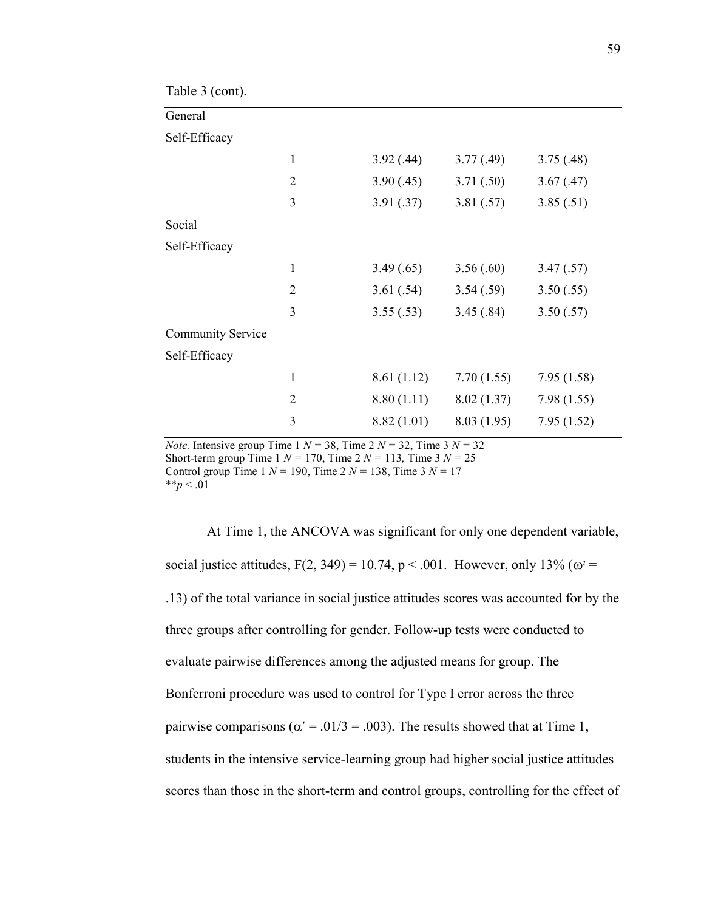Table 3 (cont).

| | | | | |
|---|---|---|---|---|
| General Self-Efficacy | | | | |
| | 1 | 3.92 (.44) | 3.77 (.49) | 3.75 (.48) |
| | 2 | 3.90 (.45) | 3.71 (.50) | 3.67 (.47) |
| | 3 | 3.91 (.37) | 3.81 (.57) | 3.85 (.51) |
| Social Self-Efficacy | | | | |
| | 1 | 3.49 (.65) | 3.56 (.60) | 3.47 (.57) |
| | 2 | 3.61 (.54) | 3.54 (.59) | 3.50 (.55) |
| | 3 | 3.55 (.53) | 3.45 (.84) | 3.50 (.57) |
| Community Service Self-Efficacy | | | | |
| | 1 | 8.61 (1.12) | 7.70 (1.55) | 7.95 (1.58) |
| | 2 | 8.80 (1.11) | 8.02 (1.37) | 7.98 (1.55) |
| | 3 | 8.82 (1.01) | 8.03 (1.95) | 7.95 (1.52) |

*Note.* Intensive group Time 1 $N = 38$, Time 2 $N = 32$, Time 3 $N = 32$
Short-term group Time 1 $N = 170$, Time 2 $N = 113$, Time 3 $N = 25$
Control group Time 1 $N = 190$, Time 2 $N = 138$, Time 3 $N = 17$
$^{**}p < .01$

At Time 1, the ANCOVA was significant for only one dependent variable, social justice attitudes, $F(2, 349) = 10.74$, $p < .001$. However, only 13% ($\omega^2 = .13$) of the total variance in social justice attitudes scores was accounted for by the three groups after controlling for gender. Follow-up tests were conducted to evaluate pairwise differences among the adjusted means for group. The Bonferroni procedure was used to control for Type I error across the three pairwise comparisons ($\alpha' = .01/3 = .003$). The results showed that at Time 1, students in the intensive service-learning group had higher social justice attitudes scores than those in the short-term and control groups, controlling for the effect of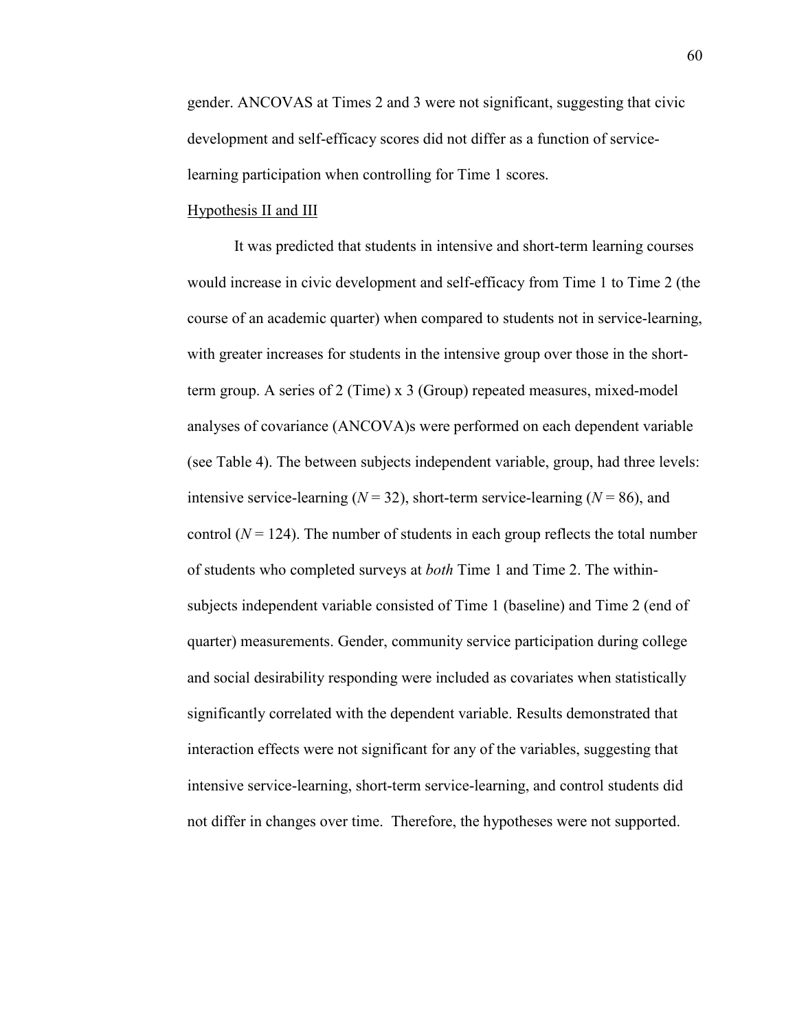gender. ANCOVAS at Times 2 and 3 were not significant, suggesting that civic development and self-efficacy scores did not differ as a function of service-learning participation when controlling for Time 1 scores.

<u>Hypothesis II and III</u>

It was predicted that students in intensive and short-term learning courses would increase in civic development and self-efficacy from Time 1 to Time 2 (the course of an academic quarter) when compared to students not in service-learning, with greater increases for students in the intensive group over those in the short-term group. A series of 2 (Time) x 3 (Group) repeated measures, mixed-model analyses of covariance (ANCOVA)s were performed on each dependent variable (see Table 4). The between subjects independent variable, group, had three levels: intensive service-learning ($N = 32$), short-term service-learning ($N = 86$), and control ($N = 124$). The number of students in each group reflects the total number of students who completed surveys at *both* Time 1 and Time 2. The within-subjects independent variable consisted of Time 1 (baseline) and Time 2 (end of quarter) measurements. Gender, community service participation during college and social desirability responding were included as covariates when statistically significantly correlated with the dependent variable. Results demonstrated that interaction effects were not significant for any of the variables, suggesting that intensive service-learning, short-term service-learning, and control students did not differ in changes over time. Therefore, the hypotheses were not supported.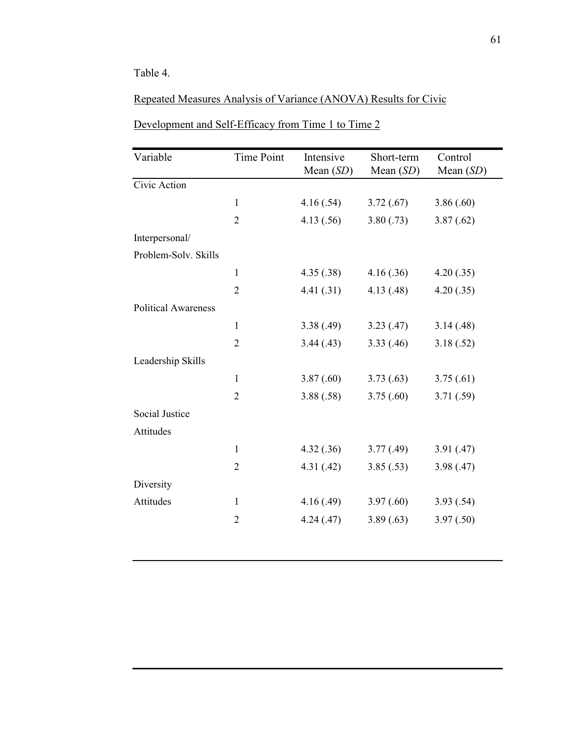Table 4.

Repeated Measures Analysis of Variance (ANOVA) Results for Civic Development and Self-Efficacy from Time 1 to Time 2

| Variable | Time Point | Intensive Mean (*SD*) | Short-term Mean (*SD*) | Control Mean (*SD*) |
|---|---|---|---|---|
| Civic Action | | | | |
| | 1 | 4.16 (.54) | 3.72 (.67) | 3.86 (.60) |
| | 2 | 4.13 (.56) | 3.80 (.73) | 3.87 (.62) |
| Interpersonal/ Problem-Solv. Skills | | | | |
| | 1 | 4.35 (.38) | 4.16 (.36) | 4.20 (.35) |
| | 2 | 4.41 (.31) | 4.13 (.48) | 4.20 (.35) |
| Political Awareness | | | | |
| | 1 | 3.38 (.49) | 3.23 (.47) | 3.14 (.48) |
| | 2 | 3.44 (.43) | 3.33 (.46) | 3.18 (.52) |
| Leadership Skills | | | | |
| | 1 | 3.87 (.60) | 3.73 (.63) | 3.75 (.61) |
| | 2 | 3.88 (.58) | 3.75 (.60) | 3.71 (.59) |
| Social Justice Attitudes | | | | |
| | 1 | 4.32 (.36) | 3.77 (.49) | 3.91 (.47) |
| | 2 | 4.31 (.42) | 3.85 (.53) | 3.98 (.47) |
| Diversity Attitudes | 1 | 4.16 (.49) | 3.97 (.60) | 3.93 (.54) |
| | 2 | 4.24 (.47) | 3.89 (.63) | 3.97 (.50) |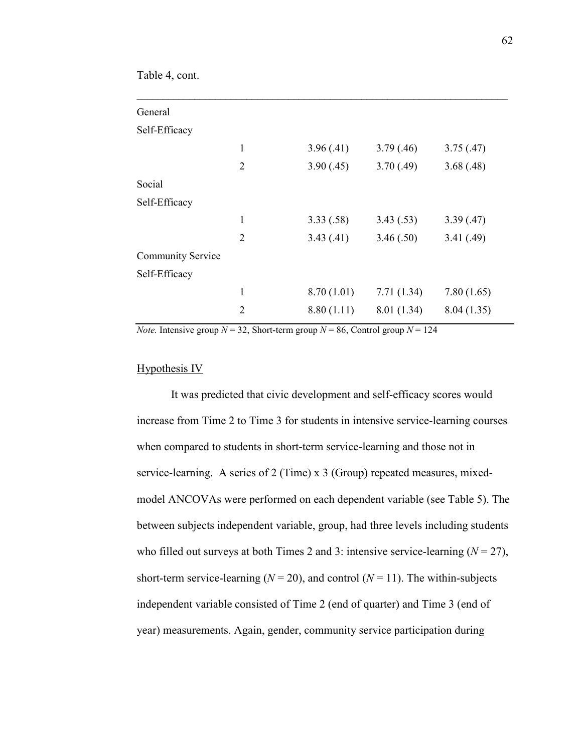Table 4, cont.

| | | | | |
|---|---|---|---|---|
| General Self-Efficacy | | | | |
| | 1 | 3.96 (.41) | 3.79 (.46) | 3.75 (.47) |
| | 2 | 3.90 (.45) | 3.70 (.49) | 3.68 (.48) |
| Social Self-Efficacy | | | | |
| | 1 | 3.33 (.58) | 3.43 (.53) | 3.39 (.47) |
| | 2 | 3.43 (.41) | 3.46 (.50) | 3.41 (.49) |
| Community Service Self-Efficacy | | | | |
| | 1 | 8.70 (1.01) | 7.71 (1.34) | 7.80 (1.65) |
| | 2 | 8.80 (1.11) | 8.01 (1.34) | 8.04 (1.35) |

*Note.* Intensive group $N = 32$, Short-term group $N = 86$, Control group $N = 124$

## Hypothesis IV

It was predicted that civic development and self-efficacy scores would increase from Time 2 to Time 3 for students in intensive service-learning courses when compared to students in short-term service-learning and those not in service-learning. A series of 2 (Time) x 3 (Group) repeated measures, mixed-model ANCOVAs were performed on each dependent variable (see Table 5). The between subjects independent variable, group, had three levels including students who filled out surveys at both Times 2 and 3: intensive service-learning ($N = 27$), short-term service-learning ($N = 20$), and control ($N = 11$). The within-subjects independent variable consisted of Time 2 (end of quarter) and Time 3 (end of year) measurements. Again, gender, community service participation during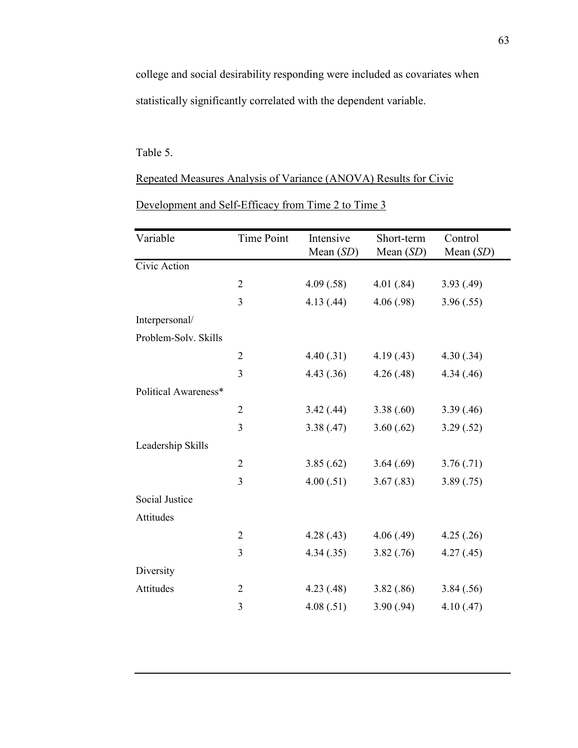college and social desirability responding were included as covariates when statistically significantly correlated with the dependent variable.

Table 5.

Repeated Measures Analysis of Variance (ANOVA) Results for Civic Development and Self-Efficacy from Time 2 to Time 3

| Variable | Time Point | Intensive Mean (*SD*) | Short-term Mean (*SD*) | Control Mean (*SD*) |
|---|---|---|---|---|
| Civic Action | | | | |
| | 2 | 4.09 (.58) | 4.01 (.84) | 3.93 (.49) |
| | 3 | 4.13 (.44) | 4.06 (.98) | 3.96 (.55) |
| Interpersonal/ Problem-Solv. Skills | | | | |
| | 2 | 4.40 (.31) | 4.19 (.43) | 4.30 (.34) |
| | 3 | 4.43 (.36) | 4.26 (.48) | 4.34 (.46) |
| Political Awareness* | | | | |
| | 2 | 3.42 (.44) | 3.38 (.60) | 3.39 (.46) |
| | 3 | 3.38 (.47) | 3.60 (.62) | 3.29 (.52) |
| Leadership Skills | | | | |
| | 2 | 3.85 (.62) | 3.64 (.69) | 3.76 (.71) |
| | 3 | 4.00 (.51) | 3.67 (.83) | 3.89 (.75) |
| Social Justice Attitudes | | | | |
| | 2 | 4.28 (.43) | 4.06 (.49) | 4.25 (.26) |
| | 3 | 4.34 (.35) | 3.82 (.76) | 4.27 (.45) |
| Diversity Attitudes | 2 | 4.23 (.48) | 3.82 (.86) | 3.84 (.56) |
| | 3 | 4.08 (.51) | 3.90 (.94) | 4.10 (.47) |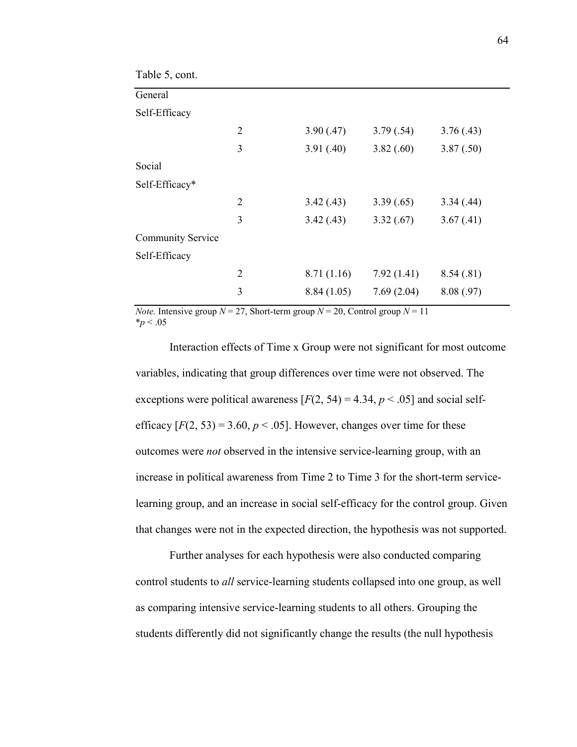Table 5, cont.

| | | | | |
|---|---|---|---|---|
| General Self-Efficacy | | | | |
| | 2 | 3.90 (.47) | 3.79 (.54) | 3.76 (.43) |
| | 3 | 3.91 (.40) | 3.82 (.60) | 3.87 (.50) |
| Social Self-Efficacy* | | | | |
| | 2 | 3.42 (.43) | 3.39 (.65) | 3.34 (.44) |
| | 3 | 3.42 (.43) | 3.32 (.67) | 3.67 (.41) |
| Community Service Self-Efficacy | | | | |
| | 2 | 8.71 (1.16) | 7.92 (1.41) | 8.54 (.81) |
| | 3 | 8.84 (1.05) | 7.69 (2.04) | 8.08 (.97) |

*Note.* Intensive group $N = 27$, Short-term group $N = 20$, Control group $N = 11$
$^{*}p < .05$

Interaction effects of Time x Group were not significant for most outcome variables, indicating that group differences over time were not observed. The exceptions were political awareness [$F(2, 54) = 4.34$, $p < .05$] and social self-efficacy [$F(2, 53) = 3.60$, $p < .05$]. However, changes over time for these outcomes were *not* observed in the intensive service-learning group, with an increase in political awareness from Time 2 to Time 3 for the short-term service-learning group, and an increase in social self-efficacy for the control group. Given that changes were not in the expected direction, the hypothesis was not supported.

Further analyses for each hypothesis were also conducted comparing control students to *all* service-learning students collapsed into one group, as well as comparing intensive service-learning students to all others. Grouping the students differently did not significantly change the results (the null hypothesis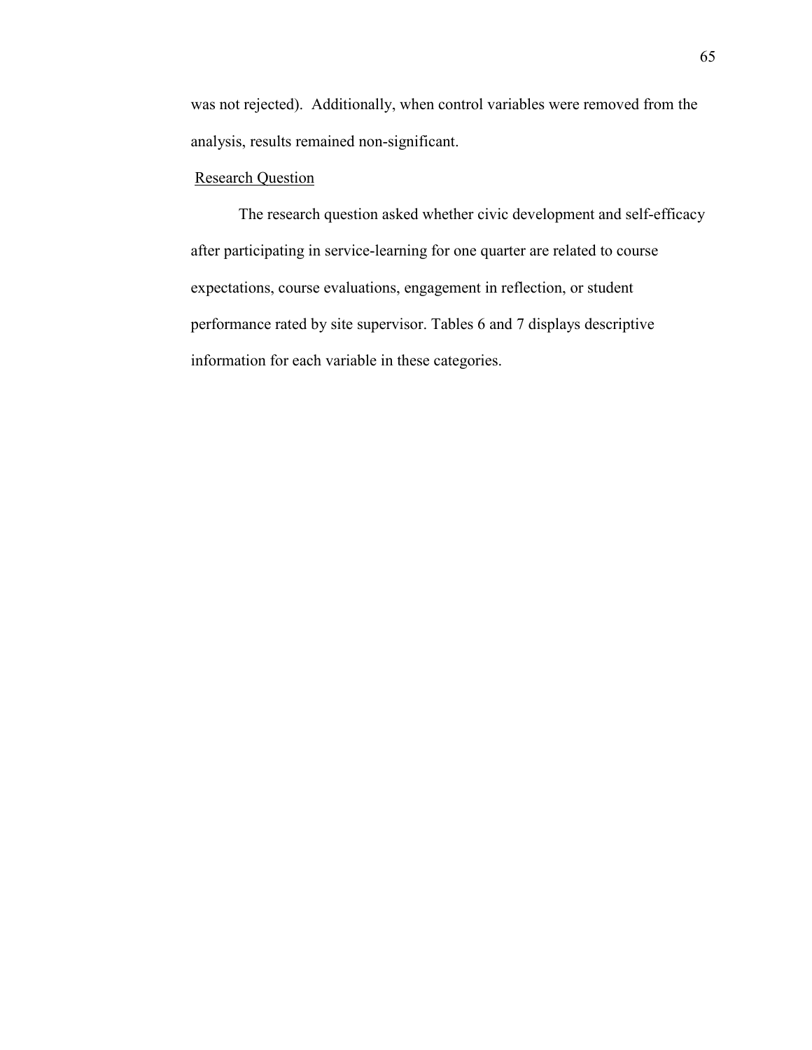was not rejected). Additionally, when control variables were removed from the analysis, results remained non-significant.

## Research Question

The research question asked whether civic development and self-efficacy after participating in service-learning for one quarter are related to course expectations, course evaluations, engagement in reflection, or student performance rated by site supervisor. Tables 6 and 7 displays descriptive information for each variable in these categories.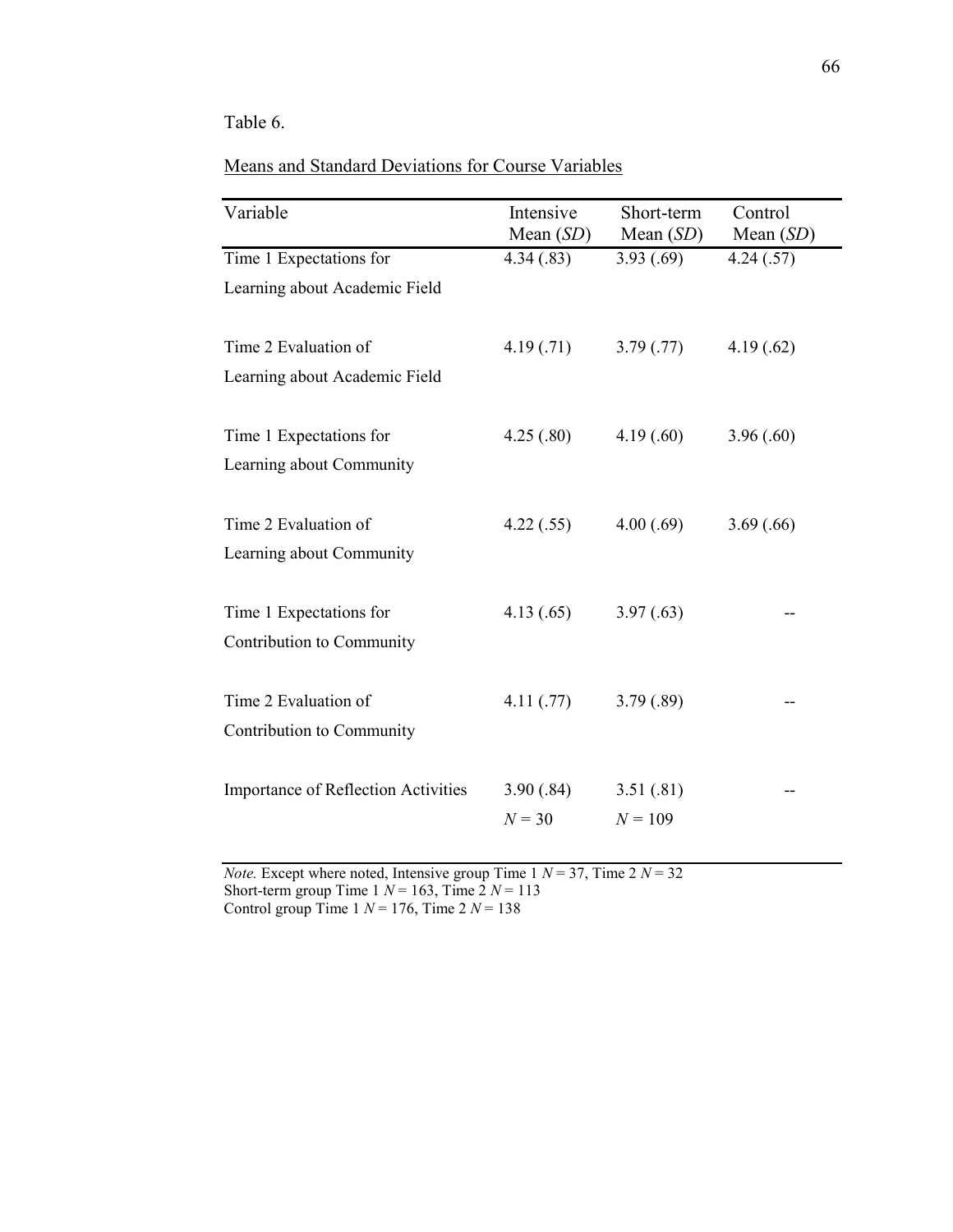Table 6.

Means and Standard Deviations for Course Variables

| Variable | Intensive Mean (*SD*) | Short-term Mean (*SD*) | Control Mean (*SD*) |
|---|---|---|---|
| Time 1 Expectations for Learning about Academic Field | 4.34 (.83) | 3.93 (.69) | 4.24 (.57) |
| Time 2 Evaluation of Learning about Academic Field | 4.19 (.71) | 3.79 (.77) | 4.19 (.62) |
| Time 1 Expectations for Learning about Community | 4.25 (.80) | 4.19 (.60) | 3.96 (.60) |
| Time 2 Evaluation of Learning about Community | 4.22 (.55) | 4.00 (.69) | 3.69 (.66) |
| Time 1 Expectations for Contribution to Community | 4.13 (.65) | 3.97 (.63) | -- |
| Time 2 Evaluation of Contribution to Community | 4.11 (.77) | 3.79 (.89) | -- |
| Importance of Reflection Activities | 3.90 (.84) $N = 30$ | 3.51 (.81) $N = 109$ | -- |

*Note.* Except where noted, Intensive group Time 1 $N = 37$, Time 2 $N = 32$
Short-term group Time 1 $N = 163$, Time 2 $N = 113$
Control group Time 1 $N = 176$, Time 2 $N = 138$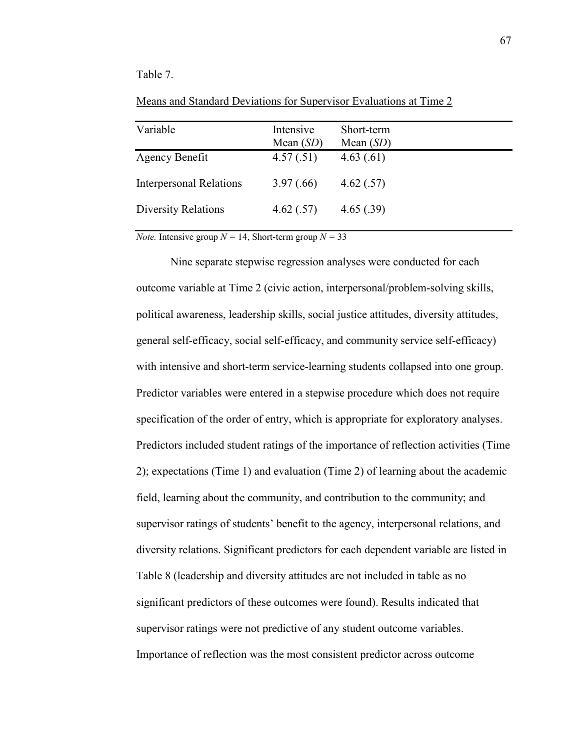Table 7.

Means and Standard Deviations for Supervisor Evaluations at Time 2

| Variable | Intensive Mean (*SD*) | Short-term Mean (*SD*) |
|---|---|---|
| Agency Benefit | 4.57 (.51) | 4.63 (.61) |
| Interpersonal Relations | 3.97 (.66) | 4.62 (.57) |
| Diversity Relations | 4.62 (.57) | 4.65 (.39) |

*Note.* Intensive group $N = 14$, Short-term group $N = 33$

Nine separate stepwise regression analyses were conducted for each outcome variable at Time 2 (civic action, interpersonal/problem-solving skills, political awareness, leadership skills, social justice attitudes, diversity attitudes, general self-efficacy, social self-efficacy, and community service self-efficacy) with intensive and short-term service-learning students collapsed into one group. Predictor variables were entered in a stepwise procedure which does not require specification of the order of entry, which is appropriate for exploratory analyses. Predictors included student ratings of the importance of reflection activities (Time 2); expectations (Time 1) and evaluation (Time 2) of learning about the academic field, learning about the community, and contribution to the community; and supervisor ratings of students' benefit to the agency, interpersonal relations, and diversity relations. Significant predictors for each dependent variable are listed in Table 8 (leadership and diversity attitudes are not included in table as no significant predictors of these outcomes were found). Results indicated that supervisor ratings were not predictive of any student outcome variables. Importance of reflection was the most consistent predictor across outcome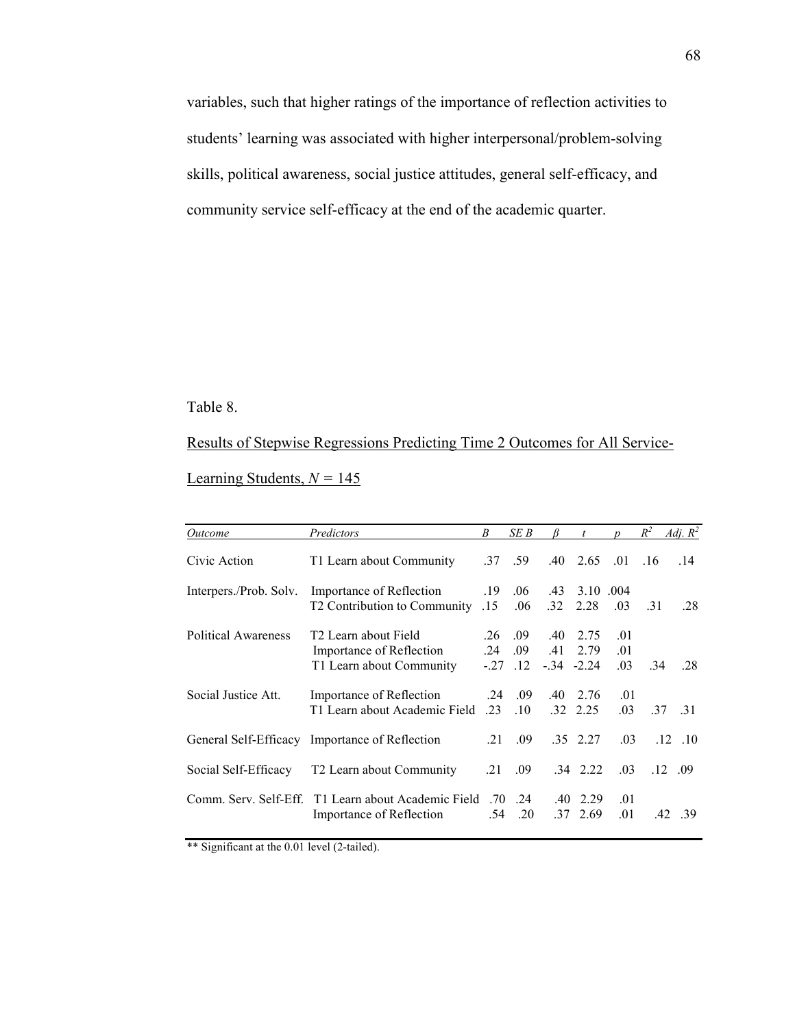variables, such that higher ratings of the importance of reflection activities to students' learning was associated with higher interpersonal/problem-solving skills, political awareness, social justice attitudes, general self-efficacy, and community service self-efficacy at the end of the academic quarter.

Table 8.

Results of Stepwise Regressions Predicting Time 2 Outcomes for All Service-Learning Students, $N = 145$

| *Outcome* | *Predictors* | *B* | *SE B* | $\beta$ | *t* | *p* | $R^2$ | *Adj.* $R^2$ |
|---|---|---|---|---|---|---|---|---|
| Civic Action | T1 Learn about Community | .37 | .59 | .40 | 2.65 | .01 | .16 | .14 |
| Interpers./Prob. Solv. | Importance of Reflection | .19 | .06 | .43 | 3.10 | .004 | | |
| | T2 Contribution to Community | .15 | .06 | .32 | 2.28 | .03 | .31 | .28 |
| Political Awareness | T2 Learn about Field | .26 | .09 | .40 | 2.75 | .01 | | |
| | Importance of Reflection | .24 | .09 | .41 | 2.79 | .01 | | |
| | T1 Learn about Community | -.27 | .12 | -.34 | -2.24 | .03 | .34 | .28 |
| Social Justice Att. | Importance of Reflection | .24 | .09 | .40 | 2.76 | .01 | | |
| | T1 Learn about Academic Field | .23 | .10 | .32 | 2.25 | .03 | .37 | .31 |
| General Self-Efficacy | Importance of Reflection | .21 | .09 | .35 | 2.27 | .03 | .12 | .10 |
| Social Self-Efficacy | T2 Learn about Community | .21 | .09 | .34 | 2.22 | .03 | .12 | .09 |
| Comm. Serv. Self-Eff. | T1 Learn about Academic Field | .70 | .24 | .40 | 2.29 | .01 | | |
| | Importance of Reflection | .54 | .20 | .37 | 2.69 | .01 | .42 | .39 |

** Significant at the 0.01 level (2-tailed).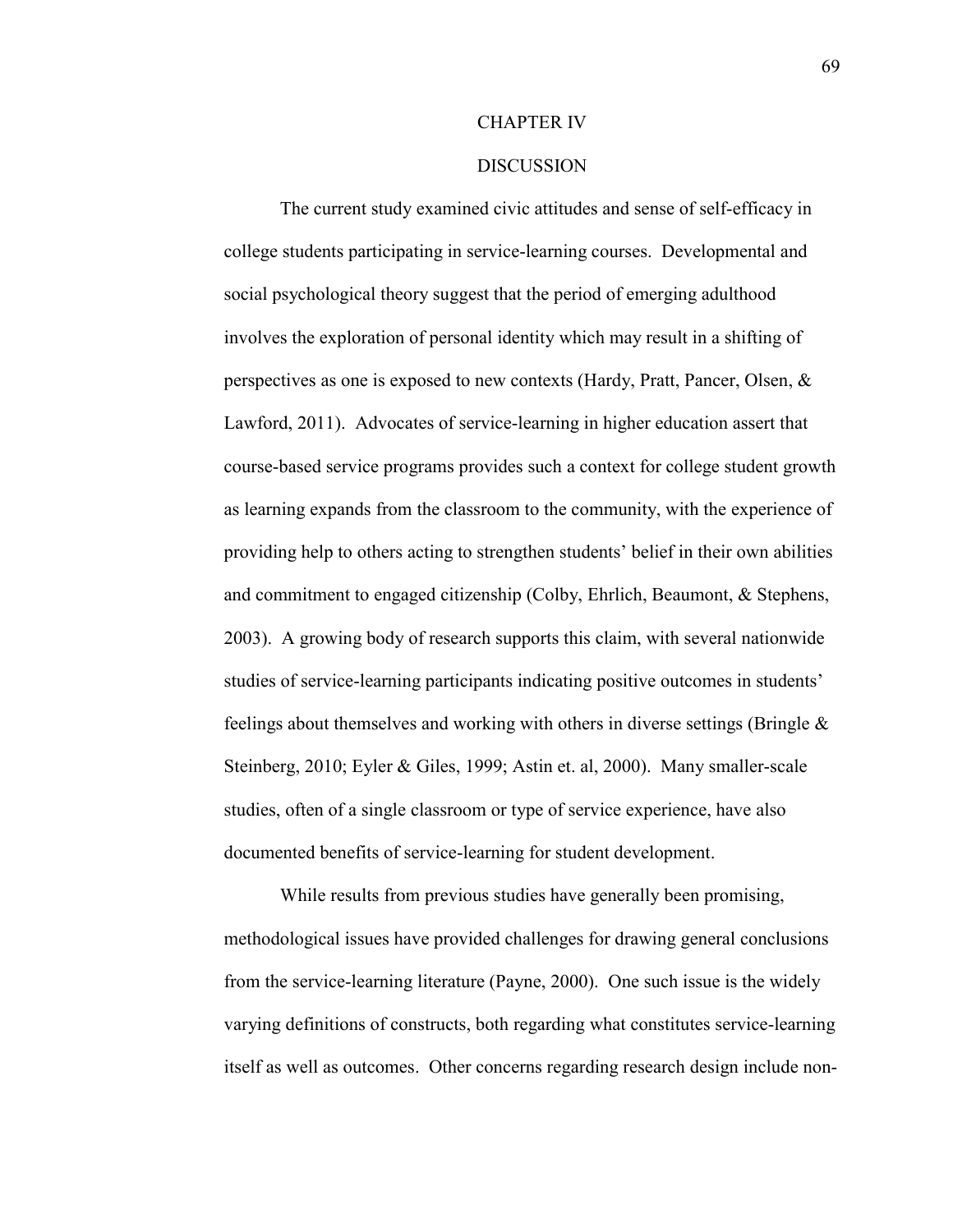# CHAPTER IV

# DISCUSSION

The current study examined civic attitudes and sense of self-efficacy in college students participating in service-learning courses. Developmental and social psychological theory suggest that the period of emerging adulthood involves the exploration of personal identity which may result in a shifting of perspectives as one is exposed to new contexts (Hardy, Pratt, Pancer, Olsen, & Lawford, 2011). Advocates of service-learning in higher education assert that course-based service programs provides such a context for college student growth as learning expands from the classroom to the community, with the experience of providing help to others acting to strengthen students' belief in their own abilities and commitment to engaged citizenship (Colby, Ehrlich, Beaumont, & Stephens, 2003). A growing body of research supports this claim, with several nationwide studies of service-learning participants indicating positive outcomes in students' feelings about themselves and working with others in diverse settings (Bringle & Steinberg, 2010; Eyler & Giles, 1999; Astin et. al, 2000). Many smaller-scale studies, often of a single classroom or type of service experience, have also documented benefits of service-learning for student development.

While results from previous studies have generally been promising, methodological issues have provided challenges for drawing general conclusions from the service-learning literature (Payne, 2000). One such issue is the widely varying definitions of constructs, both regarding what constitutes service-learning itself as well as outcomes. Other concerns regarding research design include non-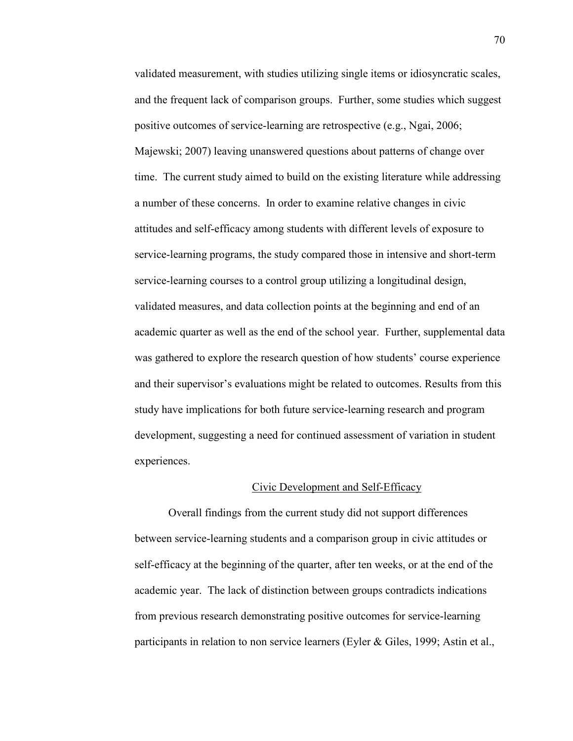validated measurement, with studies utilizing single items or idiosyncratic scales, and the frequent lack of comparison groups. Further, some studies which suggest positive outcomes of service-learning are retrospective (e.g., Ngai, 2006; Majewski; 2007) leaving unanswered questions about patterns of change over time. The current study aimed to build on the existing literature while addressing a number of these concerns. In order to examine relative changes in civic attitudes and self-efficacy among students with different levels of exposure to service-learning programs, the study compared those in intensive and short-term service-learning courses to a control group utilizing a longitudinal design, validated measures, and data collection points at the beginning and end of an academic quarter as well as the end of the school year. Further, supplemental data was gathered to explore the research question of how students' course experience and their supervisor's evaluations might be related to outcomes. Results from this study have implications for both future service-learning research and program development, suggesting a need for continued assessment of variation in student experiences.

## Civic Development and Self-Efficacy

Overall findings from the current study did not support differences between service-learning students and a comparison group in civic attitudes or self-efficacy at the beginning of the quarter, after ten weeks, or at the end of the academic year. The lack of distinction between groups contradicts indications from previous research demonstrating positive outcomes for service-learning participants in relation to non service learners (Eyler & Giles, 1999; Astin et al.,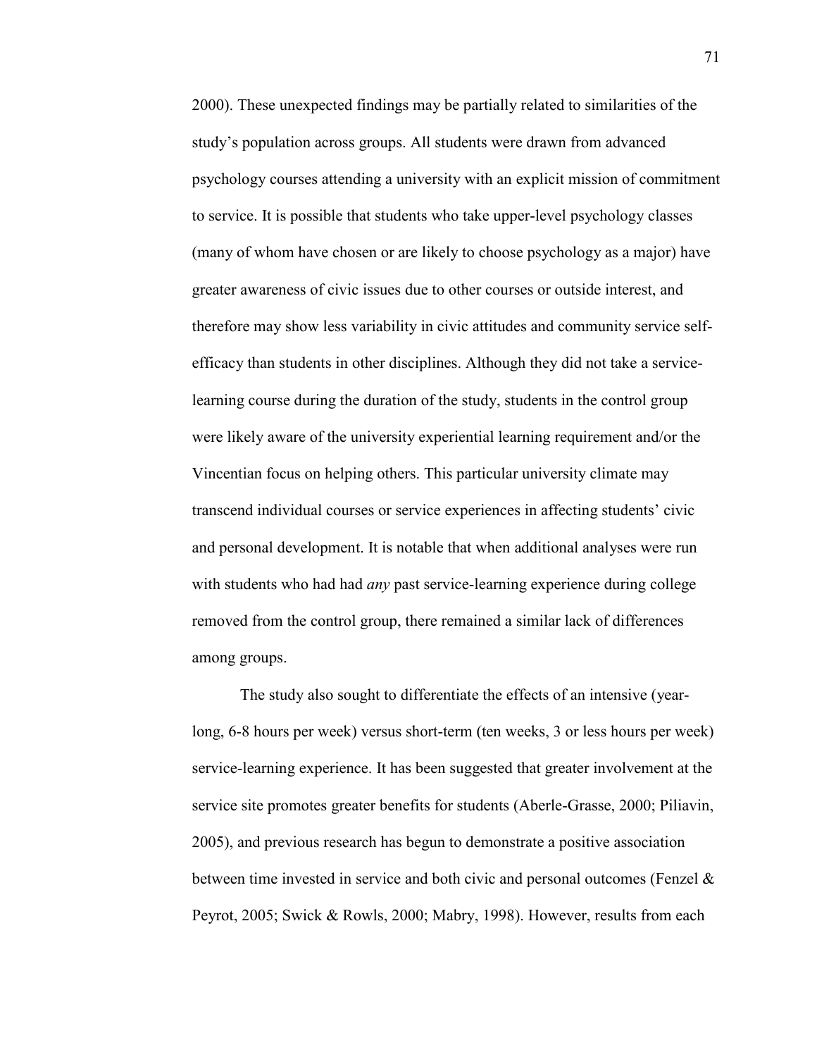2000). These unexpected findings may be partially related to similarities of the study's population across groups. All students were drawn from advanced psychology courses attending a university with an explicit mission of commitment to service. It is possible that students who take upper-level psychology classes (many of whom have chosen or are likely to choose psychology as a major) have greater awareness of civic issues due to other courses or outside interest, and therefore may show less variability in civic attitudes and community service self-efficacy than students in other disciplines. Although they did not take a service-learning course during the duration of the study, students in the control group were likely aware of the university experiential learning requirement and/or the Vincentian focus on helping others. This particular university climate may transcend individual courses or service experiences in affecting students' civic and personal development. It is notable that when additional analyses were run with students who had had *any* past service-learning experience during college removed from the control group, there remained a similar lack of differences among groups.

The study also sought to differentiate the effects of an intensive (year-long, 6-8 hours per week) versus short-term (ten weeks, 3 or less hours per week) service-learning experience. It has been suggested that greater involvement at the service site promotes greater benefits for students (Aberle-Grasse, 2000; Piliavin, 2005), and previous research has begun to demonstrate a positive association between time invested in service and both civic and personal outcomes (Fenzel & Peyrot, 2005; Swick & Rowls, 2000; Mabry, 1998). However, results from each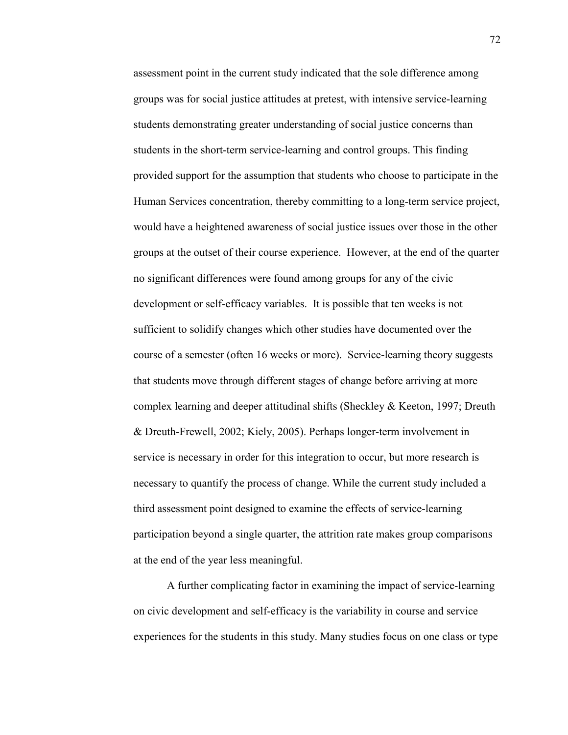assessment point in the current study indicated that the sole difference among groups was for social justice attitudes at pretest, with intensive service-learning students demonstrating greater understanding of social justice concerns than students in the short-term service-learning and control groups. This finding provided support for the assumption that students who choose to participate in the Human Services concentration, thereby committing to a long-term service project, would have a heightened awareness of social justice issues over those in the other groups at the outset of their course experience. However, at the end of the quarter no significant differences were found among groups for any of the civic development or self-efficacy variables. It is possible that ten weeks is not sufficient to solidify changes which other studies have documented over the course of a semester (often 16 weeks or more). Service-learning theory suggests that students move through different stages of change before arriving at more complex learning and deeper attitudinal shifts (Sheckley & Keeton, 1997; Dreuth & Dreuth-Frewell, 2002; Kiely, 2005). Perhaps longer-term involvement in service is necessary in order for this integration to occur, but more research is necessary to quantify the process of change. While the current study included a third assessment point designed to examine the effects of service-learning participation beyond a single quarter, the attrition rate makes group comparisons at the end of the year less meaningful.

A further complicating factor in examining the impact of service-learning on civic development and self-efficacy is the variability in course and service experiences for the students in this study. Many studies focus on one class or type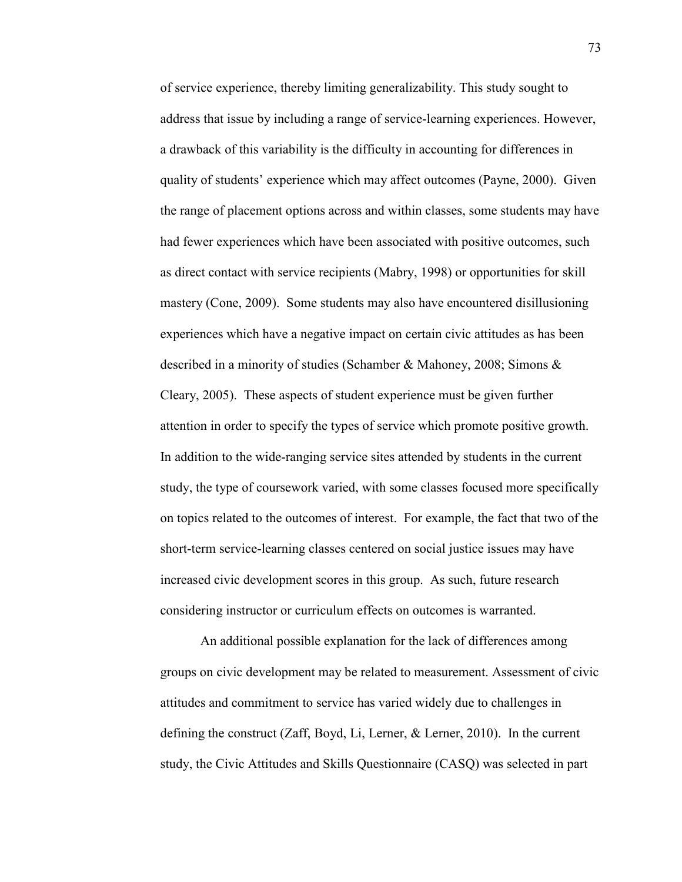of service experience, thereby limiting generalizability. This study sought to address that issue by including a range of service-learning experiences. However, a drawback of this variability is the difficulty in accounting for differences in quality of students' experience which may affect outcomes (Payne, 2000). Given the range of placement options across and within classes, some students may have had fewer experiences which have been associated with positive outcomes, such as direct contact with service recipients (Mabry, 1998) or opportunities for skill mastery (Cone, 2009). Some students may also have encountered disillusioning experiences which have a negative impact on certain civic attitudes as has been described in a minority of studies (Schamber & Mahoney, 2008; Simons & Cleary, 2005). These aspects of student experience must be given further attention in order to specify the types of service which promote positive growth. In addition to the wide-ranging service sites attended by students in the current study, the type of coursework varied, with some classes focused more specifically on topics related to the outcomes of interest. For example, the fact that two of the short-term service-learning classes centered on social justice issues may have increased civic development scores in this group. As such, future research considering instructor or curriculum effects on outcomes is warranted.

An additional possible explanation for the lack of differences among groups on civic development may be related to measurement. Assessment of civic attitudes and commitment to service has varied widely due to challenges in defining the construct (Zaff, Boyd, Li, Lerner, & Lerner, 2010). In the current study, the Civic Attitudes and Skills Questionnaire (CASQ) was selected in part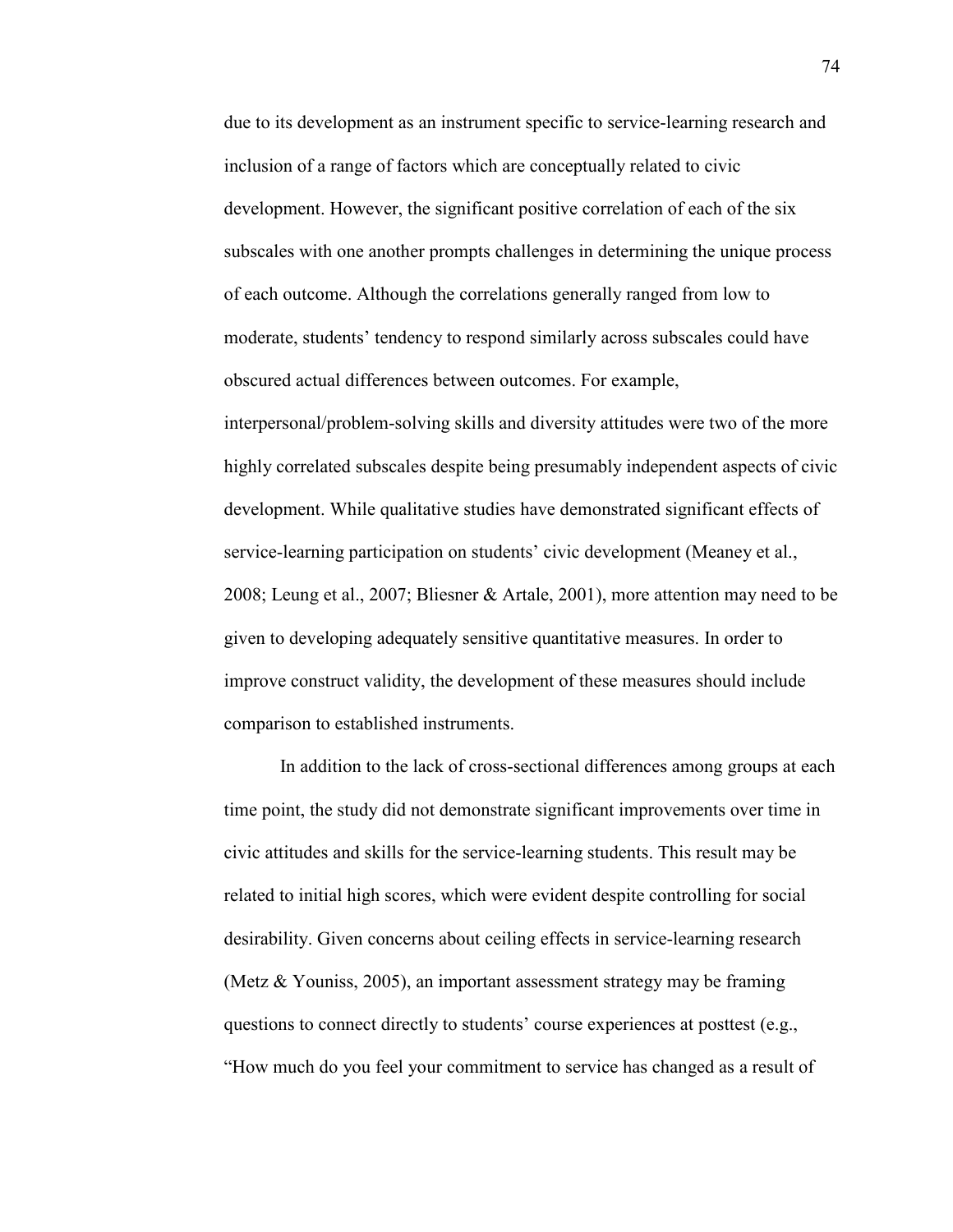due to its development as an instrument specific to service-learning research and inclusion of a range of factors which are conceptually related to civic development. However, the significant positive correlation of each of the six subscales with one another prompts challenges in determining the unique process of each outcome. Although the correlations generally ranged from low to moderate, students' tendency to respond similarly across subscales could have obscured actual differences between outcomes. For example, interpersonal/problem-solving skills and diversity attitudes were two of the more highly correlated subscales despite being presumably independent aspects of civic development. While qualitative studies have demonstrated significant effects of service-learning participation on students' civic development (Meaney et al., 2008; Leung et al., 2007; Bliesner & Artale, 2001), more attention may need to be given to developing adequately sensitive quantitative measures. In order to improve construct validity, the development of these measures should include comparison to established instruments.

In addition to the lack of cross-sectional differences among groups at each time point, the study did not demonstrate significant improvements over time in civic attitudes and skills for the service-learning students. This result may be related to initial high scores, which were evident despite controlling for social desirability. Given concerns about ceiling effects in service-learning research (Metz & Youniss, 2005), an important assessment strategy may be framing questions to connect directly to students' course experiences at posttest (e.g., "How much do you feel your commitment to service has changed as a result of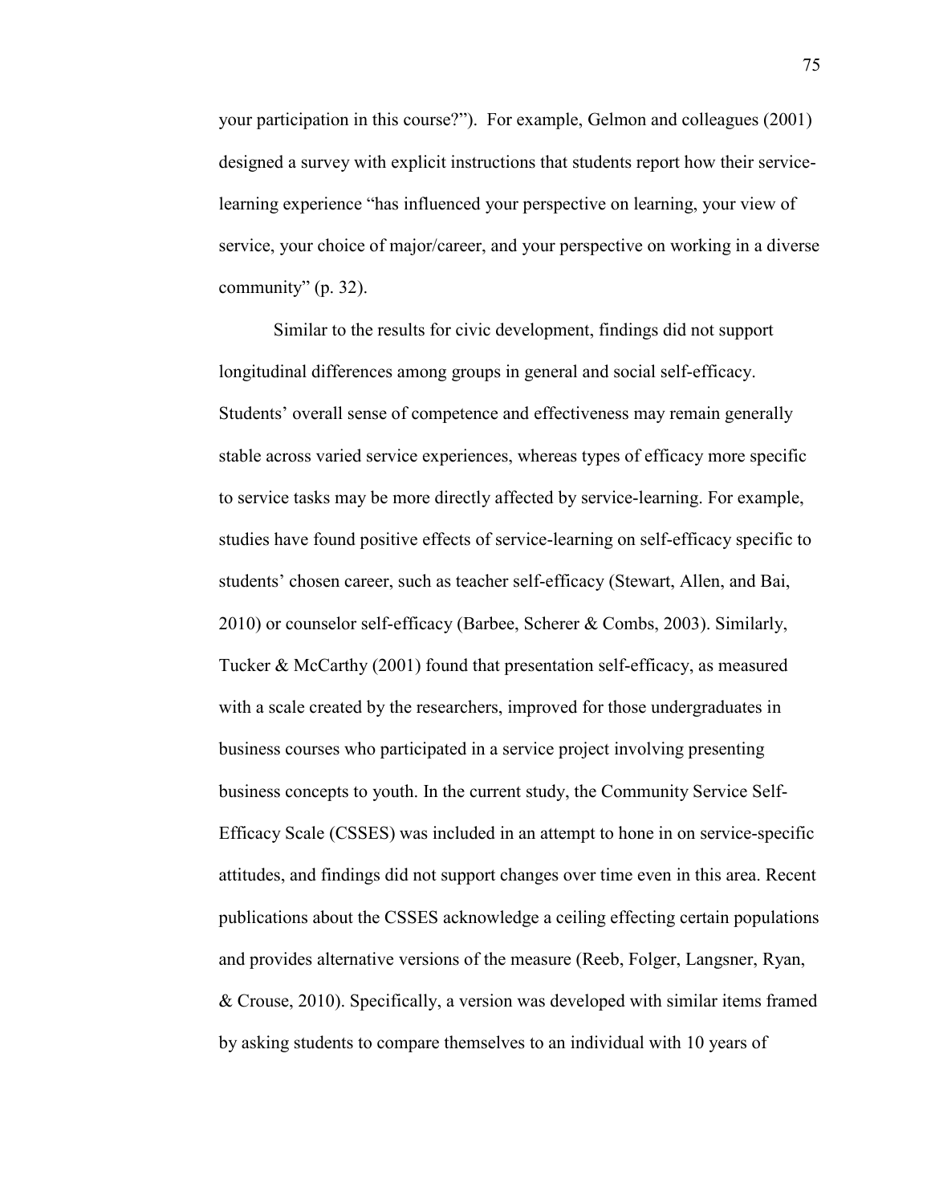your participation in this course?"). For example, Gelmon and colleagues (2001) designed a survey with explicit instructions that students report how their service-learning experience "has influenced your perspective on learning, your view of service, your choice of major/career, and your perspective on working in a diverse community" (p. 32).

Similar to the results for civic development, findings did not support longitudinal differences among groups in general and social self-efficacy. Students' overall sense of competence and effectiveness may remain generally stable across varied service experiences, whereas types of efficacy more specific to service tasks may be more directly affected by service-learning. For example, studies have found positive effects of service-learning on self-efficacy specific to students' chosen career, such as teacher self-efficacy (Stewart, Allen, and Bai, 2010) or counselor self-efficacy (Barbee, Scherer & Combs, 2003). Similarly, Tucker & McCarthy (2001) found that presentation self-efficacy, as measured with a scale created by the researchers, improved for those undergraduates in business courses who participated in a service project involving presenting business concepts to youth. In the current study, the Community Service Self-Efficacy Scale (CSSES) was included in an attempt to hone in on service-specific attitudes, and findings did not support changes over time even in this area. Recent publications about the CSSES acknowledge a ceiling effecting certain populations and provides alternative versions of the measure (Reeb, Folger, Langsner, Ryan, & Crouse, 2010). Specifically, a version was developed with similar items framed by asking students to compare themselves to an individual with 10 years of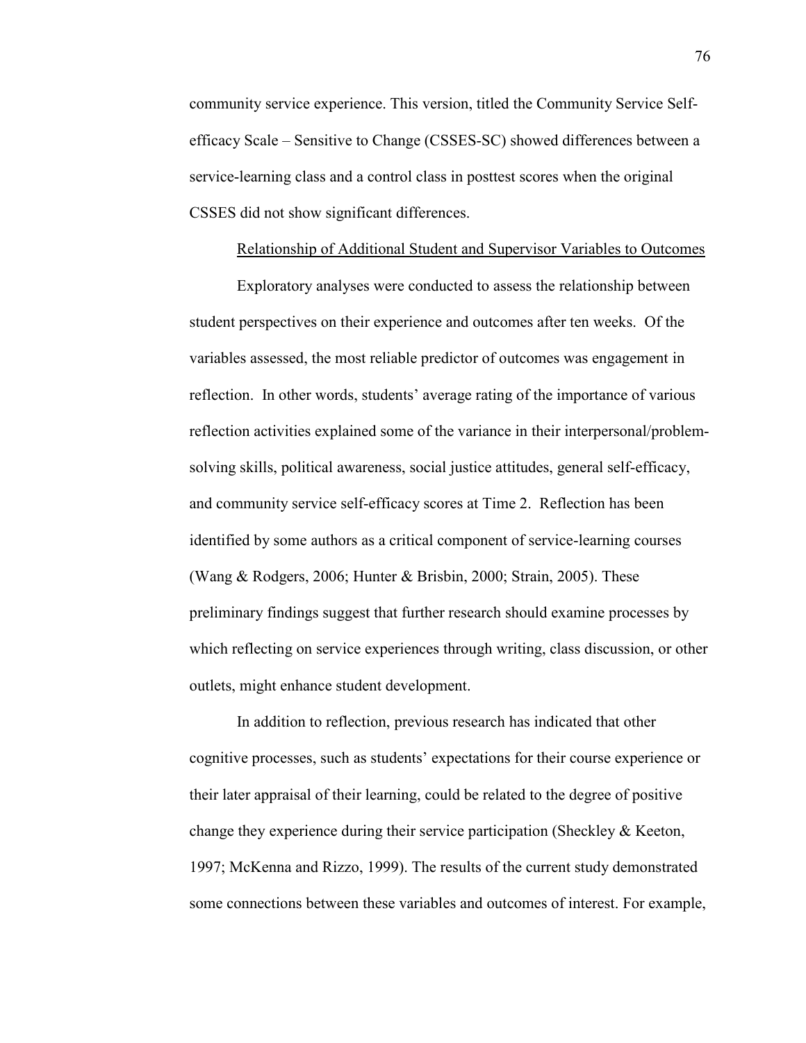community service experience. This version, titled the Community Service Self-efficacy Scale – Sensitive to Change (CSSES-SC) showed differences between a service-learning class and a control class in posttest scores when the original CSSES did not show significant differences.

### Relationship of Additional Student and Supervisor Variables to Outcomes

Exploratory analyses were conducted to assess the relationship between student perspectives on their experience and outcomes after ten weeks. Of the variables assessed, the most reliable predictor of outcomes was engagement in reflection. In other words, students' average rating of the importance of various reflection activities explained some of the variance in their interpersonal/problem-solving skills, political awareness, social justice attitudes, general self-efficacy, and community service self-efficacy scores at Time 2. Reflection has been identified by some authors as a critical component of service-learning courses (Wang & Rodgers, 2006; Hunter & Brisbin, 2000; Strain, 2005). These preliminary findings suggest that further research should examine processes by which reflecting on service experiences through writing, class discussion, or other outlets, might enhance student development.

In addition to reflection, previous research has indicated that other cognitive processes, such as students' expectations for their course experience or their later appraisal of their learning, could be related to the degree of positive change they experience during their service participation (Sheckley & Keeton, 1997; McKenna and Rizzo, 1999). The results of the current study demonstrated some connections between these variables and outcomes of interest. For example,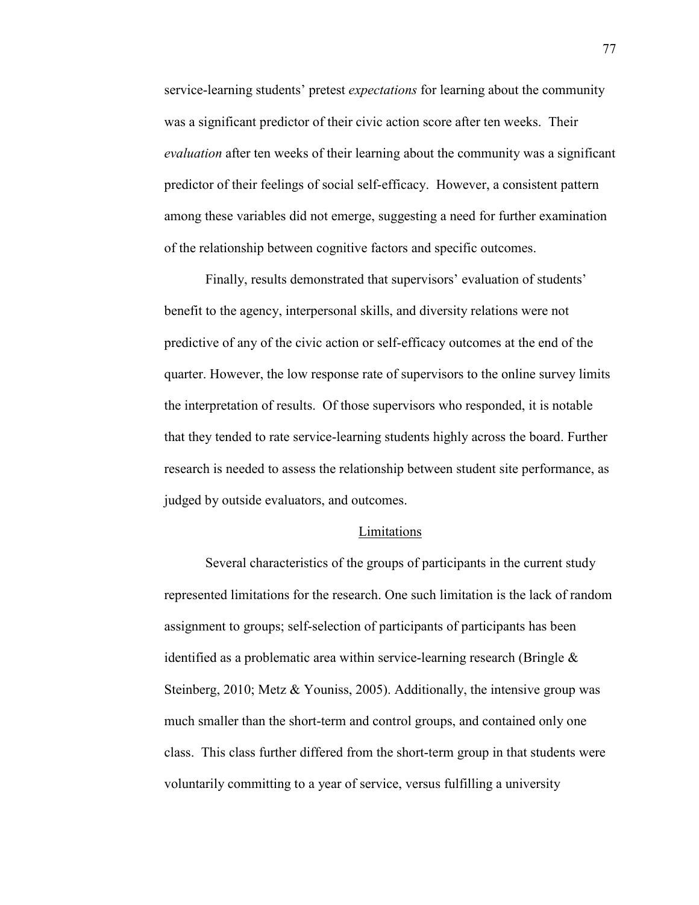service-learning students' pretest *expectations* for learning about the community was a significant predictor of their civic action score after ten weeks. Their *evaluation* after ten weeks of their learning about the community was a significant predictor of their feelings of social self-efficacy. However, a consistent pattern among these variables did not emerge, suggesting a need for further examination of the relationship between cognitive factors and specific outcomes.

Finally, results demonstrated that supervisors' evaluation of students' benefit to the agency, interpersonal skills, and diversity relations were not predictive of any of the civic action or self-efficacy outcomes at the end of the quarter. However, the low response rate of supervisors to the online survey limits the interpretation of results. Of those supervisors who responded, it is notable that they tended to rate service-learning students highly across the board. Further research is needed to assess the relationship between student site performance, as judged by outside evaluators, and outcomes.

## Limitations

Several characteristics of the groups of participants in the current study represented limitations for the research. One such limitation is the lack of random assignment to groups; self-selection of participants of participants has been identified as a problematic area within service-learning research (Bringle & Steinberg, 2010; Metz & Youniss, 2005). Additionally, the intensive group was much smaller than the short-term and control groups, and contained only one class. This class further differed from the short-term group in that students were voluntarily committing to a year of service, versus fulfilling a university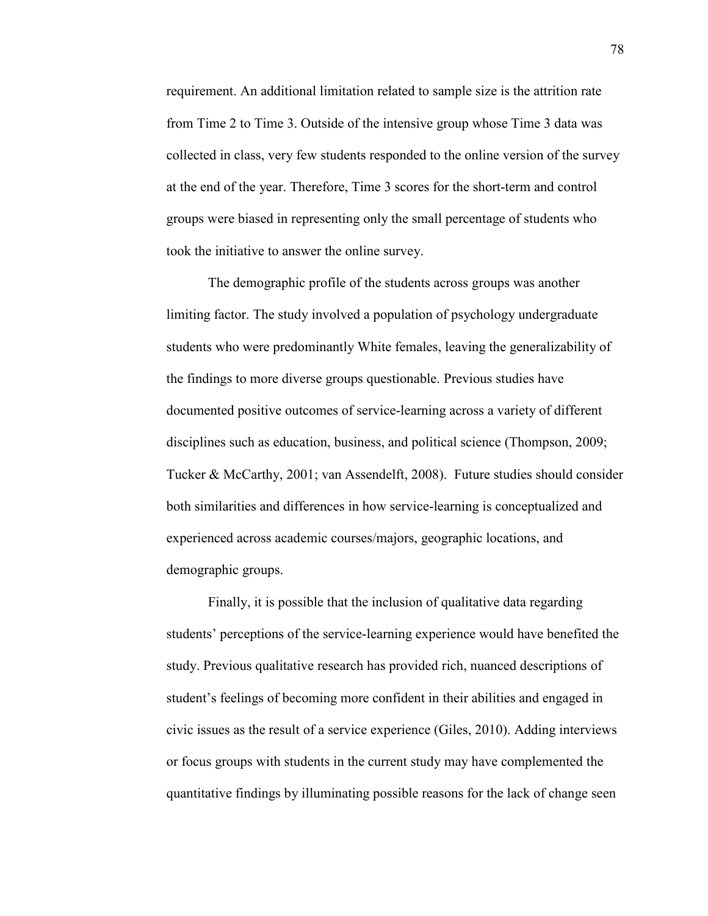requirement. An additional limitation related to sample size is the attrition rate from Time 2 to Time 3. Outside of the intensive group whose Time 3 data was collected in class, very few students responded to the online version of the survey at the end of the year. Therefore, Time 3 scores for the short-term and control groups were biased in representing only the small percentage of students who took the initiative to answer the online survey.

The demographic profile of the students across groups was another limiting factor. The study involved a population of psychology undergraduate students who were predominantly White females, leaving the generalizability of the findings to more diverse groups questionable. Previous studies have documented positive outcomes of service-learning across a variety of different disciplines such as education, business, and political science (Thompson, 2009; Tucker & McCarthy, 2001; van Assendelft, 2008). Future studies should consider both similarities and differences in how service-learning is conceptualized and experienced across academic courses/majors, geographic locations, and demographic groups.

Finally, it is possible that the inclusion of qualitative data regarding students' perceptions of the service-learning experience would have benefited the study. Previous qualitative research has provided rich, nuanced descriptions of student's feelings of becoming more confident in their abilities and engaged in civic issues as the result of a service experience (Giles, 2010). Adding interviews or focus groups with students in the current study may have complemented the quantitative findings by illuminating possible reasons for the lack of change seen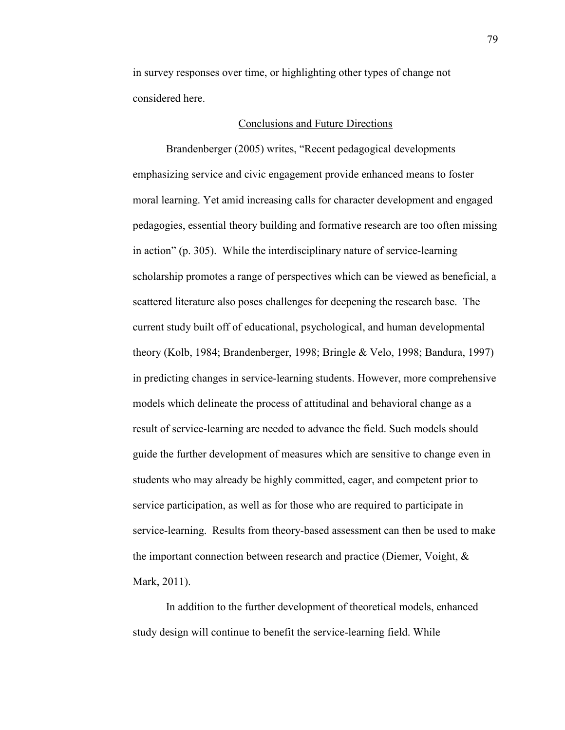in survey responses over time, or highlighting other types of change not considered here.

## Conclusions and Future Directions

Brandenberger (2005) writes, "Recent pedagogical developments emphasizing service and civic engagement provide enhanced means to foster moral learning. Yet amid increasing calls for character development and engaged pedagogies, essential theory building and formative research are too often missing in action" (p. 305). While the interdisciplinary nature of service-learning scholarship promotes a range of perspectives which can be viewed as beneficial, a scattered literature also poses challenges for deepening the research base. The current study built off of educational, psychological, and human developmental theory (Kolb, 1984; Brandenberger, 1998; Bringle & Velo, 1998; Bandura, 1997) in predicting changes in service-learning students. However, more comprehensive models which delineate the process of attitudinal and behavioral change as a result of service-learning are needed to advance the field. Such models should guide the further development of measures which are sensitive to change even in students who may already be highly committed, eager, and competent prior to service participation, as well as for those who are required to participate in service-learning. Results from theory-based assessment can then be used to make the important connection between research and practice (Diemer, Voight, & Mark, 2011).

In addition to the further development of theoretical models, enhanced study design will continue to benefit the service-learning field. While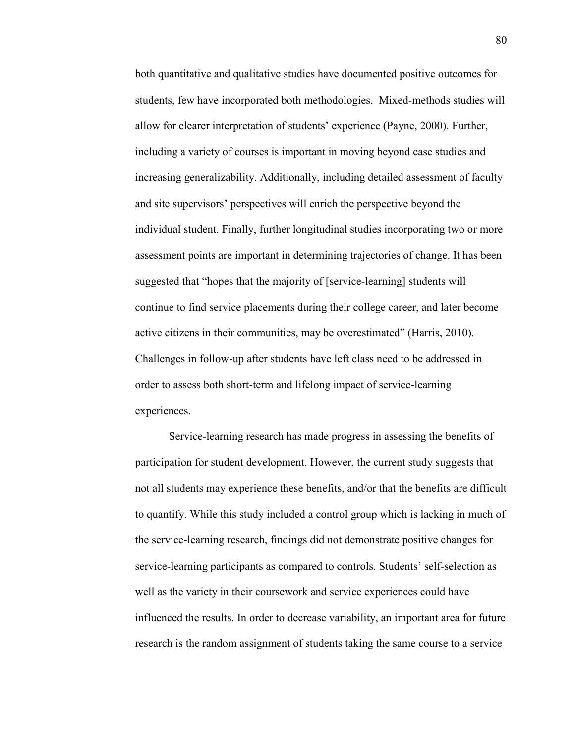both quantitative and qualitative studies have documented positive outcomes for students, few have incorporated both methodologies. Mixed-methods studies will allow for clearer interpretation of students' experience (Payne, 2000). Further, including a variety of courses is important in moving beyond case studies and increasing generalizability. Additionally, including detailed assessment of faculty and site supervisors' perspectives will enrich the perspective beyond the individual student. Finally, further longitudinal studies incorporating two or more assessment points are important in determining trajectories of change. It has been suggested that "hopes that the majority of [service-learning] students will continue to find service placements during their college career, and later become active citizens in their communities, may be overestimated" (Harris, 2010). Challenges in follow-up after students have left class need to be addressed in order to assess both short-term and lifelong impact of service-learning experiences.

Service-learning research has made progress in assessing the benefits of participation for student development. However, the current study suggests that not all students may experience these benefits, and/or that the benefits are difficult to quantify. While this study included a control group which is lacking in much of the service-learning research, findings did not demonstrate positive changes for service-learning participants as compared to controls. Students' self-selection as well as the variety in their coursework and service experiences could have influenced the results. In order to decrease variability, an important area for future research is the random assignment of students taking the same course to a service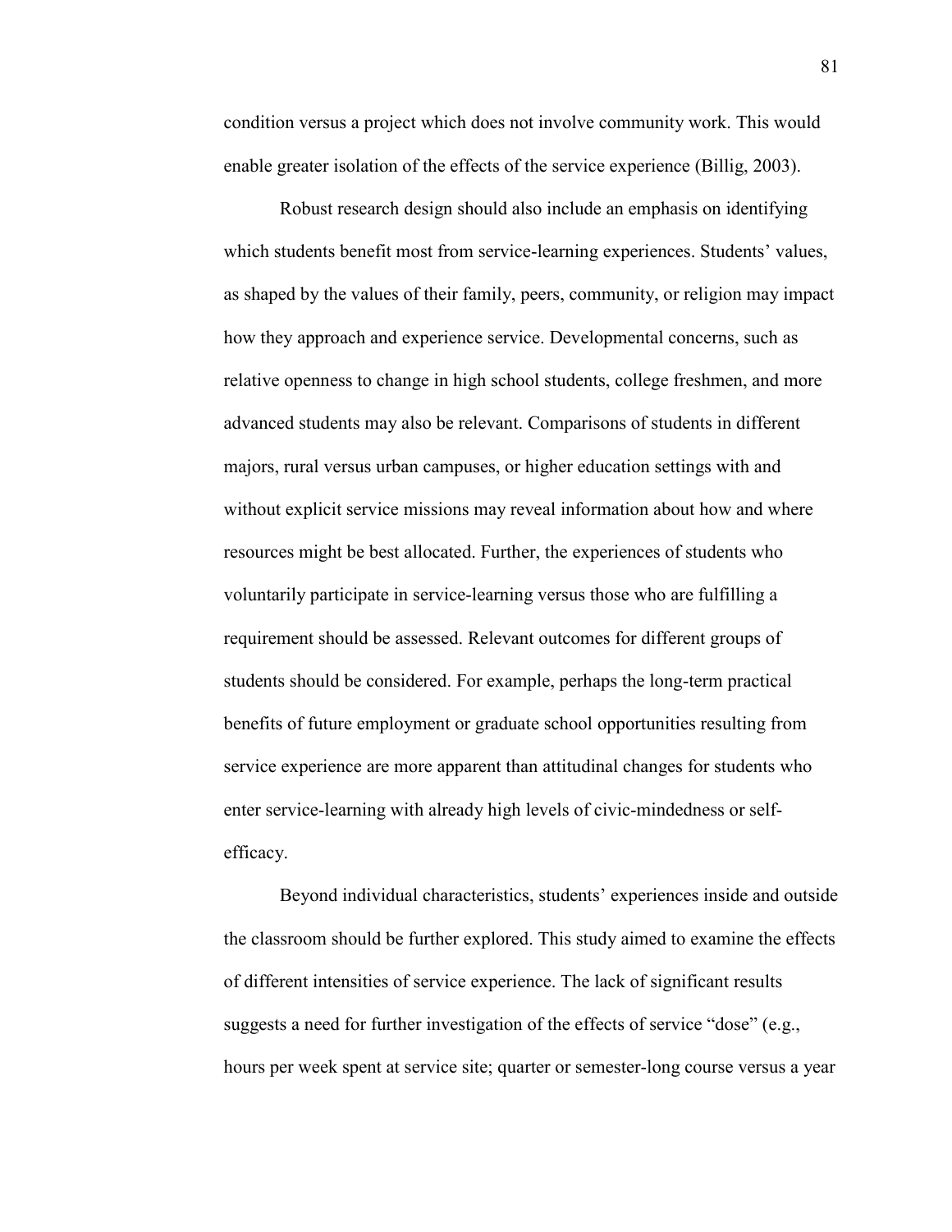condition versus a project which does not involve community work. This would enable greater isolation of the effects of the service experience (Billig, 2003).

Robust research design should also include an emphasis on identifying which students benefit most from service-learning experiences. Students' values, as shaped by the values of their family, peers, community, or religion may impact how they approach and experience service. Developmental concerns, such as relative openness to change in high school students, college freshmen, and more advanced students may also be relevant. Comparisons of students in different majors, rural versus urban campuses, or higher education settings with and without explicit service missions may reveal information about how and where resources might be best allocated. Further, the experiences of students who voluntarily participate in service-learning versus those who are fulfilling a requirement should be assessed. Relevant outcomes for different groups of students should be considered. For example, perhaps the long-term practical benefits of future employment or graduate school opportunities resulting from service experience are more apparent than attitudinal changes for students who enter service-learning with already high levels of civic-mindedness or self-efficacy.

Beyond individual characteristics, students' experiences inside and outside the classroom should be further explored. This study aimed to examine the effects of different intensities of service experience. The lack of significant results suggests a need for further investigation of the effects of service "dose" (e.g., hours per week spent at service site; quarter or semester-long course versus a year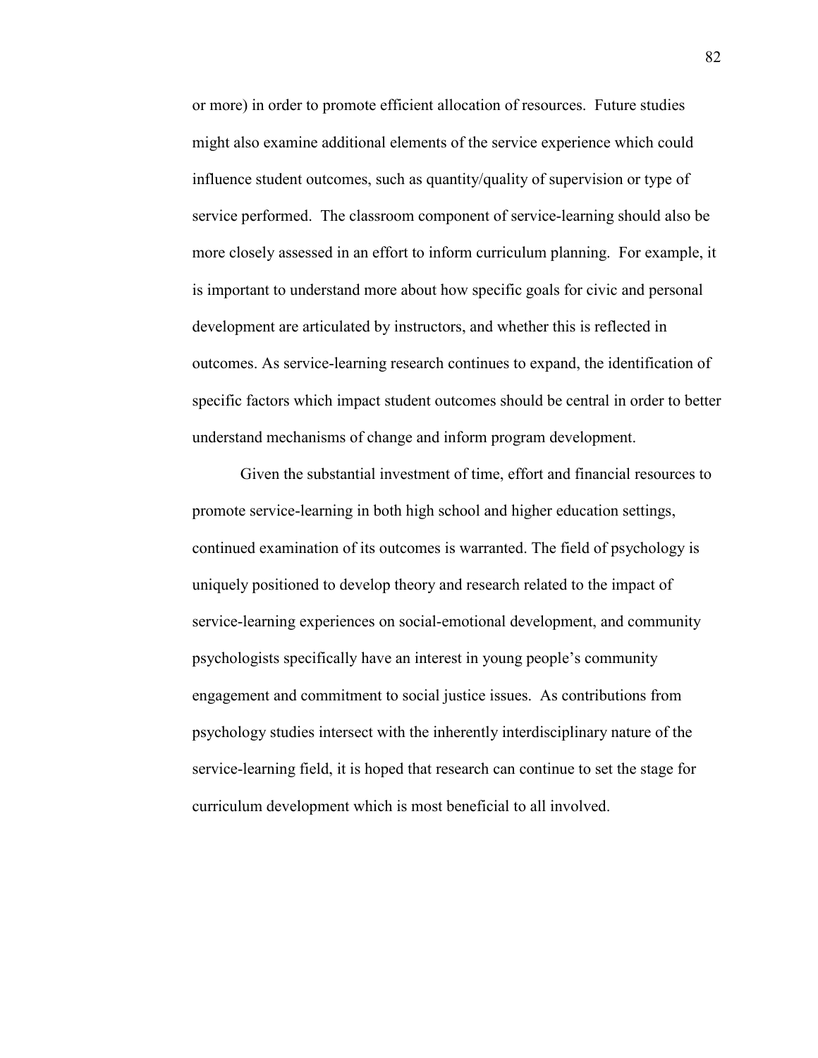or more) in order to promote efficient allocation of resources. Future studies might also examine additional elements of the service experience which could influence student outcomes, such as quantity/quality of supervision or type of service performed. The classroom component of service-learning should also be more closely assessed in an effort to inform curriculum planning. For example, it is important to understand more about how specific goals for civic and personal development are articulated by instructors, and whether this is reflected in outcomes. As service-learning research continues to expand, the identification of specific factors which impact student outcomes should be central in order to better understand mechanisms of change and inform program development.

Given the substantial investment of time, effort and financial resources to promote service-learning in both high school and higher education settings, continued examination of its outcomes is warranted. The field of psychology is uniquely positioned to develop theory and research related to the impact of service-learning experiences on social-emotional development, and community psychologists specifically have an interest in young people's community engagement and commitment to social justice issues. As contributions from psychology studies intersect with the inherently interdisciplinary nature of the service-learning field, it is hoped that research can continue to set the stage for curriculum development which is most beneficial to all involved.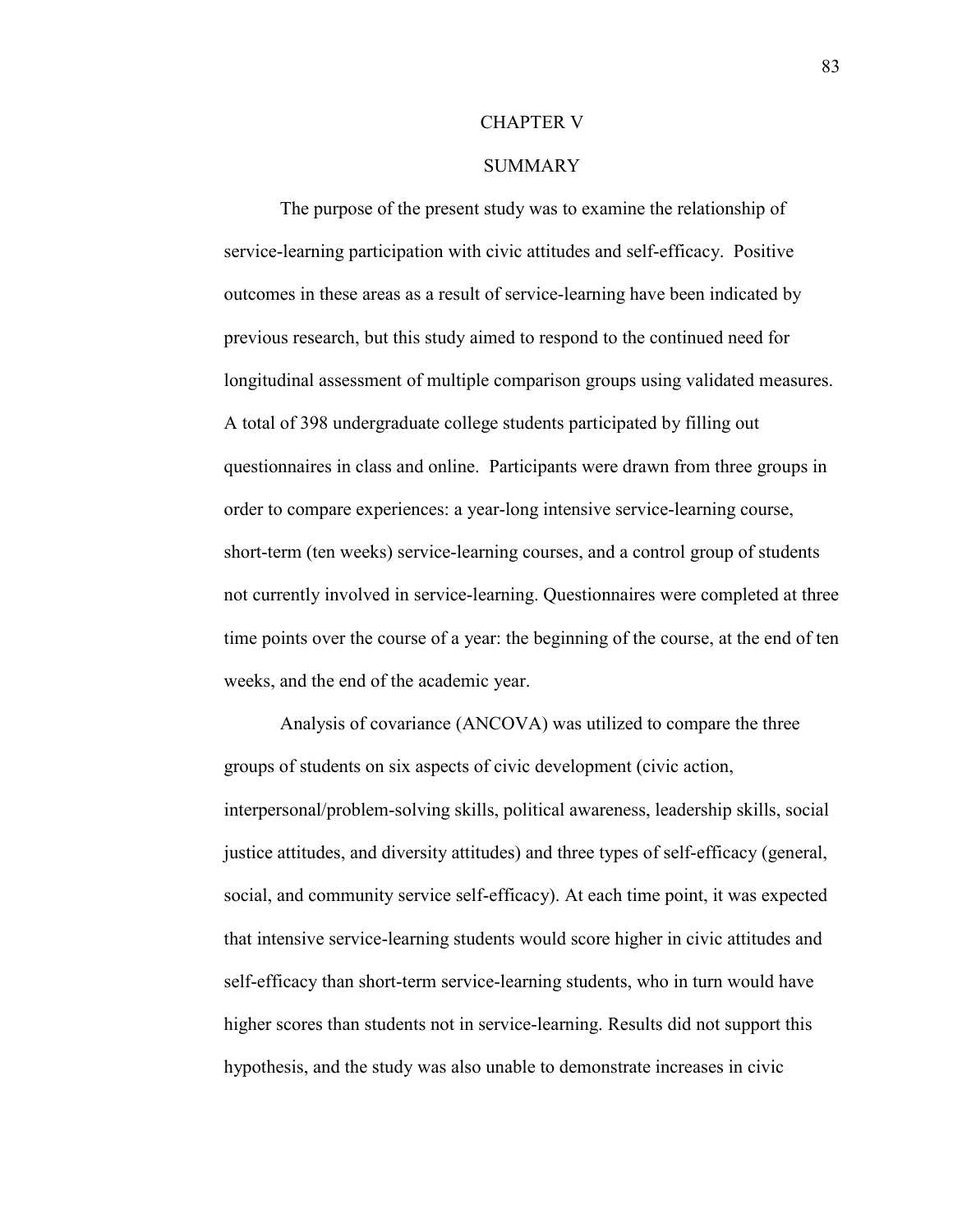# CHAPTER V

## SUMMARY

The purpose of the present study was to examine the relationship of service-learning participation with civic attitudes and self-efficacy. Positive outcomes in these areas as a result of service-learning have been indicated by previous research, but this study aimed to respond to the continued need for longitudinal assessment of multiple comparison groups using validated measures. A total of 398 undergraduate college students participated by filling out questionnaires in class and online. Participants were drawn from three groups in order to compare experiences: a year-long intensive service-learning course, short-term (ten weeks) service-learning courses, and a control group of students not currently involved in service-learning. Questionnaires were completed at three time points over the course of a year: the beginning of the course, at the end of ten weeks, and the end of the academic year.

Analysis of covariance (ANCOVA) was utilized to compare the three groups of students on six aspects of civic development (civic action, interpersonal/problem-solving skills, political awareness, leadership skills, social justice attitudes, and diversity attitudes) and three types of self-efficacy (general, social, and community service self-efficacy). At each time point, it was expected that intensive service-learning students would score higher in civic attitudes and self-efficacy than short-term service-learning students, who in turn would have higher scores than students not in service-learning. Results did not support this hypothesis, and the study was also unable to demonstrate increases in civic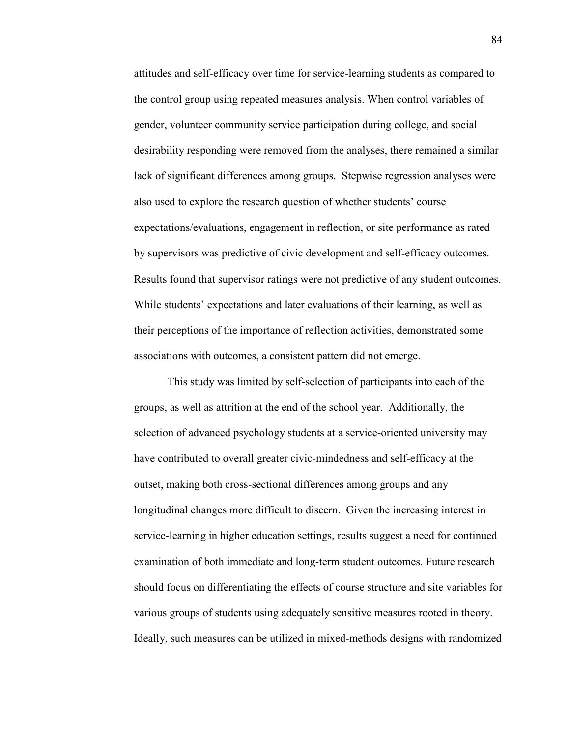attitudes and self-efficacy over time for service-learning students as compared to the control group using repeated measures analysis. When control variables of gender, volunteer community service participation during college, and social desirability responding were removed from the analyses, there remained a similar lack of significant differences among groups. Stepwise regression analyses were also used to explore the research question of whether students' course expectations/evaluations, engagement in reflection, or site performance as rated by supervisors was predictive of civic development and self-efficacy outcomes. Results found that supervisor ratings were not predictive of any student outcomes. While students' expectations and later evaluations of their learning, as well as their perceptions of the importance of reflection activities, demonstrated some associations with outcomes, a consistent pattern did not emerge.

This study was limited by self-selection of participants into each of the groups, as well as attrition at the end of the school year. Additionally, the selection of advanced psychology students at a service-oriented university may have contributed to overall greater civic-mindedness and self-efficacy at the outset, making both cross-sectional differences among groups and any longitudinal changes more difficult to discern. Given the increasing interest in service-learning in higher education settings, results suggest a need for continued examination of both immediate and long-term student outcomes. Future research should focus on differentiating the effects of course structure and site variables for various groups of students using adequately sensitive measures rooted in theory. Ideally, such measures can be utilized in mixed-methods designs with randomized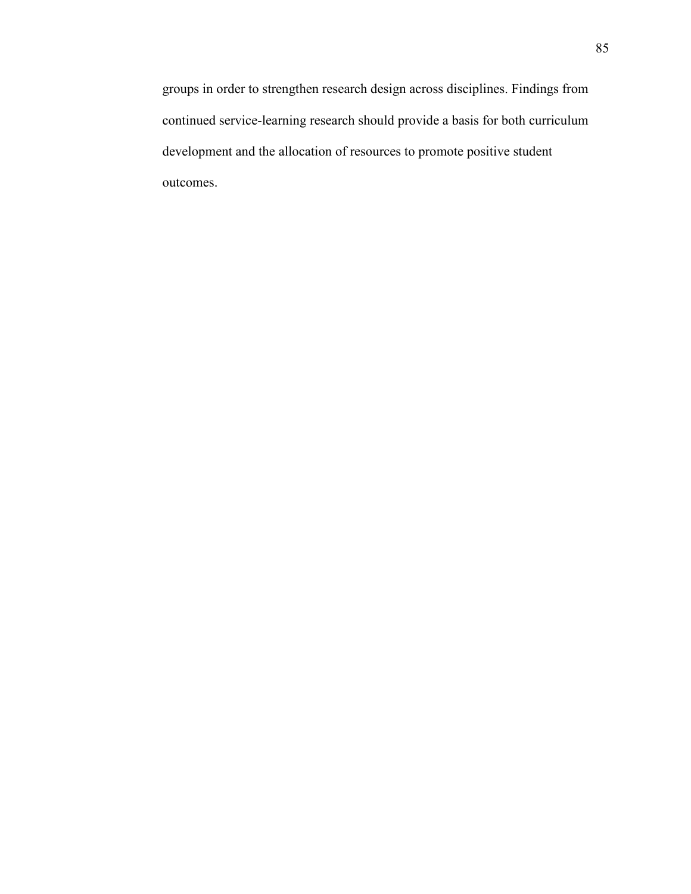groups in order to strengthen research design across disciplines. Findings from continued service-learning research should provide a basis for both curriculum development and the allocation of resources to promote positive student outcomes.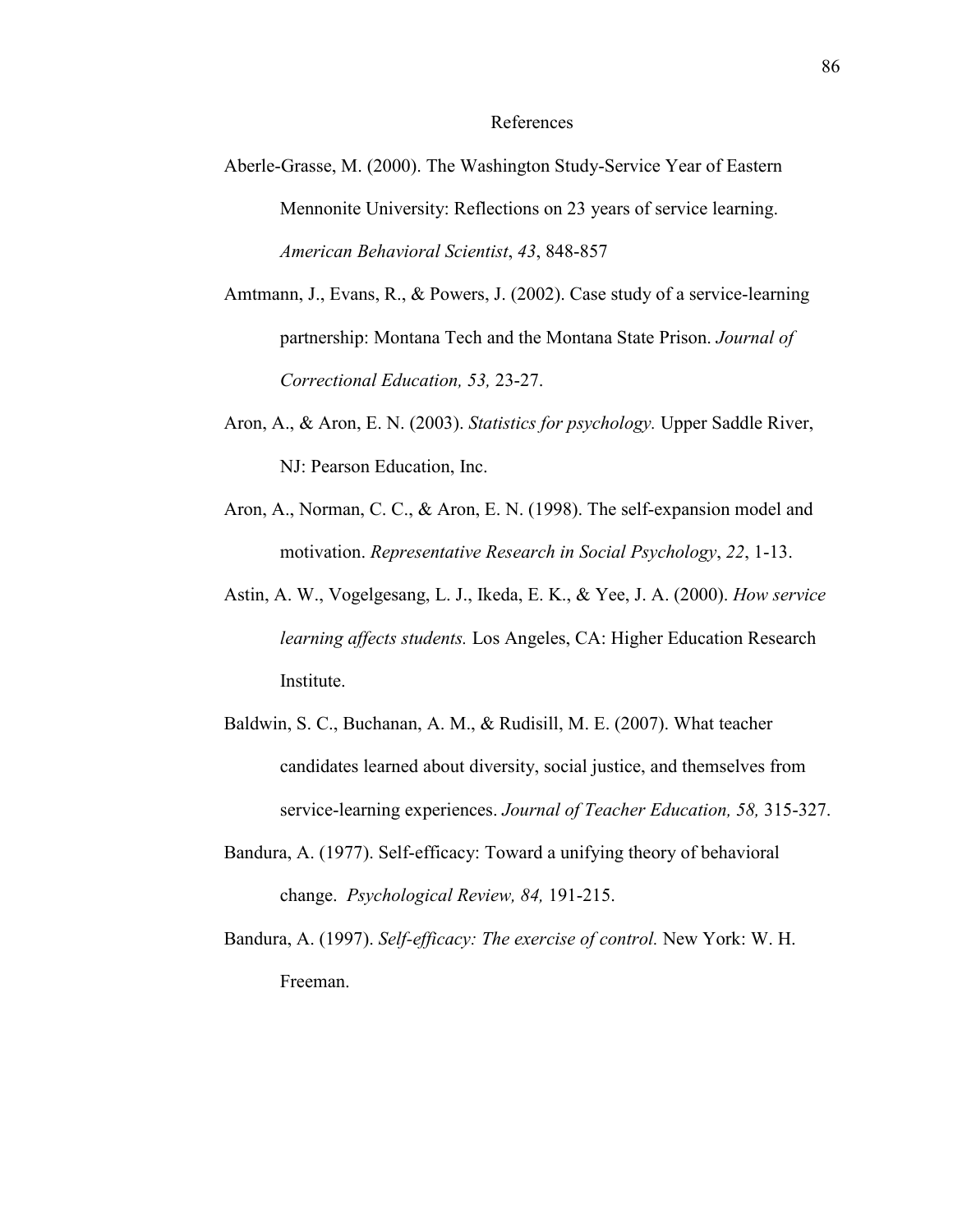# References

Aberle-Grasse, M. (2000). The Washington Study-Service Year of Eastern Mennonite University: Reflections on 23 years of service learning. *American Behavioral Scientist*, *43*, 848-857

Amtmann, J., Evans, R., & Powers, J. (2002). Case study of a service-learning partnership: Montana Tech and the Montana State Prison. *Journal of Correctional Education, 53,* 23-27.

Aron, A., & Aron, E. N. (2003). *Statistics for psychology.* Upper Saddle River, NJ: Pearson Education, Inc.

Aron, A., Norman, C. C., & Aron, E. N. (1998). The self-expansion model and motivation. *Representative Research in Social Psychology*, *22*, 1-13.

Astin, A. W., Vogelgesang, L. J., Ikeda, E. K., & Yee, J. A. (2000). *How service learning affects students.* Los Angeles, CA: Higher Education Research Institute.

Baldwin, S. C., Buchanan, A. M., & Rudisill, M. E. (2007). What teacher candidates learned about diversity, social justice, and themselves from service-learning experiences. *Journal of Teacher Education, 58,* 315-327.

Bandura, A. (1977). Self-efficacy: Toward a unifying theory of behavioral change. *Psychological Review, 84,* 191-215.

Bandura, A. (1997). *Self-efficacy: The exercise of control.* New York: W. H. Freeman.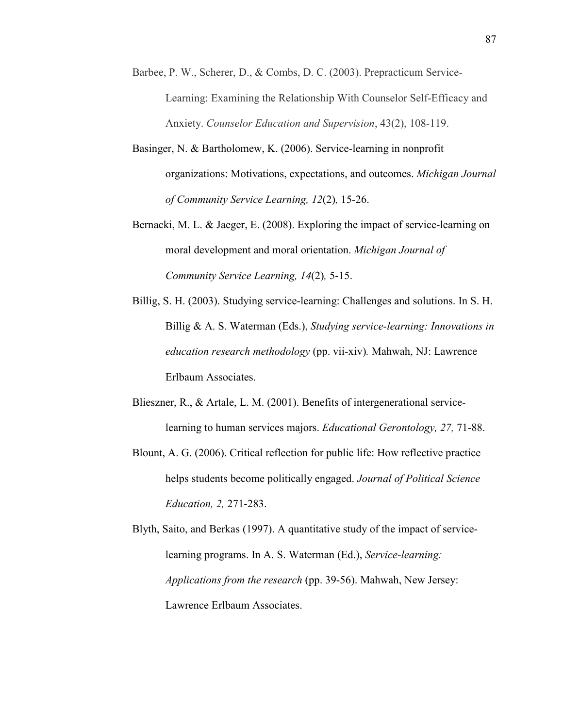Barbee, P. W., Scherer, D., & Combs, D. C. (2003). Prepracticum Service-Learning: Examining the Relationship With Counselor Self-Efficacy and Anxiety. *Counselor Education and Supervision*, 43(2), 108-119.

Basinger, N. & Bartholomew, K. (2006). Service-learning in nonprofit organizations: Motivations, expectations, and outcomes. *Michigan Journal of Community Service Learning, 12*(2)*,* 15-26.

Bernacki, M. L. & Jaeger, E. (2008). Exploring the impact of service-learning on moral development and moral orientation. *Michigan Journal of Community Service Learning, 14*(2)*,* 5-15.

Billig, S. H. (2003). Studying service-learning: Challenges and solutions. In S. H. Billig & A. S. Waterman (Eds.), *Studying service-learning: Innovations in education research methodology* (pp. vii-xiv)*.* Mahwah, NJ: Lawrence Erlbaum Associates.

Blieszner, R., & Artale, L. M. (2001). Benefits of intergenerational service-learning to human services majors. *Educational Gerontology, 27,* 71-88.

Blount, A. G. (2006). Critical reflection for public life: How reflective practice helps students become politically engaged. *Journal of Political Science Education, 2,* 271-283.

Blyth, Saito, and Berkas (1997). A quantitative study of the impact of service-learning programs. In A. S. Waterman (Ed.), *Service-learning: Applications from the research* (pp. 39-56). Mahwah, New Jersey: Lawrence Erlbaum Associates.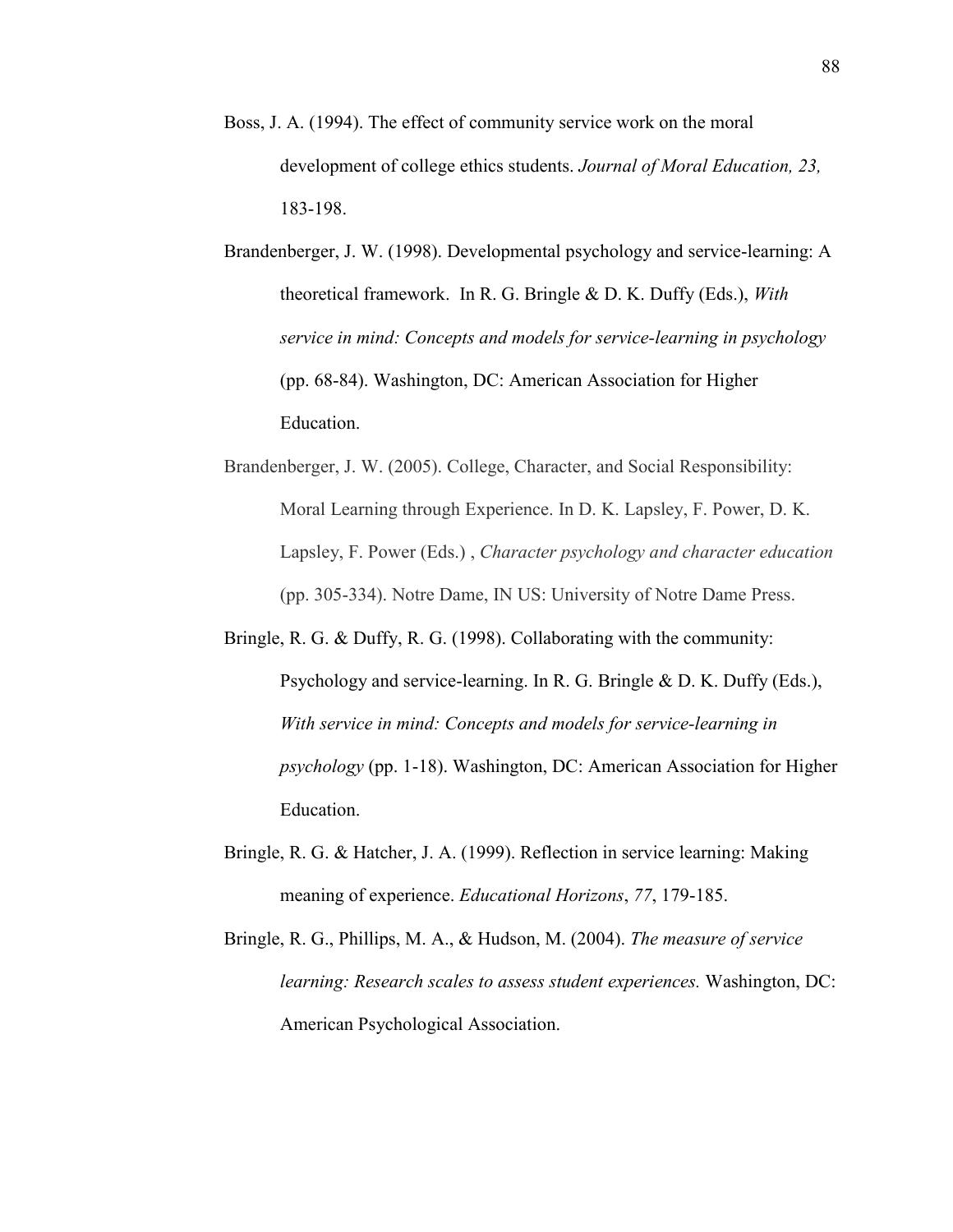Boss, J. A. (1994). The effect of community service work on the moral development of college ethics students. *Journal of Moral Education, 23,* 183-198.

Brandenberger, J. W. (1998). Developmental psychology and service-learning: A theoretical framework. In R. G. Bringle & D. K. Duffy (Eds.), *With service in mind: Concepts and models for service-learning in psychology* (pp. 68-84). Washington, DC: American Association for Higher Education.

Brandenberger, J. W. (2005). College, Character, and Social Responsibility: Moral Learning through Experience. In D. K. Lapsley, F. Power, D. K. Lapsley, F. Power (Eds.) , *Character psychology and character education* (pp. 305-334). Notre Dame, IN US: University of Notre Dame Press.

Bringle, R. G. & Duffy, R. G. (1998). Collaborating with the community: Psychology and service-learning. In R. G. Bringle & D. K. Duffy (Eds.), *With service in mind: Concepts and models for service-learning in psychology* (pp. 1-18). Washington, DC: American Association for Higher Education.

Bringle, R. G. & Hatcher, J. A. (1999). Reflection in service learning: Making meaning of experience. *Educational Horizons*, *77*, 179-185.

Bringle, R. G., Phillips, M. A., & Hudson, M. (2004). *The measure of service learning: Research scales to assess student experiences.* Washington, DC: American Psychological Association.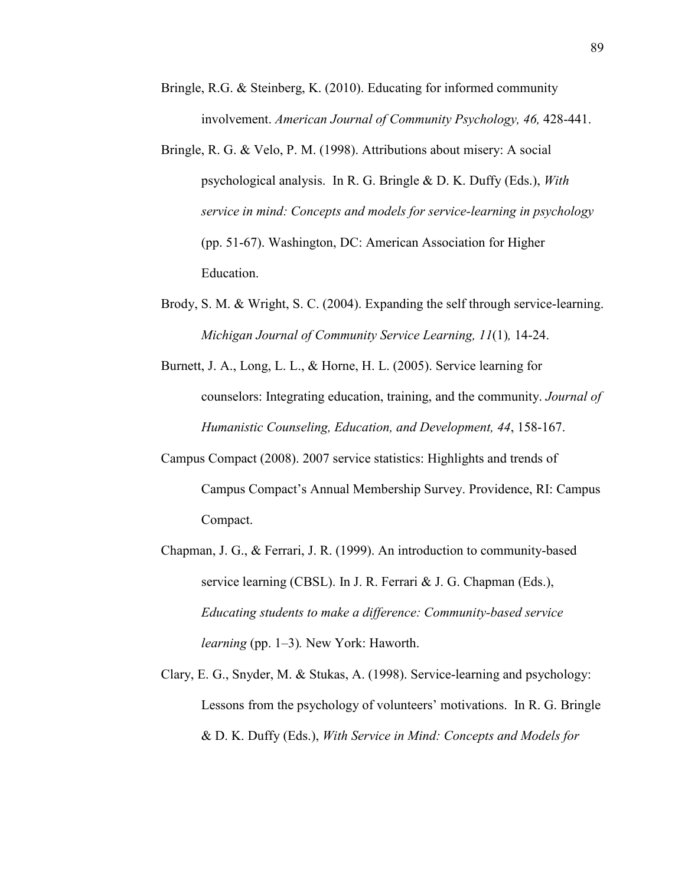Bringle, R.G. & Steinberg, K. (2010). Educating for informed community involvement. *American Journal of Community Psychology, 46,* 428-441.

Bringle, R. G. & Velo, P. M. (1998). Attributions about misery: A social psychological analysis. In R. G. Bringle & D. K. Duffy (Eds.), *With service in mind: Concepts and models for service-learning in psychology* (pp. 51-67). Washington, DC: American Association for Higher Education.

Brody, S. M. & Wright, S. C. (2004). Expanding the self through service-learning. *Michigan Journal of Community Service Learning, 11*(1)*,* 14-24.

Burnett, J. A., Long, L. L., & Horne, H. L. (2005). Service learning for counselors: Integrating education, training, and the community. *Journal of Humanistic Counseling, Education, and Development, 44*, 158-167.

Campus Compact (2008). 2007 service statistics: Highlights and trends of Campus Compact's Annual Membership Survey. Providence, RI: Campus Compact.

Chapman, J. G., & Ferrari, J. R. (1999). An introduction to community-based service learning (CBSL). In J. R. Ferrari & J. G. Chapman (Eds.), *Educating students to make a difference: Community-based service learning* (pp. 1–3)*.* New York: Haworth.

Clary, E. G., Snyder, M. & Stukas, A. (1998). Service-learning and psychology: Lessons from the psychology of volunteers' motivations. In R. G. Bringle & D. K. Duffy (Eds.), *With Service in Mind: Concepts and Models for*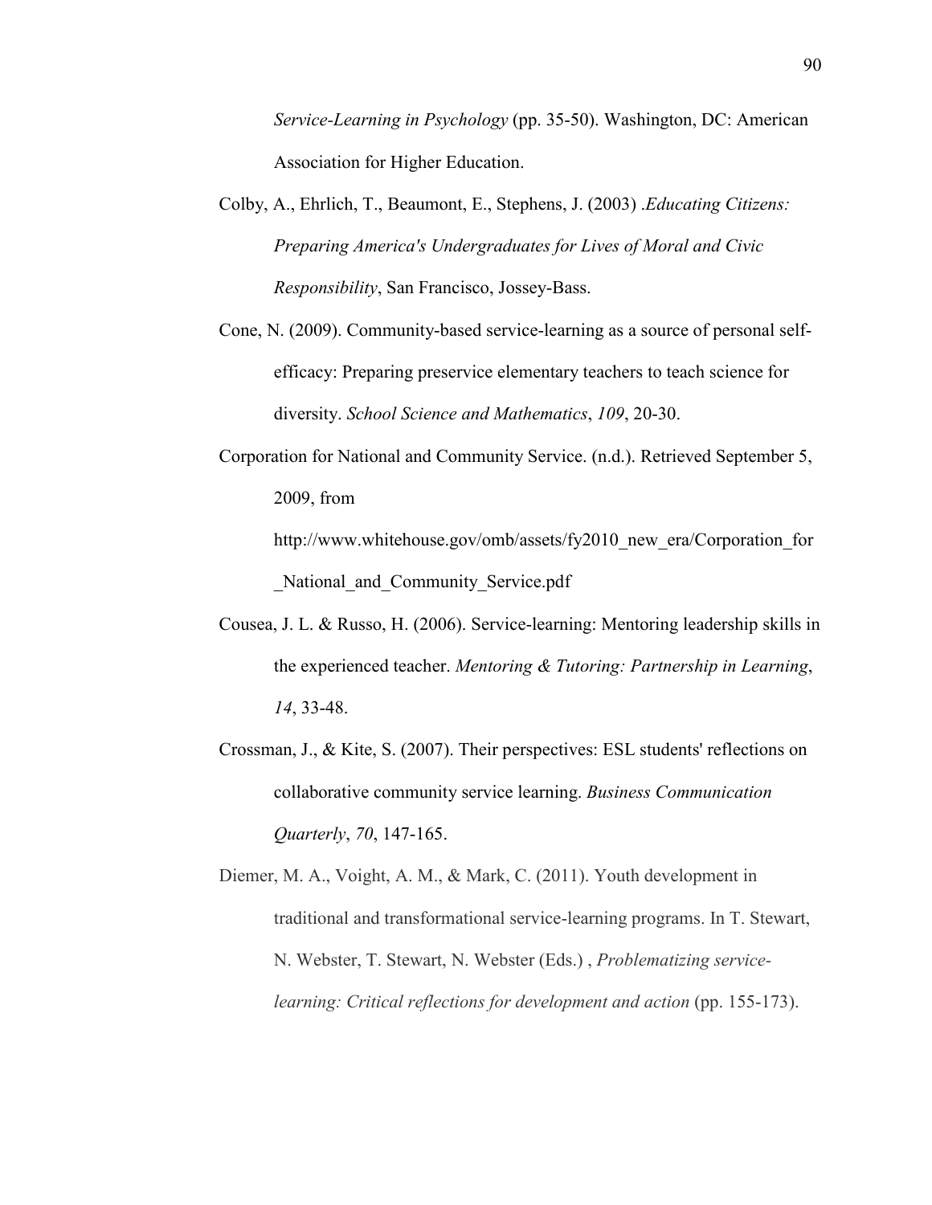*Service-Learning in Psychology* (pp. 35-50). Washington, DC: American Association for Higher Education.

Colby, A., Ehrlich, T., Beaumont, E., Stephens, J. (2003) .*Educating Citizens: Preparing America's Undergraduates for Lives of Moral and Civic Responsibility*, San Francisco, Jossey-Bass.

Cone, N. (2009). Community-based service-learning as a source of personal self-efficacy: Preparing preservice elementary teachers to teach science for diversity. *School Science and Mathematics*, *109*, 20-30.

Corporation for National and Community Service. (n.d.). Retrieved September 5, 2009, from http://www.whitehouse.gov/omb/assets/fy2010_new_era/Corporation_for_National_and_Community_Service.pdf

Cousea, J. L. & Russo, H. (2006). Service-learning: Mentoring leadership skills in the experienced teacher. *Mentoring & Tutoring: Partnership in Learning*, *14*, 33-48.

Crossman, J., & Kite, S. (2007). Their perspectives: ESL students' reflections on collaborative community service learning. *Business Communication Quarterly*, *70*, 147-165.

Diemer, M. A., Voight, A. M., & Mark, C. (2011). Youth development in traditional and transformational service-learning programs. In T. Stewart, N. Webster, T. Stewart, N. Webster (Eds.) , *Problematizing service-learning: Critical reflections for development and action* (pp. 155-173).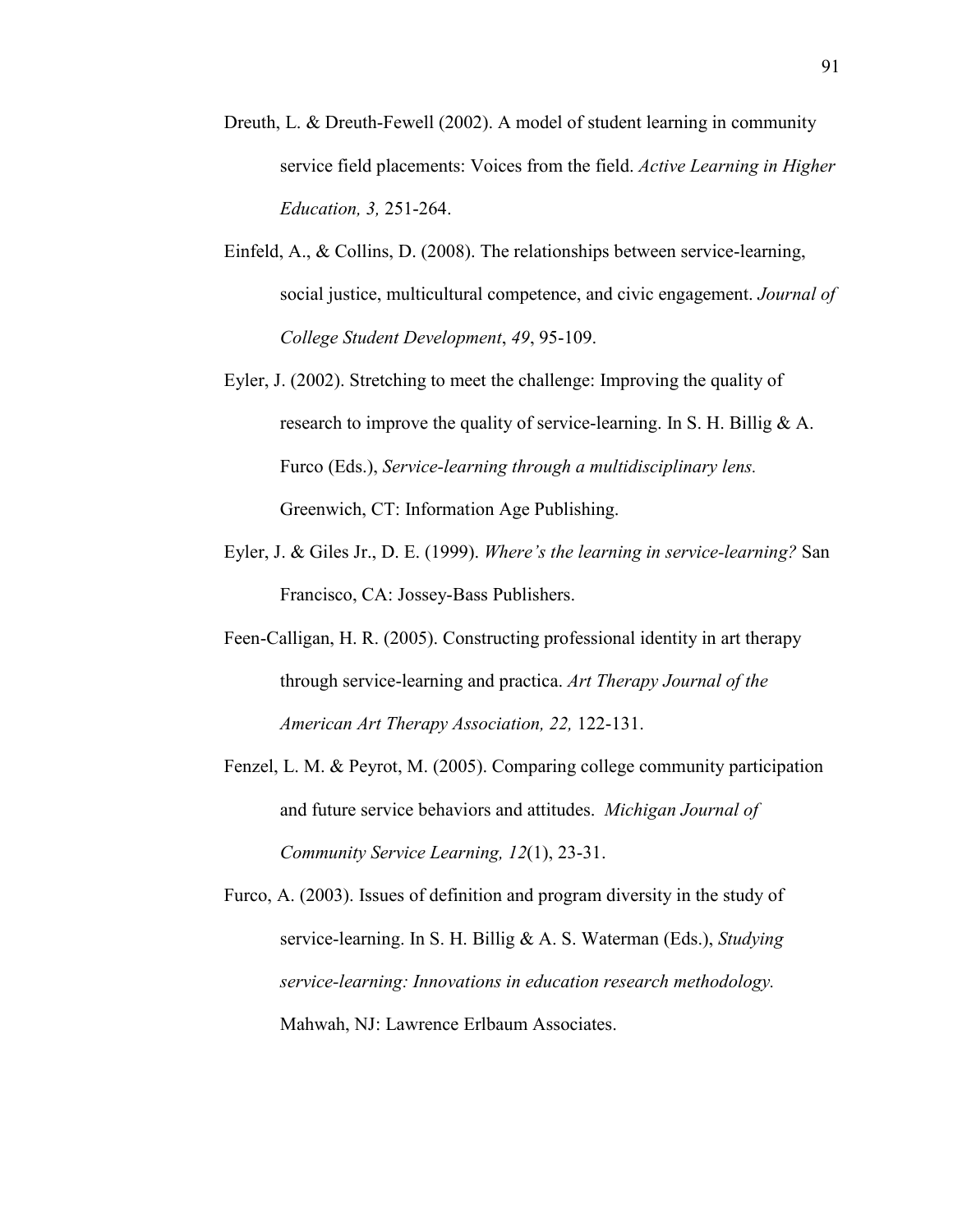Dreuth, L. & Dreuth-Fewell (2002). A model of student learning in community service field placements: Voices from the field. *Active Learning in Higher Education, 3,* 251-264.

Einfeld, A., & Collins, D. (2008). The relationships between service-learning, social justice, multicultural competence, and civic engagement. *Journal of College Student Development*, *49*, 95-109.

Eyler, J. (2002). Stretching to meet the challenge: Improving the quality of research to improve the quality of service-learning. In S. H. Billig & A. Furco (Eds.), *Service-learning through a multidisciplinary lens.* Greenwich, CT: Information Age Publishing.

Eyler, J. & Giles Jr., D. E. (1999). *Where's the learning in service-learning?* San Francisco, CA: Jossey-Bass Publishers.

Feen-Calligan, H. R. (2005). Constructing professional identity in art therapy through service-learning and practica. *Art Therapy Journal of the American Art Therapy Association, 22,* 122-131.

Fenzel, L. M. & Peyrot, M. (2005). Comparing college community participation and future service behaviors and attitudes. *Michigan Journal of Community Service Learning, 12*(1), 23-31.

Furco, A. (2003). Issues of definition and program diversity in the study of service-learning. In S. H. Billig & A. S. Waterman (Eds.), *Studying service-learning: Innovations in education research methodology.* Mahwah, NJ: Lawrence Erlbaum Associates.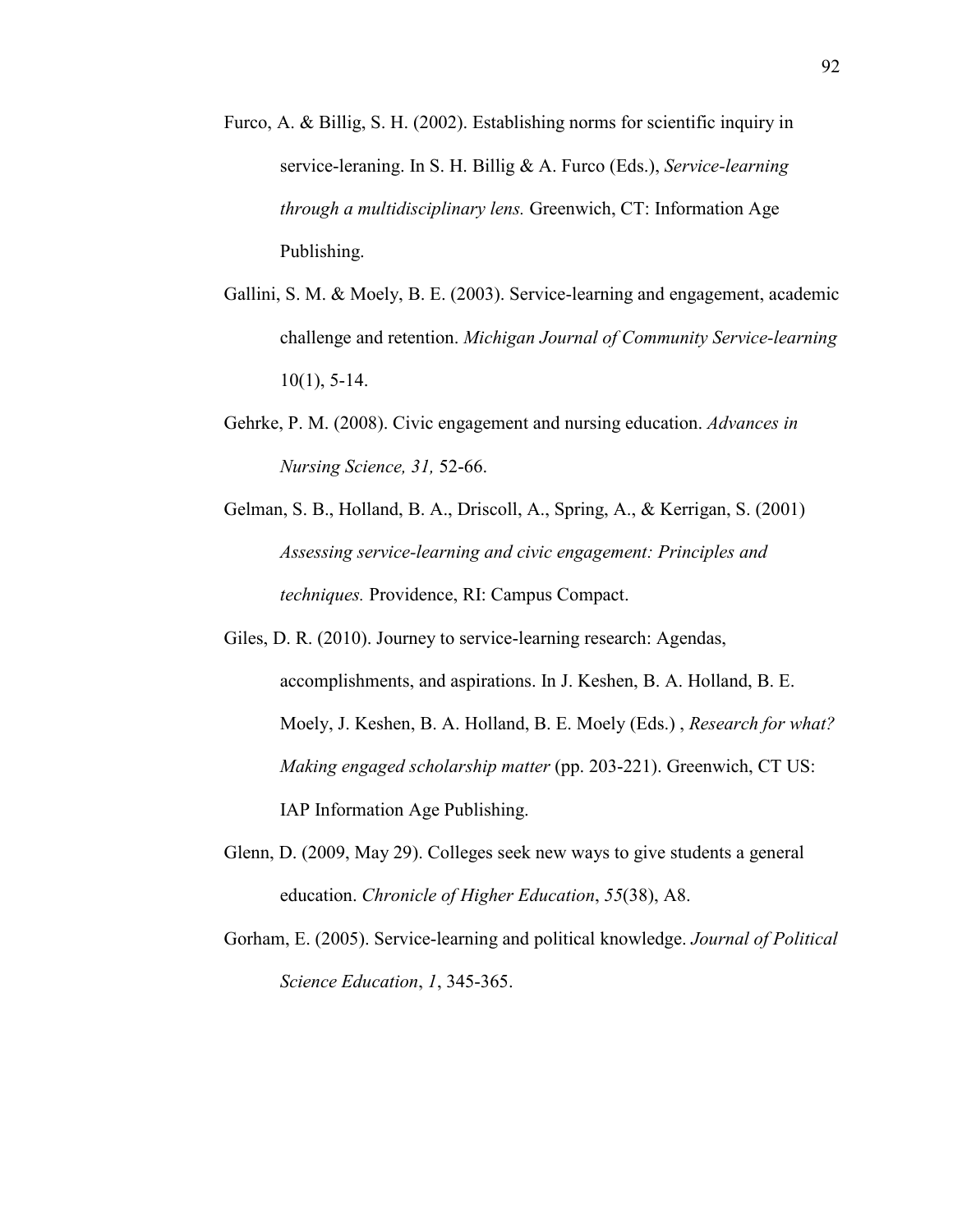Furco, A. & Billig, S. H. (2002). Establishing norms for scientific inquiry in service-leraning. In S. H. Billig & A. Furco (Eds.), *Service-learning through a multidisciplinary lens.* Greenwich, CT: Information Age Publishing.

Gallini, S. M. & Moely, B. E. (2003). Service-learning and engagement, academic challenge and retention. *Michigan Journal of Community Service-learning* 10(1), 5-14.

Gehrke, P. M. (2008). Civic engagement and nursing education. *Advances in Nursing Science, 31,* 52-66.

Gelman, S. B., Holland, B. A., Driscoll, A., Spring, A., & Kerrigan, S. (2001) *Assessing service-learning and civic engagement: Principles and techniques.* Providence, RI: Campus Compact.

Giles, D. R. (2010). Journey to service-learning research: Agendas, accomplishments, and aspirations. In J. Keshen, B. A. Holland, B. E. Moely, J. Keshen, B. A. Holland, B. E. Moely (Eds.) , *Research for what? Making engaged scholarship matter* (pp. 203-221). Greenwich, CT US: IAP Information Age Publishing.

Glenn, D. (2009, May 29). Colleges seek new ways to give students a general education. *Chronicle of Higher Education*, *55*(38), A8.

Gorham, E. (2005). Service-learning and political knowledge. *Journal of Political Science Education*, *1*, 345-365.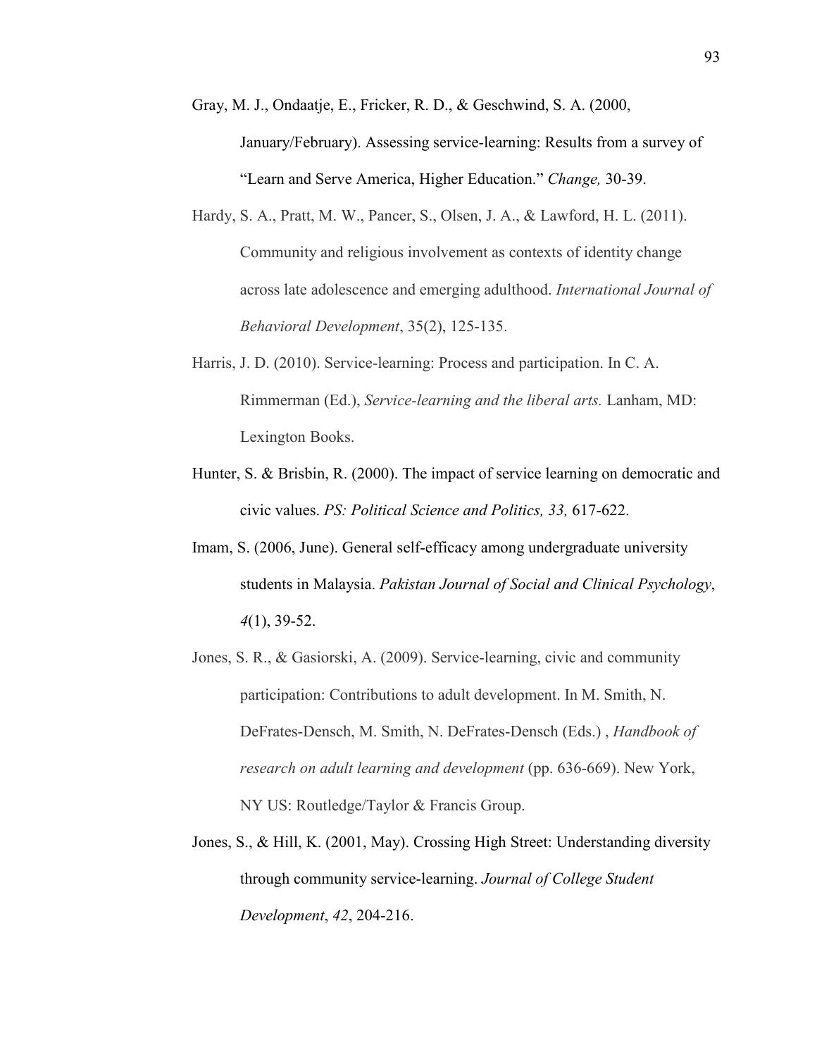Gray, M. J., Ondaatje, E., Fricker, R. D., & Geschwind, S. A. (2000, January/February). Assessing service-learning: Results from a survey of "Learn and Serve America, Higher Education." *Change,* 30-39.

Hardy, S. A., Pratt, M. W., Pancer, S., Olsen, J. A., & Lawford, H. L. (2011). Community and religious involvement as contexts of identity change across late adolescence and emerging adulthood. *International Journal of Behavioral Development*, 35(2), 125-135.

Harris, J. D. (2010). Service-learning: Process and participation. In C. A. Rimmerman (Ed.), *Service-learning and the liberal arts.* Lanham, MD: Lexington Books.

Hunter, S. & Brisbin, R. (2000). The impact of service learning on democratic and civic values. *PS: Political Science and Politics, 33,* 617-622.

Imam, S. (2006, June). General self-efficacy among undergraduate university students in Malaysia. *Pakistan Journal of Social and Clinical Psychology*, *4*(1), 39-52.

Jones, S. R., & Gasiorski, A. (2009). Service-learning, civic and community participation: Contributions to adult development. In M. Smith, N. DeFrates-Densch, M. Smith, N. DeFrates-Densch (Eds.) , *Handbook of research on adult learning and development* (pp. 636-669). New York, NY US: Routledge/Taylor & Francis Group.

Jones, S., & Hill, K. (2001, May). Crossing High Street: Understanding diversity through community service-learning. *Journal of College Student Development*, *42*, 204-216.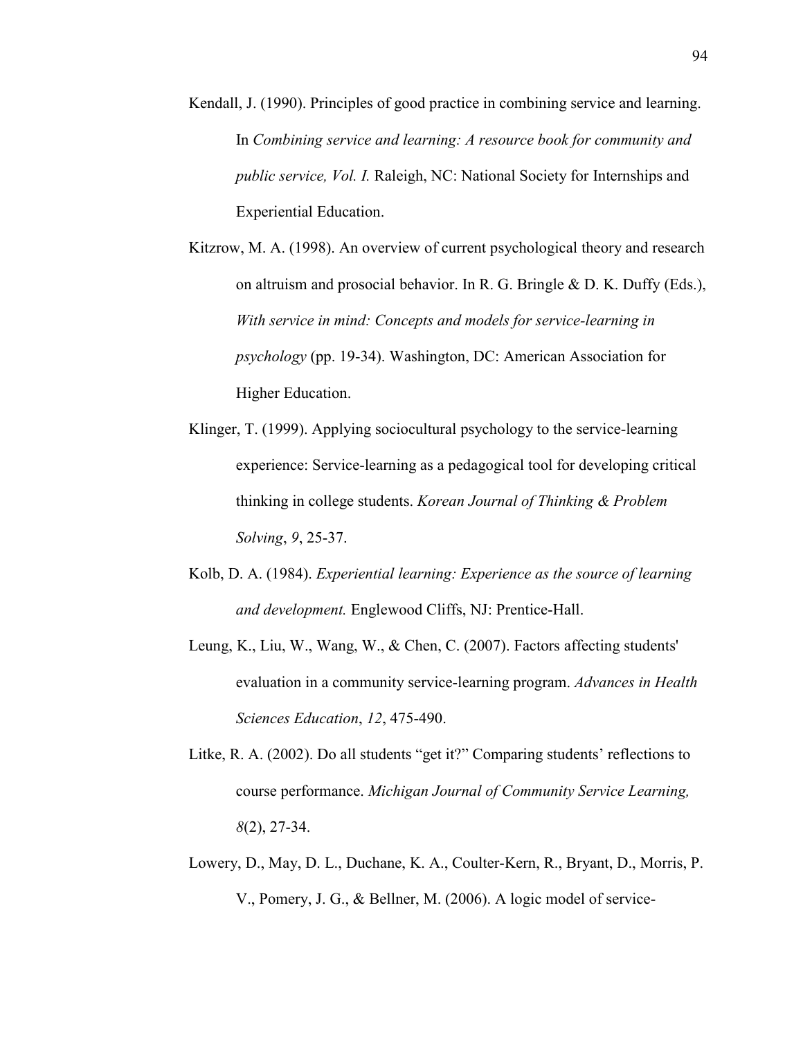Kendall, J. (1990). Principles of good practice in combining service and learning. In *Combining service and learning: A resource book for community and public service, Vol. I.* Raleigh, NC: National Society for Internships and Experiential Education.

Kitzrow, M. A. (1998). An overview of current psychological theory and research on altruism and prosocial behavior. In R. G. Bringle & D. K. Duffy (Eds.), *With service in mind: Concepts and models for service-learning in psychology* (pp. 19-34). Washington, DC: American Association for Higher Education.

Klinger, T. (1999). Applying sociocultural psychology to the service-learning experience: Service-learning as a pedagogical tool for developing critical thinking in college students. *Korean Journal of Thinking & Problem Solving*, *9*, 25-37.

Kolb, D. A. (1984). *Experiential learning: Experience as the source of learning and development.* Englewood Cliffs, NJ: Prentice-Hall.

Leung, K., Liu, W., Wang, W., & Chen, C. (2007). Factors affecting students' evaluation in a community service-learning program. *Advances in Health Sciences Education*, *12*, 475-490.

Litke, R. A. (2002). Do all students "get it?" Comparing students' reflections to course performance. *Michigan Journal of Community Service Learning, 8*(2), 27-34.

Lowery, D., May, D. L., Duchane, K. A., Coulter-Kern, R., Bryant, D., Morris, P. V., Pomery, J. G., & Bellner, M. (2006). A logic model of service-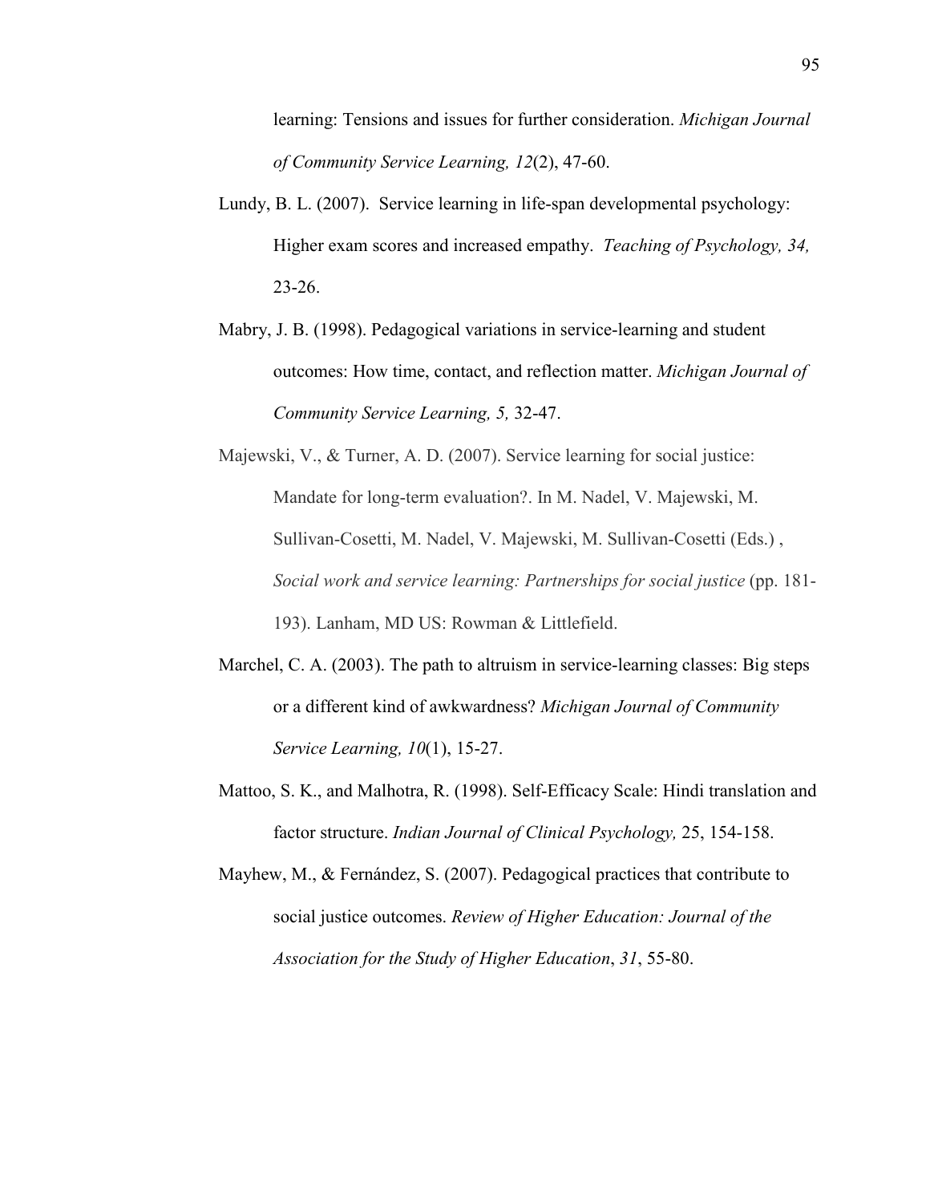learning: Tensions and issues for further consideration. *Michigan Journal of Community Service Learning, 12*(2), 47-60.

Lundy, B. L. (2007). Service learning in life-span developmental psychology: Higher exam scores and increased empathy. *Teaching of Psychology, 34,* 23-26.

Mabry, J. B. (1998). Pedagogical variations in service-learning and student outcomes: How time, contact, and reflection matter. *Michigan Journal of Community Service Learning, 5,* 32-47.

Majewski, V., & Turner, A. D. (2007). Service learning for social justice: Mandate for long-term evaluation?. In M. Nadel, V. Majewski, M. Sullivan-Cosetti, M. Nadel, V. Majewski, M. Sullivan-Cosetti (Eds.) , *Social work and service learning: Partnerships for social justice* (pp. 181-193). Lanham, MD US: Rowman & Littlefield.

Marchel, C. A. (2003). The path to altruism in service-learning classes: Big steps or a different kind of awkwardness? *Michigan Journal of Community Service Learning, 10*(1), 15-27.

Mattoo, S. K., and Malhotra, R. (1998). Self-Efficacy Scale: Hindi translation and factor structure. *Indian Journal of Clinical Psychology,* 25, 154-158.

Mayhew, M., & Fernández, S. (2007). Pedagogical practices that contribute to social justice outcomes. *Review of Higher Education: Journal of the Association for the Study of Higher Education*, *31*, 55-80.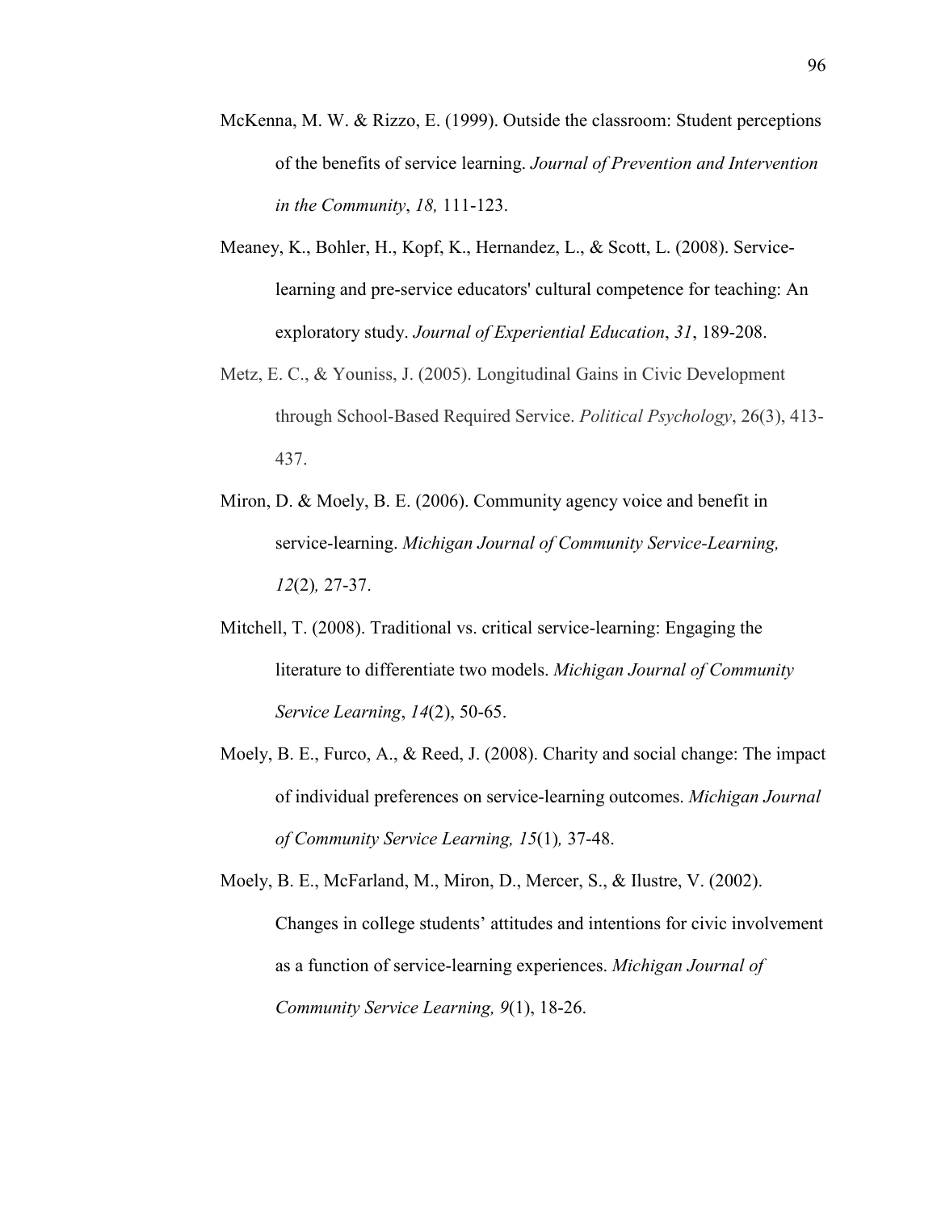McKenna, M. W. & Rizzo, E. (1999). Outside the classroom: Student perceptions of the benefits of service learning. *Journal of Prevention and Intervention in the Community*, *18,* 111-123.

Meaney, K., Bohler, H., Kopf, K., Hernandez, L., & Scott, L. (2008). Service-learning and pre-service educators' cultural competence for teaching: An exploratory study. *Journal of Experiential Education*, *31*, 189-208.

Metz, E. C., & Youniss, J. (2005). Longitudinal Gains in Civic Development through School-Based Required Service. *Political Psychology*, 26(3), 413-437.

Miron, D. & Moely, B. E. (2006). Community agency voice and benefit in service-learning. *Michigan Journal of Community Service-Learning, 12*(2)*,* 27-37.

Mitchell, T. (2008). Traditional vs. critical service-learning: Engaging the literature to differentiate two models. *Michigan Journal of Community Service Learning*, *14*(2), 50-65.

Moely, B. E., Furco, A., & Reed, J. (2008). Charity and social change: The impact of individual preferences on service-learning outcomes. *Michigan Journal of Community Service Learning, 15*(1)*,* 37-48.

Moely, B. E., McFarland, M., Miron, D., Mercer, S., & Ilustre, V. (2002). Changes in college students' attitudes and intentions for civic involvement as a function of service-learning experiences. *Michigan Journal of Community Service Learning, 9*(1), 18-26.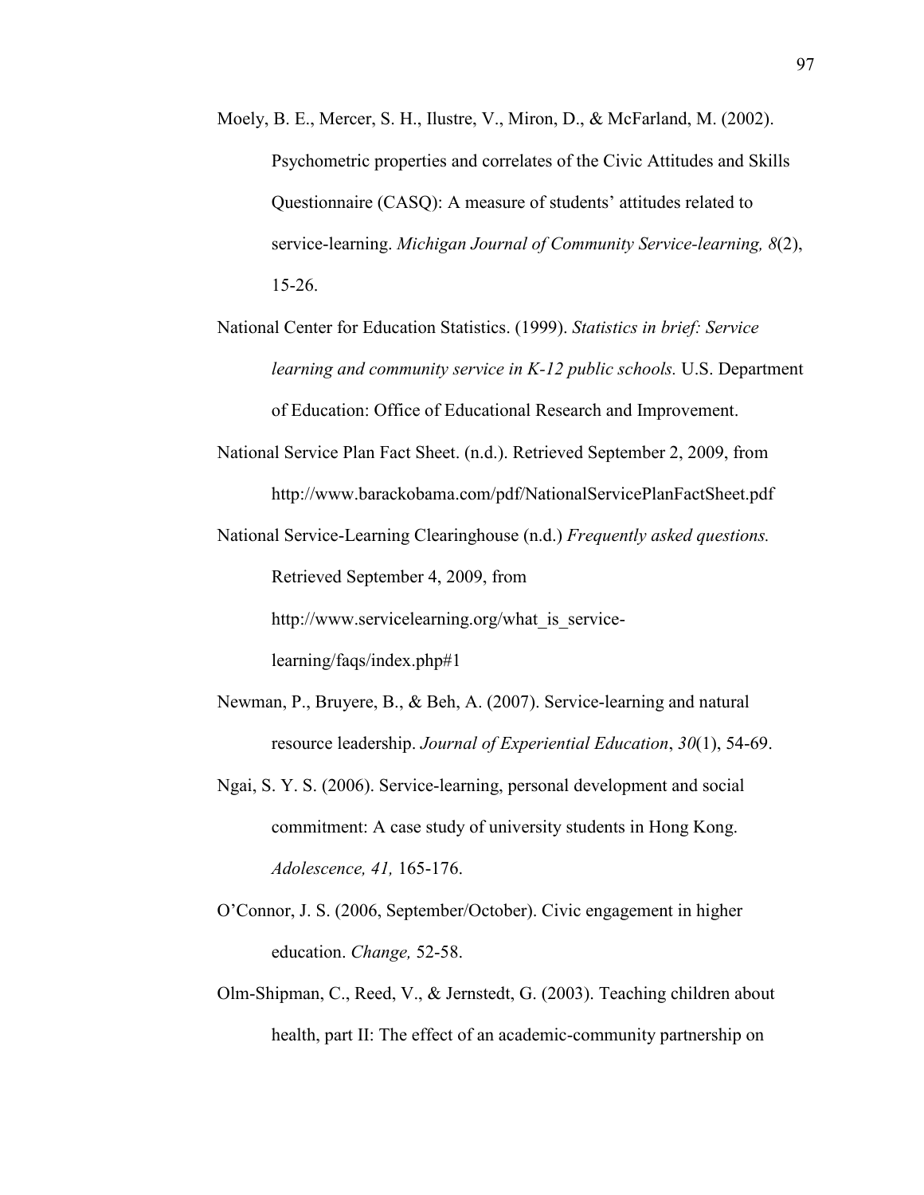Moely, B. E., Mercer, S. H., Ilustre, V., Miron, D., & McFarland, M. (2002). Psychometric properties and correlates of the Civic Attitudes and Skills Questionnaire (CASQ): A measure of students' attitudes related to service-learning. *Michigan Journal of Community Service-learning, 8*(2), 15-26.

National Center for Education Statistics. (1999). *Statistics in brief: Service learning and community service in K-12 public schools.* U.S. Department of Education: Office of Educational Research and Improvement.

National Service Plan Fact Sheet. (n.d.). Retrieved September 2, 2009, from http://www.barackobama.com/pdf/NationalServicePlanFactSheet.pdf

National Service-Learning Clearinghouse (n.d.) *Frequently asked questions.* Retrieved September 4, 2009, from http://www.servicelearning.org/what_is_service-learning/faqs/index.php#1

Newman, P., Bruyere, B., & Beh, A. (2007). Service-learning and natural resource leadership. *Journal of Experiential Education*, *30*(1), 54-69.

Ngai, S. Y. S. (2006). Service-learning, personal development and social commitment: A case study of university students in Hong Kong. *Adolescence, 41,* 165-176.

O'Connor, J. S. (2006, September/October). Civic engagement in higher education. *Change,* 52-58.

Olm-Shipman, C., Reed, V., & Jernstedt, G. (2003). Teaching children about health, part II: The effect of an academic-community partnership on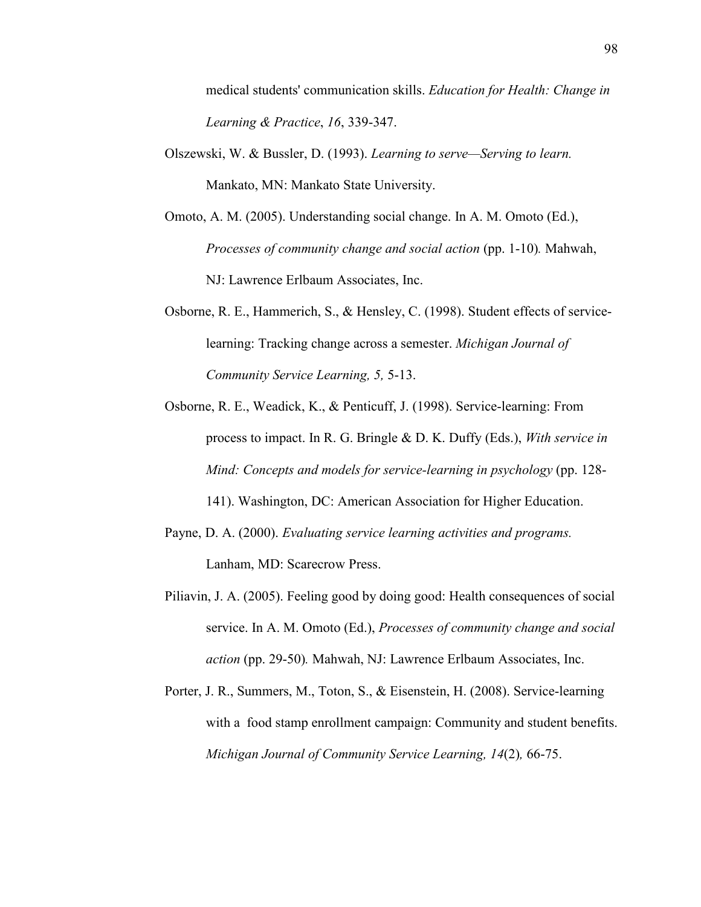medical students' communication skills. *Education for Health: Change in Learning & Practice*, *16*, 339-347.

Olszewski, W. & Bussler, D. (1993). *Learning to serve—Serving to learn.* Mankato, MN: Mankato State University.

Omoto, A. M. (2005). Understanding social change. In A. M. Omoto (Ed.), *Processes of community change and social action* (pp. 1-10)*.* Mahwah, NJ: Lawrence Erlbaum Associates, Inc.

Osborne, R. E., Hammerich, S., & Hensley, C. (1998). Student effects of service-learning: Tracking change across a semester. *Michigan Journal of Community Service Learning, 5,* 5-13.

Osborne, R. E., Weadick, K., & Penticuff, J. (1998). Service-learning: From process to impact. In R. G. Bringle & D. K. Duffy (Eds.), *With service in Mind: Concepts and models for service-learning in psychology* (pp. 128-141). Washington, DC: American Association for Higher Education.

Payne, D. A. (2000). *Evaluating service learning activities and programs.* Lanham, MD: Scarecrow Press.

Piliavin, J. A. (2005). Feeling good by doing good: Health consequences of social service. In A. M. Omoto (Ed.), *Processes of community change and social action* (pp. 29-50)*.* Mahwah, NJ: Lawrence Erlbaum Associates, Inc.

Porter, J. R., Summers, M., Toton, S., & Eisenstein, H. (2008). Service-learning with a food stamp enrollment campaign: Community and student benefits. *Michigan Journal of Community Service Learning, 14*(2)*,* 66-75.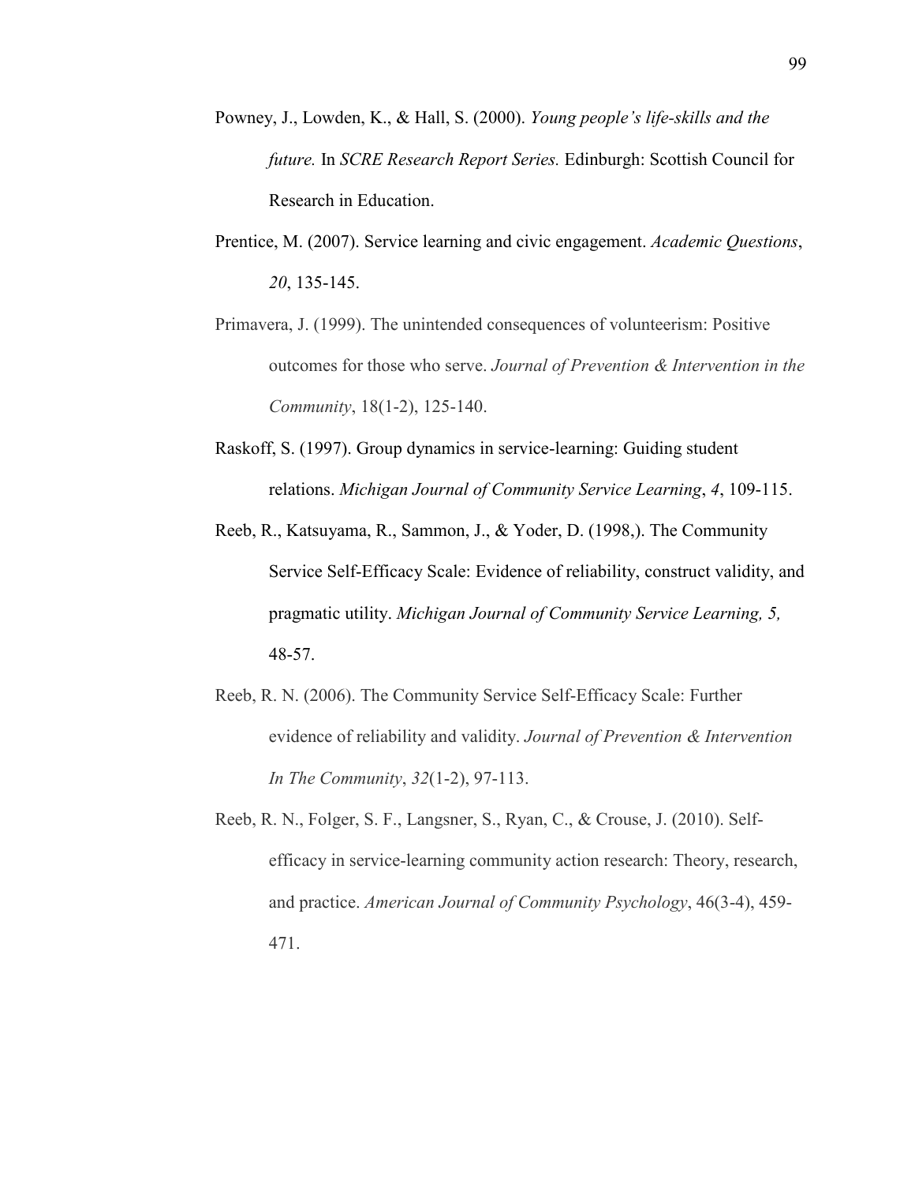Powney, J., Lowden, K., & Hall, S. (2000). *Young people's life-skills and the future.* In *SCRE Research Report Series.* Edinburgh: Scottish Council for Research in Education.

Prentice, M. (2007). Service learning and civic engagement. *Academic Questions*, *20*, 135-145.

Primavera, J. (1999). The unintended consequences of volunteerism: Positive outcomes for those who serve. *Journal of Prevention & Intervention in the Community*, 18(1-2), 125-140.

Raskoff, S. (1997). Group dynamics in service-learning: Guiding student relations. *Michigan Journal of Community Service Learning*, *4*, 109-115.

Reeb, R., Katsuyama, R., Sammon, J., & Yoder, D. (1998,). The Community Service Self-Efficacy Scale: Evidence of reliability, construct validity, and pragmatic utility. *Michigan Journal of Community Service Learning, 5,* 48-57.

Reeb, R. N. (2006). The Community Service Self-Efficacy Scale: Further evidence of reliability and validity. *Journal of Prevention & Intervention In The Community*, *32*(1-2), 97-113.

Reeb, R. N., Folger, S. F., Langsner, S., Ryan, C., & Crouse, J. (2010). Self-efficacy in service-learning community action research: Theory, research, and practice. *American Journal of Community Psychology*, 46(3-4), 459-471.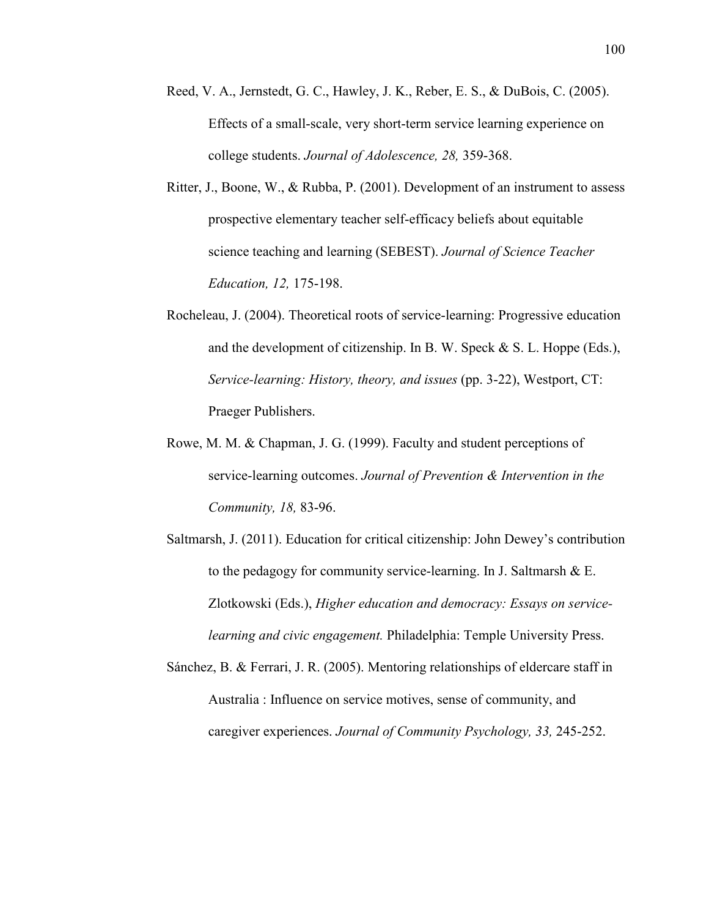Reed, V. A., Jernstedt, G. C., Hawley, J. K., Reber, E. S., & DuBois, C. (2005). Effects of a small-scale, very short-term service learning experience on college students. *Journal of Adolescence, 28,* 359-368.

Ritter, J., Boone, W., & Rubba, P. (2001). Development of an instrument to assess prospective elementary teacher self-efficacy beliefs about equitable science teaching and learning (SEBEST). *Journal of Science Teacher Education, 12,* 175-198.

Rocheleau, J. (2004). Theoretical roots of service-learning: Progressive education and the development of citizenship. In B. W. Speck & S. L. Hoppe (Eds.), *Service-learning: History, theory, and issues* (pp. 3-22), Westport, CT: Praeger Publishers.

Rowe, M. M. & Chapman, J. G. (1999). Faculty and student perceptions of service-learning outcomes. *Journal of Prevention & Intervention in the Community, 18,* 83-96.

Saltmarsh, J. (2011). Education for critical citizenship: John Dewey's contribution to the pedagogy for community service-learning. In J. Saltmarsh & E. Zlotkowski (Eds.), *Higher education and democracy: Essays on service-learning and civic engagement.* Philadelphia: Temple University Press.

Sánchez, B. & Ferrari, J. R. (2005). Mentoring relationships of eldercare staff in Australia : Influence on service motives, sense of community, and caregiver experiences. *Journal of Community Psychology, 33,* 245-252.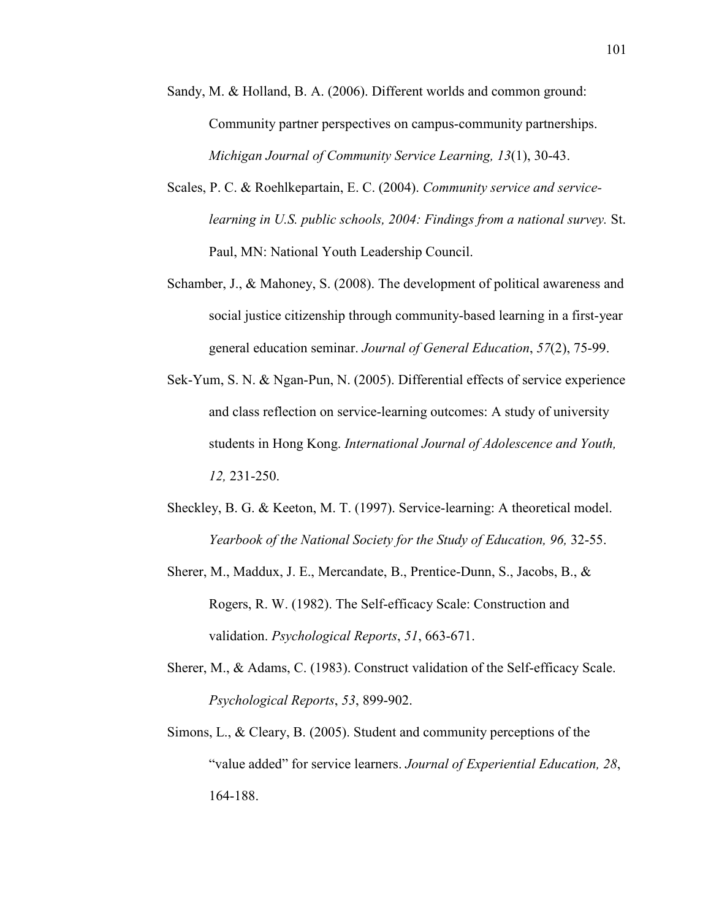Sandy, M. & Holland, B. A. (2006). Different worlds and common ground: Community partner perspectives on campus-community partnerships. *Michigan Journal of Community Service Learning, 13*(1), 30-43.

Scales, P. C. & Roehlkepartain, E. C. (2004). *Community service and service-learning in U.S. public schools, 2004: Findings from a national survey.* St. Paul, MN: National Youth Leadership Council.

Schamber, J., & Mahoney, S. (2008). The development of political awareness and social justice citizenship through community-based learning in a first-year general education seminar. *Journal of General Education*, *57*(2), 75-99.

Sek-Yum, S. N. & Ngan-Pun, N. (2005). Differential effects of service experience and class reflection on service-learning outcomes: A study of university students in Hong Kong. *International Journal of Adolescence and Youth, 12,* 231-250.

Sheckley, B. G. & Keeton, M. T. (1997). Service-learning: A theoretical model. *Yearbook of the National Society for the Study of Education, 96,* 32-55.

Sherer, M., Maddux, J. E., Mercandate, B., Prentice-Dunn, S., Jacobs, B., & Rogers, R. W. (1982). The Self-efficacy Scale: Construction and validation. *Psychological Reports*, *51*, 663-671.

Sherer, M., & Adams, C. (1983). Construct validation of the Self-efficacy Scale. *Psychological Reports*, *53*, 899-902.

Simons, L., & Cleary, B. (2005). Student and community perceptions of the "value added" for service learners. *Journal of Experiential Education, 28*, 164-188.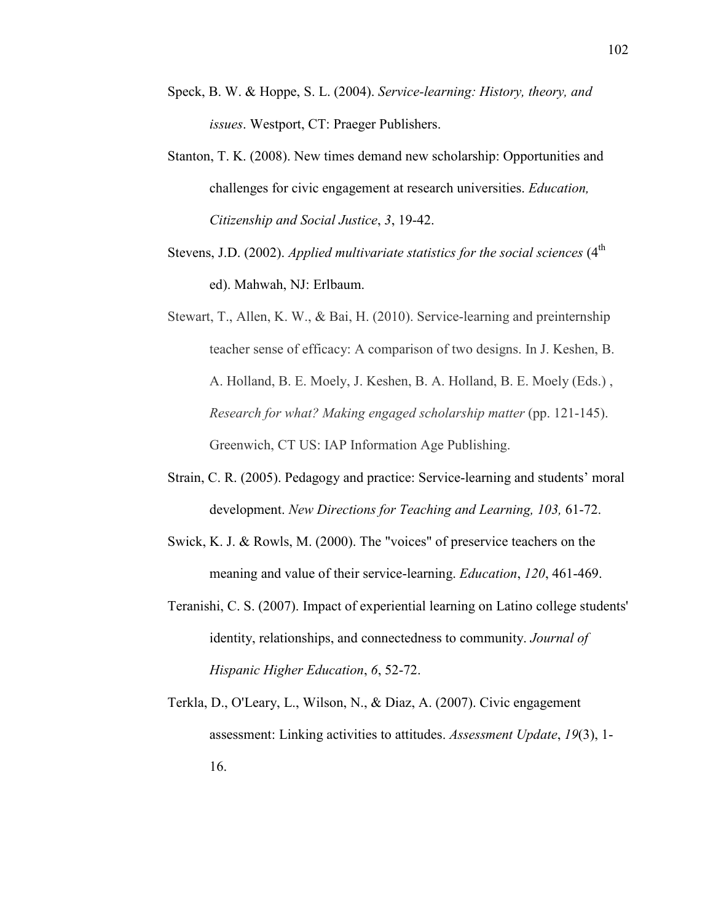Speck, B. W. & Hoppe, S. L. (2004). *Service-learning: History, theory, and issues*. Westport, CT: Praeger Publishers.

Stanton, T. K. (2008). New times demand new scholarship: Opportunities and challenges for civic engagement at research universities. *Education, Citizenship and Social Justice*, *3*, 19-42.

Stevens, J.D. (2002). *Applied multivariate statistics for the social sciences* (4th ed). Mahwah, NJ: Erlbaum.

Stewart, T., Allen, K. W., & Bai, H. (2010). Service-learning and preinternship teacher sense of efficacy: A comparison of two designs. In J. Keshen, B. A. Holland, B. E. Moely, J. Keshen, B. A. Holland, B. E. Moely (Eds.) , *Research for what? Making engaged scholarship matter* (pp. 121-145). Greenwich, CT US: IAP Information Age Publishing.

Strain, C. R. (2005). Pedagogy and practice: Service-learning and students' moral development. *New Directions for Teaching and Learning, 103,* 61-72.

Swick, K. J. & Rowls, M. (2000). The "voices" of preservice teachers on the meaning and value of their service-learning. *Education*, *120*, 461-469.

Teranishi, C. S. (2007). Impact of experiential learning on Latino college students' identity, relationships, and connectedness to community. *Journal of Hispanic Higher Education*, *6*, 52-72.

Terkla, D., O'Leary, L., Wilson, N., & Diaz, A. (2007). Civic engagement assessment: Linking activities to attitudes. *Assessment Update*, *19*(3), 1-16.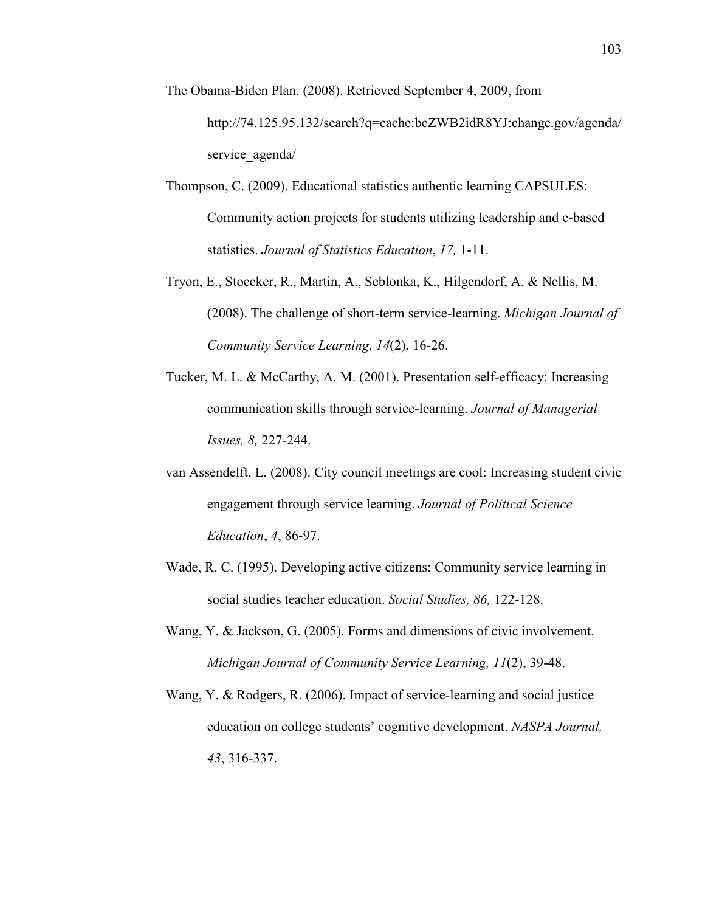The Obama-Biden Plan. (2008). Retrieved September 4, 2009, from http://74.125.95.132/search?q=cache:bcZWB2idR8YJ:change.gov/agenda/service_agenda/

Thompson, C. (2009). Educational statistics authentic learning CAPSULES: Community action projects for students utilizing leadership and e-based statistics. *Journal of Statistics Education*, *17,* 1-11.

Tryon, E., Stoecker, R., Martin, A., Seblonka, K., Hilgendorf, A. & Nellis, M. (2008). The challenge of short-term service-learning. *Michigan Journal of Community Service Learning, 14*(2), 16-26.

Tucker, M. L. & McCarthy, A. M. (2001). Presentation self-efficacy: Increasing communication skills through service-learning. *Journal of Managerial Issues, 8,* 227-244.

van Assendelft, L. (2008). City council meetings are cool: Increasing student civic engagement through service learning. *Journal of Political Science Education*, *4*, 86-97.

Wade, R. C. (1995). Developing active citizens: Community service learning in social studies teacher education. *Social Studies, 86,* 122-128.

Wang, Y. & Jackson, G. (2005). Forms and dimensions of civic involvement. *Michigan Journal of Community Service Learning, 11*(2), 39-48.

Wang, Y. & Rodgers, R. (2006). Impact of service-learning and social justice education on college students' cognitive development. *NASPA Journal, 43*, 316-337.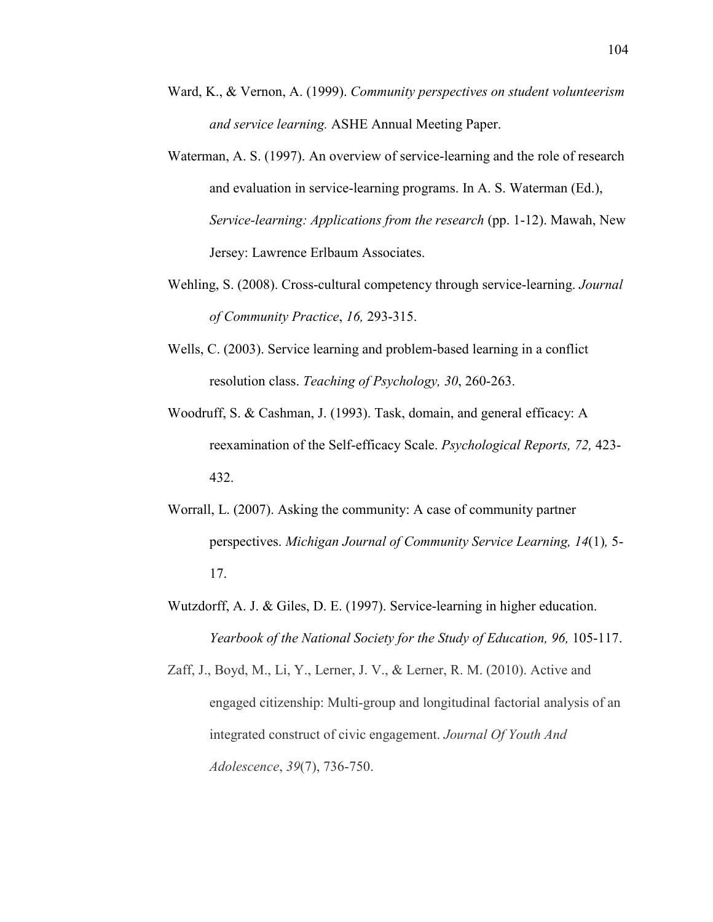Ward, K., & Vernon, A. (1999). *Community perspectives on student volunteerism and service learning.* ASHE Annual Meeting Paper.

Waterman, A. S. (1997). An overview of service-learning and the role of research and evaluation in service-learning programs. In A. S. Waterman (Ed.), *Service-learning: Applications from the research* (pp. 1-12). Mawah, New Jersey: Lawrence Erlbaum Associates.

Wehling, S. (2008). Cross-cultural competency through service-learning. *Journal of Community Practice*, *16,* 293-315.

Wells, C. (2003). Service learning and problem-based learning in a conflict resolution class. *Teaching of Psychology, 30*, 260-263.

Woodruff, S. & Cashman, J. (1993). Task, domain, and general efficacy: A reexamination of the Self-efficacy Scale. *Psychological Reports, 72,* 423-432.

Worrall, L. (2007). Asking the community: A case of community partner perspectives. *Michigan Journal of Community Service Learning, 14*(1)*,* 5-17.

Wutzdorff, A. J. & Giles, D. E. (1997). Service-learning in higher education. *Yearbook of the National Society for the Study of Education, 96,* 105-117.

Zaff, J., Boyd, M., Li, Y., Lerner, J. V., & Lerner, R. M. (2010). Active and engaged citizenship: Multi-group and longitudinal factorial analysis of an integrated construct of civic engagement. *Journal Of Youth And Adolescence*, *39*(7), 736-750.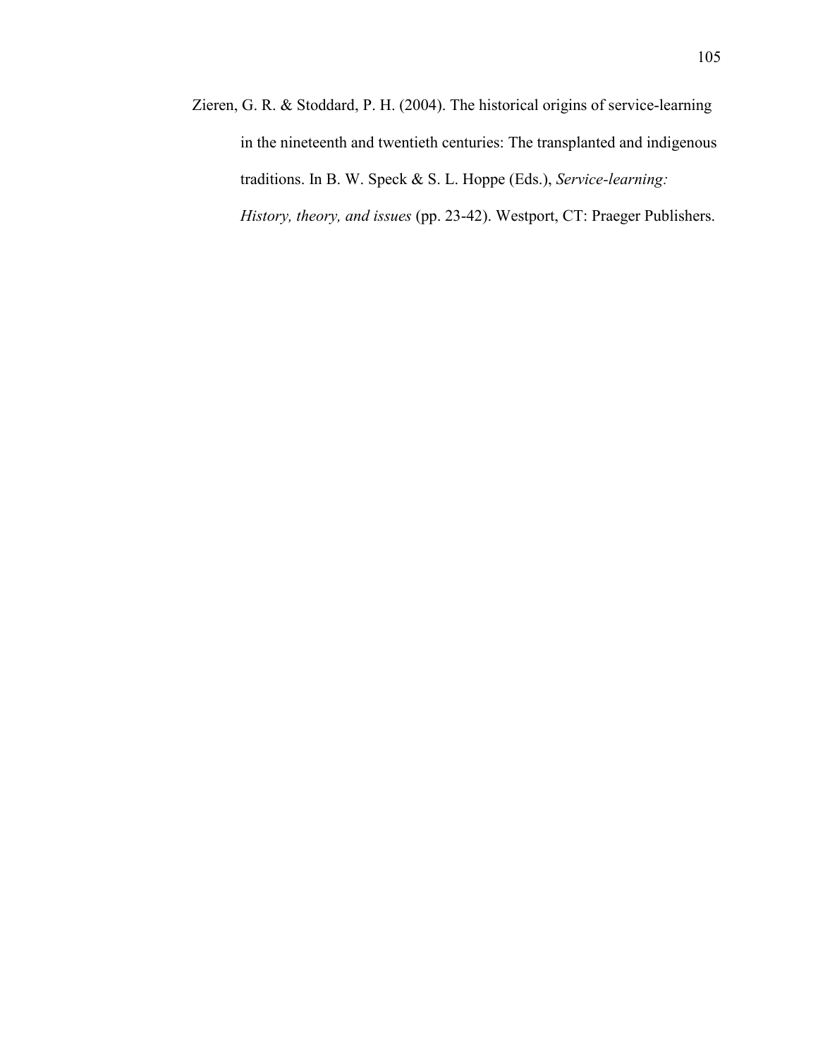Zieren, G. R. & Stoddard, P. H. (2004). The historical origins of service-learning in the nineteenth and twentieth centuries: The transplanted and indigenous traditions. In B. W. Speck & S. L. Hoppe (Eds.), *Service-learning: History, theory, and issues* (pp. 23-42). Westport, CT: Praeger Publishers.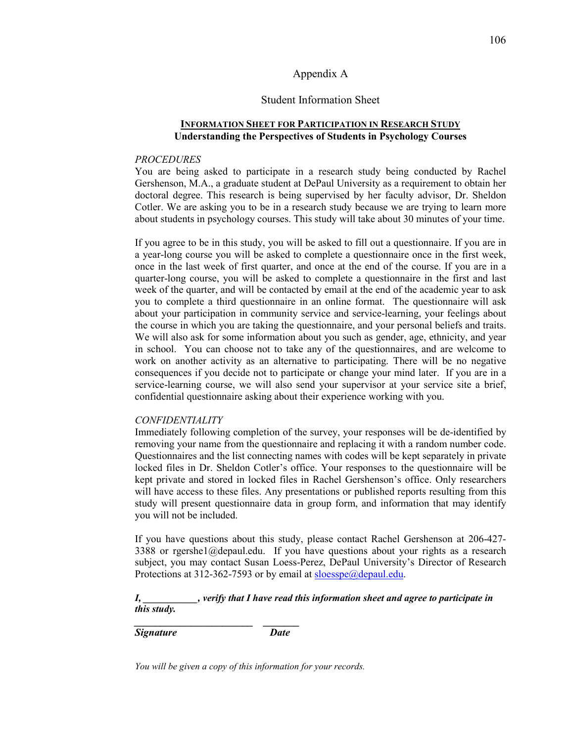# Appendix A

## Student Information Sheet

**INFORMATION SHEET FOR PARTICIPATION IN RESEARCH STUDY**
**Understanding the Perspectives of Students in Psychology Courses**

*PROCEDURES*

You are being asked to participate in a research study being conducted by Rachel Gershenson, M.A., a graduate student at DePaul University as a requirement to obtain her doctoral degree. This research is being supervised by her faculty advisor, Dr. Sheldon Cotler. We are asking you to be in a research study because we are trying to learn more about students in psychology courses. This study will take about 30 minutes of your time.

If you agree to be in this study, you will be asked to fill out a questionnaire. If you are in a year-long course you will be asked to complete a questionnaire once in the first week, once in the last week of first quarter, and once at the end of the course. If you are in a quarter-long course, you will be asked to complete a questionnaire in the first and last week of the quarter, and will be contacted by email at the end of the academic year to ask you to complete a third questionnaire in an online format. The questionnaire will ask about your participation in community service and service-learning, your feelings about the course in which you are taking the questionnaire, and your personal beliefs and traits. We will also ask for some information about you such as gender, age, ethnicity, and year in school. You can choose not to take any of the questionnaires, and are welcome to work on another activity as an alternative to participating. There will be no negative consequences if you decide not to participate or change your mind later. If you are in a service-learning course, we will also send your supervisor at your service site a brief, confidential questionnaire asking about their experience working with you.

*CONFIDENTIALITY*

Immediately following completion of the survey, your responses will be de-identified by removing your name from the questionnaire and replacing it with a random number code. Questionnaires and the list connecting names with codes will be kept separately in private locked files in Dr. Sheldon Cotler's office. Your responses to the questionnaire will be kept private and stored in locked files in Rachel Gershenson's office. Only researchers will have access to these files. Any presentations or published reports resulting from this study will present questionnaire data in group form, and information that may identify you will not be included.

If you have questions about this study, please contact Rachel Gershenson at 206-427-3388 or rgershe1@depaul.edu. If you have questions about your rights as a research subject, you may contact Susan Loess-Perez, DePaul University's Director of Research Protections at 312-362-7593 or by email at sloesspe@depaul.edu.

***I, \_\_\_\_\_\_\_\_\_\_\_, verify that I have read this information sheet and agree to participate in this study.***

**\_\_\_\_\_\_\_\_\_\_\_\_\_\_\_\_\_\_\_\_\_\_\_\_ \_\_\_\_\_\_\_\_**
***Signature*** ***Date***

*You will be given a copy of this information for your records.*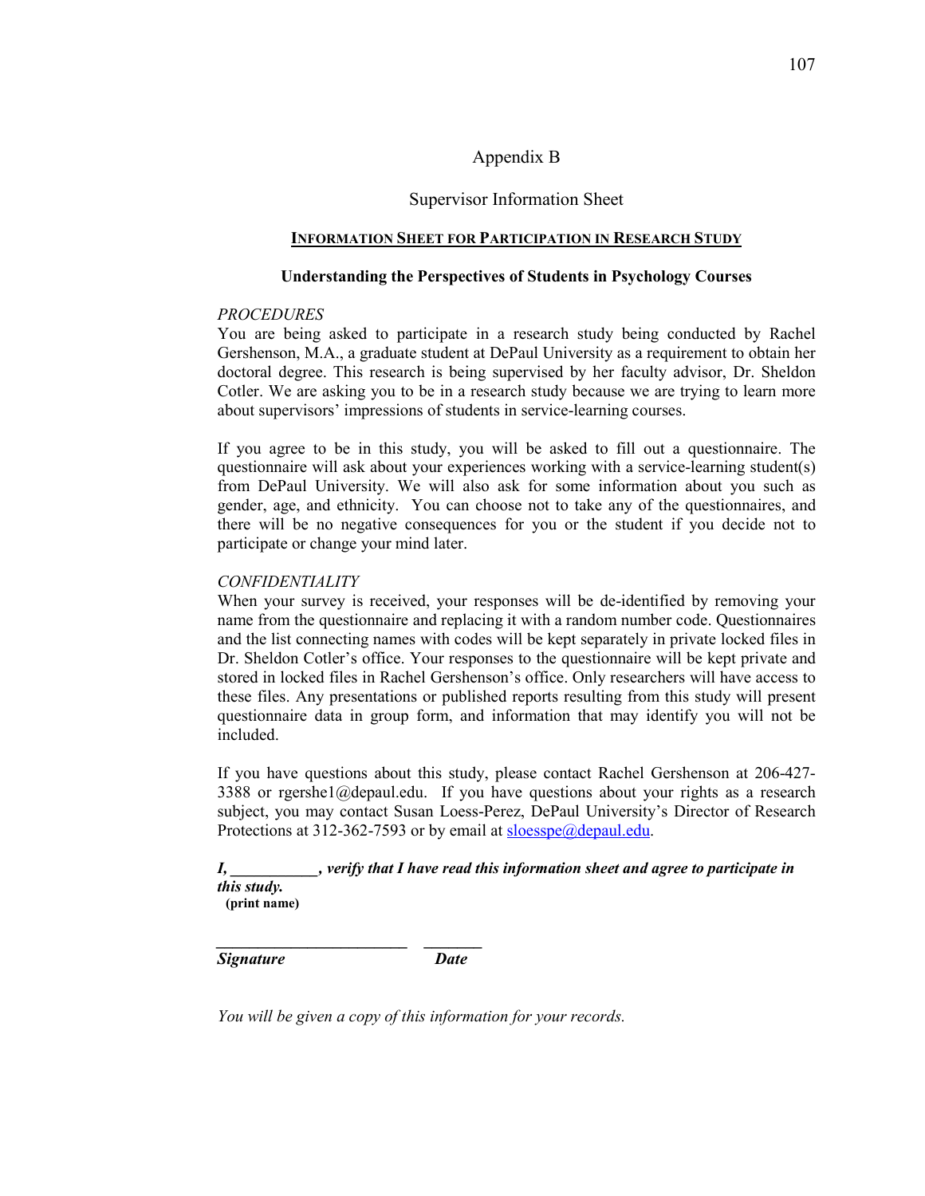# Appendix B

## Supervisor Information Sheet

### <u>INFORMATION SHEET FOR PARTICIPATION IN RESEARCH STUDY</u>

**Understanding the Perspectives of Students in Psychology Courses**

*PROCEDURES*

You are being asked to participate in a research study being conducted by Rachel Gershenson, M.A., a graduate student at DePaul University as a requirement to obtain her doctoral degree. This research is being supervised by her faculty advisor, Dr. Sheldon Cotler. We are asking you to be in a research study because we are trying to learn more about supervisors' impressions of students in service-learning courses.

If you agree to be in this study, you will be asked to fill out a questionnaire. The questionnaire will ask about your experiences working with a service-learning student(s) from DePaul University. We will also ask for some information about you such as gender, age, and ethnicity. You can choose not to take any of the questionnaires, and there will be no negative consequences for you or the student if you decide not to participate or change your mind later.

*CONFIDENTIALITY*

When your survey is received, your responses will be de-identified by removing your name from the questionnaire and replacing it with a random number code. Questionnaires and the list connecting names with codes will be kept separately in private locked files in Dr. Sheldon Cotler's office. Your responses to the questionnaire will be kept private and stored in locked files in Rachel Gershenson's office. Only researchers will have access to these files. Any presentations or published reports resulting from this study will present questionnaire data in group form, and information that may identify you will not be included.

If you have questions about this study, please contact Rachel Gershenson at 206-427-3388 or rgershe1@depaul.edu. If you have questions about your rights as a research subject, you may contact Susan Loess-Perez, DePaul University's Director of Research Protections at 312-362-7593 or by email at sloesspe@depaul.edu.

***I, \_\_\_\_\_\_\_\_\_\_\_, verify that I have read this information sheet and agree to participate in this study.***
**(print name)**

\_\_\_\_\_\_\_\_\_\_\_\_\_\_\_\_\_\_\_\_\_\_\_\_ \_\_\_\_\_\_\_\_
***Signature*** ***Date***

*You will be given a copy of this information for your records.*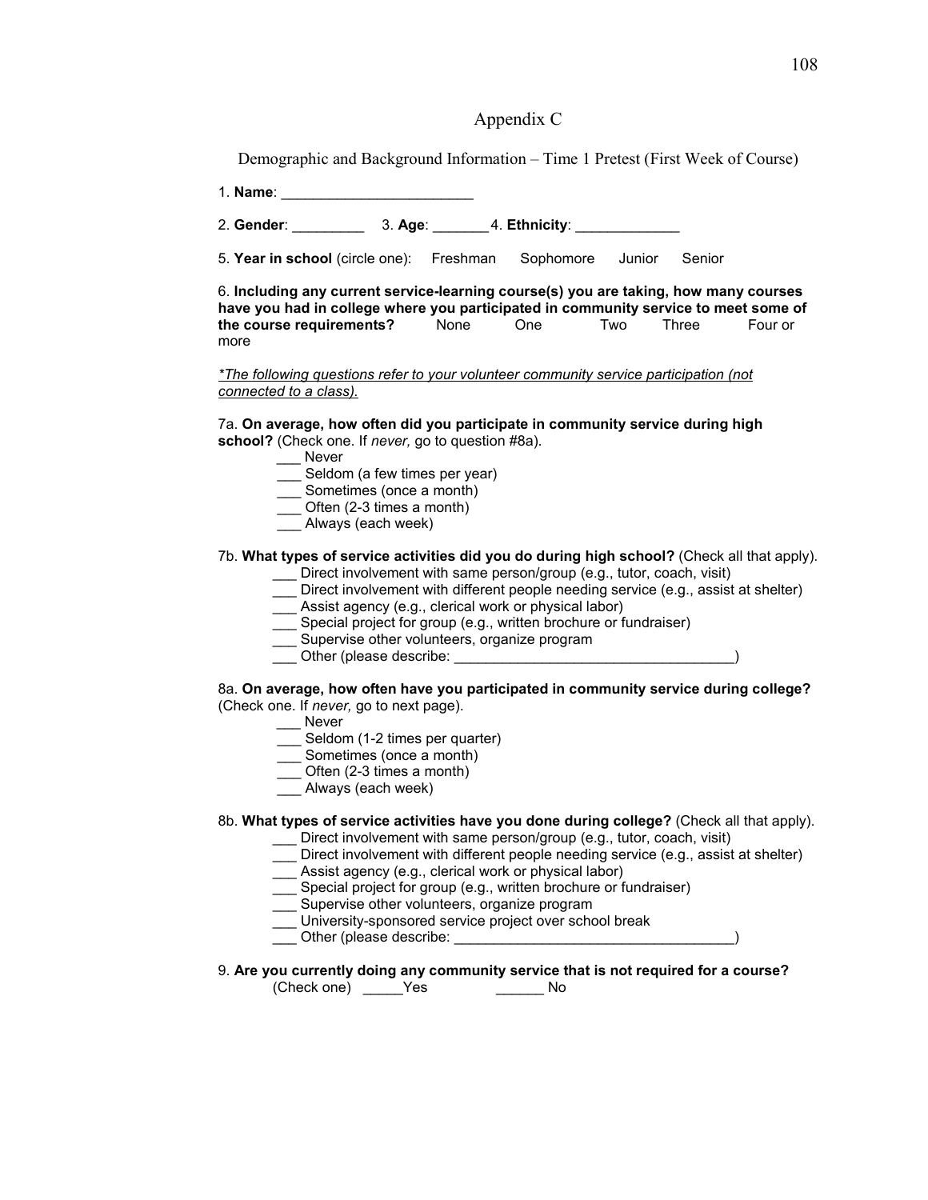# Appendix C

Demographic and Background Information – Time 1 Pretest (First Week of Course)

1. **Name**: ________________________

2. **Gender**: _________ 3. **Age**: _______ 4. **Ethnicity**: _____________

5. **Year in school** (circle one): Freshman Sophomore Junior Senior

6. **Including any current service-learning course(s) you are taking, how many courses have you had in college where you participated in community service to meet some of the course requirements?** None One Two Three Four or more

*<u>\*The following questions refer to your volunteer community service participation (not connected to a class).</u>*

7a. **On average, how often did you participate in community service during high school?** (Check one. If *never,* go to question #8a).

- ___ Never
- ___ Seldom (a few times per year)
- ___ Sometimes (once a month)
- ___ Often (2-3 times a month)
- ___ Always (each week)

7b. **What types of service activities did you do during high school?** (Check all that apply).

- ___ Direct involvement with same person/group (e.g., tutor, coach, visit)
- ___ Direct involvement with different people needing service (e.g., assist at shelter)
- ___ Assist agency (e.g., clerical work or physical labor)
- ___ Special project for group (e.g., written brochure or fundraiser)
- ___ Supervise other volunteers, organize program
- ___ Other (please describe: ___________________________________)

8a. **On average, how often have you participated in community service during college?** (Check one. If *never,* go to next page).

- ___ Never
- ___ Seldom (1-2 times per quarter)
- ___ Sometimes (once a month)
- ___ Often (2-3 times a month)
- ___ Always (each week)

8b. **What types of service activities have you done during college?** (Check all that apply).

- ___ Direct involvement with same person/group (e.g., tutor, coach, visit)
- ___ Direct involvement with different people needing service (e.g., assist at shelter)
- ___ Assist agency (e.g., clerical work or physical labor)
- ___ Special project for group (e.g., written brochure or fundraiser)
- ___ Supervise other volunteers, organize program
- ___ University-sponsored service project over school break
- ___ Other (please describe: ___________________________________)

9. **Are you currently doing any community service that is not required for a course?**
(Check one) _____Yes ______ No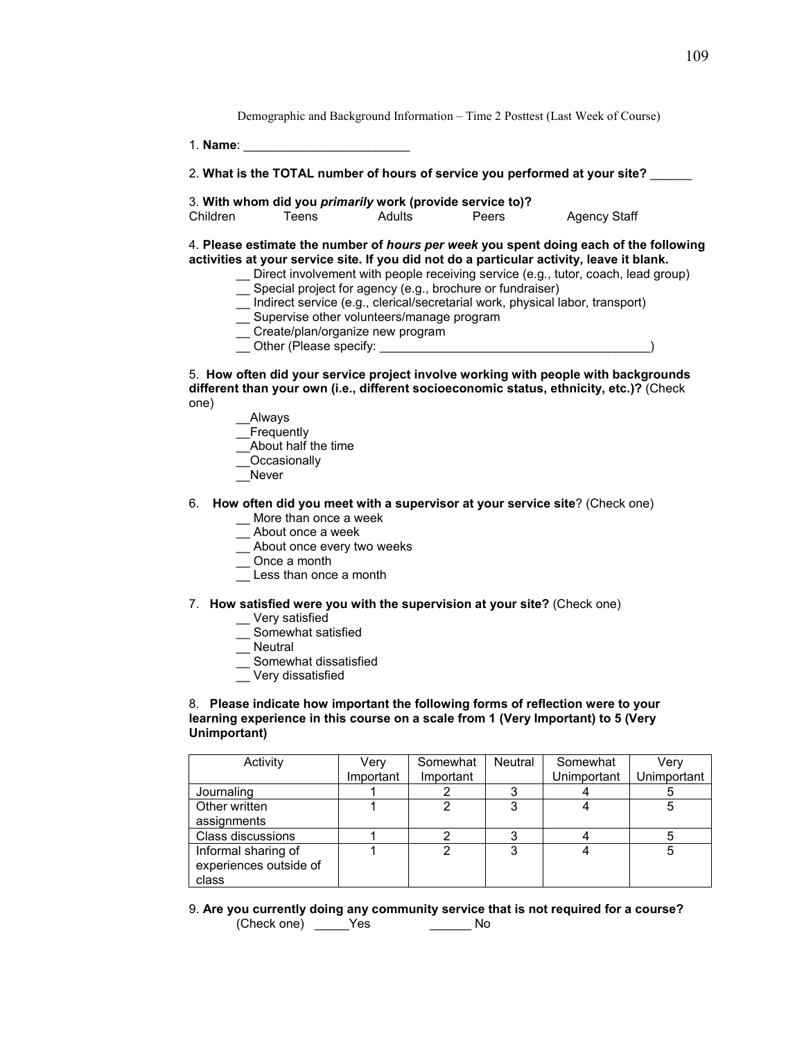Demographic and Background Information – Time 2 Posttest (Last Week of Course)

1. **Name**: ________________________

2. **What is the TOTAL number of hours of service you performed at your site?** ______

3. **With whom did you *primarily* work (provide service to)?**
Children Teens Adults Peers Agency Staff

4. **Please estimate the number of *hours per week* you spent doing each of the following activities at your service site. If you did not do a particular activity, leave it blank.**

- __ Direct involvement with people receiving service (e.g., tutor, coach, lead group)
- __ Special project for agency (e.g., brochure or fundraiser)
- __ Indirect service (e.g., clerical/secretarial work, physical labor, transport)
- __ Supervise other volunteers/manage program
- __ Create/plan/organize new program
- __ Other (Please specify: ________________________________________)

5. **How often did your service project involve working with people with backgrounds different than your own (i.e., different socioeconomic status, ethnicity, etc.)?** (Check one)

- __Always
- __Frequently
- __About half the time
- __Occasionally
- __Never

6. **How often did you meet with a supervisor at your service site**? (Check one)

- __ More than once a week
- __ About once a week
- __ About once every two weeks
- __ Once a month
- __ Less than once a month

7. **How satisfied were you with the supervision at your site?** (Check one)

- __ Very satisfied
- __ Somewhat satisfied
- __ Neutral
- __ Somewhat dissatisfied
- __ Very dissatisfied

8. **Please indicate how important the following forms of reflection were to your learning experience in this course on a scale from 1 (Very Important) to 5 (Very Unimportant)**

| Activity | Very Important | Somewhat Important | Neutral | Somewhat Unimportant | Very Unimportant |
|---|---|---|---|---|---|
| Journaling | 1 | 2 | 3 | 4 | 5 |
| Other written assignments | 1 | 2 | 3 | 4 | 5 |
| Class discussions | 1 | 2 | 3 | 4 | 5 |
| Informal sharing of experiences outside of class | 1 | 2 | 3 | 4 | 5 |

9. **Are you currently doing any community service that is not required for a course?**
(Check one) _____Yes ______ No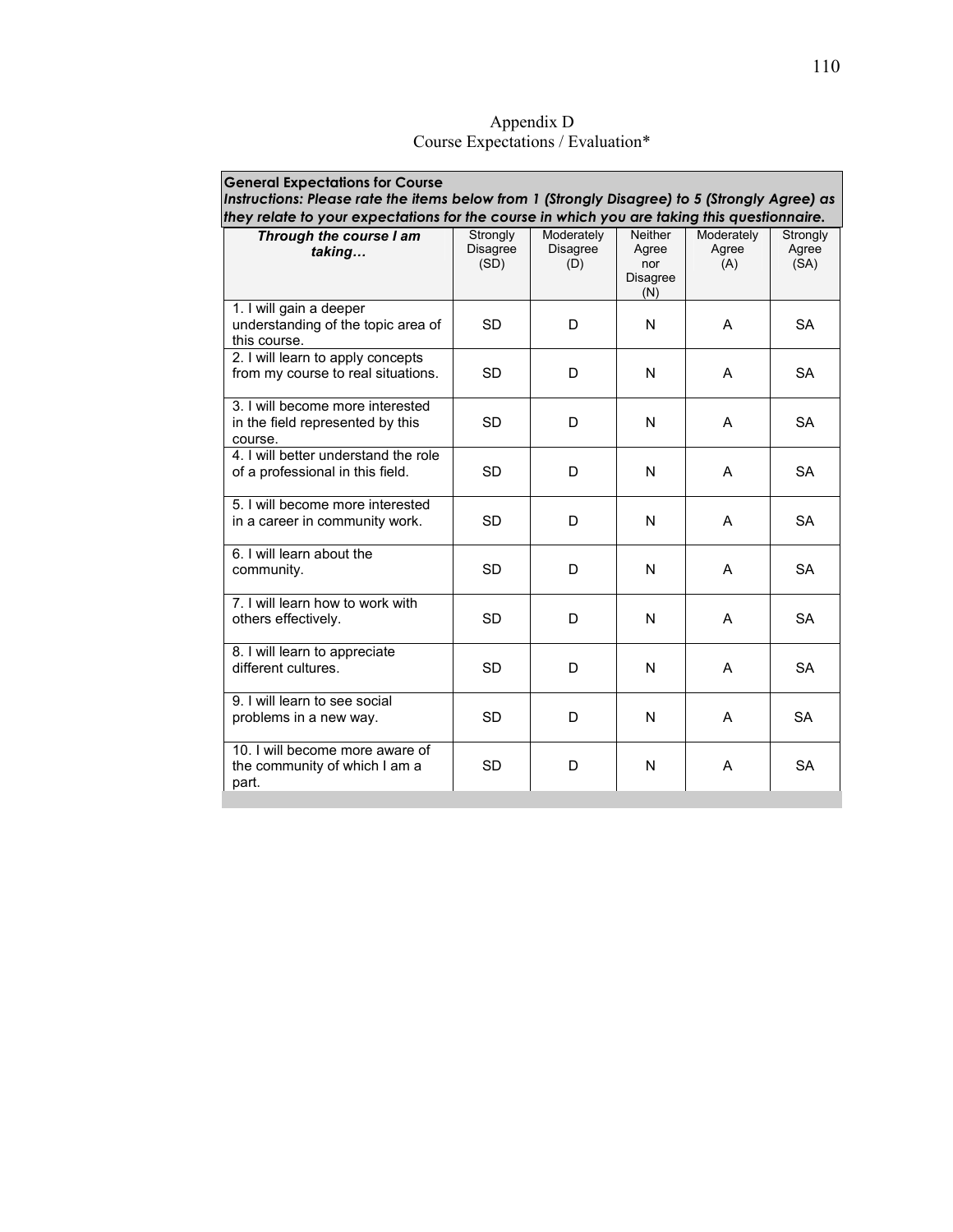Appendix D
Course Expectations / Evaluation*

**General Expectations for Course**
***Instructions: Please rate the items below from 1 (Strongly Disagree) to 5 (Strongly Agree) as they relate to your expectations for the course in which you are taking this questionnaire.***

| ***Through the course I am taking…*** | Strongly Disagree (SD) | Moderately Disagree (D) | Neither Agree nor Disagree (N) | Moderately Agree (A) | Strongly Agree (SA) |
|---|---|---|---|---|---|
| 1. I will gain a deeper understanding of the topic area of this course. | SD | D | N | A | SA |
| 2. I will learn to apply concepts from my course to real situations. | SD | D | N | A | SA |
| 3. I will become more interested in the field represented by this course. | SD | D | N | A | SA |
| 4. I will better understand the role of a professional in this field. | SD | D | N | A | SA |
| 5. I will become more interested in a career in community work. | SD | D | N | A | SA |
| 6. I will learn about the community. | SD | D | N | A | SA |
| 7. I will learn how to work with others effectively. | SD | D | N | A | SA |
| 8. I will learn to appreciate different cultures. | SD | D | N | A | SA |
| 9. I will learn to see social problems in a new way. | SD | D | N | A | SA |
| 10. I will become more aware of the community of which I am a part. | SD | D | N | A | SA |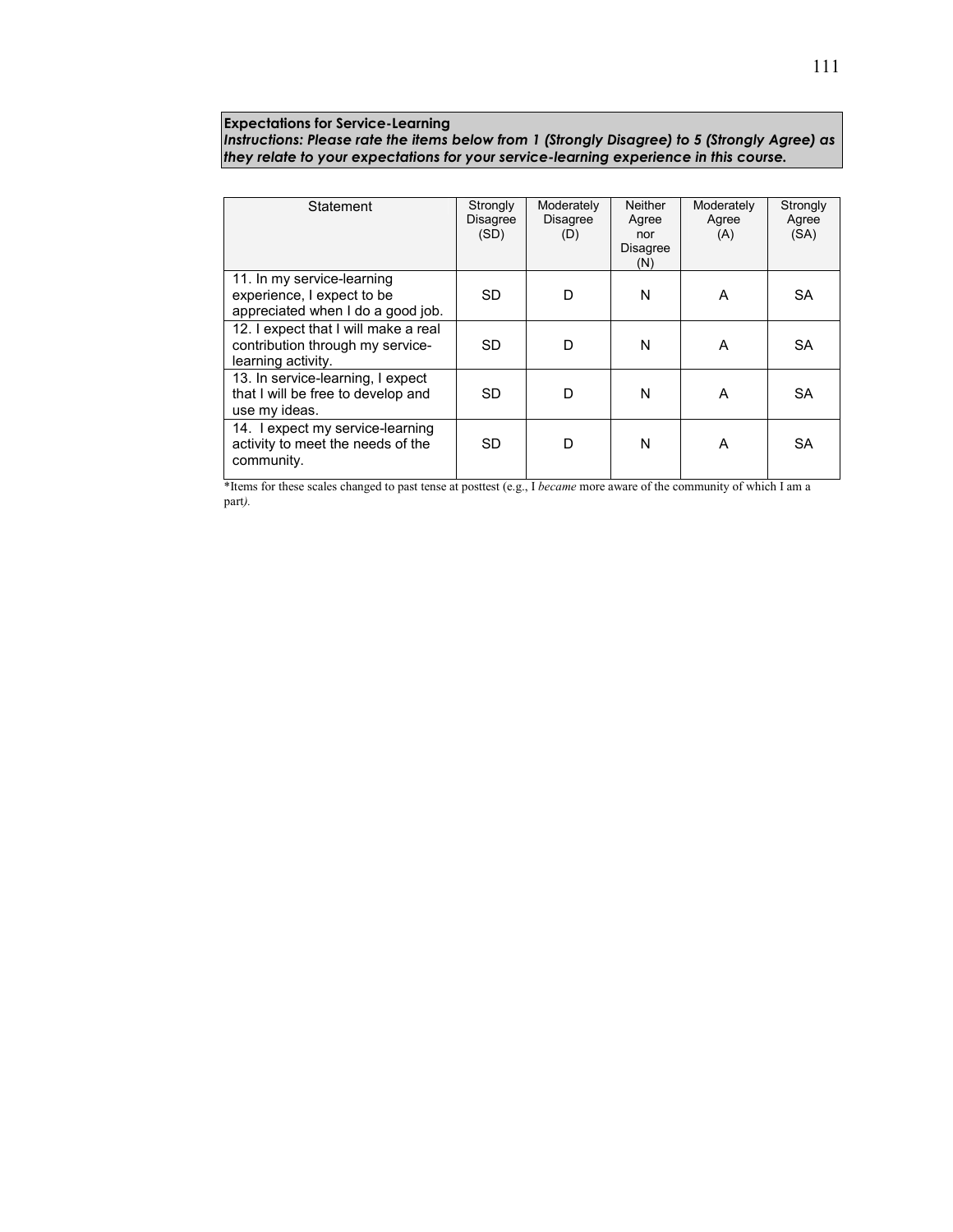**Expectations for Service-Learning**
***Instructions: Please rate the items below from 1 (Strongly Disagree) to 5 (Strongly Agree) as they relate to your expectations for your service-learning experience in this course.***

| Statement | Strongly Disagree (SD) | Moderately Disagree (D) | Neither Agree nor Disagree (N) | Moderately Agree (A) | Strongly Agree (SA) |
|---|---|---|---|---|---|
| 11. In my service-learning experience, I expect to be appreciated when I do a good job. | SD | D | N | A | SA |
| 12. I expect that I will make a real contribution through my service-learning activity. | SD | D | N | A | SA |
| 13. In service-learning, I expect that I will be free to develop and use my ideas. | SD | D | N | A | SA |
| 14. I expect my service-learning activity to meet the needs of the community. | SD | D | N | A | SA |

*Items for these scales changed to past tense at posttest (e.g., I *became* more aware of the community of which I am a part*).*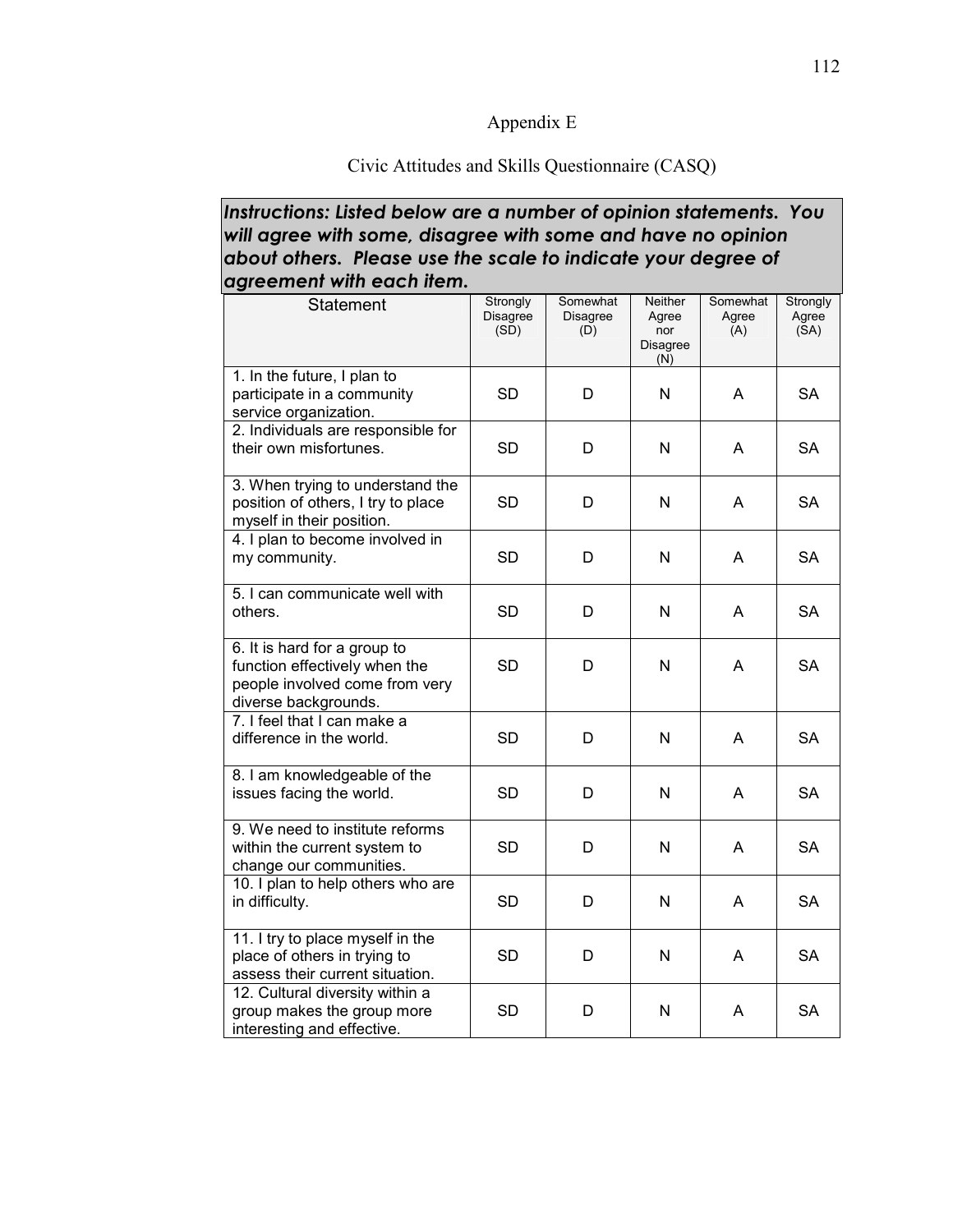# Appendix E

## Civic Attitudes and Skills Questionnaire (CASQ)

***Instructions: Listed below are a number of opinion statements. You will agree with some, disagree with some and have no opinion about others. Please use the scale to indicate your degree of agreement with each item.***

| Statement | Strongly Disagree (SD) | Somewhat Disagree (D) | Neither Agree nor Disagree (N) | Somewhat Agree (A) | Strongly Agree (SA) |
|---|---|---|---|---|---|
| 1. In the future, I plan to participate in a community service organization. | SD | D | N | A | SA |
| 2. Individuals are responsible for their own misfortunes. | SD | D | N | A | SA |
| 3. When trying to understand the position of others, I try to place myself in their position. | SD | D | N | A | SA |
| 4. I plan to become involved in my community. | SD | D | N | A | SA |
| 5. I can communicate well with others. | SD | D | N | A | SA |
| 6. It is hard for a group to function effectively when the people involved come from very diverse backgrounds. | SD | D | N | A | SA |
| 7. I feel that I can make a difference in the world. | SD | D | N | A | SA |
| 8. I am knowledgeable of the issues facing the world. | SD | D | N | A | SA |
| 9. We need to institute reforms within the current system to change our communities. | SD | D | N | A | SA |
| 10. I plan to help others who are in difficulty. | SD | D | N | A | SA |
| 11. I try to place myself in the place of others in trying to assess their current situation. | SD | D | N | A | SA |
| 12. Cultural diversity within a group makes the group more interesting and effective. | SD | D | N | A | SA |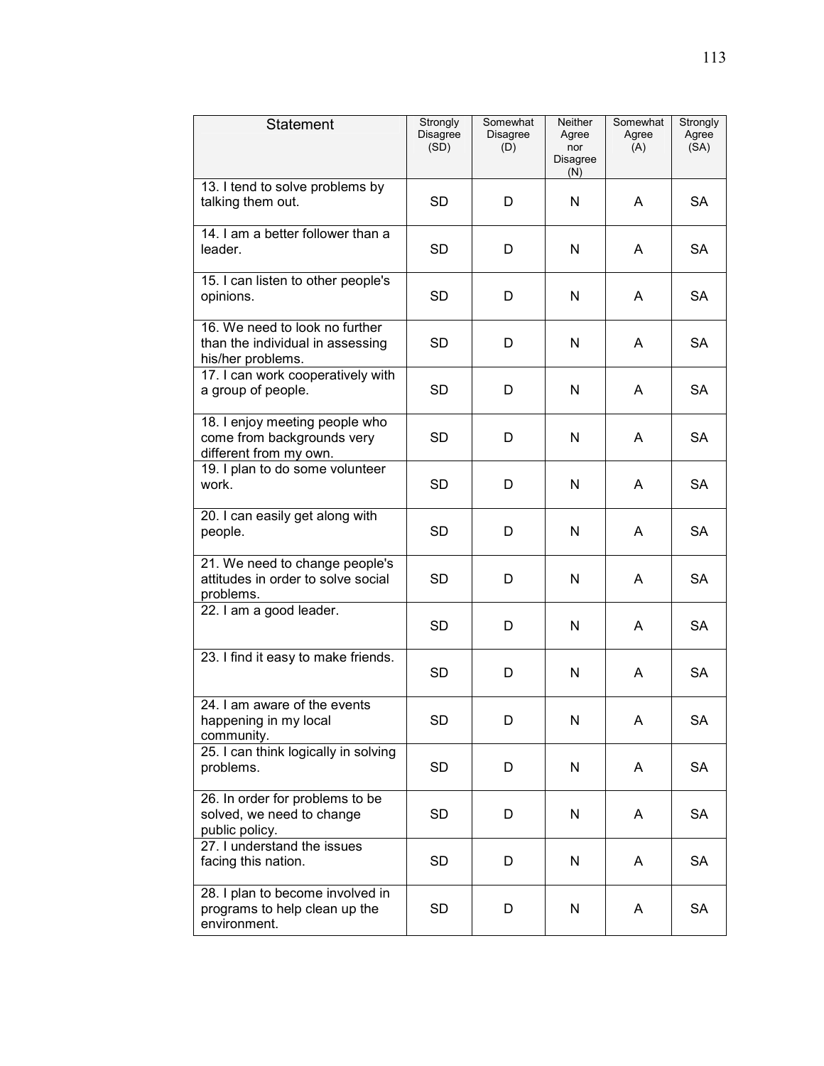| Statement | Strongly Disagree (SD) | Somewhat Disagree (D) | Neither Agree nor Disagree (N) | Somewhat Agree (A) | Strongly Agree (SA) |
|---|---|---|---|---|---|
| 13. I tend to solve problems by talking them out. | SD | D | N | A | SA |
| 14. I am a better follower than a leader. | SD | D | N | A | SA |
| 15. I can listen to other people's opinions. | SD | D | N | A | SA |
| 16. We need to look no further than the individual in assessing his/her problems. | SD | D | N | A | SA |
| 17. I can work cooperatively with a group of people. | SD | D | N | A | SA |
| 18. I enjoy meeting people who come from backgrounds very different from my own. | SD | D | N | A | SA |
| 19. I plan to do some volunteer work. | SD | D | N | A | SA |
| 20. I can easily get along with people. | SD | D | N | A | SA |
| 21. We need to change people's attitudes in order to solve social problems. | SD | D | N | A | SA |
| 22. I am a good leader. | SD | D | N | A | SA |
| 23. I find it easy to make friends. | SD | D | N | A | SA |
| 24. I am aware of the events happening in my local community. | SD | D | N | A | SA |
| 25. I can think logically in solving problems. | SD | D | N | A | SA |
| 26. In order for problems to be solved, we need to change public policy. | SD | D | N | A | SA |
| 27. I understand the issues facing this nation. | SD | D | N | A | SA |
| 28. I plan to become involved in programs to help clean up the environment. | SD | D | N | A | SA |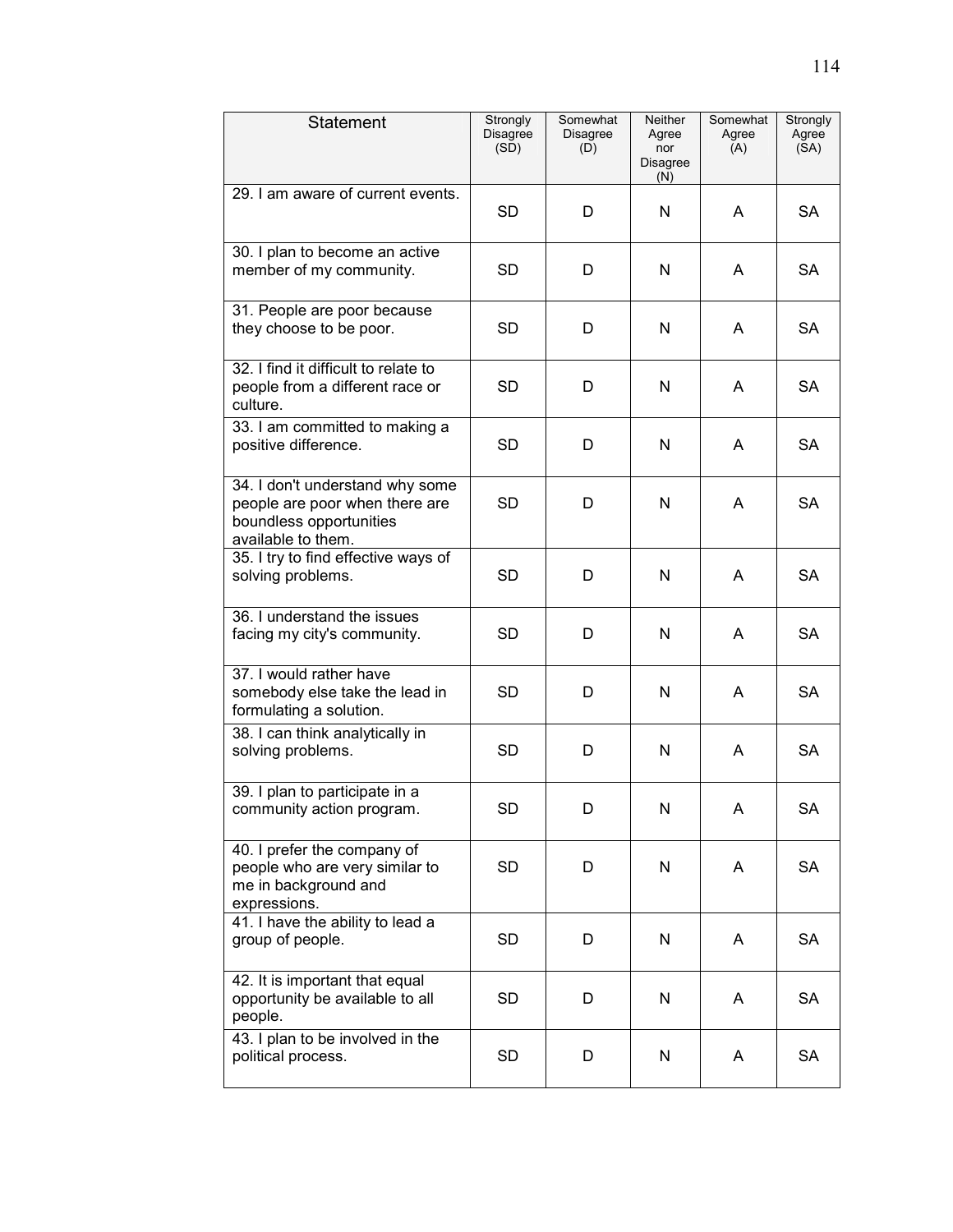| Statement | Strongly Disagree (SD) | Somewhat Disagree (D) | Neither Agree nor Disagree (N) | Somewhat Agree (A) | Strongly Agree (SA) |
|---|---|---|---|---|---|
| 29. I am aware of current events. | SD | D | N | A | SA |
| 30. I plan to become an active member of my community. | SD | D | N | A | SA |
| 31. People are poor because they choose to be poor. | SD | D | N | A | SA |
| 32. I find it difficult to relate to people from a different race or culture. | SD | D | N | A | SA |
| 33. I am committed to making a positive difference. | SD | D | N | A | SA |
| 34. I don't understand why some people are poor when there are boundless opportunities available to them. | SD | D | N | A | SA |
| 35. I try to find effective ways of solving problems. | SD | D | N | A | SA |
| 36. I understand the issues facing my city's community. | SD | D | N | A | SA |
| 37. I would rather have somebody else take the lead in formulating a solution. | SD | D | N | A | SA |
| 38. I can think analytically in solving problems. | SD | D | N | A | SA |
| 39. I plan to participate in a community action program. | SD | D | N | A | SA |
| 40. I prefer the company of people who are very similar to me in background and expressions. | SD | D | N | A | SA |
| 41. I have the ability to lead a group of people. | SD | D | N | A | SA |
| 42. It is important that equal opportunity be available to all people. | SD | D | N | A | SA |
| 43. I plan to be involved in the political process. | SD | D | N | A | SA |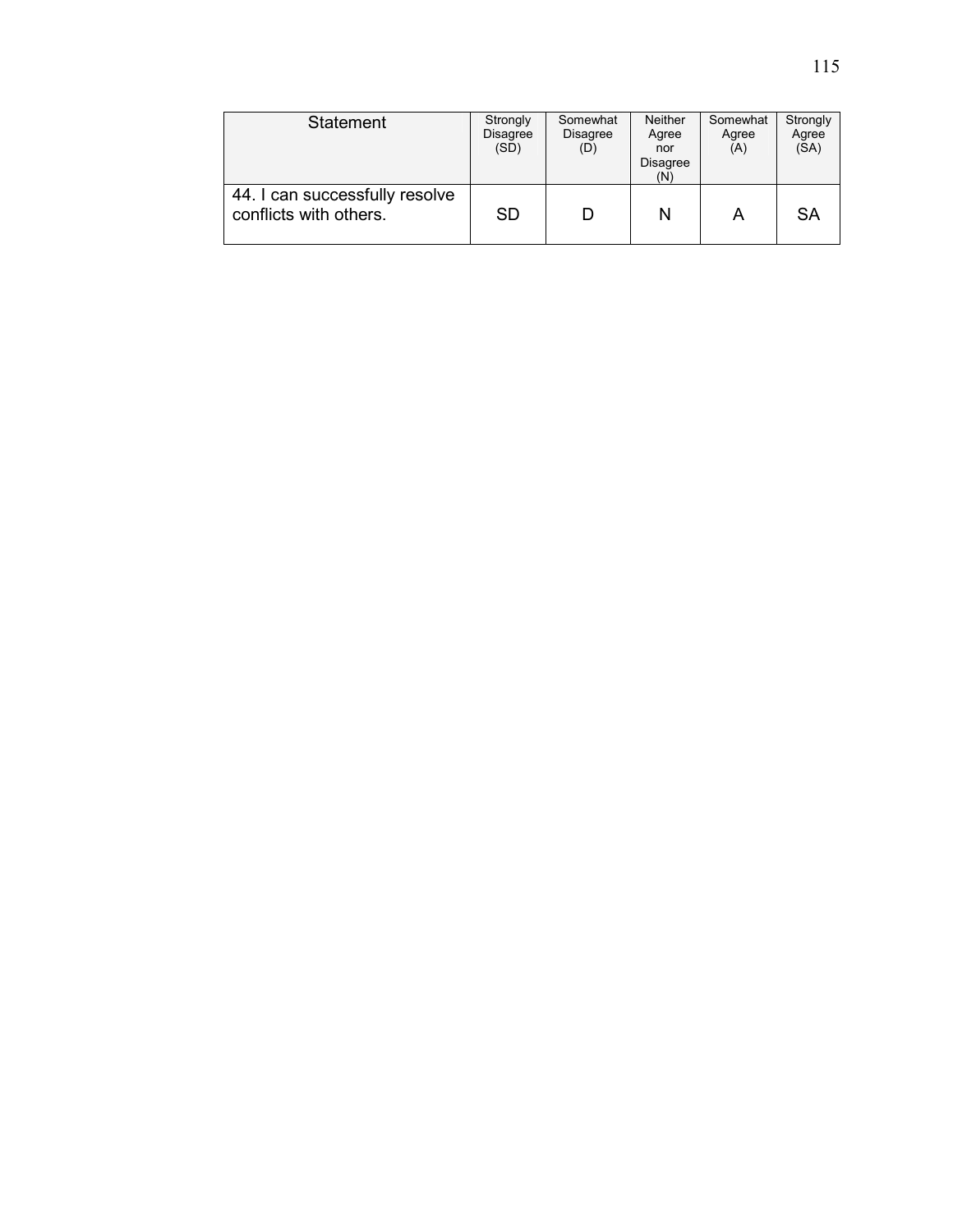| Statement | Strongly Disagree (SD) | Somewhat Disagree (D) | Neither Agree nor Disagree (N) | Somewhat Agree (A) | Strongly Agree (SA) |
|---|---|---|---|---|---|
| 44. I can successfully resolve conflicts with others. | SD | D | N | A | SA |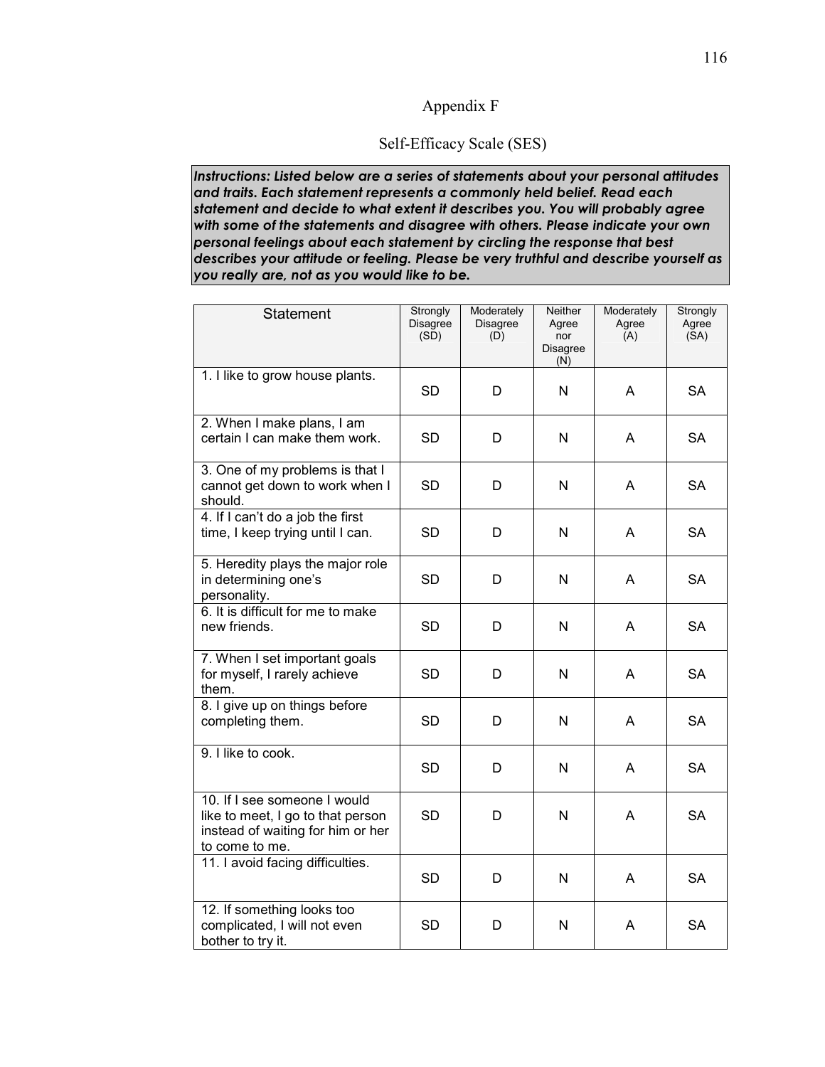# Appendix F

## Self-Efficacy Scale (SES)

***Instructions: Listed below are a series of statements about your personal attitudes and traits. Each statement represents a commonly held belief. Read each statement and decide to what extent it describes you. You will probably agree with some of the statements and disagree with others. Please indicate your own personal feelings about each statement by circling the response that best describes your attitude or feeling. Please be very truthful and describe yourself as you really are, not as you would like to be.***

| Statement | Strongly Disagree (SD) | Moderately Disagree (D) | Neither Agree nor Disagree (N) | Moderately Agree (A) | Strongly Agree (SA) |
|---|---|---|---|---|---|
| 1. I like to grow house plants. | SD | D | N | A | SA |
| 2. When I make plans, I am certain I can make them work. | SD | D | N | A | SA |
| 3. One of my problems is that I cannot get down to work when I should. | SD | D | N | A | SA |
| 4. If I can't do a job the first time, I keep trying until I can. | SD | D | N | A | SA |
| 5. Heredity plays the major role in determining one's personality. | SD | D | N | A | SA |
| 6. It is difficult for me to make new friends. | SD | D | N | A | SA |
| 7. When I set important goals for myself, I rarely achieve them. | SD | D | N | A | SA |
| 8. I give up on things before completing them. | SD | D | N | A | SA |
| 9. I like to cook. | SD | D | N | A | SA |
| 10. If I see someone I would like to meet, I go to that person instead of waiting for him or her to come to me. | SD | D | N | A | SA |
| 11. I avoid facing difficulties. | SD | D | N | A | SA |
| 12. If something looks too complicated, I will not even bother to try it. | SD | D | N | A | SA |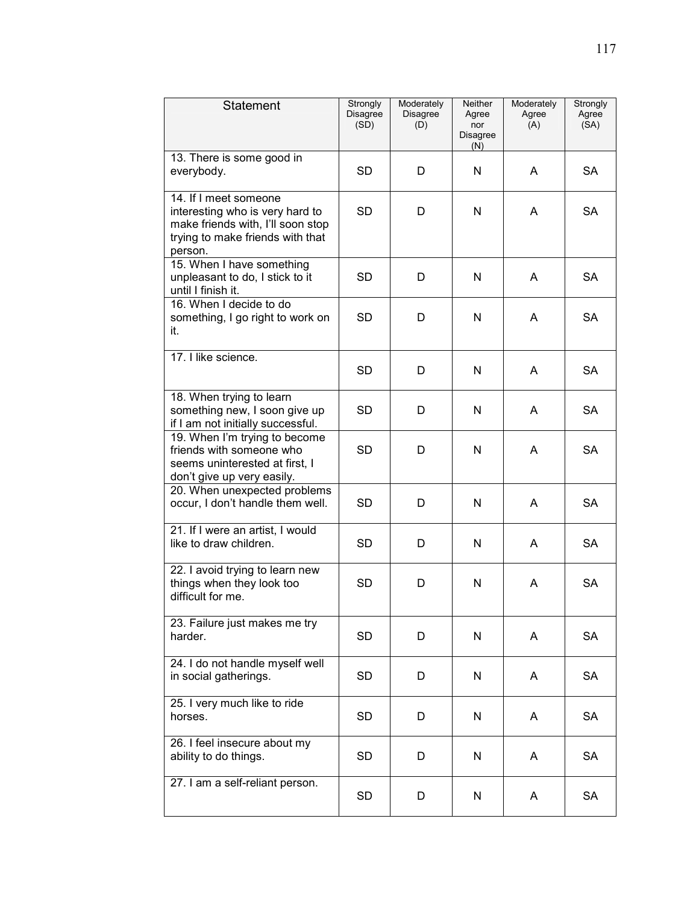| Statement | Strongly Disagree (SD) | Moderately Disagree (D) | Neither Agree nor Disagree (N) | Moderately Agree (A) | Strongly Agree (SA) |
|---|---|---|---|---|---|
| 13. There is some good in everybody. | SD | D | N | A | SA |
| 14. If I meet someone interesting who is very hard to make friends with, I'll soon stop trying to make friends with that person. | SD | D | N | A | SA |
| 15. When I have something unpleasant to do, I stick to it until I finish it. | SD | D | N | A | SA |
| 16. When I decide to do something, I go right to work on it. | SD | D | N | A | SA |
| 17. I like science. | SD | D | N | A | SA |
| 18. When trying to learn something new, I soon give up if I am not initially successful. | SD | D | N | A | SA |
| 19. When I'm trying to become friends with someone who seems uninterested at first, I don't give up very easily. | SD | D | N | A | SA |
| 20. When unexpected problems occur, I don't handle them well. | SD | D | N | A | SA |
| 21. If I were an artist, I would like to draw children. | SD | D | N | A | SA |
| 22. I avoid trying to learn new things when they look too difficult for me. | SD | D | N | A | SA |
| 23. Failure just makes me try harder. | SD | D | N | A | SA |
| 24. I do not handle myself well in social gatherings. | SD | D | N | A | SA |
| 25. I very much like to ride horses. | SD | D | N | A | SA |
| 26. I feel insecure about my ability to do things. | SD | D | N | A | SA |
| 27. I am a self-reliant person. | SD | D | N | A | SA |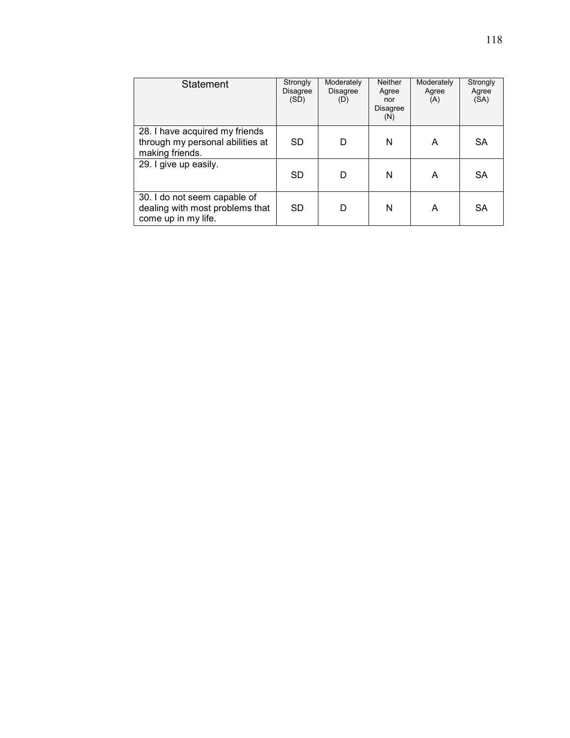| Statement | Strongly Disagree (SD) | Moderately Disagree (D) | Neither Agree nor Disagree (N) | Moderately Agree (A) | Strongly Agree (SA) |
| --- | --- | --- | --- | --- | --- |
| 28. I have acquired my friends through my personal abilities at making friends. | SD | D | N | A | SA |
| 29. I give up easily. | SD | D | N | A | SA |
| 30. I do not seem capable of dealing with most problems that come up in my life. | SD | D | N | A | SA |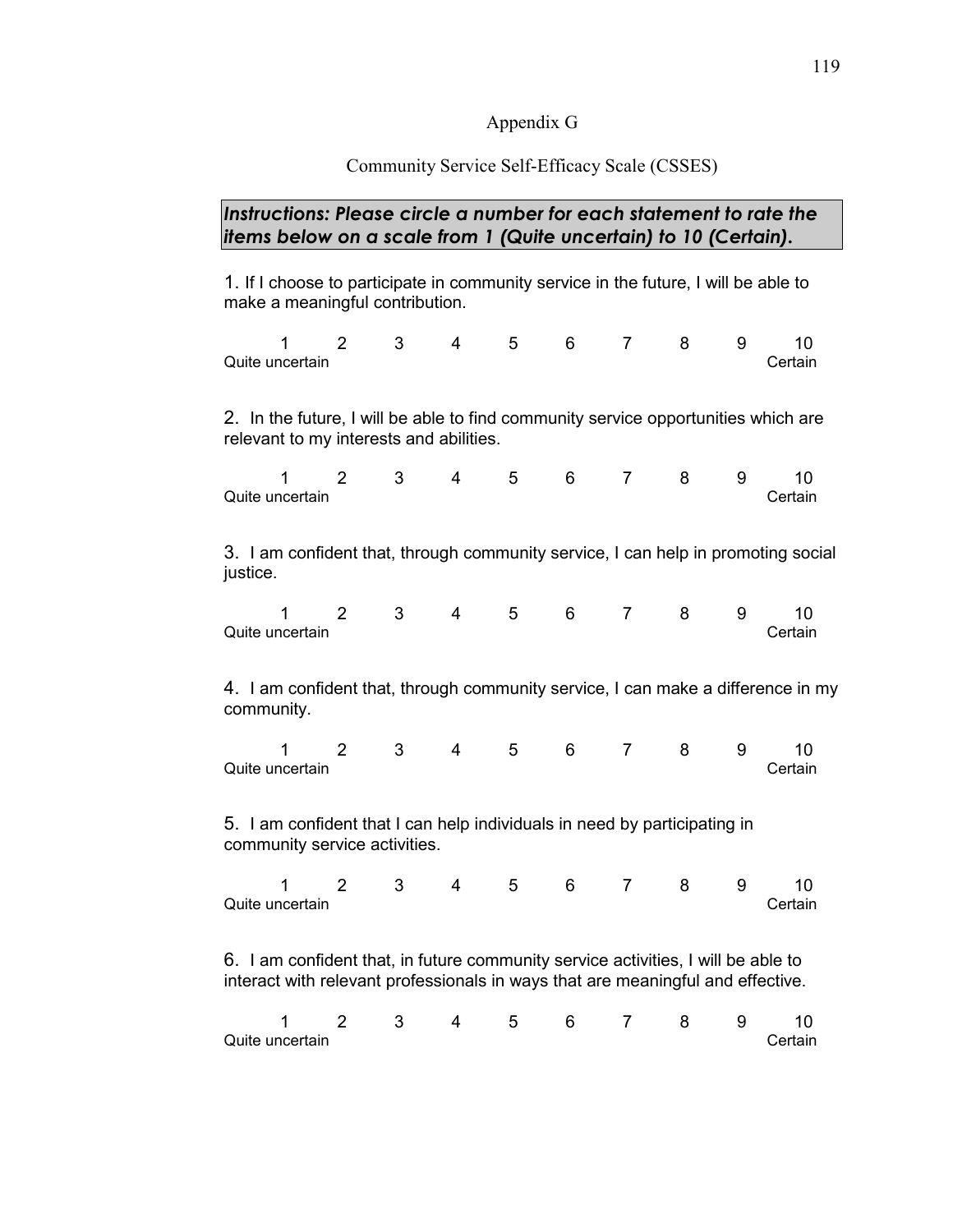# Appendix G

## Community Service Self-Efficacy Scale (CSSES)

***Instructions: Please circle a number for each statement to rate the items below on a scale from 1 (Quite uncertain) to 10 (Certain).***

1. If I choose to participate in community service in the future, I will be able to make a meaningful contribution.

| 1 | 2 | 3 | 4 | 5 | 6 | 7 | 8 | 9 | 10 |
|---|---|---|---|---|---|---|---|---|---|
| Quite uncertain | | | | | | | | | Certain |

2. In the future, I will be able to find community service opportunities which are relevant to my interests and abilities.

| 1 | 2 | 3 | 4 | 5 | 6 | 7 | 8 | 9 | 10 |
|---|---|---|---|---|---|---|---|---|---|
| Quite uncertain | | | | | | | | | Certain |

3. I am confident that, through community service, I can help in promoting social justice.

| 1 | 2 | 3 | 4 | 5 | 6 | 7 | 8 | 9 | 10 |
|---|---|---|---|---|---|---|---|---|---|
| Quite uncertain | | | | | | | | | Certain |

4. I am confident that, through community service, I can make a difference in my community.

| 1 | 2 | 3 | 4 | 5 | 6 | 7 | 8 | 9 | 10 |
|---|---|---|---|---|---|---|---|---|---|
| Quite uncertain | | | | | | | | | Certain |

5. I am confident that I can help individuals in need by participating in community service activities.

| 1 | 2 | 3 | 4 | 5 | 6 | 7 | 8 | 9 | 10 |
|---|---|---|---|---|---|---|---|---|---|
| Quite uncertain | | | | | | | | | Certain |

6. I am confident that, in future community service activities, I will be able to interact with relevant professionals in ways that are meaningful and effective.

| 1 | 2 | 3 | 4 | 5 | 6 | 7 | 8 | 9 | 10 |
|---|---|---|---|---|---|---|---|---|---|
| Quite uncertain | | | | | | | | | Certain |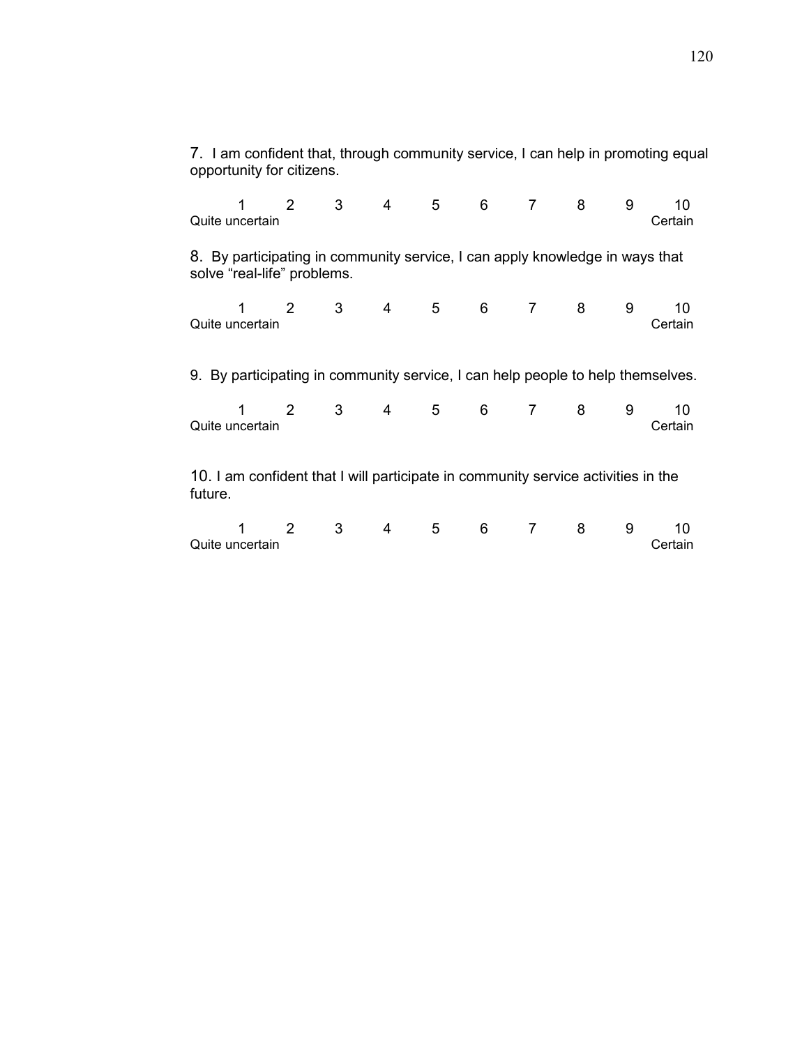7. I am confident that, through community service, I can help in promoting equal opportunity for citizens.

| 1 | 2 | 3 | 4 | 5 | 6 | 7 | 8 | 9 | 10 |
|---|---|---|---|---|---|---|---|---|---|
| Quite uncertain | | | | | | | | | Certain |

8. By participating in community service, I can apply knowledge in ways that solve "real-life" problems.

| 1 | 2 | 3 | 4 | 5 | 6 | 7 | 8 | 9 | 10 |
|---|---|---|---|---|---|---|---|---|---|
| Quite uncertain | | | | | | | | | Certain |

9. By participating in community service, I can help people to help themselves.

| 1 | 2 | 3 | 4 | 5 | 6 | 7 | 8 | 9 | 10 |
|---|---|---|---|---|---|---|---|---|---|
| Quite uncertain | | | | | | | | | Certain |

10. I am confident that I will participate in community service activities in the future.

| 1 | 2 | 3 | 4 | 5 | 6 | 7 | 8 | 9 | 10 |
|---|---|---|---|---|---|---|---|---|---|
| Quite uncertain | | | | | | | | | Certain |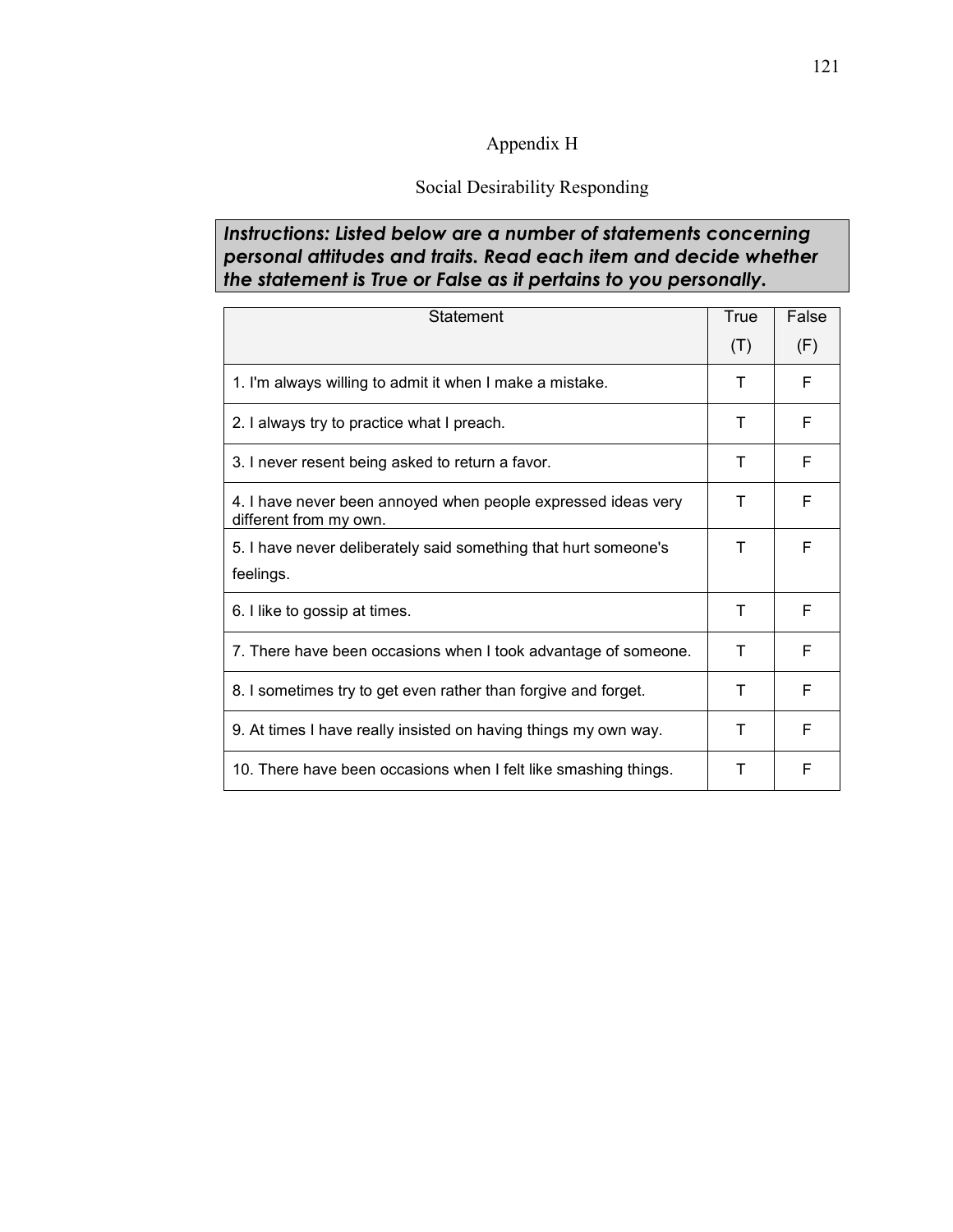# Appendix H

## Social Desirability Responding

***Instructions: Listed below are a number of statements concerning personal attitudes and traits. Read each item and decide whether the statement is True or False as it pertains to you personally.***

| Statement | True (T) | False (F) |
|---|---|---|
| 1. I'm always willing to admit it when I make a mistake. | T | F |
| 2. I always try to practice what I preach. | T | F |
| 3. I never resent being asked to return a favor. | T | F |
| 4. I have never been annoyed when people expressed ideas very different from my own. | T | F |
| 5. I have never deliberately said something that hurt someone's feelings. | T | F |
| 6. I like to gossip at times. | T | F |
| 7. There have been occasions when I took advantage of someone. | T | F |
| 8. I sometimes try to get even rather than forgive and forget. | T | F |
| 9. At times I have really insisted on having things my own way. | T | F |
| 10. There have been occasions when I felt like smashing things. | T | F |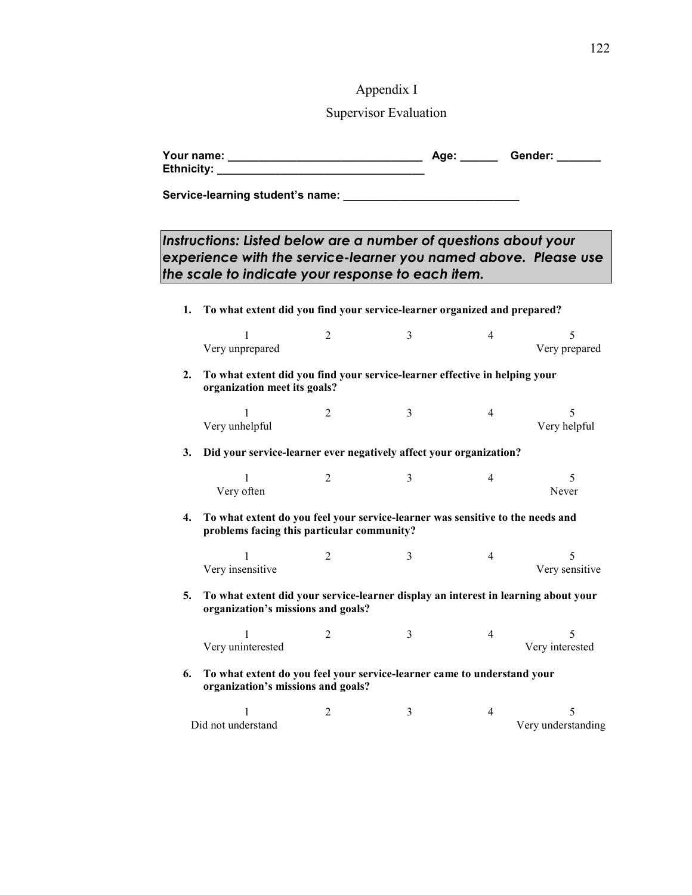# Appendix I

## Supervisor Evaluation

**Your name:** _______________________________ **Age:** ______ **Gender:** _______
**Ethnicity:** _________________________________

**Service-learning student's name:** ____________________________

***Instructions: Listed below are a number of questions about your experience with the service-learner you named above. Please use the scale to indicate your response to each item.***

**1. To what extent did you find your service-learner organized and prepared?**

| 1 | 2 | 3 | 4 | 5 |
|---|---|---|---|---|
| Very unprepared | | | | Very prepared |

**2. To what extent did you find your service-learner effective in helping your organization meet its goals?**

| 1 | 2 | 3 | 4 | 5 |
|---|---|---|---|---|
| Very unhelpful | | | | Very helpful |

**3. Did your service-learner ever negatively affect your organization?**

| 1 | 2 | 3 | 4 | 5 |
|---|---|---|---|---|
| Very often | | | | Never |

**4. To what extent do you feel your service-learner was sensitive to the needs and problems facing this particular community?**

| 1 | 2 | 3 | 4 | 5 |
|---|---|---|---|---|
| Very insensitive | | | | Very sensitive |

**5. To what extent did your service-learner display an interest in learning about your organization's missions and goals?**

| 1 | 2 | 3 | 4 | 5 |
|---|---|---|---|---|
| Very uninterested | | | | Very interested |

**6. To what extent do you feel your service-learner came to understand your organization's missions and goals?**

| 1 | 2 | 3 | 4 | 5 |
|---|---|---|---|---|
| Did not understand | | | | Very understanding |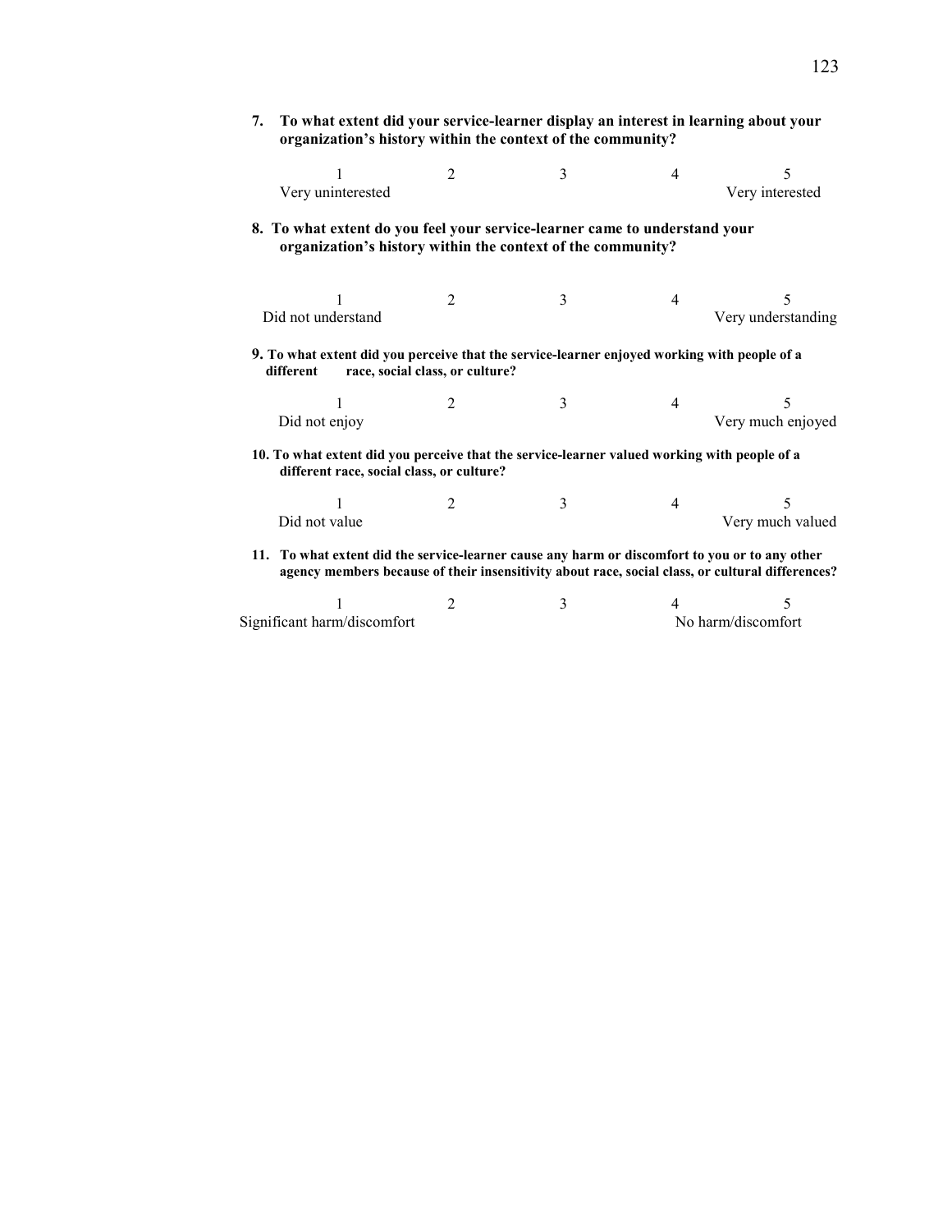**7. To what extent did your service-learner display an interest in learning about your organization's history within the context of the community?**

| 1 | 2 | 3 | 4 | 5 |
|---|---|---|---|---|
| Very uninterested | | | | Very interested |

**8. To what extent do you feel your service-learner came to understand your organization's history within the context of the community?**

| 1 | 2 | 3 | 4 | 5 |
|---|---|---|---|---|
| Did not understand | | | | Very understanding |

**9. To what extent did you perceive that the service-learner enjoyed working with people of a different race, social class, or culture?**

| 1 | 2 | 3 | 4 | 5 |
|---|---|---|---|---|
| Did not enjoy | | | | Very much enjoyed |

**10. To what extent did you perceive that the service-learner valued working with people of a different race, social class, or culture?**

| 1 | 2 | 3 | 4 | 5 |
|---|---|---|---|---|
| Did not value | | | | Very much valued |

**11. To what extent did the service-learner cause any harm or discomfort to you or to any other agency members because of their insensitivity about race, social class, or cultural differences?**

| 1 | 2 | 3 | 4 | 5 |
|---|---|---|---|---|
| Significant harm/discomfort | | | | No harm/discomfort |